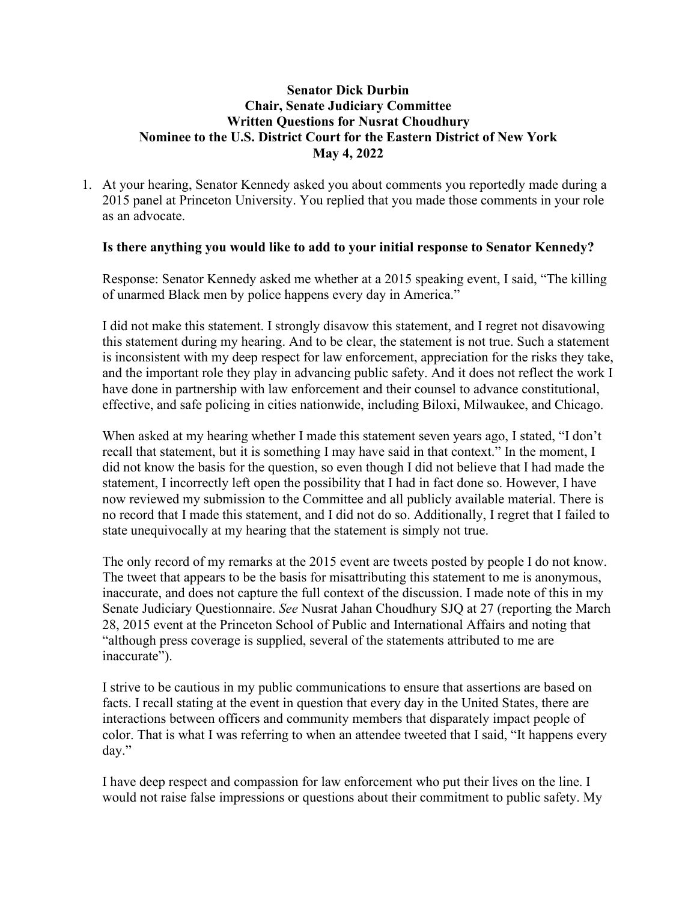**Senator Dick Durbin**
**Chair, Senate Judiciary Committee**
**Written Questions for Nusrat Choudhury**
**Nominee to the U.S. District Court for the Eastern District of New York**
**May 4, 2022**

1. At your hearing, Senator Kennedy asked you about comments you reportedly made during a 2015 panel at Princeton University. You replied that you made those comments in your role as an advocate.

   **Is there anything you would like to add to your initial response to Senator Kennedy?**

   Response: Senator Kennedy asked me whether at a 2015 speaking event, I said, "The killing of unarmed Black men by police happens every day in America."

   I did not make this statement. I strongly disavow this statement, and I regret not disavowing this statement during my hearing. And to be clear, the statement is not true. Such a statement is inconsistent with my deep respect for law enforcement, appreciation for the risks they take, and the important role they play in advancing public safety. And it does not reflect the work I have done in partnership with law enforcement and their counsel to advance constitutional, effective, and safe policing in cities nationwide, including Biloxi, Milwaukee, and Chicago.

   When asked at my hearing whether I made this statement seven years ago, I stated, "I don't recall that statement, but it is something I may have said in that context." In the moment, I did not know the basis for the question, so even though I did not believe that I had made the statement, I incorrectly left open the possibility that I had in fact done so. However, I have now reviewed my submission to the Committee and all publicly available material. There is no record that I made this statement, and I did not do so. Additionally, I regret that I failed to state unequivocally at my hearing that the statement is simply not true.

   The only record of my remarks at the 2015 event are tweets posted by people I do not know. The tweet that appears to be the basis for misattributing this statement to me is anonymous, inaccurate, and does not capture the full context of the discussion. I made note of this in my Senate Judiciary Questionnaire. *See* Nusrat Jahan Choudhury SJQ at 27 (reporting the March 28, 2015 event at the Princeton School of Public and International Affairs and noting that "although press coverage is supplied, several of the statements attributed to me are inaccurate").

   I strive to be cautious in my public communications to ensure that assertions are based on facts. I recall stating at the event in question that every day in the United States, there are interactions between officers and community members that disparately impact people of color. That is what I was referring to when an attendee tweeted that I said, "It happens every day."

   I have deep respect and compassion for law enforcement who put their lives on the line. I would not raise false impressions or questions about their commitment to public safety. My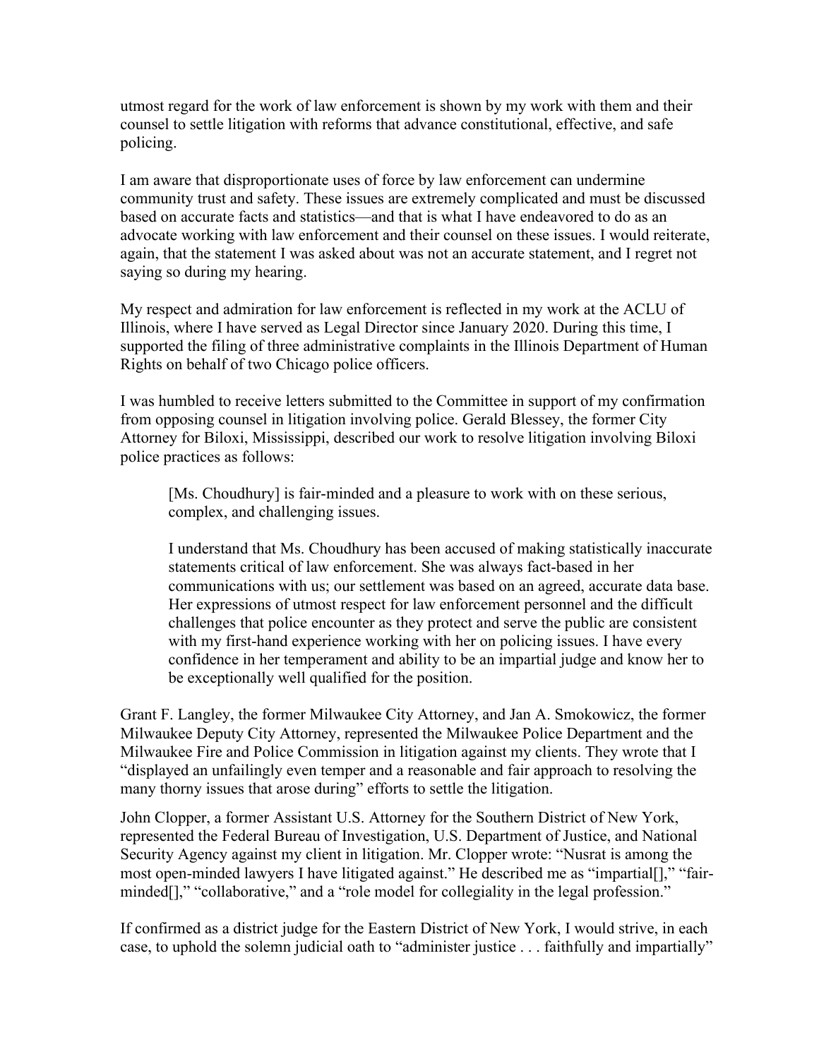utmost regard for the work of law enforcement is shown by my work with them and their counsel to settle litigation with reforms that advance constitutional, effective, and safe policing.

I am aware that disproportionate uses of force by law enforcement can undermine community trust and safety. These issues are extremely complicated and must be discussed based on accurate facts and statistics—and that is what I have endeavored to do as an advocate working with law enforcement and their counsel on these issues. I would reiterate, again, that the statement I was asked about was not an accurate statement, and I regret not saying so during my hearing.

My respect and admiration for law enforcement is reflected in my work at the ACLU of Illinois, where I have served as Legal Director since January 2020. During this time, I supported the filing of three administrative complaints in the Illinois Department of Human Rights on behalf of two Chicago police officers.

I was humbled to receive letters submitted to the Committee in support of my confirmation from opposing counsel in litigation involving police. Gerald Blessey, the former City Attorney for Biloxi, Mississippi, described our work to resolve litigation involving Biloxi police practices as follows:

> [Ms. Choudhury] is fair-minded and a pleasure to work with on these serious, complex, and challenging issues.
>
> I understand that Ms. Choudhury has been accused of making statistically inaccurate statements critical of law enforcement. She was always fact-based in her communications with us; our settlement was based on an agreed, accurate data base. Her expressions of utmost respect for law enforcement personnel and the difficult challenges that police encounter as they protect and serve the public are consistent with my first-hand experience working with her on policing issues. I have every confidence in her temperament and ability to be an impartial judge and know her to be exceptionally well qualified for the position.

Grant F. Langley, the former Milwaukee City Attorney, and Jan A. Smokowicz, the former Milwaukee Deputy City Attorney, represented the Milwaukee Police Department and the Milwaukee Fire and Police Commission in litigation against my clients. They wrote that I "displayed an unfailingly even temper and a reasonable and fair approach to resolving the many thorny issues that arose during" efforts to settle the litigation.

John Clopper, a former Assistant U.S. Attorney for the Southern District of New York, represented the Federal Bureau of Investigation, U.S. Department of Justice, and National Security Agency against my client in litigation. Mr. Clopper wrote: "Nusrat is among the most open-minded lawyers I have litigated against." He described me as "impartial[]," "fair-minded[]," "collaborative," and a "role model for collegiality in the legal profession."

If confirmed as a district judge for the Eastern District of New York, I would strive, in each case, to uphold the solemn judicial oath to "administer justice . . . faithfully and impartially"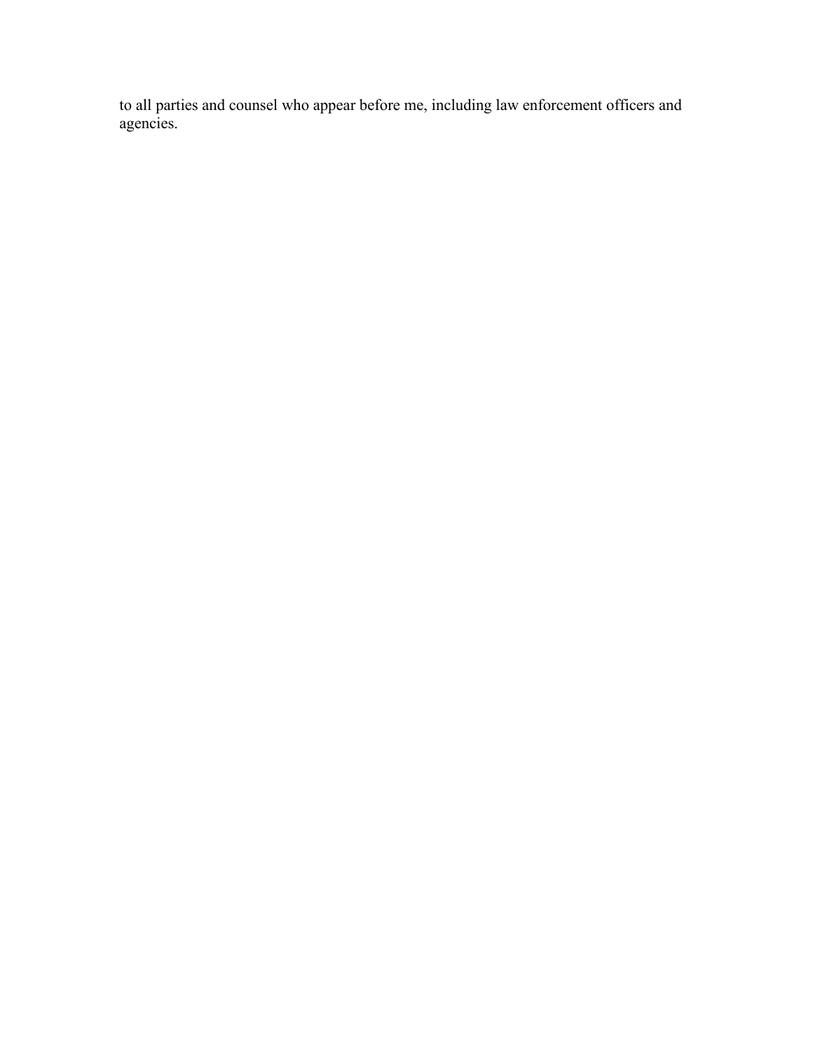to all parties and counsel who appear before me, including law enforcement officers and agencies.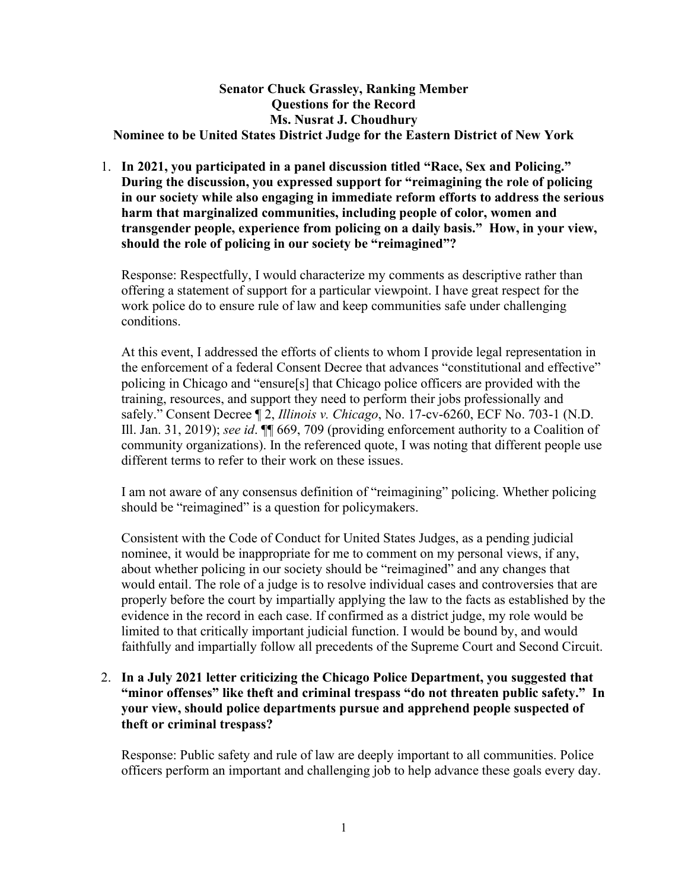**Senator Chuck Grassley, Ranking Member**
**Questions for the Record**
**Ms. Nusrat J. Choudhury**
**Nominee to be United States District Judge for the Eastern District of New York**

1. **In 2021, you participated in a panel discussion titled "Race, Sex and Policing." During the discussion, you expressed support for "reimagining the role of policing in our society while also engaging in immediate reform efforts to address the serious harm that marginalized communities, including people of color, women and transgender people, experience from policing on a daily basis." How, in your view, should the role of policing in our society be "reimagined"?**

   Response: Respectfully, I would characterize my comments as descriptive rather than offering a statement of support for a particular viewpoint. I have great respect for the work police do to ensure rule of law and keep communities safe under challenging conditions.

   At this event, I addressed the efforts of clients to whom I provide legal representation in the enforcement of a federal Consent Decree that advances "constitutional and effective" policing in Chicago and "ensure[s] that Chicago police officers are provided with the training, resources, and support they need to perform their jobs professionally and safely." Consent Decree ¶ 2, *Illinois v. Chicago*, No. 17-cv-6260, ECF No. 703-1 (N.D. Ill. Jan. 31, 2019); *see id*. ¶¶ 669, 709 (providing enforcement authority to a Coalition of community organizations). In the referenced quote, I was noting that different people use different terms to refer to their work on these issues.

   I am not aware of any consensus definition of "reimagining" policing. Whether policing should be "reimagined" is a question for policymakers.

   Consistent with the Code of Conduct for United States Judges, as a pending judicial nominee, it would be inappropriate for me to comment on my personal views, if any, about whether policing in our society should be "reimagined" and any changes that would entail. The role of a judge is to resolve individual cases and controversies that are properly before the court by impartially applying the law to the facts as established by the evidence in the record in each case. If confirmed as a district judge, my role would be limited to that critically important judicial function. I would be bound by, and would faithfully and impartially follow all precedents of the Supreme Court and Second Circuit.

2. **In a July 2021 letter criticizing the Chicago Police Department, you suggested that "minor offenses" like theft and criminal trespass "do not threaten public safety." In your view, should police departments pursue and apprehend people suspected of theft or criminal trespass?**

   Response: Public safety and rule of law are deeply important to all communities. Police officers perform an important and challenging job to help advance these goals every day.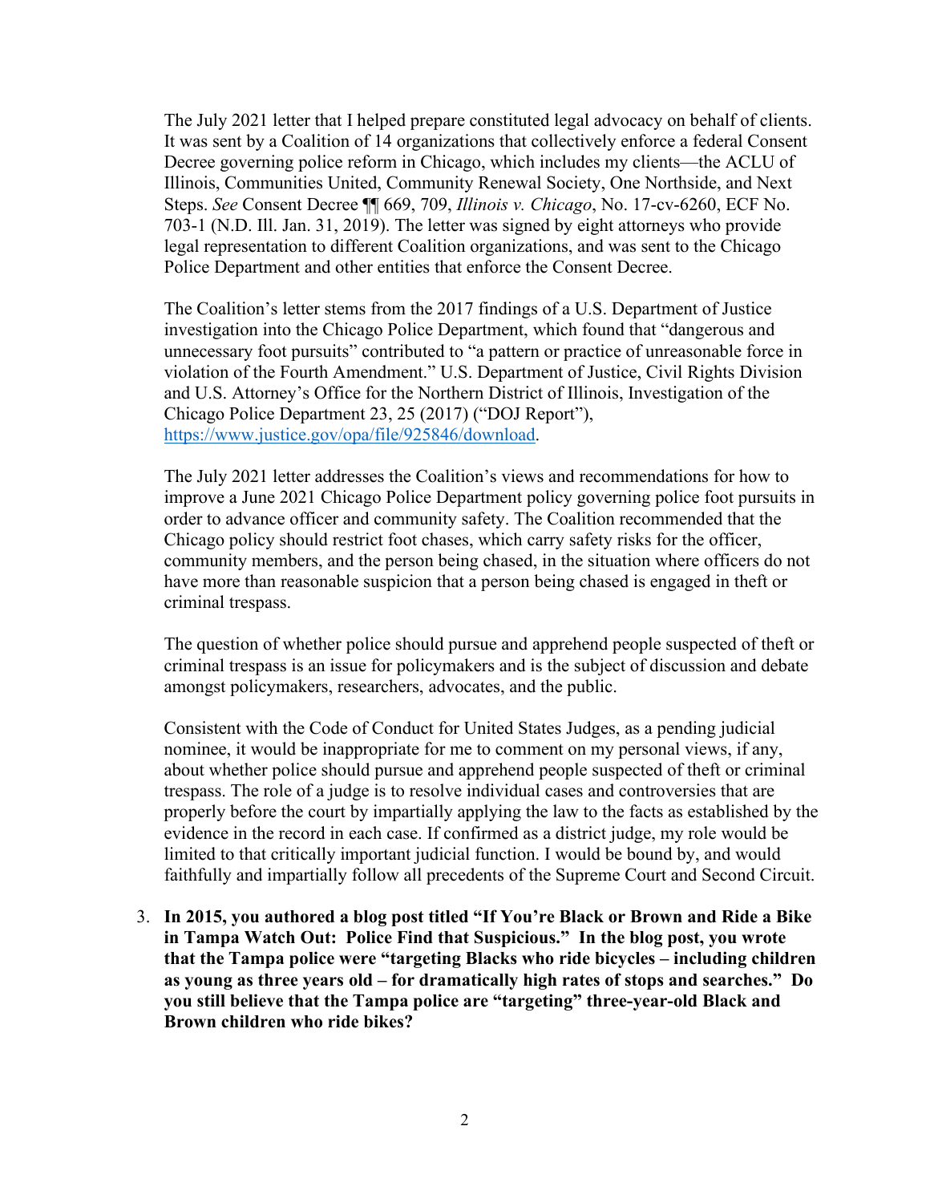The July 2021 letter that I helped prepare constituted legal advocacy on behalf of clients. It was sent by a Coalition of 14 organizations that collectively enforce a federal Consent Decree governing police reform in Chicago, which includes my clients—the ACLU of Illinois, Communities United, Community Renewal Society, One Northside, and Next Steps. *See* Consent Decree ¶¶ 669, 709, *Illinois v. Chicago*, No. 17-cv-6260, ECF No. 703-1 (N.D. Ill. Jan. 31, 2019). The letter was signed by eight attorneys who provide legal representation to different Coalition organizations, and was sent to the Chicago Police Department and other entities that enforce the Consent Decree.

The Coalition's letter stems from the 2017 findings of a U.S. Department of Justice investigation into the Chicago Police Department, which found that "dangerous and unnecessary foot pursuits" contributed to "a pattern or practice of unreasonable force in violation of the Fourth Amendment." U.S. Department of Justice, Civil Rights Division and U.S. Attorney's Office for the Northern District of Illinois, Investigation of the Chicago Police Department 23, 25 (2017) ("DOJ Report"), https://www.justice.gov/opa/file/925846/download.

The July 2021 letter addresses the Coalition's views and recommendations for how to improve a June 2021 Chicago Police Department policy governing police foot pursuits in order to advance officer and community safety. The Coalition recommended that the Chicago policy should restrict foot chases, which carry safety risks for the officer, community members, and the person being chased, in the situation where officers do not have more than reasonable suspicion that a person being chased is engaged in theft or criminal trespass.

The question of whether police should pursue and apprehend people suspected of theft or criminal trespass is an issue for policymakers and is the subject of discussion and debate amongst policymakers, researchers, advocates, and the public.

Consistent with the Code of Conduct for United States Judges, as a pending judicial nominee, it would be inappropriate for me to comment on my personal views, if any, about whether police should pursue and apprehend people suspected of theft or criminal trespass. The role of a judge is to resolve individual cases and controversies that are properly before the court by impartially applying the law to the facts as established by the evidence in the record in each case. If confirmed as a district judge, my role would be limited to that critically important judicial function. I would be bound by, and would faithfully and impartially follow all precedents of the Supreme Court and Second Circuit.

3. **In 2015, you authored a blog post titled "If You're Black or Brown and Ride a Bike in Tampa Watch Out: Police Find that Suspicious." In the blog post, you wrote that the Tampa police were "targeting Blacks who ride bicycles – including children as young as three years old – for dramatically high rates of stops and searches." Do you still believe that the Tampa police are "targeting" three-year-old Black and Brown children who ride bikes?**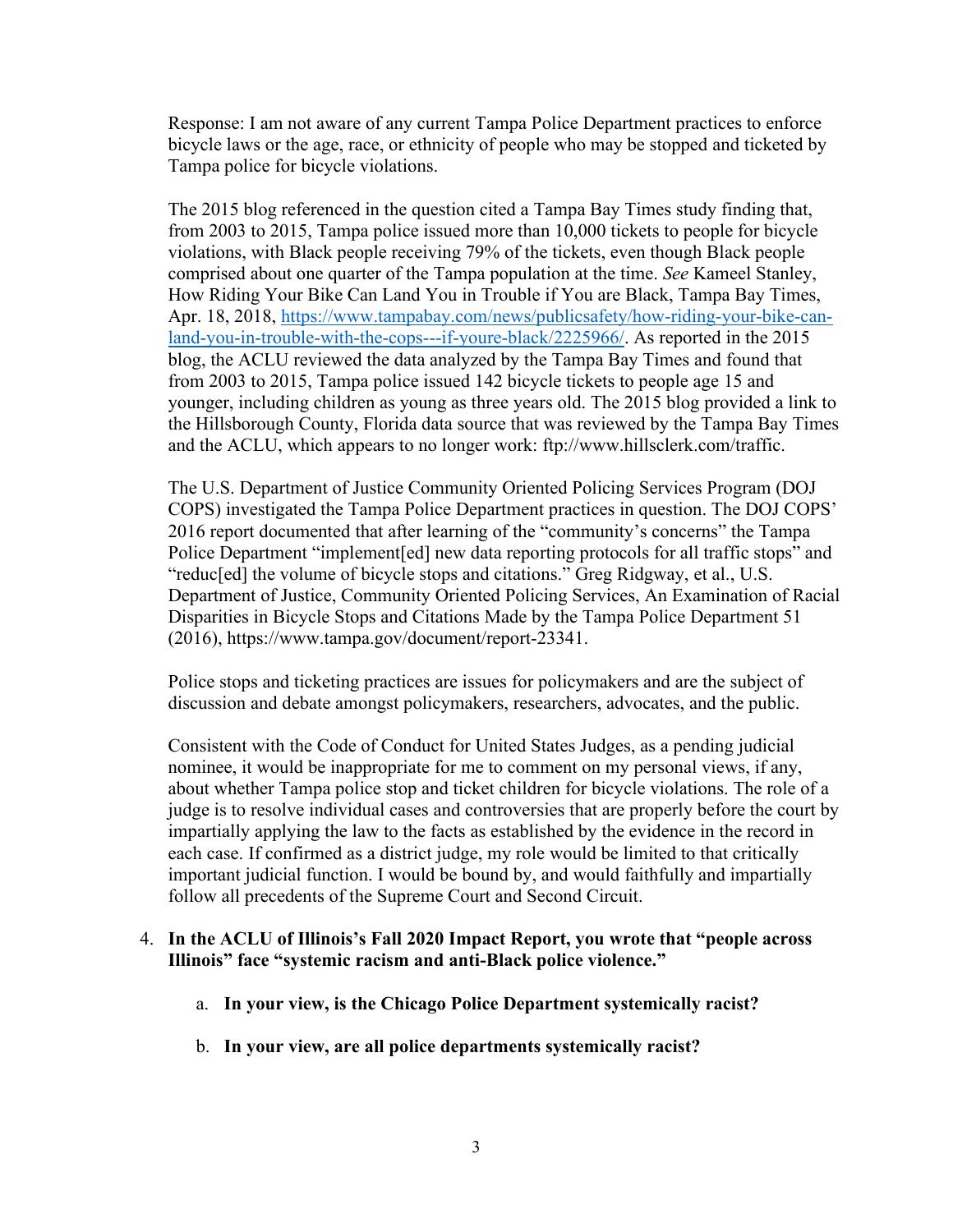Response: I am not aware of any current Tampa Police Department practices to enforce bicycle laws or the age, race, or ethnicity of people who may be stopped and ticketed by Tampa police for bicycle violations.

The 2015 blog referenced in the question cited a Tampa Bay Times study finding that, from 2003 to 2015, Tampa police issued more than 10,000 tickets to people for bicycle violations, with Black people receiving 79% of the tickets, even though Black people comprised about one quarter of the Tampa population at the time. *See* Kameel Stanley, How Riding Your Bike Can Land You in Trouble if You are Black, Tampa Bay Times, Apr. 18, 2018, [https://www.tampabay.com/news/publicsafety/how-riding-your-bike-can-land-you-in-trouble-with-the-cops---if-youre-black/2225966/](https://www.tampabay.com/news/publicsafety/how-riding-your-bike-can-land-you-in-trouble-with-the-cops---if-youre-black/2225966/). As reported in the 2015 blog, the ACLU reviewed the data analyzed by the Tampa Bay Times and found that from 2003 to 2015, Tampa police issued 142 bicycle tickets to people age 15 and younger, including children as young as three years old. The 2015 blog provided a link to the Hillsborough County, Florida data source that was reviewed by the Tampa Bay Times and the ACLU, which appears to no longer work: ftp://www.hillsclerk.com/traffic.

The U.S. Department of Justice Community Oriented Policing Services Program (DOJ COPS) investigated the Tampa Police Department practices in question. The DOJ COPS' 2016 report documented that after learning of the "community's concerns" the Tampa Police Department "implement[ed] new data reporting protocols for all traffic stops" and "reduc[ed] the volume of bicycle stops and citations." Greg Ridgway, et al., U.S. Department of Justice, Community Oriented Policing Services, An Examination of Racial Disparities in Bicycle Stops and Citations Made by the Tampa Police Department 51 (2016), https://www.tampa.gov/document/report-23341.

Police stops and ticketing practices are issues for policymakers and are the subject of discussion and debate amongst policymakers, researchers, advocates, and the public.

Consistent with the Code of Conduct for United States Judges, as a pending judicial nominee, it would be inappropriate for me to comment on my personal views, if any, about whether Tampa police stop and ticket children for bicycle violations. The role of a judge is to resolve individual cases and controversies that are properly before the court by impartially applying the law to the facts as established by the evidence in the record in each case. If confirmed as a district judge, my role would be limited to that critically important judicial function. I would be bound by, and would faithfully and impartially follow all precedents of the Supreme Court and Second Circuit.

4. **In the ACLU of Illinois's Fall 2020 Impact Report, you wrote that "people across Illinois" face "systemic racism and anti-Black police violence."**

    a. **In your view, is the Chicago Police Department systemically racist?**

    b. **In your view, are all police departments systemically racist?**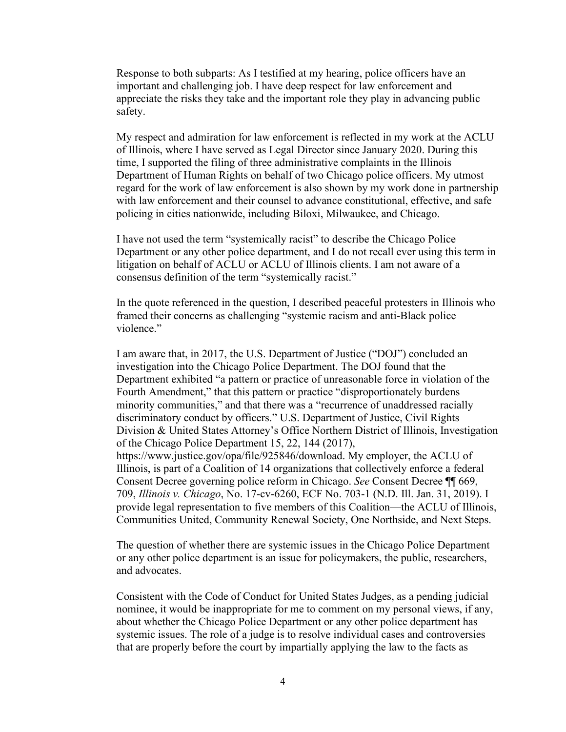Response to both subparts: As I testified at my hearing, police officers have an important and challenging job. I have deep respect for law enforcement and appreciate the risks they take and the important role they play in advancing public safety.

My respect and admiration for law enforcement is reflected in my work at the ACLU of Illinois, where I have served as Legal Director since January 2020. During this time, I supported the filing of three administrative complaints in the Illinois Department of Human Rights on behalf of two Chicago police officers. My utmost regard for the work of law enforcement is also shown by my work done in partnership with law enforcement and their counsel to advance constitutional, effective, and safe policing in cities nationwide, including Biloxi, Milwaukee, and Chicago.

I have not used the term "systemically racist" to describe the Chicago Police Department or any other police department, and I do not recall ever using this term in litigation on behalf of ACLU or ACLU of Illinois clients. I am not aware of a consensus definition of the term "systemically racist."

In the quote referenced in the question, I described peaceful protesters in Illinois who framed their concerns as challenging "systemic racism and anti-Black police violence."

I am aware that, in 2017, the U.S. Department of Justice ("DOJ") concluded an investigation into the Chicago Police Department. The DOJ found that the Department exhibited "a pattern or practice of unreasonable force in violation of the Fourth Amendment," that this pattern or practice "disproportionately burdens minority communities," and that there was a "recurrence of unaddressed racially discriminatory conduct by officers." U.S. Department of Justice, Civil Rights Division & United States Attorney's Office Northern District of Illinois, Investigation of the Chicago Police Department 15, 22, 144 (2017), https://www.justice.gov/opa/file/925846/download. My employer, the ACLU of Illinois, is part of a Coalition of 14 organizations that collectively enforce a federal Consent Decree governing police reform in Chicago. *See* Consent Decree ¶¶ 669, 709, *Illinois v. Chicago*, No. 17-cv-6260, ECF No. 703-1 (N.D. Ill. Jan. 31, 2019). I provide legal representation to five members of this Coalition—the ACLU of Illinois, Communities United, Community Renewal Society, One Northside, and Next Steps.

The question of whether there are systemic issues in the Chicago Police Department or any other police department is an issue for policymakers, the public, researchers, and advocates.

Consistent with the Code of Conduct for United States Judges, as a pending judicial nominee, it would be inappropriate for me to comment on my personal views, if any, about whether the Chicago Police Department or any other police department has systemic issues. The role of a judge is to resolve individual cases and controversies that are properly before the court by impartially applying the law to the facts as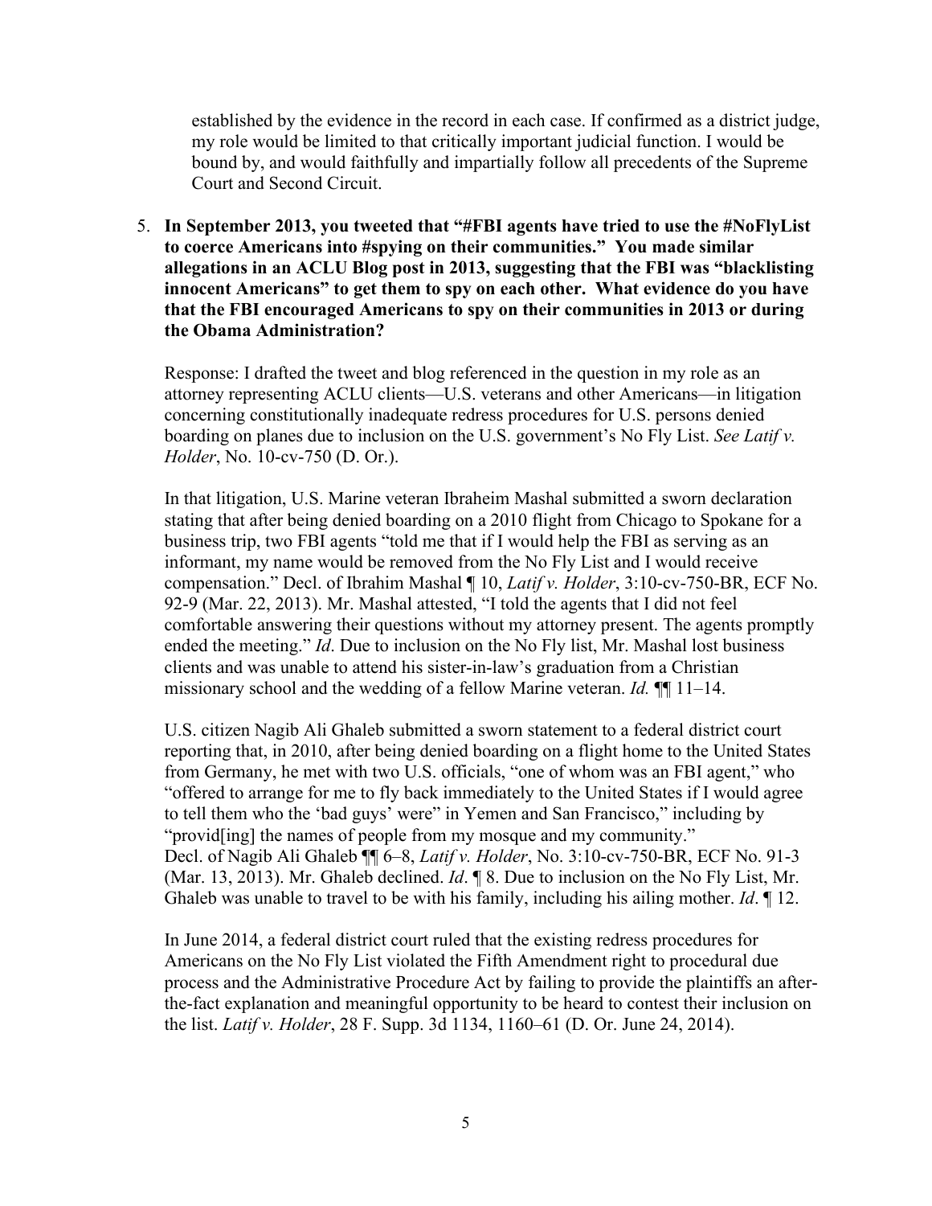established by the evidence in the record in each case. If confirmed as a district judge, my role would be limited to that critically important judicial function. I would be bound by, and would faithfully and impartially follow all precedents of the Supreme Court and Second Circuit.

5. **In September 2013, you tweeted that "#FBI agents have tried to use the #NoFlyList to coerce Americans into #spying on their communities." You made similar allegations in an ACLU Blog post in 2013, suggesting that the FBI was "blacklisting innocent Americans" to get them to spy on each other. What evidence do you have that the FBI encouraged Americans to spy on their communities in 2013 or during the Obama Administration?**

   Response: I drafted the tweet and blog referenced in the question in my role as an attorney representing ACLU clients—U.S. veterans and other Americans—in litigation concerning constitutionally inadequate redress procedures for U.S. persons denied boarding on planes due to inclusion on the U.S. government's No Fly List. *See Latif v. Holder*, No. 10-cv-750 (D. Or.).

   In that litigation, U.S. Marine veteran Ibraheim Mashal submitted a sworn declaration stating that after being denied boarding on a 2010 flight from Chicago to Spokane for a business trip, two FBI agents "told me that if I would help the FBI as serving as an informant, my name would be removed from the No Fly List and I would receive compensation." Decl. of Ibrahim Mashal ¶ 10, *Latif v. Holder*, 3:10-cv-750-BR, ECF No. 92-9 (Mar. 22, 2013). Mr. Mashal attested, "I told the agents that I did not feel comfortable answering their questions without my attorney present. The agents promptly ended the meeting." *Id*. Due to inclusion on the No Fly list, Mr. Mashal lost business clients and was unable to attend his sister-in-law's graduation from a Christian missionary school and the wedding of a fellow Marine veteran. *Id.* ¶¶ 11–14.

   U.S. citizen Nagib Ali Ghaleb submitted a sworn statement to a federal district court reporting that, in 2010, after being denied boarding on a flight home to the United States from Germany, he met with two U.S. officials, "one of whom was an FBI agent," who "offered to arrange for me to fly back immediately to the United States if I would agree to tell them who the 'bad guys' were" in Yemen and San Francisco," including by "provid[ing] the names of people from my mosque and my community." Decl. of Nagib Ali Ghaleb ¶¶ 6–8, *Latif v. Holder*, No. 3:10-cv-750-BR, ECF No. 91-3 (Mar. 13, 2013). Mr. Ghaleb declined. *Id*. ¶ 8. Due to inclusion on the No Fly List, Mr. Ghaleb was unable to travel to be with his family, including his ailing mother. *Id*. ¶ 12.

   In June 2014, a federal district court ruled that the existing redress procedures for Americans on the No Fly List violated the Fifth Amendment right to procedural due process and the Administrative Procedure Act by failing to provide the plaintiffs an after-the-fact explanation and meaningful opportunity to be heard to contest their inclusion on the list. *Latif v. Holder*, 28 F. Supp. 3d 1134, 1160–61 (D. Or. June 24, 2014).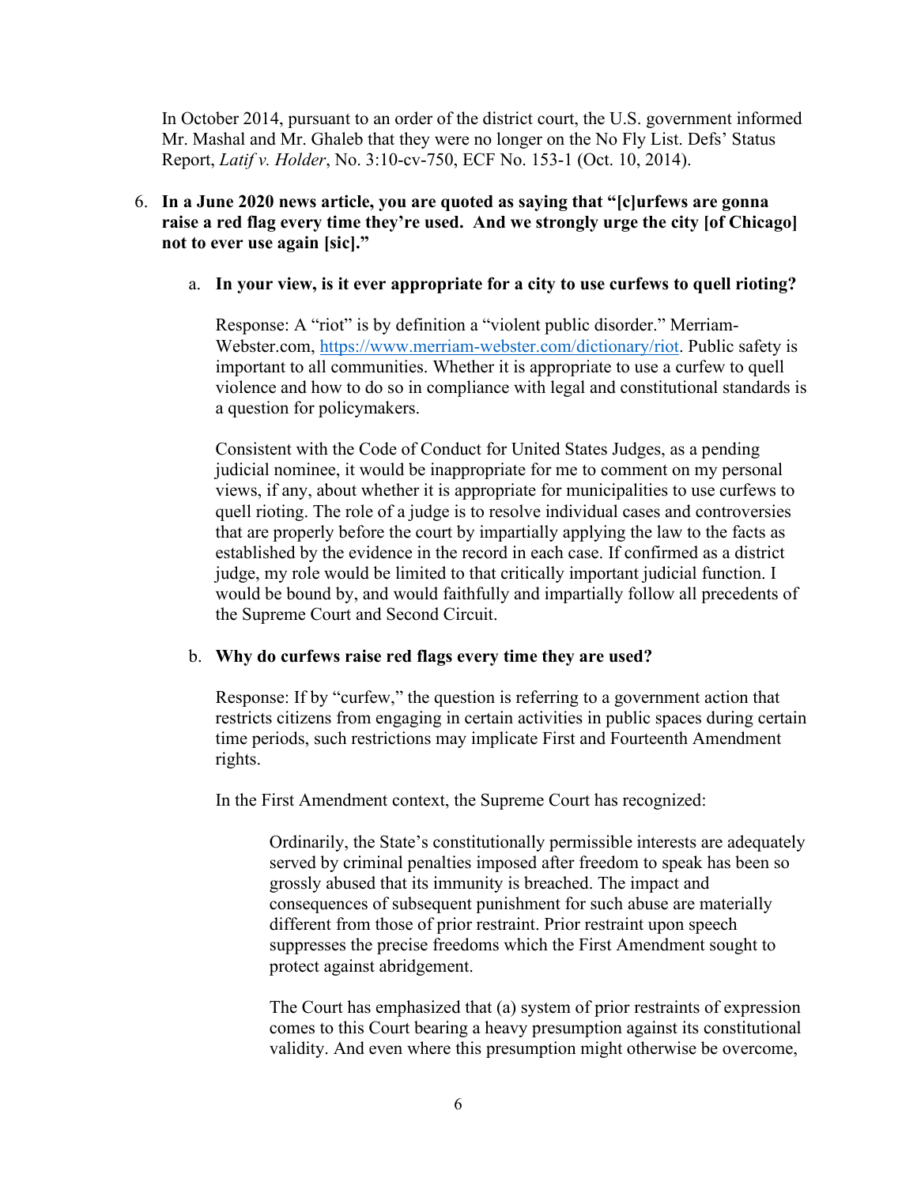In October 2014, pursuant to an order of the district court, the U.S. government informed Mr. Mashal and Mr. Ghaleb that they were no longer on the No Fly List. Defs' Status Report, *Latif v. Holder*, No. 3:10-cv-750, ECF No. 153-1 (Oct. 10, 2014).

6. **In a June 2020 news article, you are quoted as saying that "[c]urfews are gonna raise a red flag every time they're used. And we strongly urge the city [of Chicago] not to ever use again [sic]."**

   a. **In your view, is it ever appropriate for a city to use curfews to quell rioting?**

   Response: A "riot" is by definition a "violent public disorder." Merriam-Webster.com, https://www.merriam-webster.com/dictionary/riot. Public safety is important to all communities. Whether it is appropriate to use a curfew to quell violence and how to do so in compliance with legal and constitutional standards is a question for policymakers.

   Consistent with the Code of Conduct for United States Judges, as a pending judicial nominee, it would be inappropriate for me to comment on my personal views, if any, about whether it is appropriate for municipalities to use curfews to quell rioting. The role of a judge is to resolve individual cases and controversies that are properly before the court by impartially applying the law to the facts as established by the evidence in the record in each case. If confirmed as a district judge, my role would be limited to that critically important judicial function. I would be bound by, and would faithfully and impartially follow all precedents of the Supreme Court and Second Circuit.

   b. **Why do curfews raise red flags every time they are used?**

   Response: If by "curfew," the question is referring to a government action that restricts citizens from engaging in certain activities in public spaces during certain time periods, such restrictions may implicate First and Fourteenth Amendment rights.

   In the First Amendment context, the Supreme Court has recognized:

   > Ordinarily, the State's constitutionally permissible interests are adequately served by criminal penalties imposed after freedom to speak has been so grossly abused that its immunity is breached. The impact and consequences of subsequent punishment for such abuse are materially different from those of prior restraint. Prior restraint upon speech suppresses the precise freedoms which the First Amendment sought to protect against abridgement.
   >
   > The Court has emphasized that (a) system of prior restraints of expression comes to this Court bearing a heavy presumption against its constitutional validity. And even where this presumption might otherwise be overcome,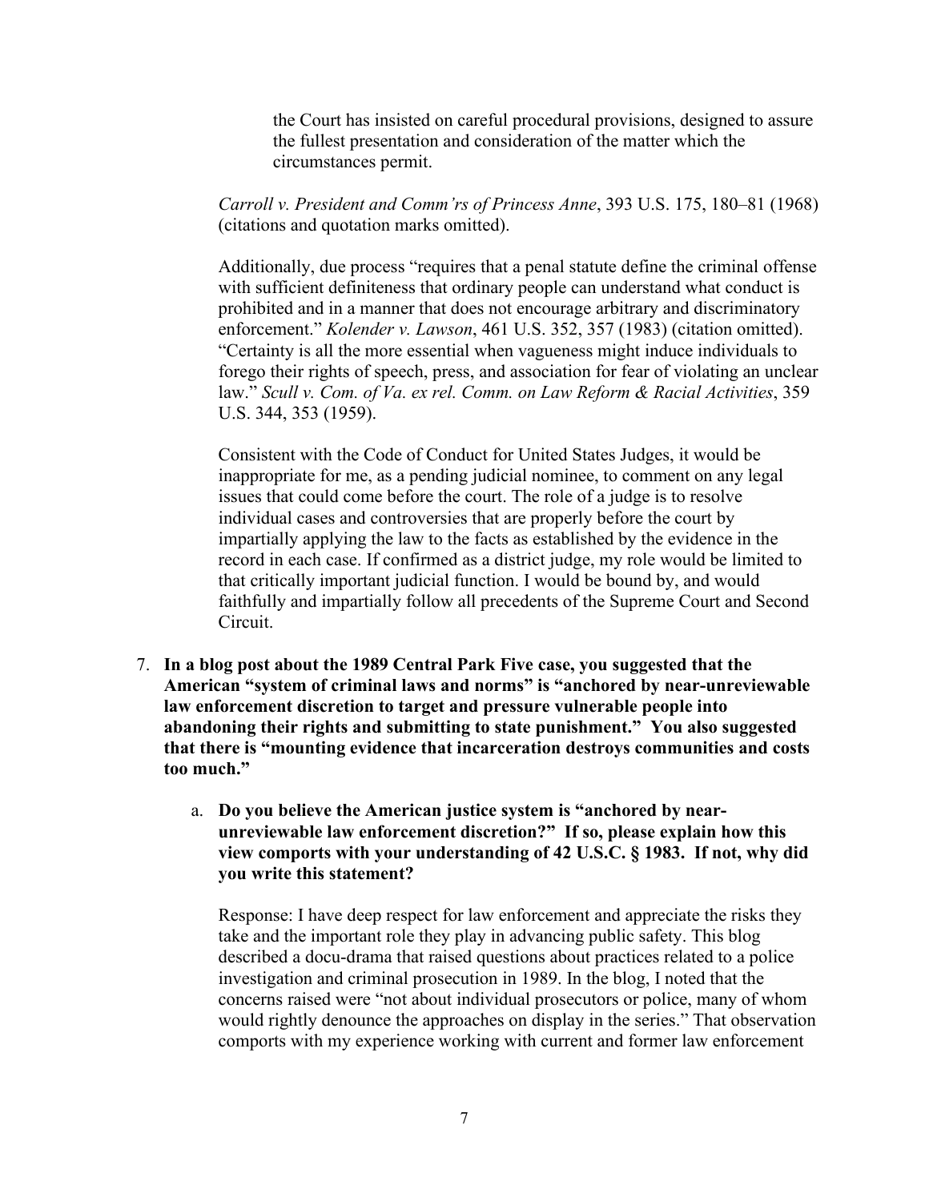the Court has insisted on careful procedural provisions, designed to assure the fullest presentation and consideration of the matter which the circumstances permit.

*Carroll v. President and Comm'rs of Princess Anne*, 393 U.S. 175, 180–81 (1968) (citations and quotation marks omitted).

Additionally, due process "requires that a penal statute define the criminal offense with sufficient definiteness that ordinary people can understand what conduct is prohibited and in a manner that does not encourage arbitrary and discriminatory enforcement." *Kolender v. Lawson*, 461 U.S. 352, 357 (1983) (citation omitted). "Certainty is all the more essential when vagueness might induce individuals to forego their rights of speech, press, and association for fear of violating an unclear law." *Scull v. Com. of Va. ex rel. Comm. on Law Reform & Racial Activities*, 359 U.S. 344, 353 (1959).

Consistent with the Code of Conduct for United States Judges, it would be inappropriate for me, as a pending judicial nominee, to comment on any legal issues that could come before the court. The role of a judge is to resolve individual cases and controversies that are properly before the court by impartially applying the law to the facts as established by the evidence in the record in each case. If confirmed as a district judge, my role would be limited to that critically important judicial function. I would be bound by, and would faithfully and impartially follow all precedents of the Supreme Court and Second Circuit.

7. **In a blog post about the 1989 Central Park Five case, you suggested that the American "system of criminal laws and norms" is "anchored by near-unreviewable law enforcement discretion to target and pressure vulnerable people into abandoning their rights and submitting to state punishment." You also suggested that there is "mounting evidence that incarceration destroys communities and costs too much."**

   a. **Do you believe the American justice system is "anchored by near-unreviewable law enforcement discretion?" If so, please explain how this view comports with your understanding of 42 U.S.C. § 1983. If not, why did you write this statement?**

   Response: I have deep respect for law enforcement and appreciate the risks they take and the important role they play in advancing public safety. This blog described a docu-drama that raised questions about practices related to a police investigation and criminal prosecution in 1989. In the blog, I noted that the concerns raised were "not about individual prosecutors or police, many of whom would rightly denounce the approaches on display in the series." That observation comports with my experience working with current and former law enforcement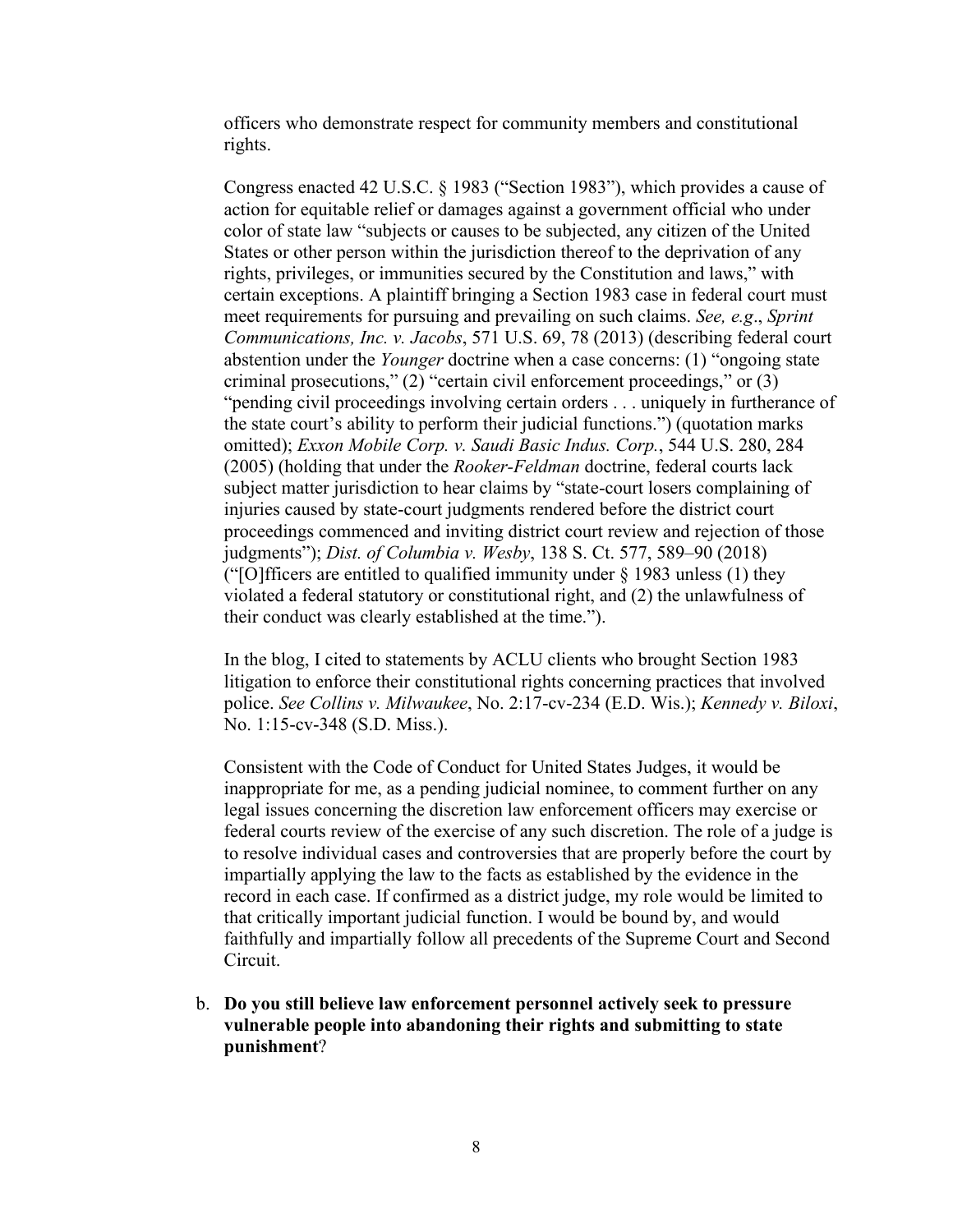officers who demonstrate respect for community members and constitutional rights.

Congress enacted 42 U.S.C. § 1983 ("Section 1983"), which provides a cause of action for equitable relief or damages against a government official who under color of state law "subjects or causes to be subjected, any citizen of the United States or other person within the jurisdiction thereof to the deprivation of any rights, privileges, or immunities secured by the Constitution and laws," with certain exceptions. A plaintiff bringing a Section 1983 case in federal court must meet requirements for pursuing and prevailing on such claims. *See, e.g*., *Sprint Communications, Inc. v. Jacobs*, 571 U.S. 69, 78 (2013) (describing federal court abstention under the *Younger* doctrine when a case concerns: (1) "ongoing state criminal prosecutions," (2) "certain civil enforcement proceedings," or (3) "pending civil proceedings involving certain orders . . . uniquely in furtherance of the state court's ability to perform their judicial functions.") (quotation marks omitted); *Exxon Mobile Corp. v. Saudi Basic Indus. Corp.*, 544 U.S. 280, 284 (2005) (holding that under the *Rooker-Feldman* doctrine, federal courts lack subject matter jurisdiction to hear claims by "state-court losers complaining of injuries caused by state-court judgments rendered before the district court proceedings commenced and inviting district court review and rejection of those judgments"); *Dist. of Columbia v. Wesby*, 138 S. Ct. 577, 589–90 (2018) ("[O]fficers are entitled to qualified immunity under § 1983 unless (1) they violated a federal statutory or constitutional right, and (2) the unlawfulness of their conduct was clearly established at the time.").

In the blog, I cited to statements by ACLU clients who brought Section 1983 litigation to enforce their constitutional rights concerning practices that involved police. *See Collins v. Milwaukee*, No. 2:17-cv-234 (E.D. Wis.); *Kennedy v. Biloxi*, No. 1:15-cv-348 (S.D. Miss.).

Consistent with the Code of Conduct for United States Judges, it would be inappropriate for me, as a pending judicial nominee, to comment further on any legal issues concerning the discretion law enforcement officers may exercise or federal courts review of the exercise of any such discretion. The role of a judge is to resolve individual cases and controversies that are properly before the court by impartially applying the law to the facts as established by the evidence in the record in each case. If confirmed as a district judge, my role would be limited to that critically important judicial function. I would be bound by, and would faithfully and impartially follow all precedents of the Supreme Court and Second Circuit.

b. **Do you still believe law enforcement personnel actively seek to pressure vulnerable people into abandoning their rights and submitting to state punishment**?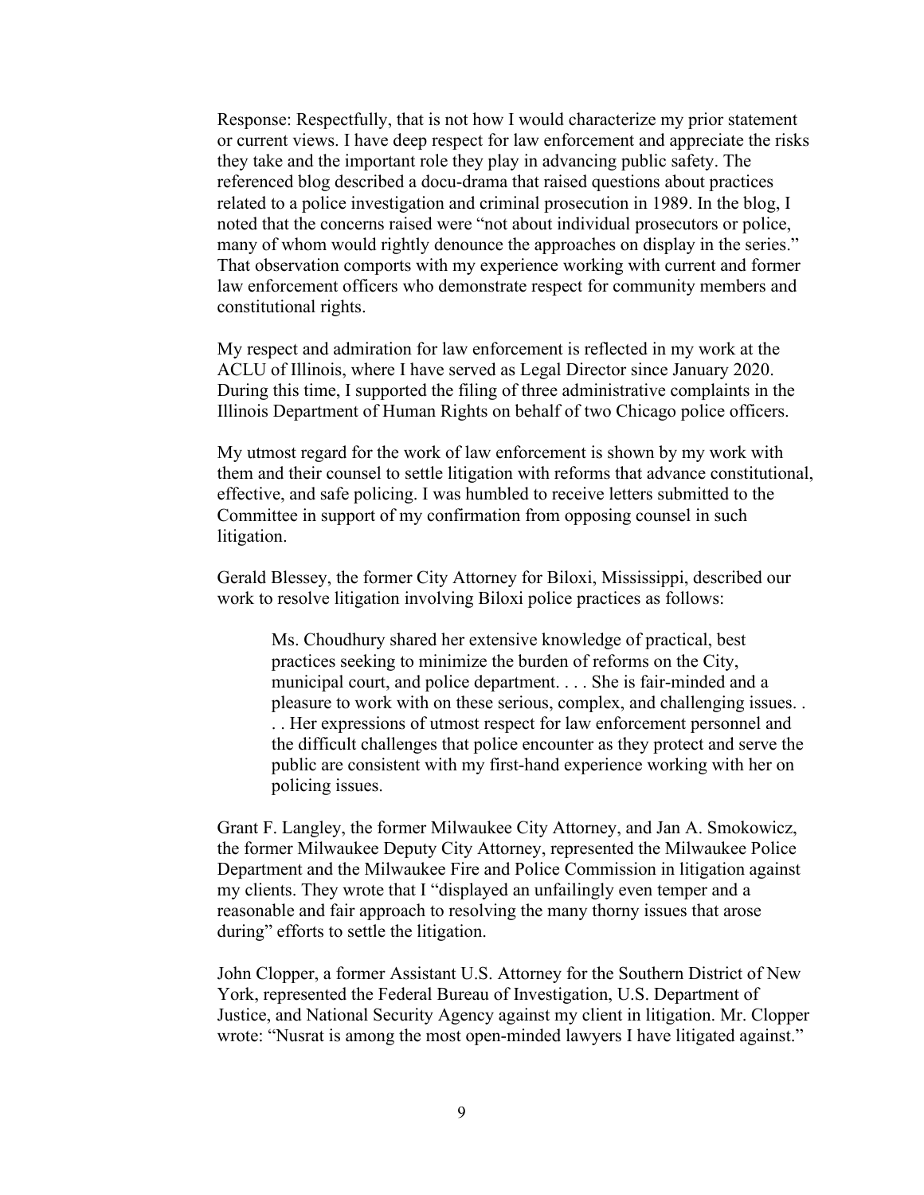Response: Respectfully, that is not how I would characterize my prior statement or current views. I have deep respect for law enforcement and appreciate the risks they take and the important role they play in advancing public safety. The referenced blog described a docu-drama that raised questions about practices related to a police investigation and criminal prosecution in 1989. In the blog, I noted that the concerns raised were "not about individual prosecutors or police, many of whom would rightly denounce the approaches on display in the series." That observation comports with my experience working with current and former law enforcement officers who demonstrate respect for community members and constitutional rights.

My respect and admiration for law enforcement is reflected in my work at the ACLU of Illinois, where I have served as Legal Director since January 2020. During this time, I supported the filing of three administrative complaints in the Illinois Department of Human Rights on behalf of two Chicago police officers.

My utmost regard for the work of law enforcement is shown by my work with them and their counsel to settle litigation with reforms that advance constitutional, effective, and safe policing. I was humbled to receive letters submitted to the Committee in support of my confirmation from opposing counsel in such litigation.

Gerald Blessey, the former City Attorney for Biloxi, Mississippi, described our work to resolve litigation involving Biloxi police practices as follows:

> Ms. Choudhury shared her extensive knowledge of practical, best practices seeking to minimize the burden of reforms on the City, municipal court, and police department. . . . She is fair-minded and a pleasure to work with on these serious, complex, and challenging issues. . . . Her expressions of utmost respect for law enforcement personnel and the difficult challenges that police encounter as they protect and serve the public are consistent with my first-hand experience working with her on policing issues.

Grant F. Langley, the former Milwaukee City Attorney, and Jan A. Smokowicz, the former Milwaukee Deputy City Attorney, represented the Milwaukee Police Department and the Milwaukee Fire and Police Commission in litigation against my clients. They wrote that I "displayed an unfailingly even temper and a reasonable and fair approach to resolving the many thorny issues that arose during" efforts to settle the litigation.

John Clopper, a former Assistant U.S. Attorney for the Southern District of New York, represented the Federal Bureau of Investigation, U.S. Department of Justice, and National Security Agency against my client in litigation. Mr. Clopper wrote: "Nusrat is among the most open-minded lawyers I have litigated against."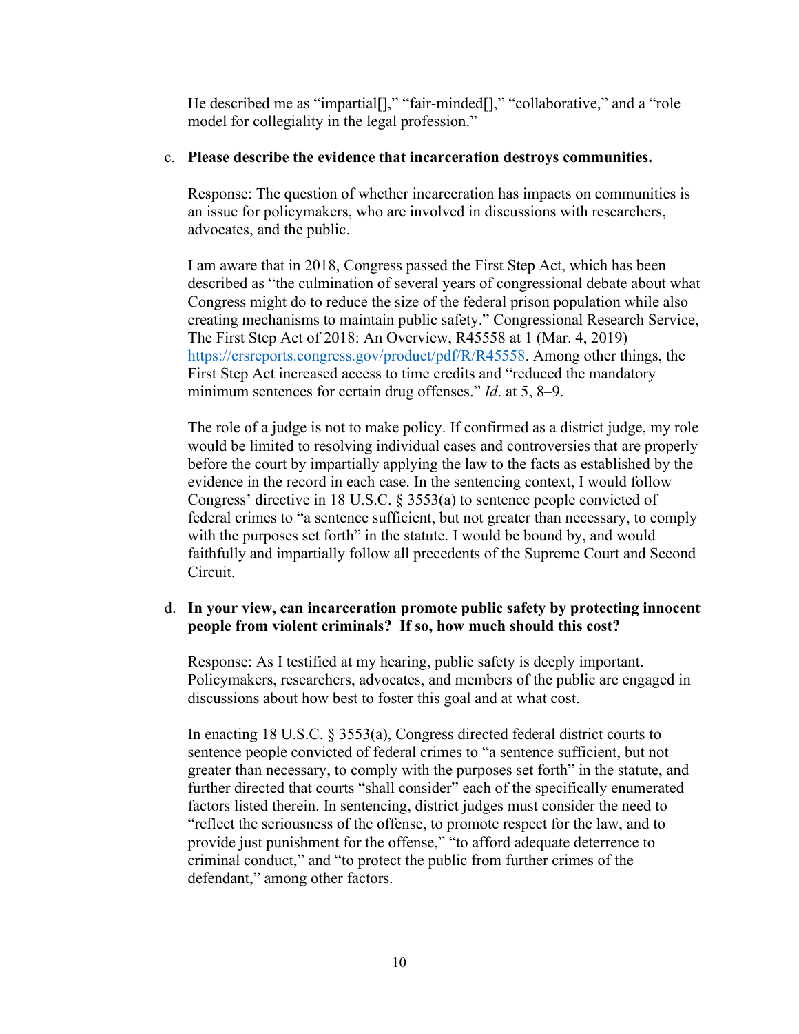He described me as "impartial[]," "fair-minded[]," "collaborative," and a "role model for collegiality in the legal profession."

c. **Please describe the evidence that incarceration destroys communities.**

   Response: The question of whether incarceration has impacts on communities is an issue for policymakers, who are involved in discussions with researchers, advocates, and the public.

   I am aware that in 2018, Congress passed the First Step Act, which has been described as "the culmination of several years of congressional debate about what Congress might do to reduce the size of the federal prison population while also creating mechanisms to maintain public safety." Congressional Research Service, The First Step Act of 2018: An Overview, R45558 at 1 (Mar. 4, 2019) [https://crsreports.congress.gov/product/pdf/R/R45558](https://crsreports.congress.gov/product/pdf/R/R45558). Among other things, the First Step Act increased access to time credits and "reduced the mandatory minimum sentences for certain drug offenses." *Id*. at 5, 8–9.

   The role of a judge is not to make policy. If confirmed as a district judge, my role would be limited to resolving individual cases and controversies that are properly before the court by impartially applying the law to the facts as established by the evidence in the record in each case. In the sentencing context, I would follow Congress' directive in 18 U.S.C. § 3553(a) to sentence people convicted of federal crimes to "a sentence sufficient, but not greater than necessary, to comply with the purposes set forth" in the statute. I would be bound by, and would faithfully and impartially follow all precedents of the Supreme Court and Second Circuit.

d. **In your view, can incarceration promote public safety by protecting innocent people from violent criminals? If so, how much should this cost?**

   Response: As I testified at my hearing, public safety is deeply important. Policymakers, researchers, advocates, and members of the public are engaged in discussions about how best to foster this goal and at what cost.

   In enacting 18 U.S.C. § 3553(a), Congress directed federal district courts to sentence people convicted of federal crimes to "a sentence sufficient, but not greater than necessary, to comply with the purposes set forth" in the statute, and further directed that courts "shall consider" each of the specifically enumerated factors listed therein. In sentencing, district judges must consider the need to "reflect the seriousness of the offense, to promote respect for the law, and to provide just punishment for the offense," "to afford adequate deterrence to criminal conduct," and "to protect the public from further crimes of the defendant," among other factors.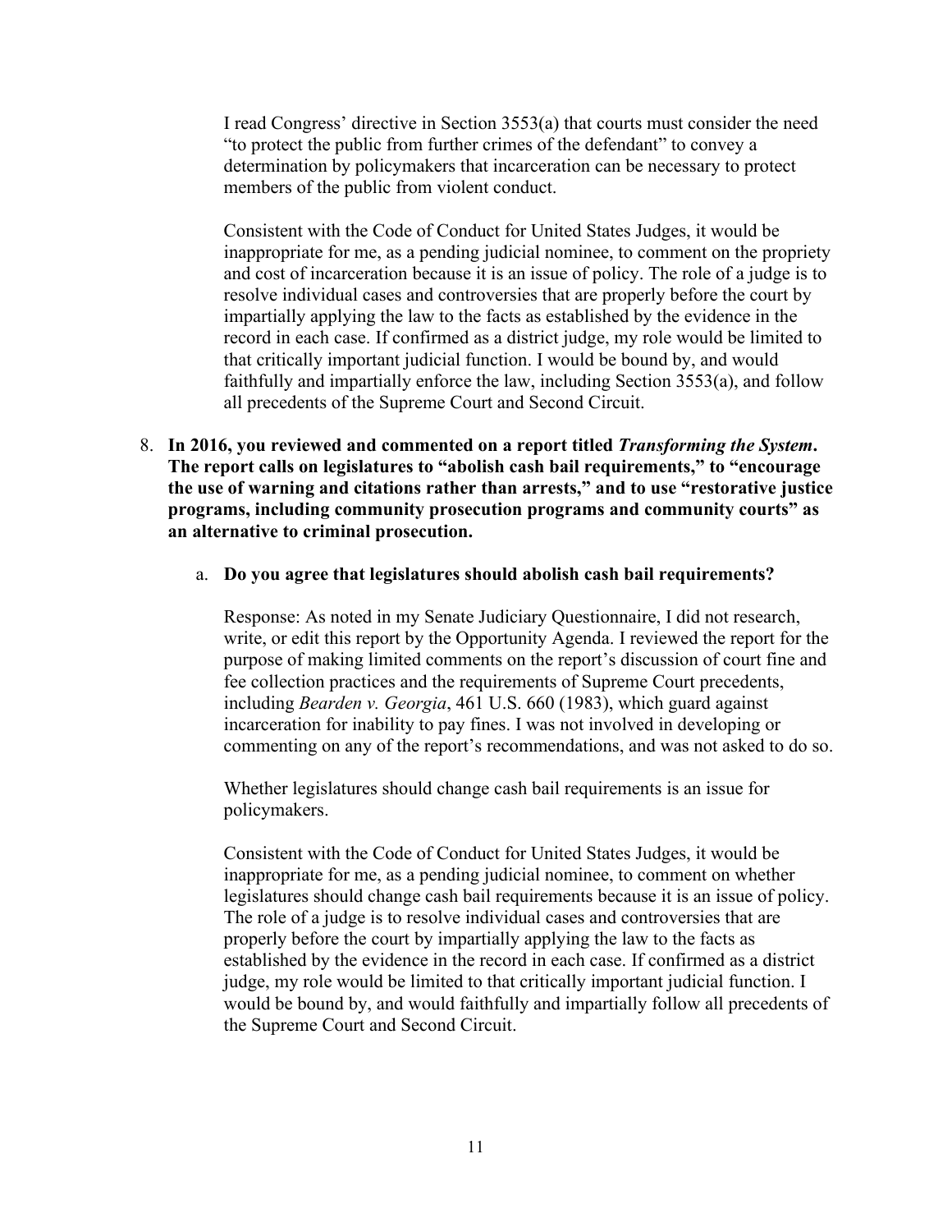I read Congress' directive in Section 3553(a) that courts must consider the need "to protect the public from further crimes of the defendant" to convey a determination by policymakers that incarceration can be necessary to protect members of the public from violent conduct.

Consistent with the Code of Conduct for United States Judges, it would be inappropriate for me, as a pending judicial nominee, to comment on the propriety and cost of incarceration because it is an issue of policy. The role of a judge is to resolve individual cases and controversies that are properly before the court by impartially applying the law to the facts as established by the evidence in the record in each case. If confirmed as a district judge, my role would be limited to that critically important judicial function. I would be bound by, and would faithfully and impartially enforce the law, including Section 3553(a), and follow all precedents of the Supreme Court and Second Circuit.

8. **In 2016, you reviewed and commented on a report titled *Transforming the System*. The report calls on legislatures to "abolish cash bail requirements," to "encourage the use of warning and citations rather than arrests," and to use "restorative justice programs, including community prosecution programs and community courts" as an alternative to criminal prosecution.**

   a. **Do you agree that legislatures should abolish cash bail requirements?**

   Response: As noted in my Senate Judiciary Questionnaire, I did not research, write, or edit this report by the Opportunity Agenda. I reviewed the report for the purpose of making limited comments on the report's discussion of court fine and fee collection practices and the requirements of Supreme Court precedents, including *Bearden v. Georgia*, 461 U.S. 660 (1983), which guard against incarceration for inability to pay fines. I was not involved in developing or commenting on any of the report's recommendations, and was not asked to do so.

   Whether legislatures should change cash bail requirements is an issue for policymakers.

   Consistent with the Code of Conduct for United States Judges, it would be inappropriate for me, as a pending judicial nominee, to comment on whether legislatures should change cash bail requirements because it is an issue of policy. The role of a judge is to resolve individual cases and controversies that are properly before the court by impartially applying the law to the facts as established by the evidence in the record in each case. If confirmed as a district judge, my role would be limited to that critically important judicial function. I would be bound by, and would faithfully and impartially follow all precedents of the Supreme Court and Second Circuit.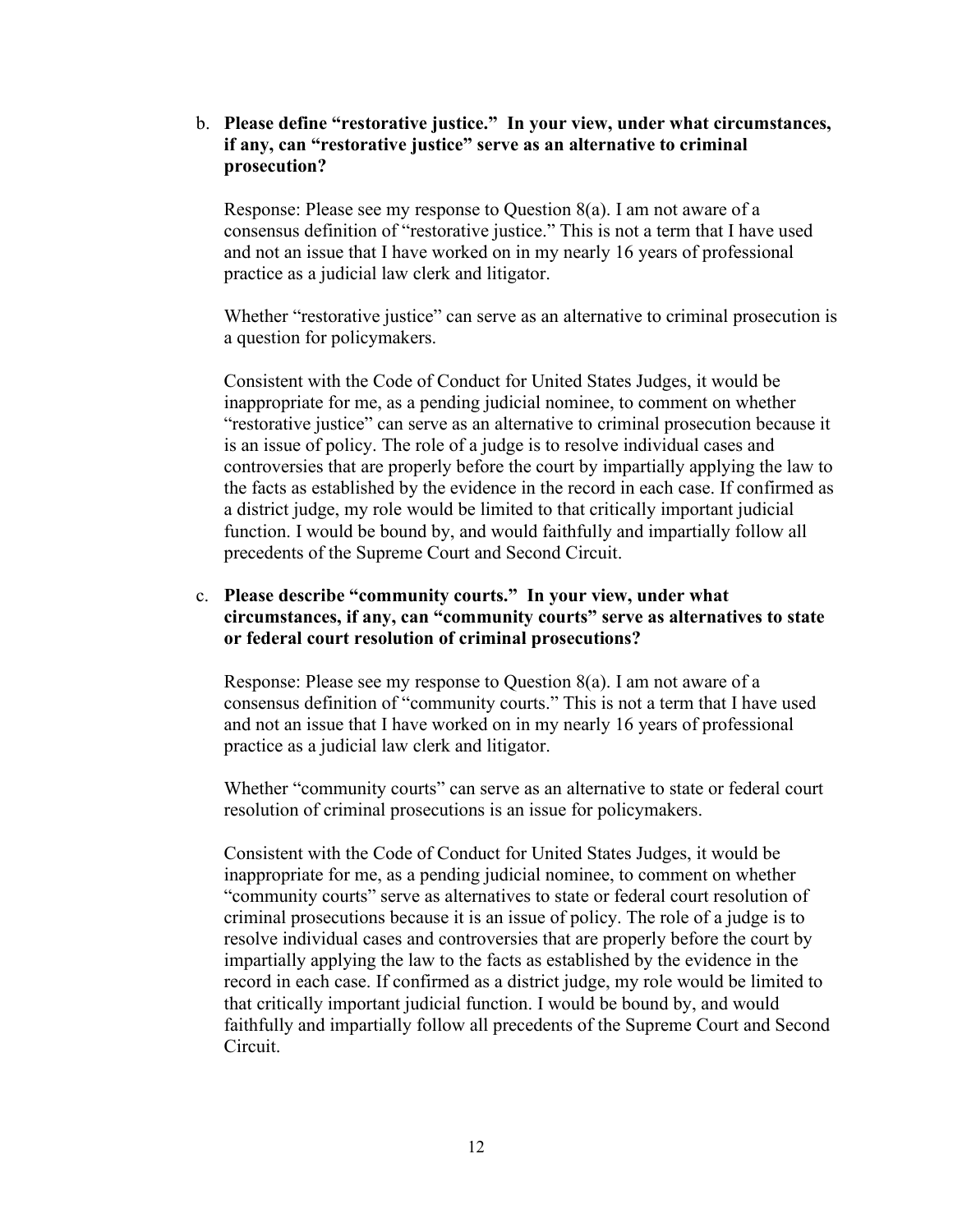b. **Please define "restorative justice." In your view, under what circumstances, if any, can "restorative justice" serve as an alternative to criminal prosecution?**

   Response: Please see my response to Question 8(a). I am not aware of a consensus definition of "restorative justice." This is not a term that I have used and not an issue that I have worked on in my nearly 16 years of professional practice as a judicial law clerk and litigator.

   Whether "restorative justice" can serve as an alternative to criminal prosecution is a question for policymakers.

   Consistent with the Code of Conduct for United States Judges, it would be inappropriate for me, as a pending judicial nominee, to comment on whether "restorative justice" can serve as an alternative to criminal prosecution because it is an issue of policy. The role of a judge is to resolve individual cases and controversies that are properly before the court by impartially applying the law to the facts as established by the evidence in the record in each case. If confirmed as a district judge, my role would be limited to that critically important judicial function. I would be bound by, and would faithfully and impartially follow all precedents of the Supreme Court and Second Circuit.

c. **Please describe "community courts." In your view, under what circumstances, if any, can "community courts" serve as alternatives to state or federal court resolution of criminal prosecutions?**

   Response: Please see my response to Question 8(a). I am not aware of a consensus definition of "community courts." This is not a term that I have used and not an issue that I have worked on in my nearly 16 years of professional practice as a judicial law clerk and litigator.

   Whether "community courts" can serve as an alternative to state or federal court resolution of criminal prosecutions is an issue for policymakers.

   Consistent with the Code of Conduct for United States Judges, it would be inappropriate for me, as a pending judicial nominee, to comment on whether "community courts" serve as alternatives to state or federal court resolution of criminal prosecutions because it is an issue of policy. The role of a judge is to resolve individual cases and controversies that are properly before the court by impartially applying the law to the facts as established by the evidence in the record in each case. If confirmed as a district judge, my role would be limited to that critically important judicial function. I would be bound by, and would faithfully and impartially follow all precedents of the Supreme Court and Second Circuit.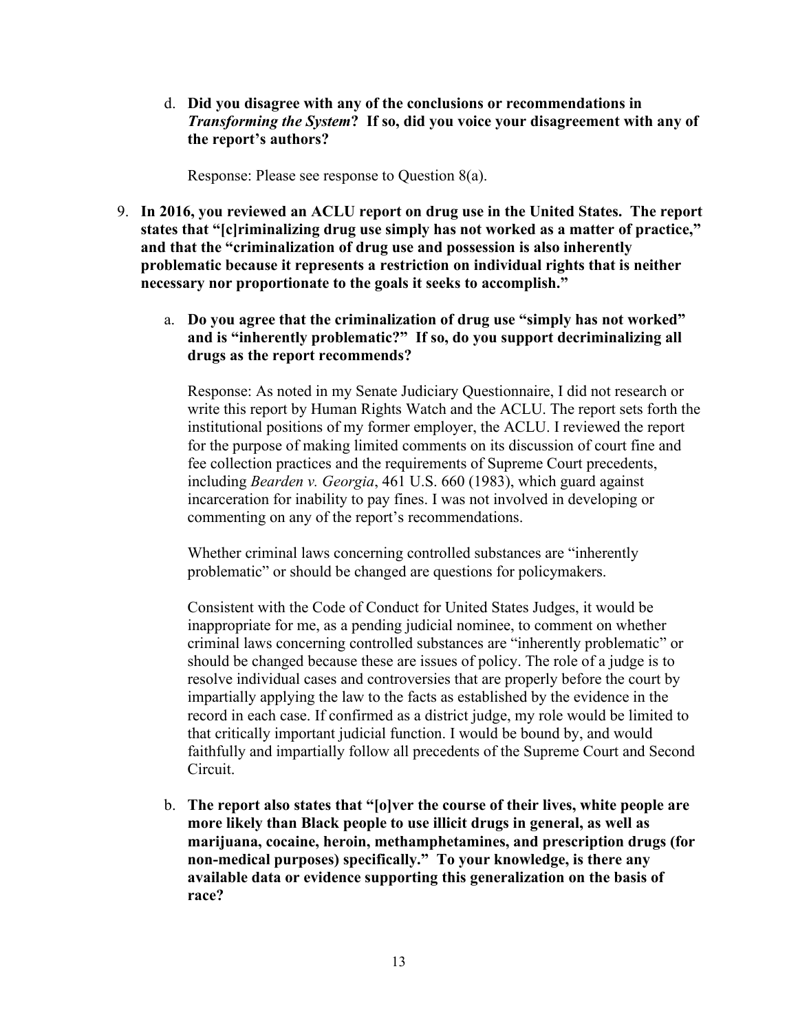d. **Did you disagree with any of the conclusions or recommendations in *Transforming the System*? If so, did you voice your disagreement with any of the report's authors?**

   Response: Please see response to Question 8(a).

9. **In 2016, you reviewed an ACLU report on drug use in the United States. The report states that "[c]riminalizing drug use simply has not worked as a matter of practice," and that the "criminalization of drug use and possession is also inherently problematic because it represents a restriction on individual rights that is neither necessary nor proportionate to the goals it seeks to accomplish."**

   a. **Do you agree that the criminalization of drug use "simply has not worked" and is "inherently problematic?" If so, do you support decriminalizing all drugs as the report recommends?**

      Response: As noted in my Senate Judiciary Questionnaire, I did not research or write this report by Human Rights Watch and the ACLU. The report sets forth the institutional positions of my former employer, the ACLU. I reviewed the report for the purpose of making limited comments on its discussion of court fine and fee collection practices and the requirements of Supreme Court precedents, including *Bearden v. Georgia*, 461 U.S. 660 (1983), which guard against incarceration for inability to pay fines. I was not involved in developing or commenting on any of the report's recommendations.

      Whether criminal laws concerning controlled substances are "inherently problematic" or should be changed are questions for policymakers.

      Consistent with the Code of Conduct for United States Judges, it would be inappropriate for me, as a pending judicial nominee, to comment on whether criminal laws concerning controlled substances are "inherently problematic" or should be changed because these are issues of policy. The role of a judge is to resolve individual cases and controversies that are properly before the court by impartially applying the law to the facts as established by the evidence in the record in each case. If confirmed as a district judge, my role would be limited to that critically important judicial function. I would be bound by, and would faithfully and impartially follow all precedents of the Supreme Court and Second Circuit.

   b. **The report also states that "[o]ver the course of their lives, white people are more likely than Black people to use illicit drugs in general, as well as marijuana, cocaine, heroin, methamphetamines, and prescription drugs (for non-medical purposes) specifically." To your knowledge, is there any available data or evidence supporting this generalization on the basis of race?**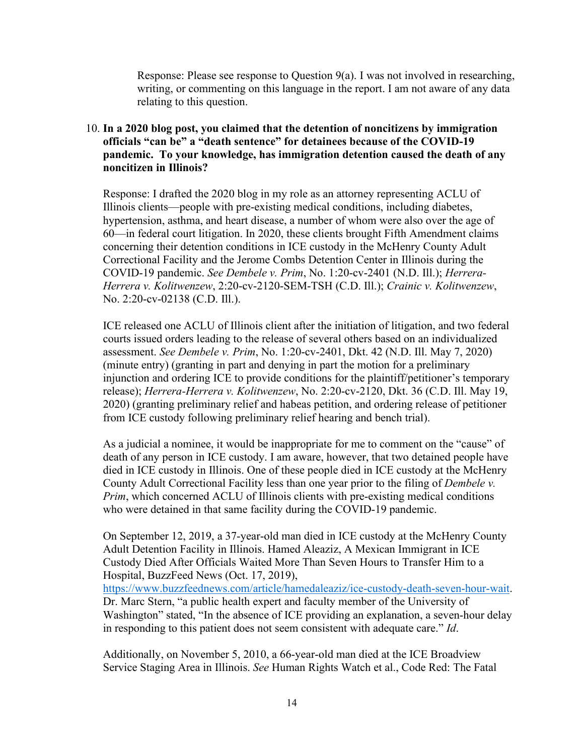Response: Please see response to Question 9(a). I was not involved in researching, writing, or commenting on this language in the report. I am not aware of any data relating to this question.

10. **In a 2020 blog post, you claimed that the detention of noncitizens by immigration officials "can be" a "death sentence" for detainees because of the COVID-19 pandemic. To your knowledge, has immigration detention caused the death of any noncitizen in Illinois?**

   Response: I drafted the 2020 blog in my role as an attorney representing ACLU of Illinois clients—people with pre-existing medical conditions, including diabetes, hypertension, asthma, and heart disease, a number of whom were also over the age of 60—in federal court litigation. In 2020, these clients brought Fifth Amendment claims concerning their detention conditions in ICE custody in the McHenry County Adult Correctional Facility and the Jerome Combs Detention Center in Illinois during the COVID-19 pandemic. *See Dembele v. Prim*, No. 1:20-cv-2401 (N.D. Ill.); *Herrera-Herrera v. Kolitwenzew*, 2:20-cv-2120-SEM-TSH (C.D. Ill.); *Crainic v. Kolitwenzew*, No. 2:20-cv-02138 (C.D. Ill.).

   ICE released one ACLU of Illinois client after the initiation of litigation, and two federal courts issued orders leading to the release of several others based on an individualized assessment. *See Dembele v. Prim*, No. 1:20-cv-2401, Dkt. 42 (N.D. Ill. May 7, 2020) (minute entry) (granting in part and denying in part the motion for a preliminary injunction and ordering ICE to provide conditions for the plaintiff/petitioner's temporary release); *Herrera-Herrera v. Kolitwenzew*, No. 2:20-cv-2120, Dkt. 36 (C.D. Ill. May 19, 2020) (granting preliminary relief and habeas petition, and ordering release of petitioner from ICE custody following preliminary relief hearing and bench trial).

   As a judicial a nominee, it would be inappropriate for me to comment on the "cause" of death of any person in ICE custody. I am aware, however, that two detained people have died in ICE custody in Illinois. One of these people died in ICE custody at the McHenry County Adult Correctional Facility less than one year prior to the filing of *Dembele v. Prim*, which concerned ACLU of Illinois clients with pre-existing medical conditions who were detained in that same facility during the COVID-19 pandemic.

   On September 12, 2019, a 37-year-old man died in ICE custody at the McHenry County Adult Detention Facility in Illinois. Hamed Aleaziz, A Mexican Immigrant in ICE Custody Died After Officials Waited More Than Seven Hours to Transfer Him to a Hospital, BuzzFeed News (Oct. 17, 2019), https://www.buzzfeednews.com/article/hamedaleaziz/ice-custody-death-seven-hour-wait. Dr. Marc Stern, "a public health expert and faculty member of the University of Washington" stated, "In the absence of ICE providing an explanation, a seven-hour delay in responding to this patient does not seem consistent with adequate care." *Id*.

   Additionally, on November 5, 2010, a 66-year-old man died at the ICE Broadview Service Staging Area in Illinois. *See* Human Rights Watch et al., Code Red: The Fatal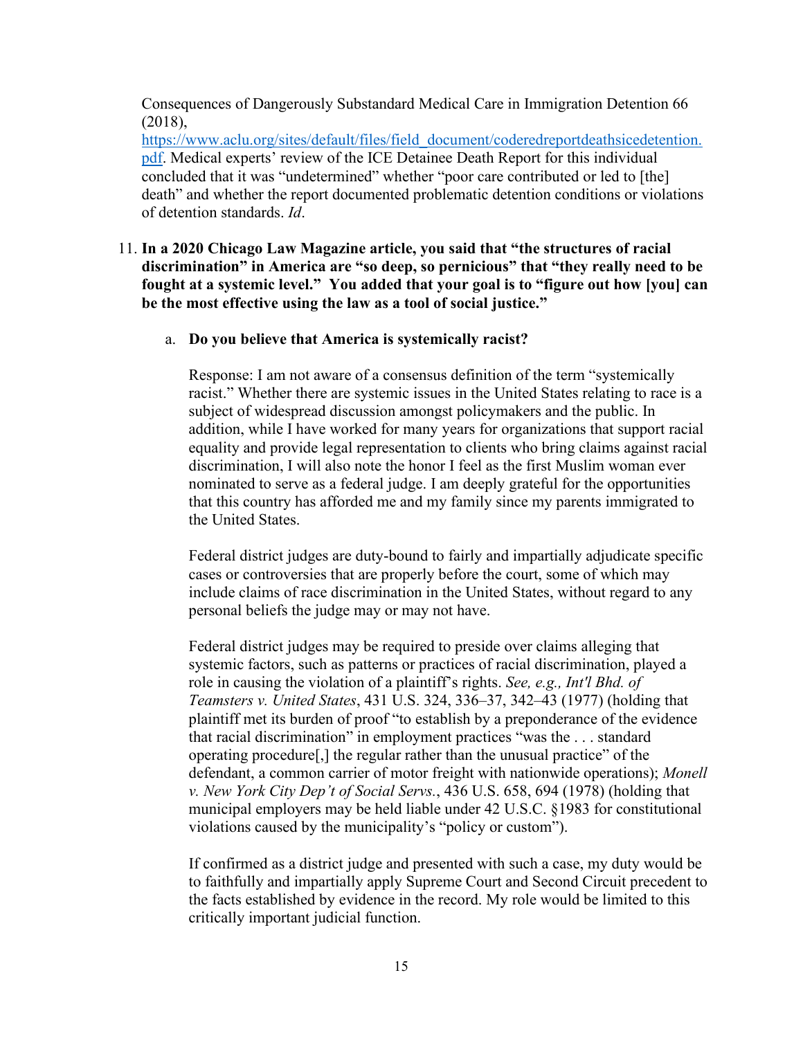Consequences of Dangerously Substandard Medical Care in Immigration Detention 66 (2018), [https://www.aclu.org/sites/default/files/field_document/coderedreportdeathsicedetention.pdf](https://www.aclu.org/sites/default/files/field_document/coderedreportdeathsicedetention.pdf). Medical experts' review of the ICE Detainee Death Report for this individual concluded that it was "undetermined" whether "poor care contributed or led to [the] death" and whether the report documented problematic detention conditions or violations of detention standards. *Id*.

11. **In a 2020 Chicago Law Magazine article, you said that "the structures of racial discrimination" in America are "so deep, so pernicious" that "they really need to be fought at a systemic level." You added that your goal is to "figure out how [you] can be the most effective using the law as a tool of social justice."**

    a. **Do you believe that America is systemically racist?**

    Response: I am not aware of a consensus definition of the term "systemically racist." Whether there are systemic issues in the United States relating to race is a subject of widespread discussion amongst policymakers and the public. In addition, while I have worked for many years for organizations that support racial equality and provide legal representation to clients who bring claims against racial discrimination, I will also note the honor I feel as the first Muslim woman ever nominated to serve as a federal judge. I am deeply grateful for the opportunities that this country has afforded me and my family since my parents immigrated to the United States.

    Federal district judges are duty-bound to fairly and impartially adjudicate specific cases or controversies that are properly before the court, some of which may include claims of race discrimination in the United States, without regard to any personal beliefs the judge may or may not have.

    Federal district judges may be required to preside over claims alleging that systemic factors, such as patterns or practices of racial discrimination, played a role in causing the violation of a plaintiff's rights. *See, e.g., Int'l Bhd. of Teamsters v. United States*, 431 U.S. 324, 336–37, 342–43 (1977) (holding that plaintiff met its burden of proof "to establish by a preponderance of the evidence that racial discrimination" in employment practices "was the . . . standard operating procedure[,] the regular rather than the unusual practice" of the defendant, a common carrier of motor freight with nationwide operations); *Monell v. New York City Dep't of Social Servs.*, 436 U.S. 658, 694 (1978) (holding that municipal employers may be held liable under 42 U.S.C. §1983 for constitutional violations caused by the municipality's "policy or custom").

    If confirmed as a district judge and presented with such a case, my duty would be to faithfully and impartially apply Supreme Court and Second Circuit precedent to the facts established by evidence in the record. My role would be limited to this critically important judicial function.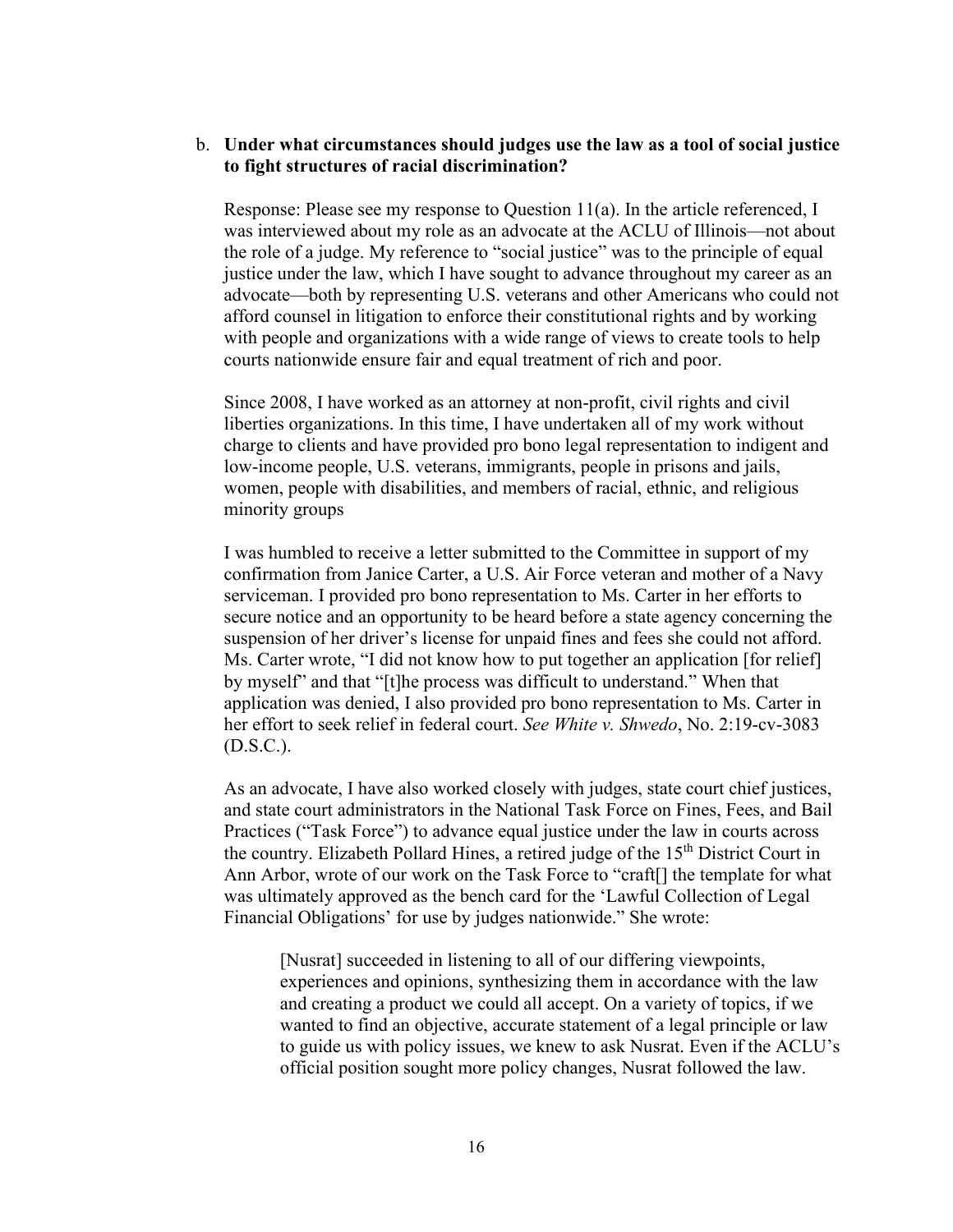b. **Under what circumstances should judges use the law as a tool of social justice to fight structures of racial discrimination?**

Response: Please see my response to Question 11(a). In the article referenced, I was interviewed about my role as an advocate at the ACLU of Illinois—not about the role of a judge. My reference to "social justice" was to the principle of equal justice under the law, which I have sought to advance throughout my career as an advocate—both by representing U.S. veterans and other Americans who could not afford counsel in litigation to enforce their constitutional rights and by working with people and organizations with a wide range of views to create tools to help courts nationwide ensure fair and equal treatment of rich and poor.

Since 2008, I have worked as an attorney at non-profit, civil rights and civil liberties organizations. In this time, I have undertaken all of my work without charge to clients and have provided pro bono legal representation to indigent and low-income people, U.S. veterans, immigrants, people in prisons and jails, women, people with disabilities, and members of racial, ethnic, and religious minority groups

I was humbled to receive a letter submitted to the Committee in support of my confirmation from Janice Carter, a U.S. Air Force veteran and mother of a Navy serviceman. I provided pro bono representation to Ms. Carter in her efforts to secure notice and an opportunity to be heard before a state agency concerning the suspension of her driver's license for unpaid fines and fees she could not afford. Ms. Carter wrote, "I did not know how to put together an application [for relief] by myself" and that "[t]he process was difficult to understand." When that application was denied, I also provided pro bono representation to Ms. Carter in her effort to seek relief in federal court. *See White v. Shwedo*, No. 2:19-cv-3083 (D.S.C.).

As an advocate, I have also worked closely with judges, state court chief justices, and state court administrators in the National Task Force on Fines, Fees, and Bail Practices ("Task Force") to advance equal justice under the law in courts across the country. Elizabeth Pollard Hines, a retired judge of the 15th District Court in Ann Arbor, wrote of our work on the Task Force to "craft[] the template for what was ultimately approved as the bench card for the 'Lawful Collection of Legal Financial Obligations' for use by judges nationwide." She wrote:

> [Nusrat] succeeded in listening to all of our differing viewpoints, experiences and opinions, synthesizing them in accordance with the law and creating a product we could all accept. On a variety of topics, if we wanted to find an objective, accurate statement of a legal principle or law to guide us with policy issues, we knew to ask Nusrat. Even if the ACLU's official position sought more policy changes, Nusrat followed the law.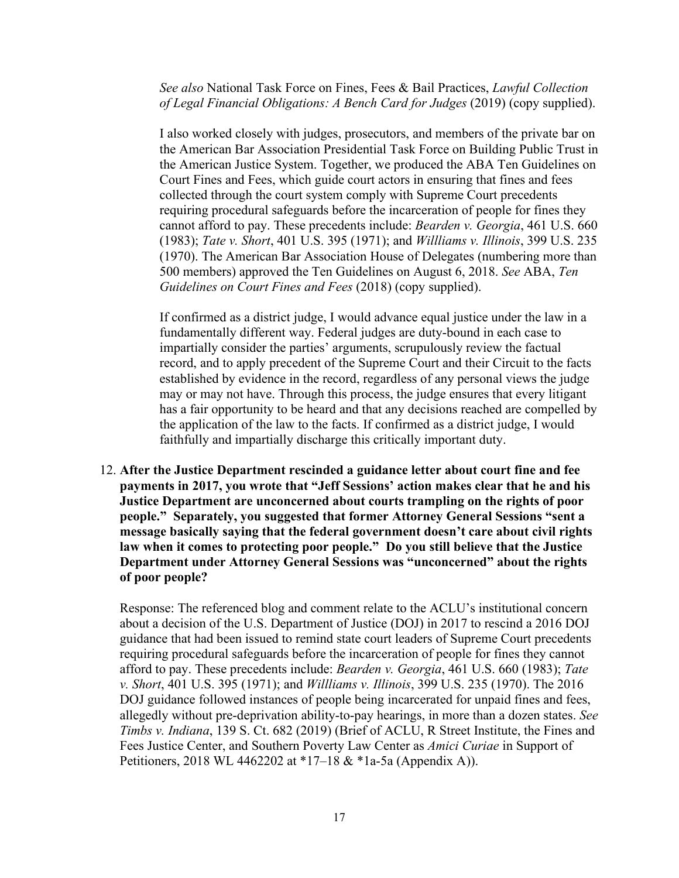*See also* National Task Force on Fines, Fees & Bail Practices, *Lawful Collection of Legal Financial Obligations: A Bench Card for Judges* (2019) (copy supplied).

I also worked closely with judges, prosecutors, and members of the private bar on the American Bar Association Presidential Task Force on Building Public Trust in the American Justice System. Together, we produced the ABA Ten Guidelines on Court Fines and Fees, which guide court actors in ensuring that fines and fees collected through the court system comply with Supreme Court precedents requiring procedural safeguards before the incarceration of people for fines they cannot afford to pay. These precedents include: *Bearden v. Georgia*, 461 U.S. 660 (1983); *Tate v. Short*, 401 U.S. 395 (1971); and *Willliams v. Illinois*, 399 U.S. 235 (1970). The American Bar Association House of Delegates (numbering more than 500 members) approved the Ten Guidelines on August 6, 2018. *See* ABA, *Ten Guidelines on Court Fines and Fees* (2018) (copy supplied).

If confirmed as a district judge, I would advance equal justice under the law in a fundamentally different way. Federal judges are duty-bound in each case to impartially consider the parties' arguments, scrupulously review the factual record, and to apply precedent of the Supreme Court and their Circuit to the facts established by evidence in the record, regardless of any personal views the judge may or may not have. Through this process, the judge ensures that every litigant has a fair opportunity to be heard and that any decisions reached are compelled by the application of the law to the facts. If confirmed as a district judge, I would faithfully and impartially discharge this critically important duty.

12. **After the Justice Department rescinded a guidance letter about court fine and fee payments in 2017, you wrote that "Jeff Sessions' action makes clear that he and his Justice Department are unconcerned about courts trampling on the rights of poor people." Separately, you suggested that former Attorney General Sessions "sent a message basically saying that the federal government doesn't care about civil rights law when it comes to protecting poor people." Do you still believe that the Justice Department under Attorney General Sessions was "unconcerned" about the rights of poor people?**

    Response: The referenced blog and comment relate to the ACLU's institutional concern about a decision of the U.S. Department of Justice (DOJ) in 2017 to rescind a 2016 DOJ guidance that had been issued to remind state court leaders of Supreme Court precedents requiring procedural safeguards before the incarceration of people for fines they cannot afford to pay. These precedents include: *Bearden v. Georgia*, 461 U.S. 660 (1983); *Tate v. Short*, 401 U.S. 395 (1971); and *Willliams v. Illinois*, 399 U.S. 235 (1970). The 2016 DOJ guidance followed instances of people being incarcerated for unpaid fines and fees, allegedly without pre-deprivation ability-to-pay hearings, in more than a dozen states. *See Timbs v. Indiana*, 139 S. Ct. 682 (2019) (Brief of ACLU, R Street Institute, the Fines and Fees Justice Center, and Southern Poverty Law Center as *Amici Curiae* in Support of Petitioners, 2018 WL 4462202 at *17–18 & *1a-5a (Appendix A)).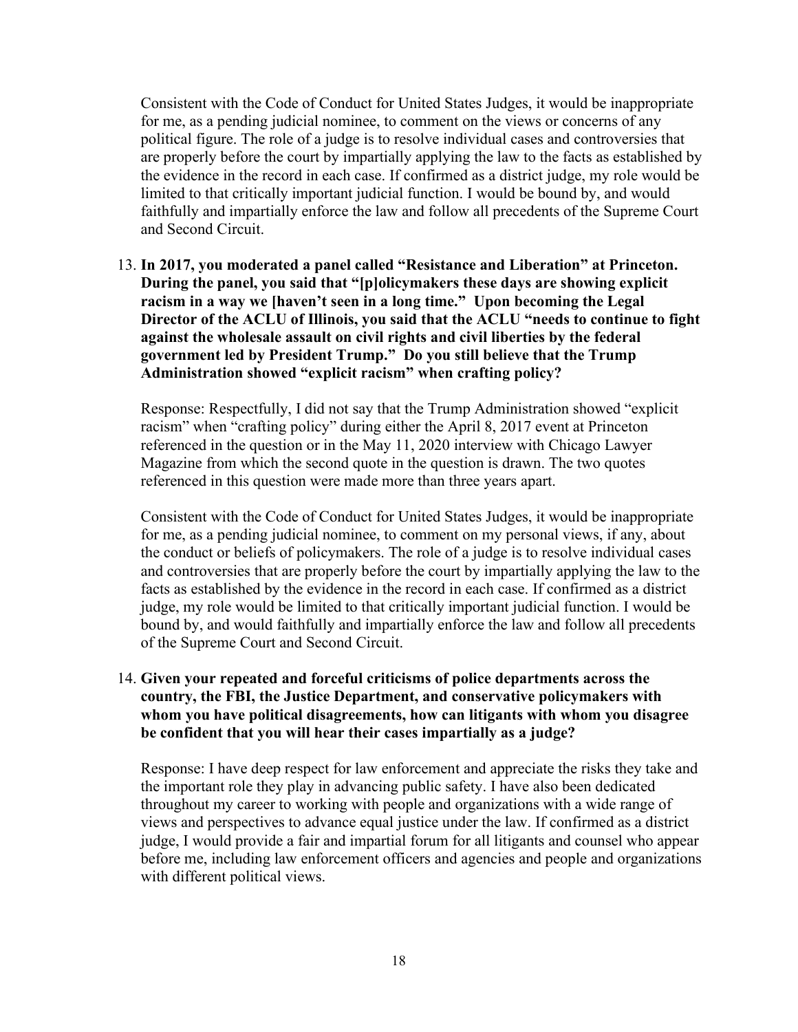Consistent with the Code of Conduct for United States Judges, it would be inappropriate for me, as a pending judicial nominee, to comment on the views or concerns of any political figure. The role of a judge is to resolve individual cases and controversies that are properly before the court by impartially applying the law to the facts as established by the evidence in the record in each case. If confirmed as a district judge, my role would be limited to that critically important judicial function. I would be bound by, and would faithfully and impartially enforce the law and follow all precedents of the Supreme Court and Second Circuit.

13. **In 2017, you moderated a panel called "Resistance and Liberation" at Princeton. During the panel, you said that "[p]olicymakers these days are showing explicit racism in a way we [haven't seen in a long time." Upon becoming the Legal Director of the ACLU of Illinois, you said that the ACLU "needs to continue to fight against the wholesale assault on civil rights and civil liberties by the federal government led by President Trump." Do you still believe that the Trump Administration showed "explicit racism" when crafting policy?**

    Response: Respectfully, I did not say that the Trump Administration showed "explicit racism" when "crafting policy" during either the April 8, 2017 event at Princeton referenced in the question or in the May 11, 2020 interview with Chicago Lawyer Magazine from which the second quote in the question is drawn. The two quotes referenced in this question were made more than three years apart.

    Consistent with the Code of Conduct for United States Judges, it would be inappropriate for me, as a pending judicial nominee, to comment on my personal views, if any, about the conduct or beliefs of policymakers. The role of a judge is to resolve individual cases and controversies that are properly before the court by impartially applying the law to the facts as established by the evidence in the record in each case. If confirmed as a district judge, my role would be limited to that critically important judicial function. I would be bound by, and would faithfully and impartially enforce the law and follow all precedents of the Supreme Court and Second Circuit.

14. **Given your repeated and forceful criticisms of police departments across the country, the FBI, the Justice Department, and conservative policymakers with whom you have political disagreements, how can litigants with whom you disagree be confident that you will hear their cases impartially as a judge?**

    Response: I have deep respect for law enforcement and appreciate the risks they take and the important role they play in advancing public safety. I have also been dedicated throughout my career to working with people and organizations with a wide range of views and perspectives to advance equal justice under the law. If confirmed as a district judge, I would provide a fair and impartial forum for all litigants and counsel who appear before me, including law enforcement officers and agencies and people and organizations with different political views.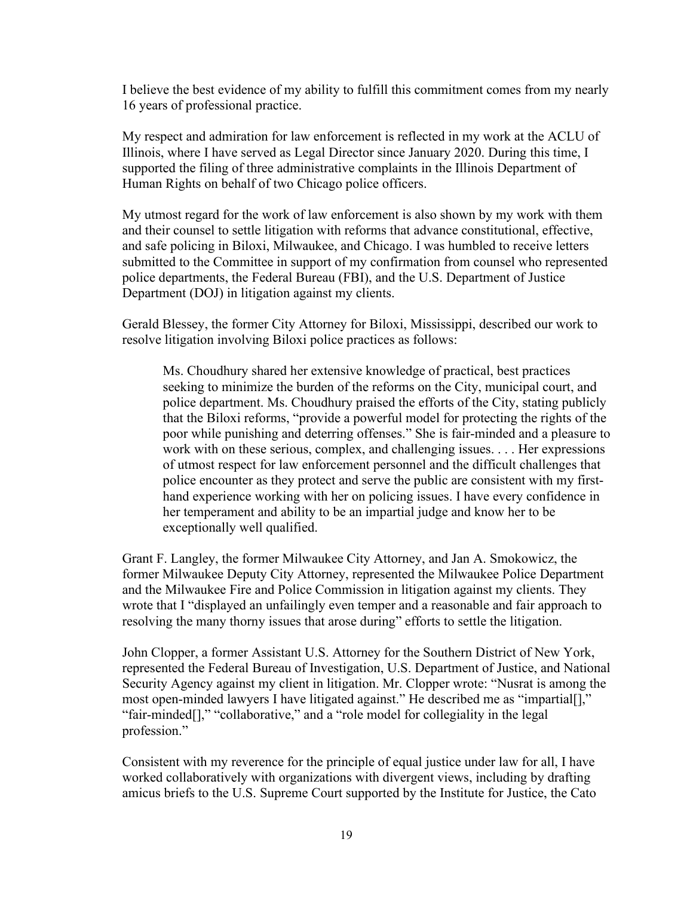I believe the best evidence of my ability to fulfill this commitment comes from my nearly 16 years of professional practice.

My respect and admiration for law enforcement is reflected in my work at the ACLU of Illinois, where I have served as Legal Director since January 2020. During this time, I supported the filing of three administrative complaints in the Illinois Department of Human Rights on behalf of two Chicago police officers.

My utmost regard for the work of law enforcement is also shown by my work with them and their counsel to settle litigation with reforms that advance constitutional, effective, and safe policing in Biloxi, Milwaukee, and Chicago. I was humbled to receive letters submitted to the Committee in support of my confirmation from counsel who represented police departments, the Federal Bureau (FBI), and the U.S. Department of Justice Department (DOJ) in litigation against my clients.

Gerald Blessey, the former City Attorney for Biloxi, Mississippi, described our work to resolve litigation involving Biloxi police practices as follows:

> Ms. Choudhury shared her extensive knowledge of practical, best practices seeking to minimize the burden of the reforms on the City, municipal court, and police department. Ms. Choudhury praised the efforts of the City, stating publicly that the Biloxi reforms, "provide a powerful model for protecting the rights of the poor while punishing and deterring offenses." She is fair-minded and a pleasure to work with on these serious, complex, and challenging issues. . . . Her expressions of utmost respect for law enforcement personnel and the difficult challenges that police encounter as they protect and serve the public are consistent with my first-hand experience working with her on policing issues. I have every confidence in her temperament and ability to be an impartial judge and know her to be exceptionally well qualified.

Grant F. Langley, the former Milwaukee City Attorney, and Jan A. Smokowicz, the former Milwaukee Deputy City Attorney, represented the Milwaukee Police Department and the Milwaukee Fire and Police Commission in litigation against my clients. They wrote that I "displayed an unfailingly even temper and a reasonable and fair approach to resolving the many thorny issues that arose during" efforts to settle the litigation.

John Clopper, a former Assistant U.S. Attorney for the Southern District of New York, represented the Federal Bureau of Investigation, U.S. Department of Justice, and National Security Agency against my client in litigation. Mr. Clopper wrote: "Nusrat is among the most open-minded lawyers I have litigated against." He described me as "impartial[]," "fair-minded[]," "collaborative," and a "role model for collegiality in the legal profession."

Consistent with my reverence for the principle of equal justice under law for all, I have worked collaboratively with organizations with divergent views, including by drafting amicus briefs to the U.S. Supreme Court supported by the Institute for Justice, the Cato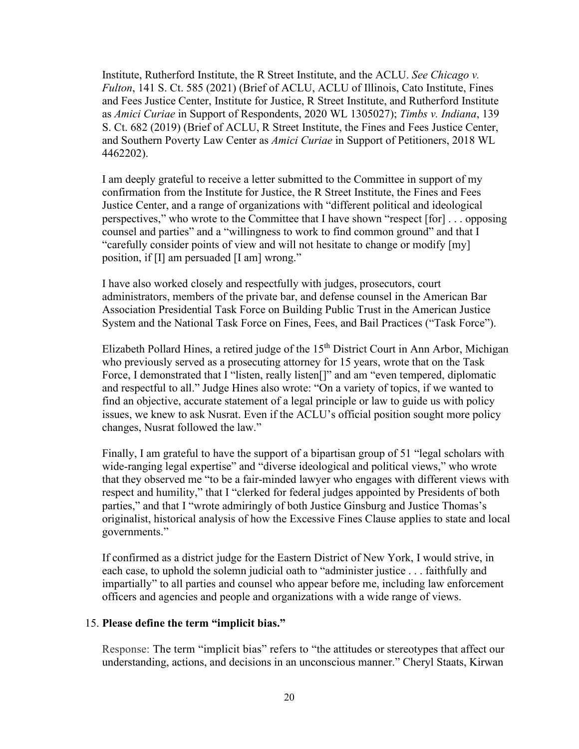Institute, Rutherford Institute, the R Street Institute, and the ACLU. *See Chicago v. Fulton*, 141 S. Ct. 585 (2021) (Brief of ACLU, ACLU of Illinois, Cato Institute, Fines and Fees Justice Center, Institute for Justice, R Street Institute, and Rutherford Institute as *Amici Curiae* in Support of Respondents, 2020 WL 1305027); *Timbs v. Indiana*, 139 S. Ct. 682 (2019) (Brief of ACLU, R Street Institute, the Fines and Fees Justice Center, and Southern Poverty Law Center as *Amici Curiae* in Support of Petitioners, 2018 WL 4462202).

I am deeply grateful to receive a letter submitted to the Committee in support of my confirmation from the Institute for Justice, the R Street Institute, the Fines and Fees Justice Center, and a range of organizations with "different political and ideological perspectives," who wrote to the Committee that I have shown "respect [for] . . . opposing counsel and parties" and a "willingness to work to find common ground" and that I "carefully consider points of view and will not hesitate to change or modify [my] position, if [I] am persuaded [I am] wrong."

I have also worked closely and respectfully with judges, prosecutors, court administrators, members of the private bar, and defense counsel in the American Bar Association Presidential Task Force on Building Public Trust in the American Justice System and the National Task Force on Fines, Fees, and Bail Practices ("Task Force").

Elizabeth Pollard Hines, a retired judge of the 15th District Court in Ann Arbor, Michigan who previously served as a prosecuting attorney for 15 years, wrote that on the Task Force, I demonstrated that I "listen, really listen[]" and am "even tempered, diplomatic and respectful to all." Judge Hines also wrote: "On a variety of topics, if we wanted to find an objective, accurate statement of a legal principle or law to guide us with policy issues, we knew to ask Nusrat. Even if the ACLU's official position sought more policy changes, Nusrat followed the law."

Finally, I am grateful to have the support of a bipartisan group of 51 "legal scholars with wide-ranging legal expertise" and "diverse ideological and political views," who wrote that they observed me "to be a fair-minded lawyer who engages with different views with respect and humility," that I "clerked for federal judges appointed by Presidents of both parties," and that I "wrote admiringly of both Justice Ginsburg and Justice Thomas's originalist, historical analysis of how the Excessive Fines Clause applies to state and local governments."

If confirmed as a district judge for the Eastern District of New York, I would strive, in each case, to uphold the solemn judicial oath to "administer justice . . . faithfully and impartially" to all parties and counsel who appear before me, including law enforcement officers and agencies and people and organizations with a wide range of views.

15. **Please define the term "implicit bias."**

Response: The term "implicit bias" refers to "the attitudes or stereotypes that affect our understanding, actions, and decisions in an unconscious manner." Cheryl Staats, Kirwan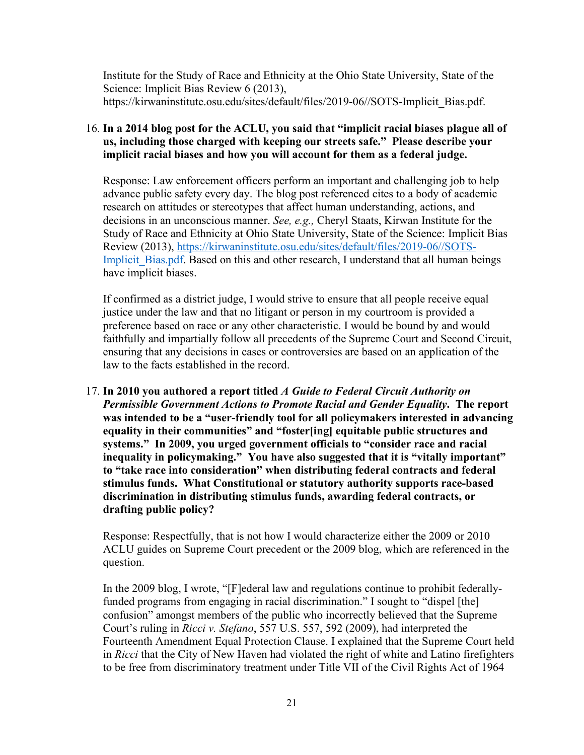Institute for the Study of Race and Ethnicity at the Ohio State University, State of the Science: Implicit Bias Review 6 (2013), https://kirwaninstitute.osu.edu/sites/default/files/2019-06//SOTS-Implicit_Bias.pdf.

16. **In a 2014 blog post for the ACLU, you said that "implicit racial biases plague all of us, including those charged with keeping our streets safe." Please describe your implicit racial biases and how you will account for them as a federal judge.**

    Response: Law enforcement officers perform an important and challenging job to help advance public safety every day. The blog post referenced cites to a body of academic research on attitudes or stereotypes that affect human understanding, actions, and decisions in an unconscious manner. *See, e.g.,* Cheryl Staats, Kirwan Institute for the Study of Race and Ethnicity at Ohio State University, State of the Science: Implicit Bias Review (2013), [https://kirwaninstitute.osu.edu/sites/default/files/2019-06//SOTS-Implicit_Bias.pdf](https://kirwaninstitute.osu.edu/sites/default/files/2019-06//SOTS-Implicit_Bias.pdf). Based on this and other research, I understand that all human beings have implicit biases.

    If confirmed as a district judge, I would strive to ensure that all people receive equal justice under the law and that no litigant or person in my courtroom is provided a preference based on race or any other characteristic. I would be bound by and would faithfully and impartially follow all precedents of the Supreme Court and Second Circuit, ensuring that any decisions in cases or controversies are based on an application of the law to the facts established in the record.

17. **In 2010 you authored a report titled *A Guide to Federal Circuit Authority on Permissible Government Actions to Promote Racial and Gender Equality*. The report was intended to be a "user-friendly tool for all policymakers interested in advancing equality in their communities" and "foster[ing] equitable public structures and systems." In 2009, you urged government officials to "consider race and racial inequality in policymaking." You have also suggested that it is "vitally important" to "take race into consideration" when distributing federal contracts and federal stimulus funds. What Constitutional or statutory authority supports race-based discrimination in distributing stimulus funds, awarding federal contracts, or drafting public policy?**

    Response: Respectfully, that is not how I would characterize either the 2009 or 2010 ACLU guides on Supreme Court precedent or the 2009 blog, which are referenced in the question.

    In the 2009 blog, I wrote, "[F]ederal law and regulations continue to prohibit federally-funded programs from engaging in racial discrimination." I sought to "dispel [the] confusion" amongst members of the public who incorrectly believed that the Supreme Court's ruling in *Ricci v. Stefano*, 557 U.S. 557, 592 (2009), had interpreted the Fourteenth Amendment Equal Protection Clause. I explained that the Supreme Court held in *Ricci* that the City of New Haven had violated the right of white and Latino firefighters to be free from discriminatory treatment under Title VII of the Civil Rights Act of 1964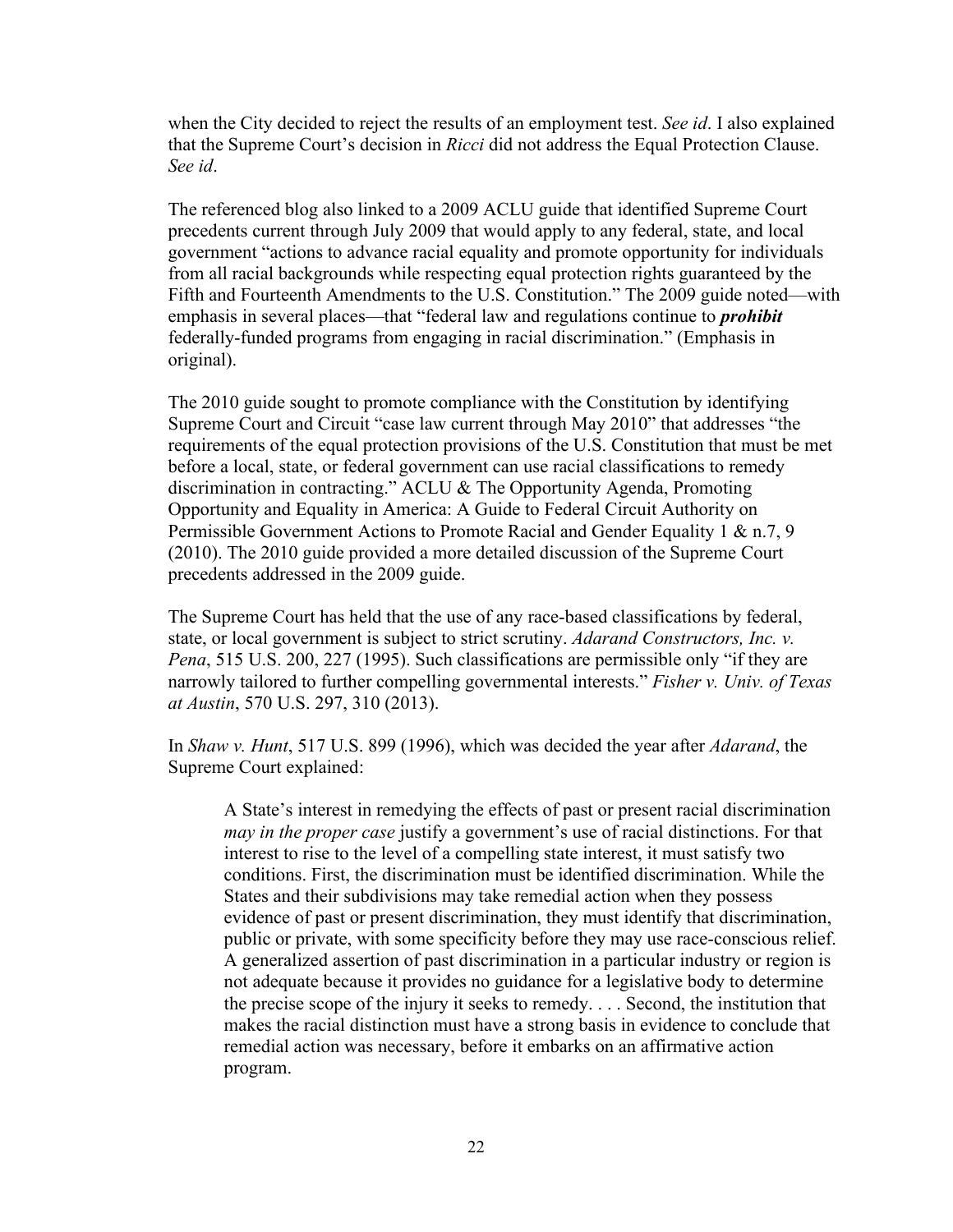when the City decided to reject the results of an employment test. *See id*. I also explained that the Supreme Court's decision in *Ricci* did not address the Equal Protection Clause. *See id*.

The referenced blog also linked to a 2009 ACLU guide that identified Supreme Court precedents current through July 2009 that would apply to any federal, state, and local government "actions to advance racial equality and promote opportunity for individuals from all racial backgrounds while respecting equal protection rights guaranteed by the Fifth and Fourteenth Amendments to the U.S. Constitution." The 2009 guide noted—with emphasis in several places—that "federal law and regulations continue to ***prohibit*** federally-funded programs from engaging in racial discrimination." (Emphasis in original).

The 2010 guide sought to promote compliance with the Constitution by identifying Supreme Court and Circuit "case law current through May 2010" that addresses "the requirements of the equal protection provisions of the U.S. Constitution that must be met before a local, state, or federal government can use racial classifications to remedy discrimination in contracting." ACLU & The Opportunity Agenda, Promoting Opportunity and Equality in America: A Guide to Federal Circuit Authority on Permissible Government Actions to Promote Racial and Gender Equality 1 & n.7, 9 (2010). The 2010 guide provided a more detailed discussion of the Supreme Court precedents addressed in the 2009 guide.

The Supreme Court has held that the use of any race-based classifications by federal, state, or local government is subject to strict scrutiny. *Adarand Constructors, Inc. v. Pena*, 515 U.S. 200, 227 (1995). Such classifications are permissible only "if they are narrowly tailored to further compelling governmental interests." *Fisher v. Univ. of Texas at Austin*, 570 U.S. 297, 310 (2013).

In *Shaw v. Hunt*, 517 U.S. 899 (1996), which was decided the year after *Adarand*, the Supreme Court explained:

> A State's interest in remedying the effects of past or present racial discrimination *may in the proper case* justify a government's use of racial distinctions. For that interest to rise to the level of a compelling state interest, it must satisfy two conditions. First, the discrimination must be identified discrimination. While the States and their subdivisions may take remedial action when they possess evidence of past or present discrimination, they must identify that discrimination, public or private, with some specificity before they may use race-conscious relief. A generalized assertion of past discrimination in a particular industry or region is not adequate because it provides no guidance for a legislative body to determine the precise scope of the injury it seeks to remedy. . . . Second, the institution that makes the racial distinction must have a strong basis in evidence to conclude that remedial action was necessary, before it embarks on an affirmative action program.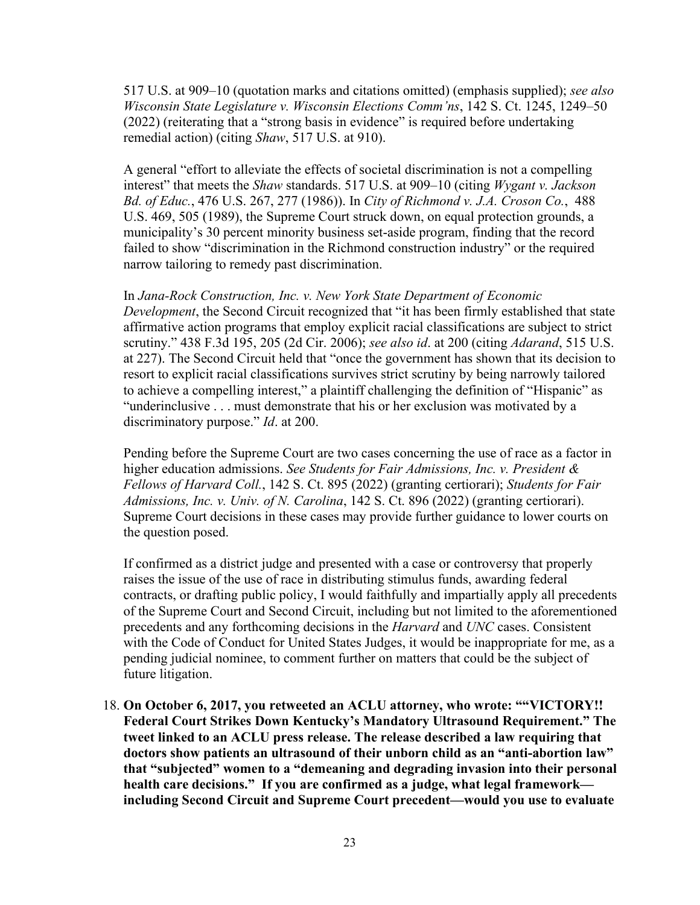517 U.S. at 909–10 (quotation marks and citations omitted) (emphasis supplied); *see also Wisconsin State Legislature v. Wisconsin Elections Comm'ns*, 142 S. Ct. 1245, 1249–50 (2022) (reiterating that a "strong basis in evidence" is required before undertaking remedial action) (citing *Shaw*, 517 U.S. at 910).

A general "effort to alleviate the effects of societal discrimination is not a compelling interest" that meets the *Shaw* standards. 517 U.S. at 909–10 (citing *Wygant v. Jackson Bd. of Educ.*, 476 U.S. 267, 277 (1986)). In *City of Richmond v. J.A. Croson Co.*, 488 U.S. 469, 505 (1989), the Supreme Court struck down, on equal protection grounds, a municipality's 30 percent minority business set-aside program, finding that the record failed to show "discrimination in the Richmond construction industry" or the required narrow tailoring to remedy past discrimination.

In *Jana-Rock Construction, Inc. v. New York State Department of Economic Development*, the Second Circuit recognized that "it has been firmly established that state affirmative action programs that employ explicit racial classifications are subject to strict scrutiny." 438 F.3d 195, 205 (2d Cir. 2006); *see also id*. at 200 (citing *Adarand*, 515 U.S. at 227). The Second Circuit held that "once the government has shown that its decision to resort to explicit racial classifications survives strict scrutiny by being narrowly tailored to achieve a compelling interest," a plaintiff challenging the definition of "Hispanic" as "underinclusive . . . must demonstrate that his or her exclusion was motivated by a discriminatory purpose." *Id*. at 200.

Pending before the Supreme Court are two cases concerning the use of race as a factor in higher education admissions. *See Students for Fair Admissions, Inc. v. President & Fellows of Harvard Coll.*, 142 S. Ct. 895 (2022) (granting certiorari); *Students for Fair Admissions, Inc. v. Univ. of N. Carolina*, 142 S. Ct. 896 (2022) (granting certiorari). Supreme Court decisions in these cases may provide further guidance to lower courts on the question posed.

If confirmed as a district judge and presented with a case or controversy that properly raises the issue of the use of race in distributing stimulus funds, awarding federal contracts, or drafting public policy, I would faithfully and impartially apply all precedents of the Supreme Court and Second Circuit, including but not limited to the aforementioned precedents and any forthcoming decisions in the *Harvard* and *UNC* cases. Consistent with the Code of Conduct for United States Judges, it would be inappropriate for me, as a pending judicial nominee, to comment further on matters that could be the subject of future litigation.

18. **On October 6, 2017, you retweeted an ACLU attorney, who wrote: ""VICTORY!! Federal Court Strikes Down Kentucky's Mandatory Ultrasound Requirement." The tweet linked to an ACLU press release. The release described a law requiring that doctors show patients an ultrasound of their unborn child as an "anti-abortion law" that "subjected" women to a "demeaning and degrading invasion into their personal health care decisions." If you are confirmed as a judge, what legal framework—including Second Circuit and Supreme Court precedent—would you use to evaluate**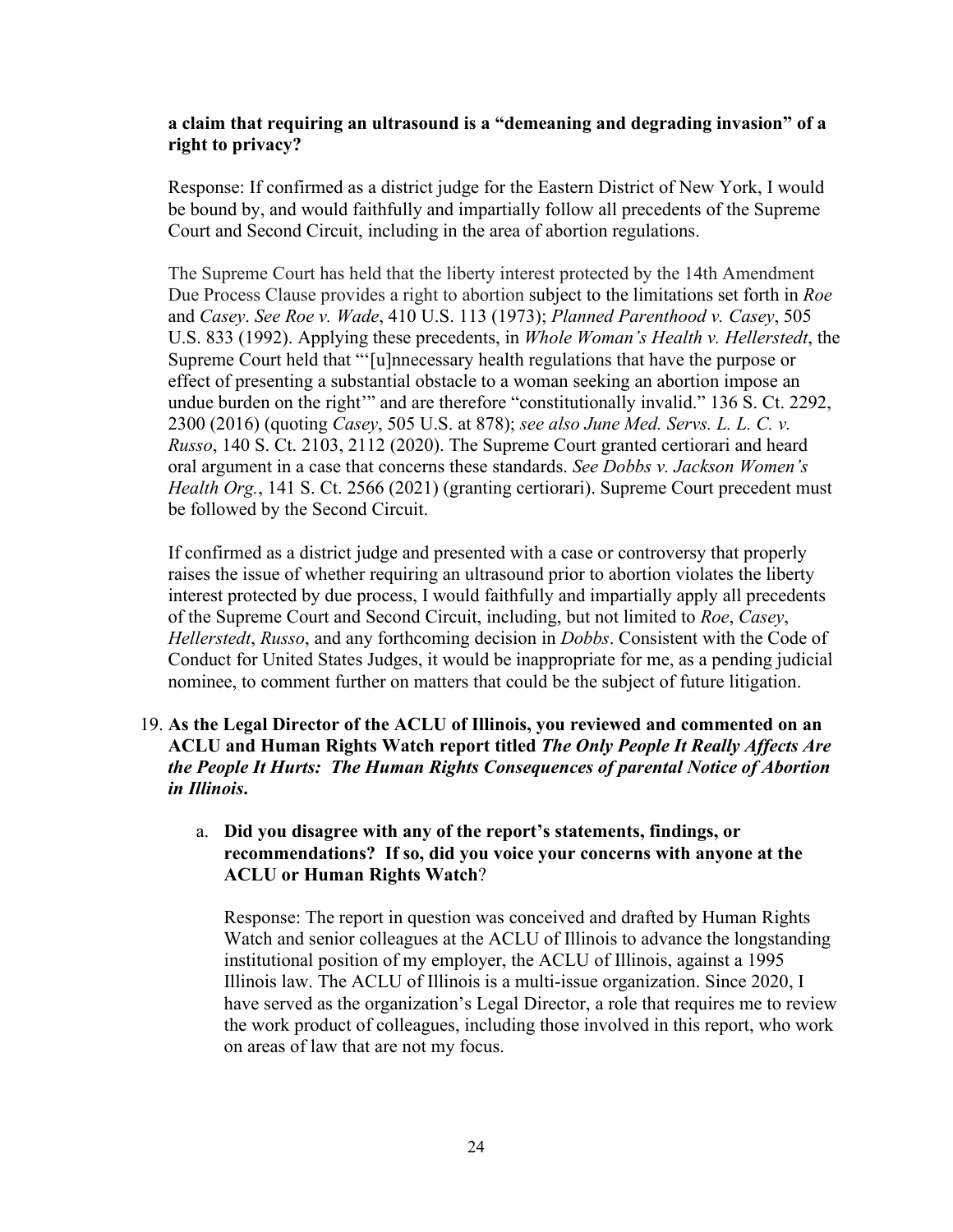**a claim that requiring an ultrasound is a "demeaning and degrading invasion" of a right to privacy?**

Response: If confirmed as a district judge for the Eastern District of New York, I would be bound by, and would faithfully and impartially follow all precedents of the Supreme Court and Second Circuit, including in the area of abortion regulations.

The Supreme Court has held that the liberty interest protected by the 14th Amendment Due Process Clause provides a right to abortion subject to the limitations set forth in *Roe* and *Casey*. *See Roe v. Wade*, 410 U.S. 113 (1973); *Planned Parenthood v. Casey*, 505 U.S. 833 (1992). Applying these precedents, in *Whole Woman's Health v. Hellerstedt*, the Supreme Court held that "'[u]nnecessary health regulations that have the purpose or effect of presenting a substantial obstacle to a woman seeking an abortion impose an undue burden on the right'" and are therefore "constitutionally invalid." 136 S. Ct. 2292, 2300 (2016) (quoting *Casey*, 505 U.S. at 878); *see also June Med. Servs. L. L. C. v. Russo*, 140 S. Ct. 2103, 2112 (2020). The Supreme Court granted certiorari and heard oral argument in a case that concerns these standards. *See Dobbs v. Jackson Women's Health Org.*, 141 S. Ct. 2566 (2021) (granting certiorari). Supreme Court precedent must be followed by the Second Circuit.

If confirmed as a district judge and presented with a case or controversy that properly raises the issue of whether requiring an ultrasound prior to abortion violates the liberty interest protected by due process, I would faithfully and impartially apply all precedents of the Supreme Court and Second Circuit, including, but not limited to *Roe*, *Casey*, *Hellerstedt*, *Russo*, and any forthcoming decision in *Dobbs*. Consistent with the Code of Conduct for United States Judges, it would be inappropriate for me, as a pending judicial nominee, to comment further on matters that could be the subject of future litigation.

19. **As the Legal Director of the ACLU of Illinois, you reviewed and commented on an ACLU and Human Rights Watch report titled *The Only People It Really Affects Are the People It Hurts: The Human Rights Consequences of parental Notice of Abortion in Illinois*.**

    a. **Did you disagree with any of the report's statements, findings, or recommendations? If so, did you voice your concerns with anyone at the ACLU or Human Rights Watch?**

    Response: The report in question was conceived and drafted by Human Rights Watch and senior colleagues at the ACLU of Illinois to advance the longstanding institutional position of my employer, the ACLU of Illinois, against a 1995 Illinois law. The ACLU of Illinois is a multi-issue organization. Since 2020, I have served as the organization's Legal Director, a role that requires me to review the work product of colleagues, including those involved in this report, who work on areas of law that are not my focus.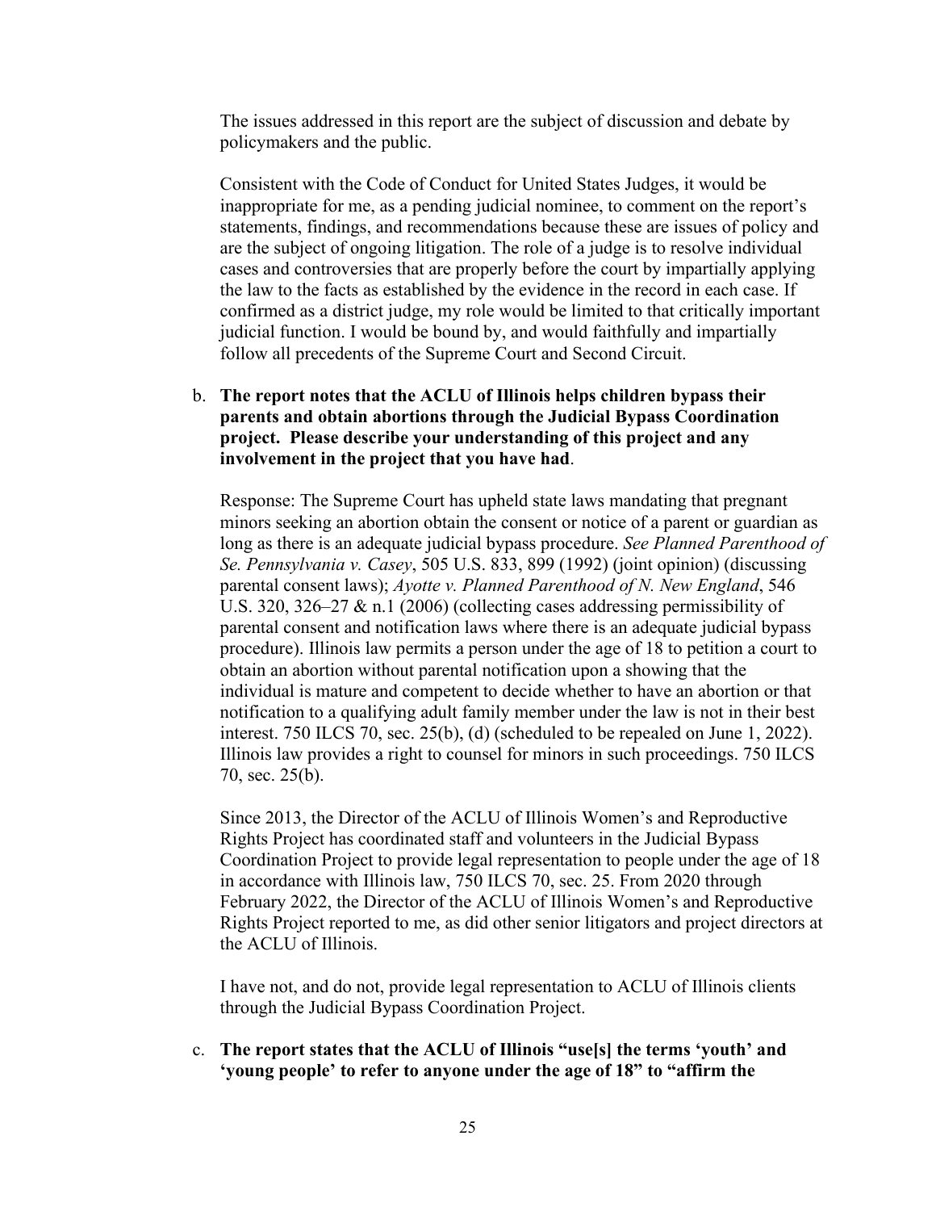The issues addressed in this report are the subject of discussion and debate by policymakers and the public.

Consistent with the Code of Conduct for United States Judges, it would be inappropriate for me, as a pending judicial nominee, to comment on the report's statements, findings, and recommendations because these are issues of policy and are the subject of ongoing litigation. The role of a judge is to resolve individual cases and controversies that are properly before the court by impartially applying the law to the facts as established by the evidence in the record in each case. If confirmed as a district judge, my role would be limited to that critically important judicial function. I would be bound by, and would faithfully and impartially follow all precedents of the Supreme Court and Second Circuit.

b. **The report notes that the ACLU of Illinois helps children bypass their parents and obtain abortions through the Judicial Bypass Coordination project. Please describe your understanding of this project and any involvement in the project that you have had**.

Response: The Supreme Court has upheld state laws mandating that pregnant minors seeking an abortion obtain the consent or notice of a parent or guardian as long as there is an adequate judicial bypass procedure. *See Planned Parenthood of Se. Pennsylvania v. Casey*, 505 U.S. 833, 899 (1992) (joint opinion) (discussing parental consent laws); *Ayotte v. Planned Parenthood of N. New England*, 546 U.S. 320, 326–27 & n.1 (2006) (collecting cases addressing permissibility of parental consent and notification laws where there is an adequate judicial bypass procedure). Illinois law permits a person under the age of 18 to petition a court to obtain an abortion without parental notification upon a showing that the individual is mature and competent to decide whether to have an abortion or that notification to a qualifying adult family member under the law is not in their best interest. 750 ILCS 70, sec. 25(b), (d) (scheduled to be repealed on June 1, 2022). Illinois law provides a right to counsel for minors in such proceedings. 750 ILCS 70, sec. 25(b).

Since 2013, the Director of the ACLU of Illinois Women's and Reproductive Rights Project has coordinated staff and volunteers in the Judicial Bypass Coordination Project to provide legal representation to people under the age of 18 in accordance with Illinois law, 750 ILCS 70, sec. 25. From 2020 through February 2022, the Director of the ACLU of Illinois Women's and Reproductive Rights Project reported to me, as did other senior litigators and project directors at the ACLU of Illinois.

I have not, and do not, provide legal representation to ACLU of Illinois clients through the Judicial Bypass Coordination Project.

c. **The report states that the ACLU of Illinois "use[s] the terms 'youth' and 'young people' to refer to anyone under the age of 18" to "affirm the**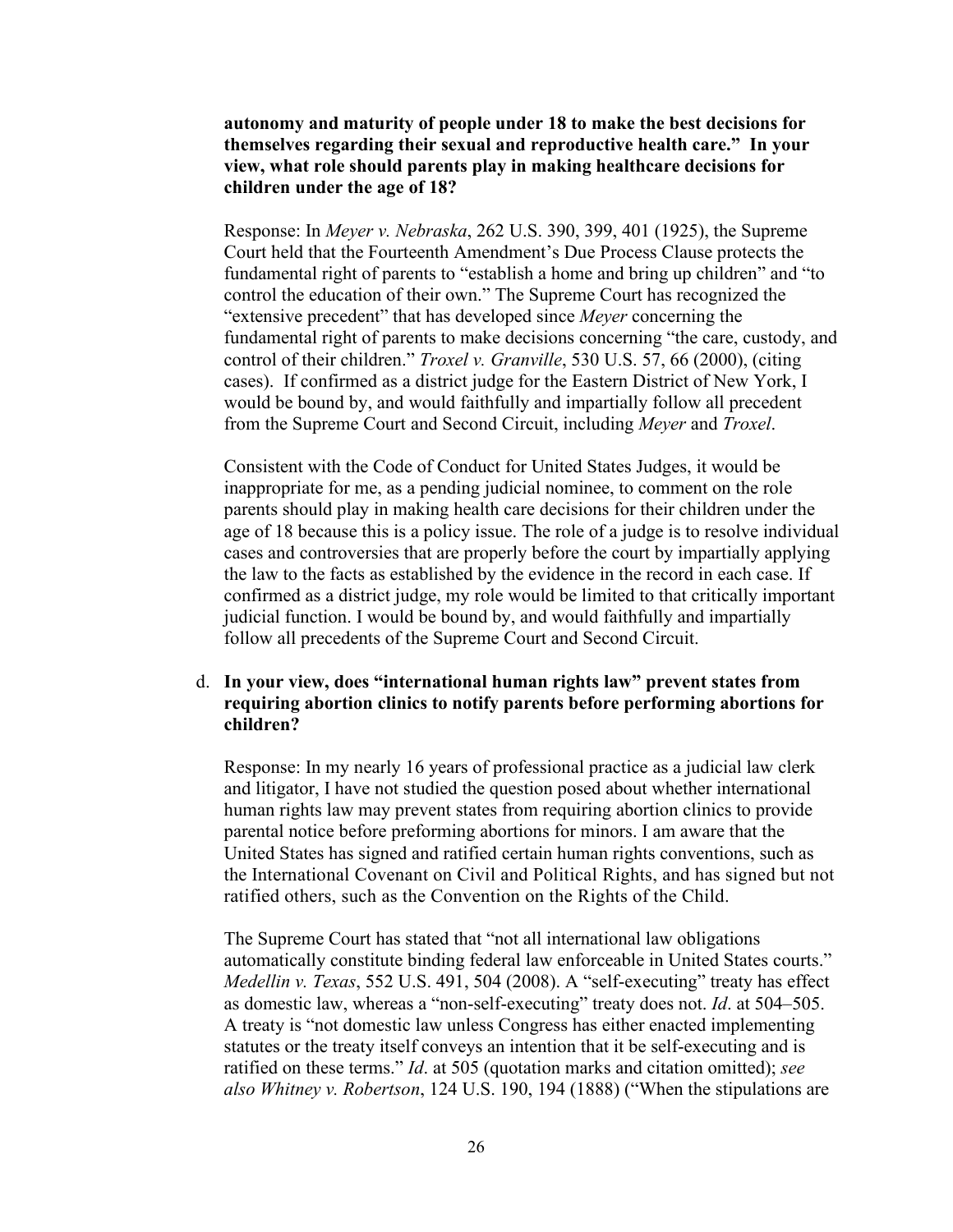**autonomy and maturity of people under 18 to make the best decisions for themselves regarding their sexual and reproductive health care." In your view, what role should parents play in making healthcare decisions for children under the age of 18?**

Response: In *Meyer v. Nebraska*, 262 U.S. 390, 399, 401 (1925), the Supreme Court held that the Fourteenth Amendment's Due Process Clause protects the fundamental right of parents to "establish a home and bring up children" and "to control the education of their own." The Supreme Court has recognized the "extensive precedent" that has developed since *Meyer* concerning the fundamental right of parents to make decisions concerning "the care, custody, and control of their children." *Troxel v. Granville*, 530 U.S. 57, 66 (2000), (citing cases). If confirmed as a district judge for the Eastern District of New York, I would be bound by, and would faithfully and impartially follow all precedent from the Supreme Court and Second Circuit, including *Meyer* and *Troxel*.

Consistent with the Code of Conduct for United States Judges, it would be inappropriate for me, as a pending judicial nominee, to comment on the role parents should play in making health care decisions for their children under the age of 18 because this is a policy issue. The role of a judge is to resolve individual cases and controversies that are properly before the court by impartially applying the law to the facts as established by the evidence in the record in each case. If confirmed as a district judge, my role would be limited to that critically important judicial function. I would be bound by, and would faithfully and impartially follow all precedents of the Supreme Court and Second Circuit.

d. **In your view, does "international human rights law" prevent states from requiring abortion clinics to notify parents before performing abortions for children?**

Response: In my nearly 16 years of professional practice as a judicial law clerk and litigator, I have not studied the question posed about whether international human rights law may prevent states from requiring abortion clinics to provide parental notice before preforming abortions for minors. I am aware that the United States has signed and ratified certain human rights conventions, such as the International Covenant on Civil and Political Rights, and has signed but not ratified others, such as the Convention on the Rights of the Child.

The Supreme Court has stated that "not all international law obligations automatically constitute binding federal law enforceable in United States courts." *Medellin v. Texas*, 552 U.S. 491, 504 (2008). A "self-executing" treaty has effect as domestic law, whereas a "non-self-executing" treaty does not. *Id*. at 504–505. A treaty is "not domestic law unless Congress has either enacted implementing statutes or the treaty itself conveys an intention that it be self-executing and is ratified on these terms." *Id*. at 505 (quotation marks and citation omitted); *see also Whitney v. Robertson*, 124 U.S. 190, 194 (1888) ("When the stipulations are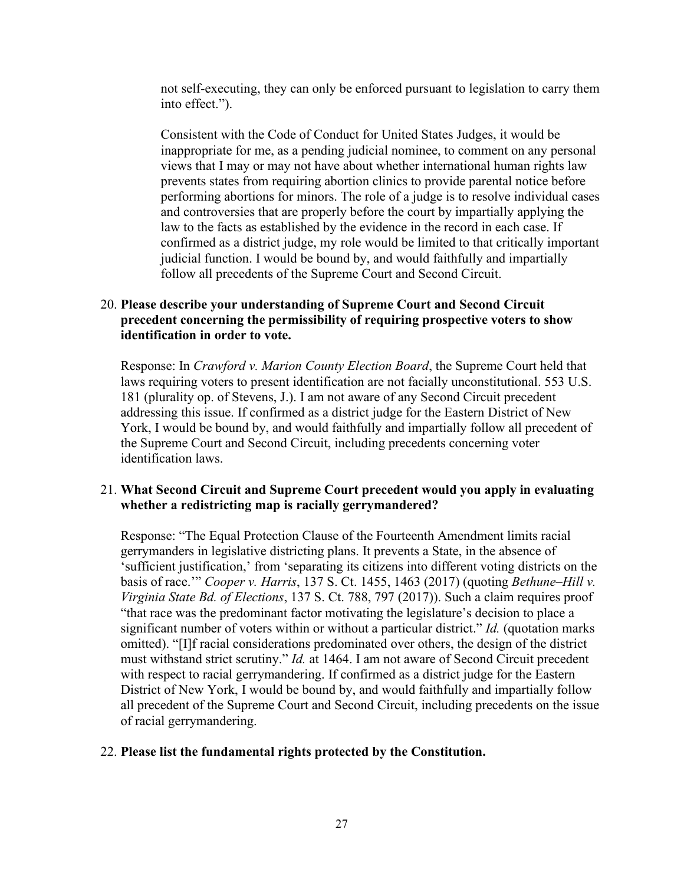not self-executing, they can only be enforced pursuant to legislation to carry them into effect.").

Consistent with the Code of Conduct for United States Judges, it would be inappropriate for me, as a pending judicial nominee, to comment on any personal views that I may or may not have about whether international human rights law prevents states from requiring abortion clinics to provide parental notice before performing abortions for minors. The role of a judge is to resolve individual cases and controversies that are properly before the court by impartially applying the law to the facts as established by the evidence in the record in each case. If confirmed as a district judge, my role would be limited to that critically important judicial function. I would be bound by, and would faithfully and impartially follow all precedents of the Supreme Court and Second Circuit.

20. **Please describe your understanding of Supreme Court and Second Circuit precedent concerning the permissibility of requiring prospective voters to show identification in order to vote.**

    Response: In *Crawford v. Marion County Election Board*, the Supreme Court held that laws requiring voters to present identification are not facially unconstitutional. 553 U.S. 181 (plurality op. of Stevens, J.). I am not aware of any Second Circuit precedent addressing this issue. If confirmed as a district judge for the Eastern District of New York, I would be bound by, and would faithfully and impartially follow all precedent of the Supreme Court and Second Circuit, including precedents concerning voter identification laws.

21. **What Second Circuit and Supreme Court precedent would you apply in evaluating whether a redistricting map is racially gerrymandered?**

    Response: "The Equal Protection Clause of the Fourteenth Amendment limits racial gerrymanders in legislative districting plans. It prevents a State, in the absence of 'sufficient justification,' from 'separating its citizens into different voting districts on the basis of race.'" *Cooper v. Harris*, 137 S. Ct. 1455, 1463 (2017) (quoting *Bethune–Hill v. Virginia State Bd. of Elections*, 137 S. Ct. 788, 797 (2017)). Such a claim requires proof "that race was the predominant factor motivating the legislature's decision to place a significant number of voters within or without a particular district." *Id.* (quotation marks omitted). "[I]f racial considerations predominated over others, the design of the district must withstand strict scrutiny." *Id.* at 1464. I am not aware of Second Circuit precedent with respect to racial gerrymandering. If confirmed as a district judge for the Eastern District of New York, I would be bound by, and would faithfully and impartially follow all precedent of the Supreme Court and Second Circuit, including precedents on the issue of racial gerrymandering.

22. **Please list the fundamental rights protected by the Constitution.**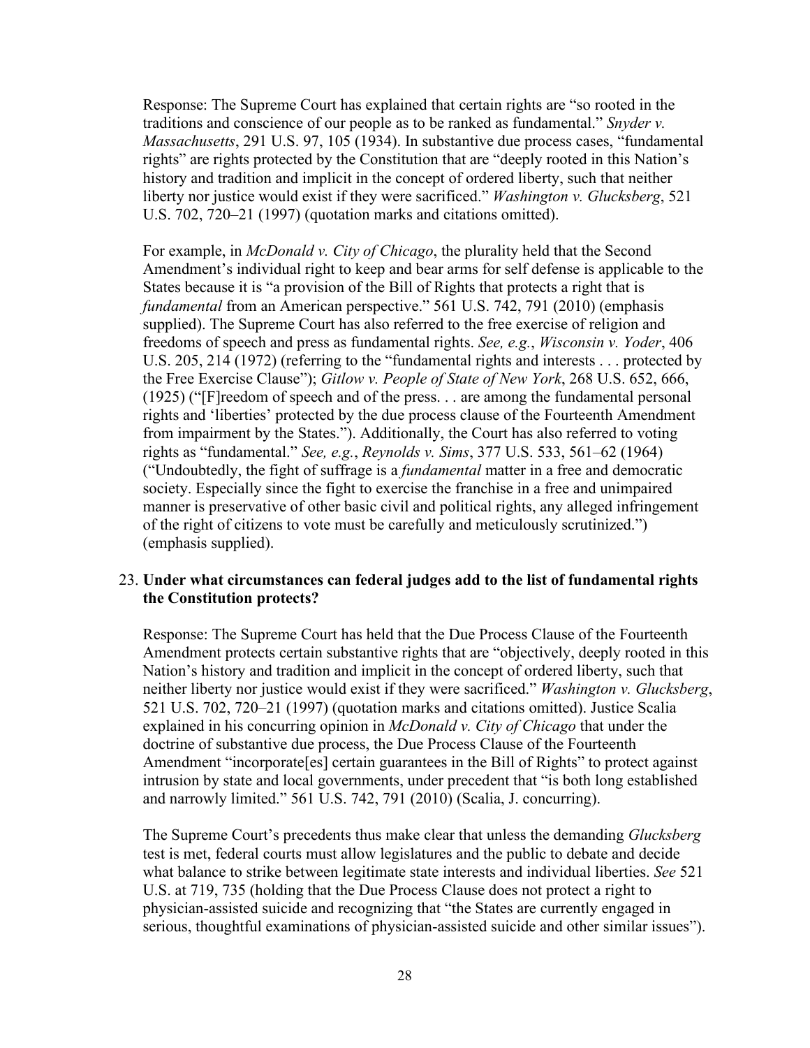Response: The Supreme Court has explained that certain rights are "so rooted in the traditions and conscience of our people as to be ranked as fundamental." *Snyder v. Massachusetts*, 291 U.S. 97, 105 (1934). In substantive due process cases, "fundamental rights" are rights protected by the Constitution that are "deeply rooted in this Nation's history and tradition and implicit in the concept of ordered liberty, such that neither liberty nor justice would exist if they were sacrificed." *Washington v. Glucksberg*, 521 U.S. 702, 720–21 (1997) (quotation marks and citations omitted).

For example, in *McDonald v. City of Chicago*, the plurality held that the Second Amendment's individual right to keep and bear arms for self defense is applicable to the States because it is "a provision of the Bill of Rights that protects a right that is *fundamental* from an American perspective." 561 U.S. 742, 791 (2010) (emphasis supplied). The Supreme Court has also referred to the free exercise of religion and freedoms of speech and press as fundamental rights. *See, e.g.*, *Wisconsin v. Yoder*, 406 U.S. 205, 214 (1972) (referring to the "fundamental rights and interests . . . protected by the Free Exercise Clause"); *Gitlow v. People of State of New York*, 268 U.S. 652, 666, (1925) ("[F]reedom of speech and of the press. . . are among the fundamental personal rights and 'liberties' protected by the due process clause of the Fourteenth Amendment from impairment by the States."). Additionally, the Court has also referred to voting rights as "fundamental." *See, e.g.*, *Reynolds v. Sims*, 377 U.S. 533, 561–62 (1964) ("Undoubtedly, the fight of suffrage is a *fundamental* matter in a free and democratic society. Especially since the fight to exercise the franchise in a free and unimpaired manner is preservative of other basic civil and political rights, any alleged infringement of the right of citizens to vote must be carefully and meticulously scrutinized.") (emphasis supplied).

23. **Under what circumstances can federal judges add to the list of fundamental rights the Constitution protects?**

Response: The Supreme Court has held that the Due Process Clause of the Fourteenth Amendment protects certain substantive rights that are "objectively, deeply rooted in this Nation's history and tradition and implicit in the concept of ordered liberty, such that neither liberty nor justice would exist if they were sacrificed." *Washington v. Glucksberg*, 521 U.S. 702, 720–21 (1997) (quotation marks and citations omitted). Justice Scalia explained in his concurring opinion in *McDonald v. City of Chicago* that under the doctrine of substantive due process, the Due Process Clause of the Fourteenth Amendment "incorporate[es] certain guarantees in the Bill of Rights" to protect against intrusion by state and local governments, under precedent that "is both long established and narrowly limited." 561 U.S. 742, 791 (2010) (Scalia, J. concurring).

The Supreme Court's precedents thus make clear that unless the demanding *Glucksberg* test is met, federal courts must allow legislatures and the public to debate and decide what balance to strike between legitimate state interests and individual liberties. *See* 521 U.S. at 719, 735 (holding that the Due Process Clause does not protect a right to physician-assisted suicide and recognizing that "the States are currently engaged in serious, thoughtful examinations of physician-assisted suicide and other similar issues").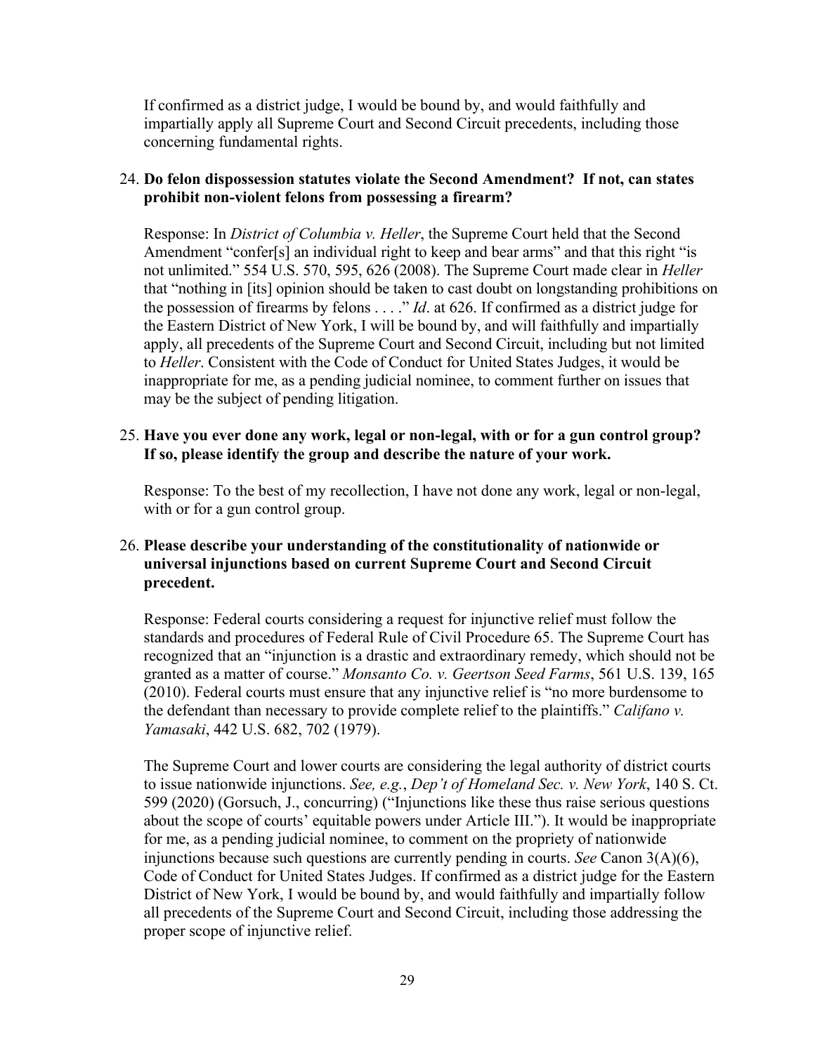If confirmed as a district judge, I would be bound by, and would faithfully and impartially apply all Supreme Court and Second Circuit precedents, including those concerning fundamental rights.

24. **Do felon dispossession statutes violate the Second Amendment? If not, can states prohibit non-violent felons from possessing a firearm?**

    Response: In *District of Columbia v. Heller*, the Supreme Court held that the Second Amendment "confer[s] an individual right to keep and bear arms" and that this right "is not unlimited." 554 U.S. 570, 595, 626 (2008). The Supreme Court made clear in *Heller* that "nothing in [its] opinion should be taken to cast doubt on longstanding prohibitions on the possession of firearms by felons . . . ." *Id*. at 626. If confirmed as a district judge for the Eastern District of New York, I will be bound by, and will faithfully and impartially apply, all precedents of the Supreme Court and Second Circuit, including but not limited to *Heller*. Consistent with the Code of Conduct for United States Judges, it would be inappropriate for me, as a pending judicial nominee, to comment further on issues that may be the subject of pending litigation.

25. **Have you ever done any work, legal or non-legal, with or for a gun control group? If so, please identify the group and describe the nature of your work.**

    Response: To the best of my recollection, I have not done any work, legal or non-legal, with or for a gun control group.

26. **Please describe your understanding of the constitutionality of nationwide or universal injunctions based on current Supreme Court and Second Circuit precedent.**

    Response: Federal courts considering a request for injunctive relief must follow the standards and procedures of Federal Rule of Civil Procedure 65. The Supreme Court has recognized that an "injunction is a drastic and extraordinary remedy, which should not be granted as a matter of course." *Monsanto Co. v. Geertson Seed Farms*, 561 U.S. 139, 165 (2010). Federal courts must ensure that any injunctive relief is "no more burdensome to the defendant than necessary to provide complete relief to the plaintiffs." *Califano v. Yamasaki*, 442 U.S. 682, 702 (1979).

    The Supreme Court and lower courts are considering the legal authority of district courts to issue nationwide injunctions. *See, e.g.*, *Dep't of Homeland Sec. v. New York*, 140 S. Ct. 599 (2020) (Gorsuch, J., concurring) ("Injunctions like these thus raise serious questions about the scope of courts' equitable powers under Article III."). It would be inappropriate for me, as a pending judicial nominee, to comment on the propriety of nationwide injunctions because such questions are currently pending in courts. *See* Canon 3(A)(6), Code of Conduct for United States Judges. If confirmed as a district judge for the Eastern District of New York, I would be bound by, and would faithfully and impartially follow all precedents of the Supreme Court and Second Circuit, including those addressing the proper scope of injunctive relief.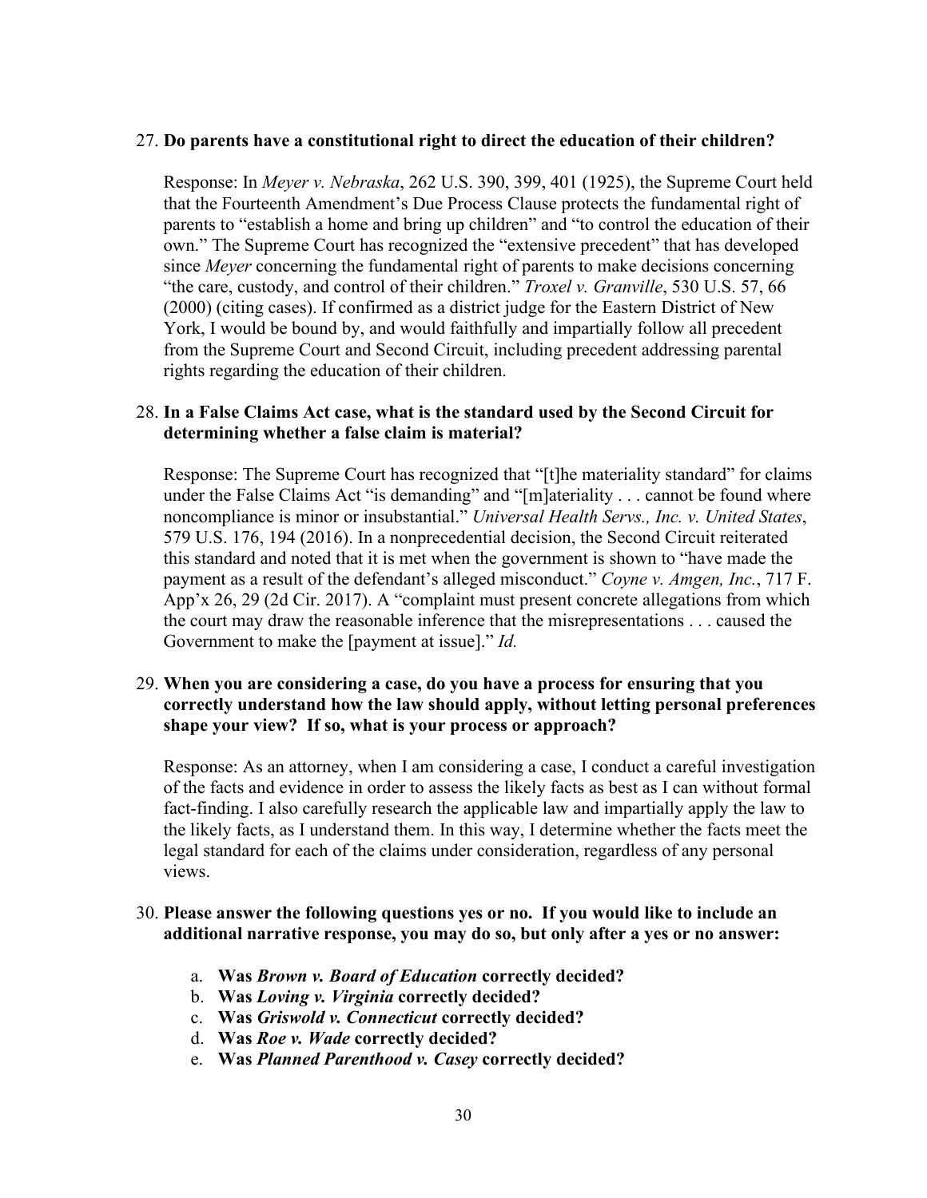27. **Do parents have a constitutional right to direct the education of their children?**

    Response: In *Meyer v. Nebraska*, 262 U.S. 390, 399, 401 (1925), the Supreme Court held that the Fourteenth Amendment's Due Process Clause protects the fundamental right of parents to "establish a home and bring up children" and "to control the education of their own." The Supreme Court has recognized the "extensive precedent" that has developed since *Meyer* concerning the fundamental right of parents to make decisions concerning "the care, custody, and control of their children." *Troxel v. Granville*, 530 U.S. 57, 66 (2000) (citing cases). If confirmed as a district judge for the Eastern District of New York, I would be bound by, and would faithfully and impartially follow all precedent from the Supreme Court and Second Circuit, including precedent addressing parental rights regarding the education of their children.

28. **In a False Claims Act case, what is the standard used by the Second Circuit for determining whether a false claim is material?**

    Response: The Supreme Court has recognized that "[t]he materiality standard" for claims under the False Claims Act "is demanding" and "[m]ateriality . . . cannot be found where noncompliance is minor or insubstantial." *Universal Health Servs., Inc. v. United States*, 579 U.S. 176, 194 (2016). In a nonprecedential decision, the Second Circuit reiterated this standard and noted that it is met when the government is shown to "have made the payment as a result of the defendant's alleged misconduct." *Coyne v. Amgen, Inc.*, 717 F. App'x 26, 29 (2d Cir. 2017). A "complaint must present concrete allegations from which the court may draw the reasonable inference that the misrepresentations . . . caused the Government to make the [payment at issue]." *Id.*

29. **When you are considering a case, do you have a process for ensuring that you correctly understand how the law should apply, without letting personal preferences shape your view? If so, what is your process or approach?**

    Response: As an attorney, when I am considering a case, I conduct a careful investigation of the facts and evidence in order to assess the likely facts as best as I can without formal fact-finding. I also carefully research the applicable law and impartially apply the law to the likely facts, as I understand them. In this way, I determine whether the facts meet the legal standard for each of the claims under consideration, regardless of any personal views.

30. **Please answer the following questions yes or no. If you would like to include an additional narrative response, you may do so, but only after a yes or no answer:**

    a. **Was *Brown v. Board of Education* correctly decided?**
    b. **Was *Loving v. Virginia* correctly decided?**
    c. **Was *Griswold v. Connecticut* correctly decided?**
    d. **Was *Roe v. Wade* correctly decided?**
    e. **Was *Planned Parenthood v. Casey* correctly decided?**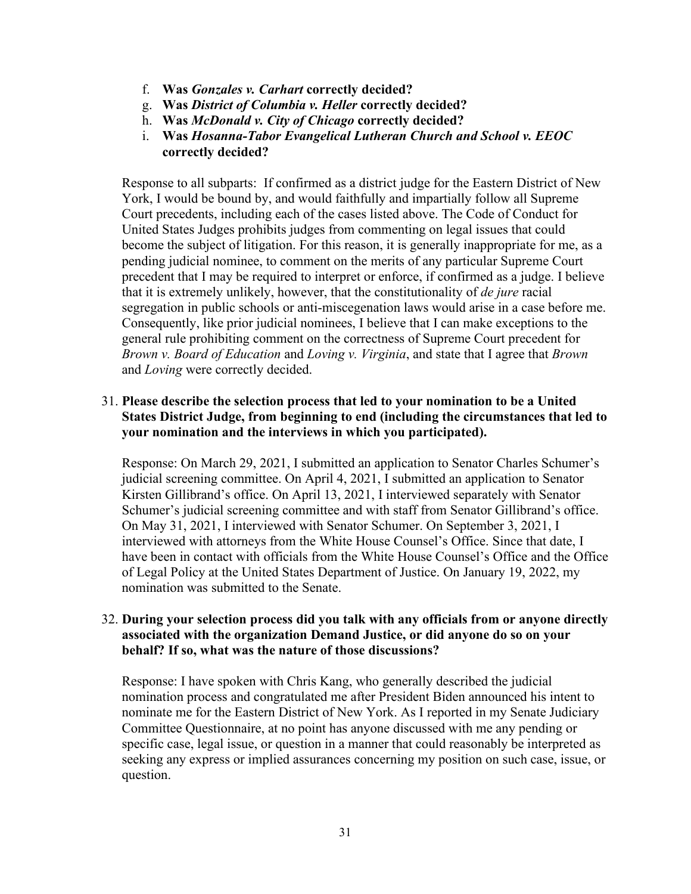f. **Was *Gonzales v. Carhart* correctly decided?**
g. **Was *District of Columbia v. Heller* correctly decided?**
h. **Was *McDonald v. City of Chicago* correctly decided?**
i. **Was *Hosanna-Tabor Evangelical Lutheran Church and School v. EEOC* correctly decided?**

Response to all subparts: If confirmed as a district judge for the Eastern District of New York, I would be bound by, and would faithfully and impartially follow all Supreme Court precedents, including each of the cases listed above. The Code of Conduct for United States Judges prohibits judges from commenting on legal issues that could become the subject of litigation. For this reason, it is generally inappropriate for me, as a pending judicial nominee, to comment on the merits of any particular Supreme Court precedent that I may be required to interpret or enforce, if confirmed as a judge. I believe that it is extremely unlikely, however, that the constitutionality of *de jure* racial segregation in public schools or anti-miscegenation laws would arise in a case before me. Consequently, like prior judicial nominees, I believe that I can make exceptions to the general rule prohibiting comment on the correctness of Supreme Court precedent for *Brown v. Board of Education* and *Loving v. Virginia*, and state that I agree that *Brown* and *Loving* were correctly decided.

31. **Please describe the selection process that led to your nomination to be a United States District Judge, from beginning to end (including the circumstances that led to your nomination and the interviews in which you participated).**

Response: On March 29, 2021, I submitted an application to Senator Charles Schumer's judicial screening committee. On April 4, 2021, I submitted an application to Senator Kirsten Gillibrand's office. On April 13, 2021, I interviewed separately with Senator Schumer's judicial screening committee and with staff from Senator Gillibrand's office. On May 31, 2021, I interviewed with Senator Schumer. On September 3, 2021, I interviewed with attorneys from the White House Counsel's Office. Since that date, I have been in contact with officials from the White House Counsel's Office and the Office of Legal Policy at the United States Department of Justice. On January 19, 2022, my nomination was submitted to the Senate.

32. **During your selection process did you talk with any officials from or anyone directly associated with the organization Demand Justice, or did anyone do so on your behalf? If so, what was the nature of those discussions?**

Response: I have spoken with Chris Kang, who generally described the judicial nomination process and congratulated me after President Biden announced his intent to nominate me for the Eastern District of New York. As I reported in my Senate Judiciary Committee Questionnaire, at no point has anyone discussed with me any pending or specific case, legal issue, or question in a manner that could reasonably be interpreted as seeking any express or implied assurances concerning my position on such case, issue, or question.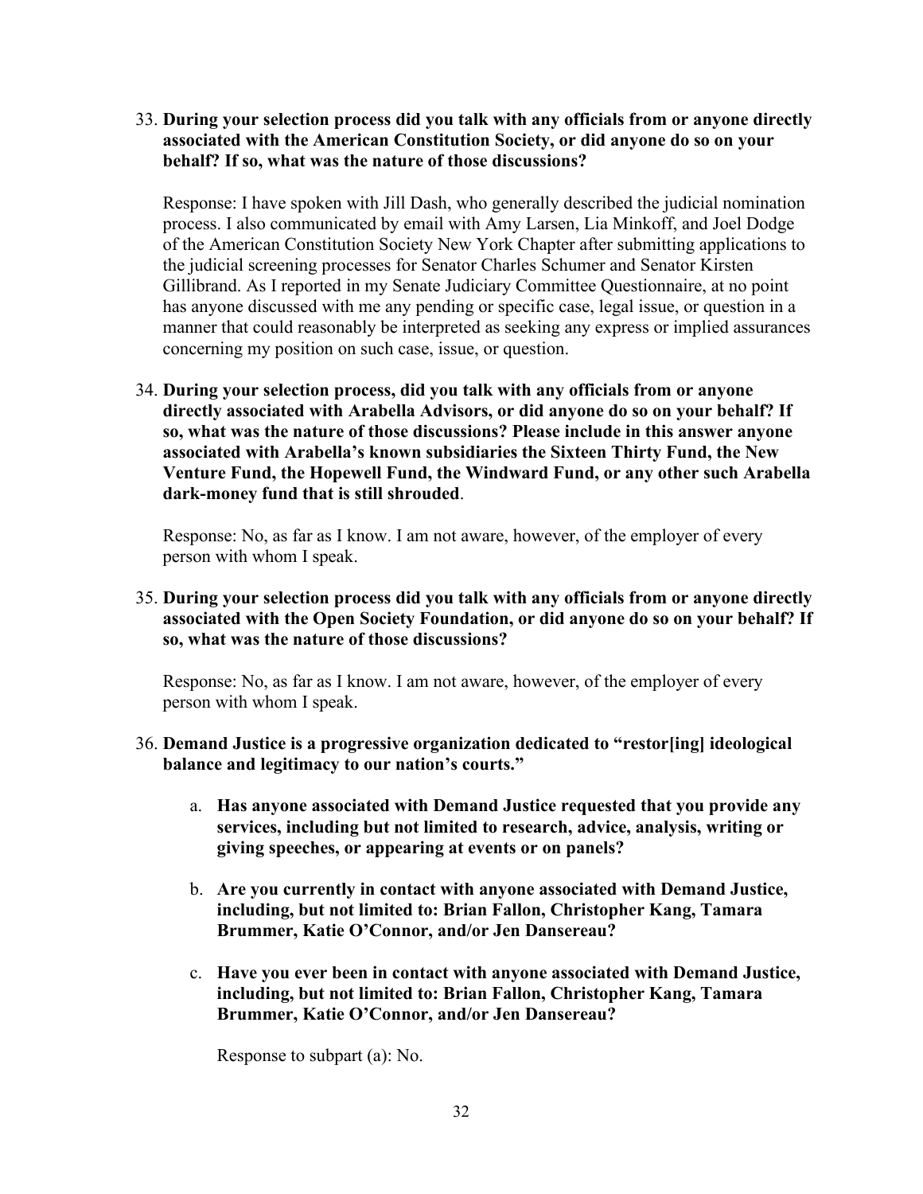33. **During your selection process did you talk with any officials from or anyone directly associated with the American Constitution Society, or did anyone do so on your behalf? If so, what was the nature of those discussions?**

    Response: I have spoken with Jill Dash, who generally described the judicial nomination process. I also communicated by email with Amy Larsen, Lia Minkoff, and Joel Dodge of the American Constitution Society New York Chapter after submitting applications to the judicial screening processes for Senator Charles Schumer and Senator Kirsten Gillibrand. As I reported in my Senate Judiciary Committee Questionnaire, at no point has anyone discussed with me any pending or specific case, legal issue, or question in a manner that could reasonably be interpreted as seeking any express or implied assurances concerning my position on such case, issue, or question.

34. **During your selection process, did you talk with any officials from or anyone directly associated with Arabella Advisors, or did anyone do so on your behalf? If so, what was the nature of those discussions? Please include in this answer anyone associated with Arabella's known subsidiaries the Sixteen Thirty Fund, the New Venture Fund, the Hopewell Fund, the Windward Fund, or any other such Arabella dark-money fund that is still shrouded**.

    Response: No, as far as I know. I am not aware, however, of the employer of every person with whom I speak.

35. **During your selection process did you talk with any officials from or anyone directly associated with the Open Society Foundation, or did anyone do so on your behalf? If so, what was the nature of those discussions?**

    Response: No, as far as I know. I am not aware, however, of the employer of every person with whom I speak.

36. **Demand Justice is a progressive organization dedicated to "restor[ing] ideological balance and legitimacy to our nation's courts."**

    a. **Has anyone associated with Demand Justice requested that you provide any services, including but not limited to research, advice, analysis, writing or giving speeches, or appearing at events or on panels?**

    b. **Are you currently in contact with anyone associated with Demand Justice, including, but not limited to: Brian Fallon, Christopher Kang, Tamara Brummer, Katie O'Connor, and/or Jen Dansereau?**

    c. **Have you ever been in contact with anyone associated with Demand Justice, including, but not limited to: Brian Fallon, Christopher Kang, Tamara Brummer, Katie O'Connor, and/or Jen Dansereau?**

    Response to subpart (a): No.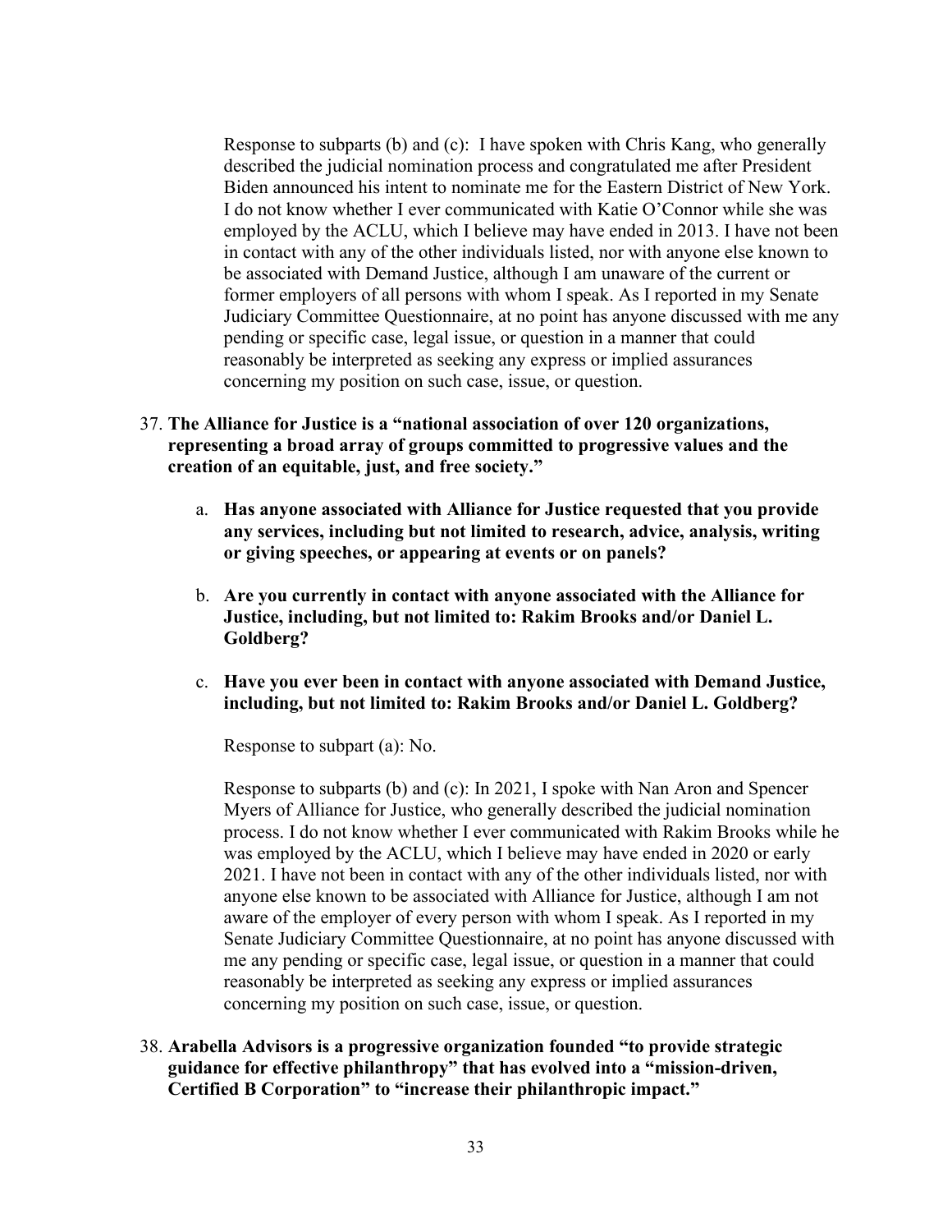Response to subparts (b) and (c): I have spoken with Chris Kang, who generally described the judicial nomination process and congratulated me after President Biden announced his intent to nominate me for the Eastern District of New York. I do not know whether I ever communicated with Katie O'Connor while she was employed by the ACLU, which I believe may have ended in 2013. I have not been in contact with any of the other individuals listed, nor with anyone else known to be associated with Demand Justice, although I am unaware of the current or former employers of all persons with whom I speak. As I reported in my Senate Judiciary Committee Questionnaire, at no point has anyone discussed with me any pending or specific case, legal issue, or question in a manner that could reasonably be interpreted as seeking any express or implied assurances concerning my position on such case, issue, or question.

37. **The Alliance for Justice is a "national association of over 120 organizations, representing a broad array of groups committed to progressive values and the creation of an equitable, just, and free society."**

    a. **Has anyone associated with Alliance for Justice requested that you provide any services, including but not limited to research, advice, analysis, writing or giving speeches, or appearing at events or on panels?**

    b. **Are you currently in contact with anyone associated with the Alliance for Justice, including, but not limited to: Rakim Brooks and/or Daniel L. Goldberg?**

    c. **Have you ever been in contact with anyone associated with Demand Justice, including, but not limited to: Rakim Brooks and/or Daniel L. Goldberg?**

    Response to subpart (a): No.

    Response to subparts (b) and (c): In 2021, I spoke with Nan Aron and Spencer Myers of Alliance for Justice, who generally described the judicial nomination process. I do not know whether I ever communicated with Rakim Brooks while he was employed by the ACLU, which I believe may have ended in 2020 or early 2021. I have not been in contact with any of the other individuals listed, nor with anyone else known to be associated with Alliance for Justice, although I am not aware of the employer of every person with whom I speak. As I reported in my Senate Judiciary Committee Questionnaire, at no point has anyone discussed with me any pending or specific case, legal issue, or question in a manner that could reasonably be interpreted as seeking any express or implied assurances concerning my position on such case, issue, or question.

38. **Arabella Advisors is a progressive organization founded "to provide strategic guidance for effective philanthropy" that has evolved into a "mission-driven, Certified B Corporation" to "increase their philanthropic impact."**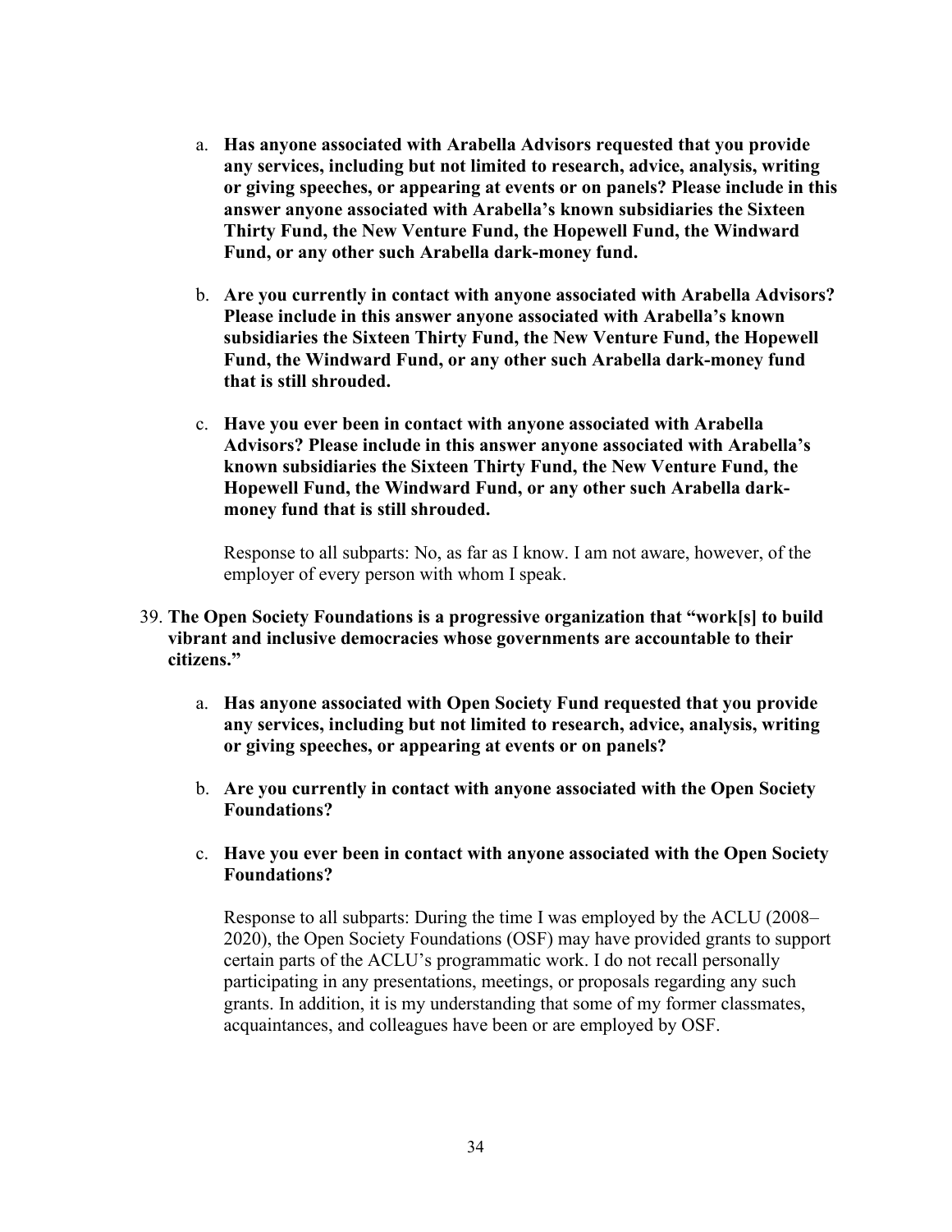a. **Has anyone associated with Arabella Advisors requested that you provide any services, including but not limited to research, advice, analysis, writing or giving speeches, or appearing at events or on panels? Please include in this answer anyone associated with Arabella's known subsidiaries the Sixteen Thirty Fund, the New Venture Fund, the Hopewell Fund, the Windward Fund, or any other such Arabella dark-money fund.**

b. **Are you currently in contact with anyone associated with Arabella Advisors? Please include in this answer anyone associated with Arabella's known subsidiaries the Sixteen Thirty Fund, the New Venture Fund, the Hopewell Fund, the Windward Fund, or any other such Arabella dark-money fund that is still shrouded.**

c. **Have you ever been in contact with anyone associated with Arabella Advisors? Please include in this answer anyone associated with Arabella's known subsidiaries the Sixteen Thirty Fund, the New Venture Fund, the Hopewell Fund, the Windward Fund, or any other such Arabella dark-money fund that is still shrouded.**

Response to all subparts: No, as far as I know. I am not aware, however, of the employer of every person with whom I speak.

39. **The Open Society Foundations is a progressive organization that "work[s] to build vibrant and inclusive democracies whose governments are accountable to their citizens."**

a. **Has anyone associated with Open Society Fund requested that you provide any services, including but not limited to research, advice, analysis, writing or giving speeches, or appearing at events or on panels?**

b. **Are you currently in contact with anyone associated with the Open Society Foundations?**

c. **Have you ever been in contact with anyone associated with the Open Society Foundations?**

Response to all subparts: During the time I was employed by the ACLU (2008–2020), the Open Society Foundations (OSF) may have provided grants to support certain parts of the ACLU's programmatic work. I do not recall personally participating in any presentations, meetings, or proposals regarding any such grants. In addition, it is my understanding that some of my former classmates, acquaintances, and colleagues have been or are employed by OSF.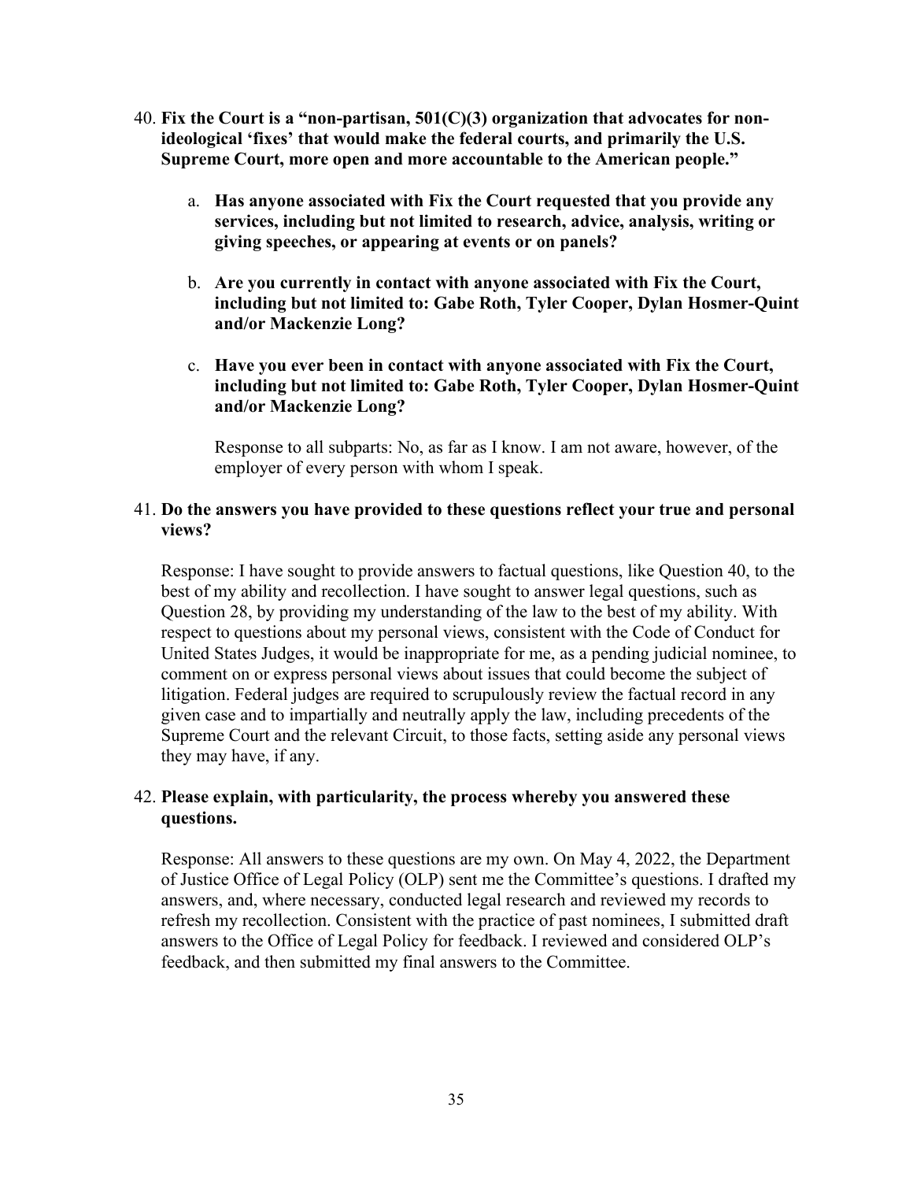40. **Fix the Court is a "non-partisan, 501(C)(3) organization that advocates for non-ideological 'fixes' that would make the federal courts, and primarily the U.S. Supreme Court, more open and more accountable to the American people."**

    a. **Has anyone associated with Fix the Court requested that you provide any services, including but not limited to research, advice, analysis, writing or giving speeches, or appearing at events or on panels?**

    b. **Are you currently in contact with anyone associated with Fix the Court, including but not limited to: Gabe Roth, Tyler Cooper, Dylan Hosmer-Quint and/or Mackenzie Long?**

    c. **Have you ever been in contact with anyone associated with Fix the Court, including but not limited to: Gabe Roth, Tyler Cooper, Dylan Hosmer-Quint and/or Mackenzie Long?**

    Response to all subparts: No, as far as I know. I am not aware, however, of the employer of every person with whom I speak.

41. **Do the answers you have provided to these questions reflect your true and personal views?**

    Response: I have sought to provide answers to factual questions, like Question 40, to the best of my ability and recollection. I have sought to answer legal questions, such as Question 28, by providing my understanding of the law to the best of my ability. With respect to questions about my personal views, consistent with the Code of Conduct for United States Judges, it would be inappropriate for me, as a pending judicial nominee, to comment on or express personal views about issues that could become the subject of litigation. Federal judges are required to scrupulously review the factual record in any given case and to impartially and neutrally apply the law, including precedents of the Supreme Court and the relevant Circuit, to those facts, setting aside any personal views they may have, if any.

42. **Please explain, with particularity, the process whereby you answered these questions.**

    Response: All answers to these questions are my own. On May 4, 2022, the Department of Justice Office of Legal Policy (OLP) sent me the Committee's questions. I drafted my answers, and, where necessary, conducted legal research and reviewed my records to refresh my recollection. Consistent with the practice of past nominees, I submitted draft answers to the Office of Legal Policy for feedback. I reviewed and considered OLP's feedback, and then submitted my final answers to the Committee.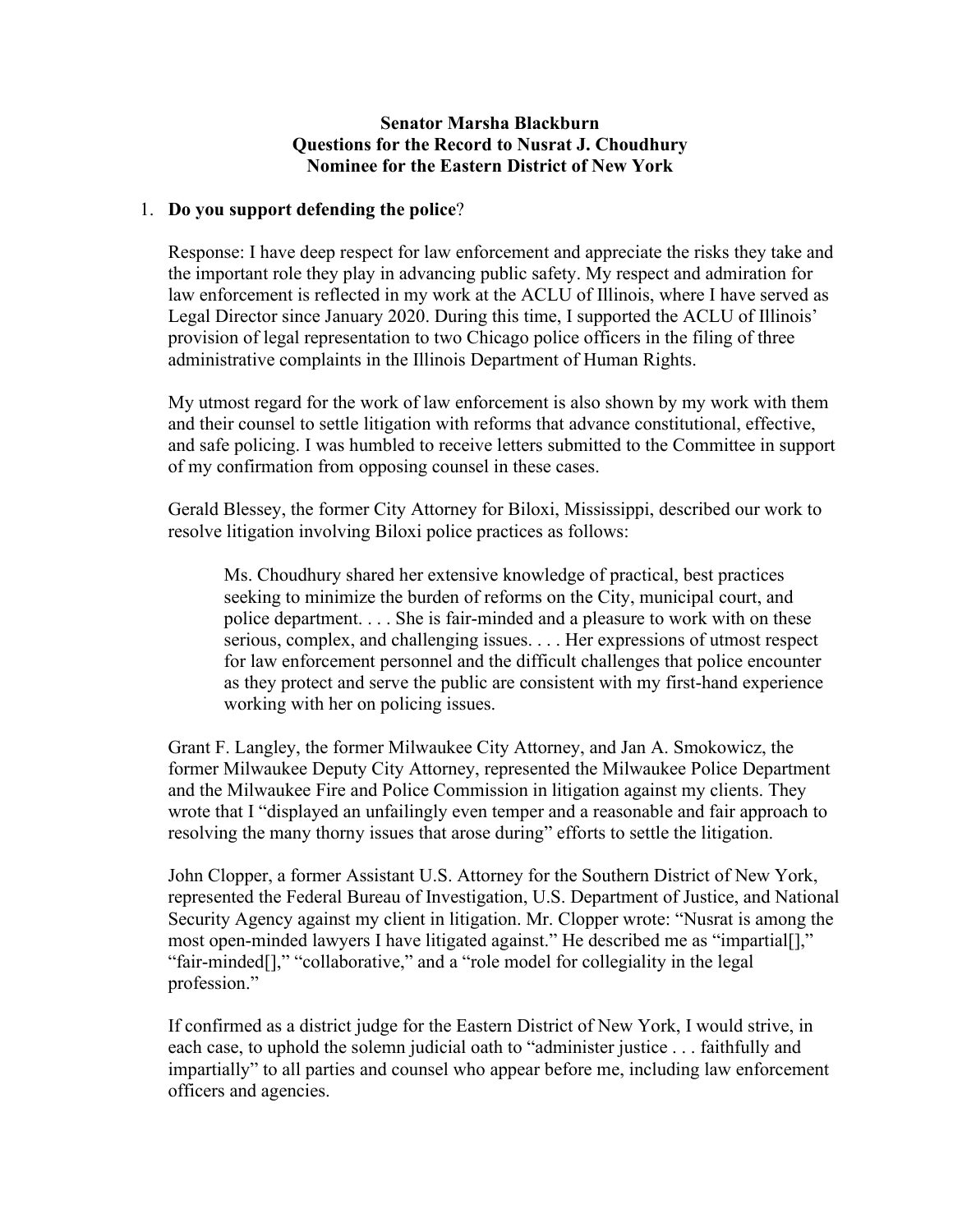**Senator Marsha Blackburn**
**Questions for the Record to Nusrat J. Choudhury**
**Nominee for the Eastern District of New York**

1. **Do you support defending the police**?

   Response: I have deep respect for law enforcement and appreciate the risks they take and the important role they play in advancing public safety. My respect and admiration for law enforcement is reflected in my work at the ACLU of Illinois, where I have served as Legal Director since January 2020. During this time, I supported the ACLU of Illinois' provision of legal representation to two Chicago police officers in the filing of three administrative complaints in the Illinois Department of Human Rights.

   My utmost regard for the work of law enforcement is also shown by my work with them and their counsel to settle litigation with reforms that advance constitutional, effective, and safe policing. I was humbled to receive letters submitted to the Committee in support of my confirmation from opposing counsel in these cases.

   Gerald Blessey, the former City Attorney for Biloxi, Mississippi, described our work to resolve litigation involving Biloxi police practices as follows:

   > Ms. Choudhury shared her extensive knowledge of practical, best practices seeking to minimize the burden of reforms on the City, municipal court, and police department. . . . She is fair-minded and a pleasure to work with on these serious, complex, and challenging issues. . . . Her expressions of utmost respect for law enforcement personnel and the difficult challenges that police encounter as they protect and serve the public are consistent with my first-hand experience working with her on policing issues.

   Grant F. Langley, the former Milwaukee City Attorney, and Jan A. Smokowicz, the former Milwaukee Deputy City Attorney, represented the Milwaukee Police Department and the Milwaukee Fire and Police Commission in litigation against my clients. They wrote that I "displayed an unfailingly even temper and a reasonable and fair approach to resolving the many thorny issues that arose during" efforts to settle the litigation.

   John Clopper, a former Assistant U.S. Attorney for the Southern District of New York, represented the Federal Bureau of Investigation, U.S. Department of Justice, and National Security Agency against my client in litigation. Mr. Clopper wrote: "Nusrat is among the most open-minded lawyers I have litigated against." He described me as "impartial[]," "fair-minded[]," "collaborative," and a "role model for collegiality in the legal profession."

   If confirmed as a district judge for the Eastern District of New York, I would strive, in each case, to uphold the solemn judicial oath to "administer justice . . . faithfully and impartially" to all parties and counsel who appear before me, including law enforcement officers and agencies.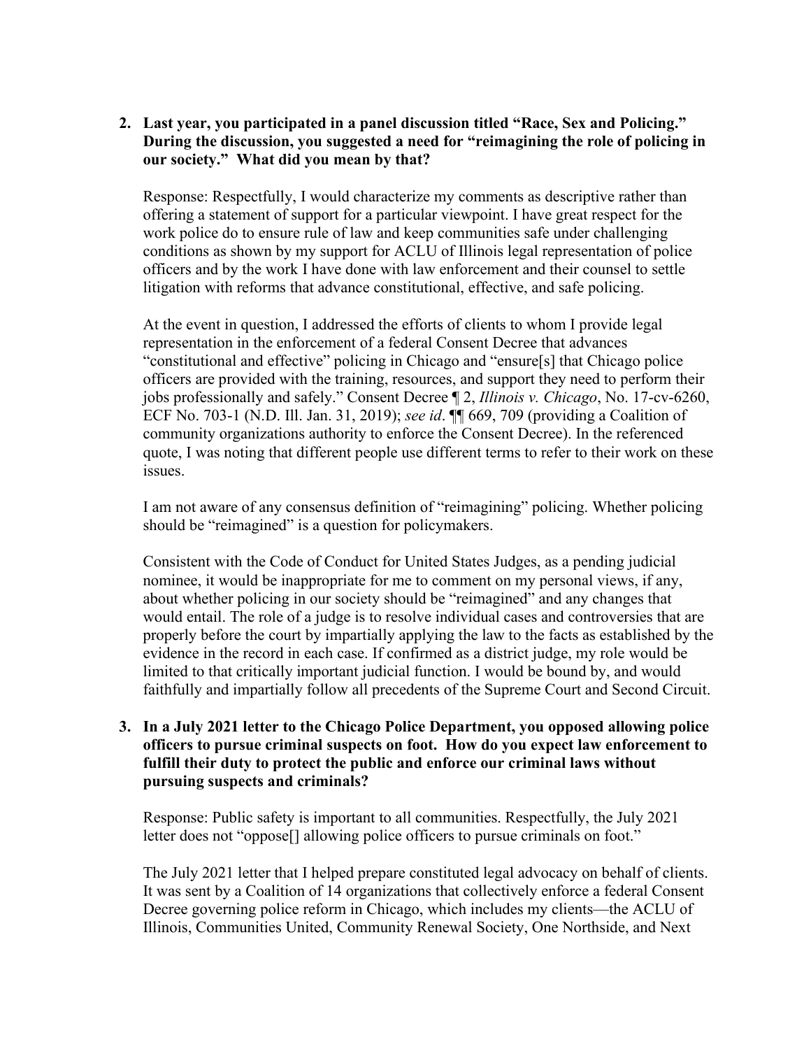**2. Last year, you participated in a panel discussion titled "Race, Sex and Policing." During the discussion, you suggested a need for "reimagining the role of policing in our society." What did you mean by that?**

Response: Respectfully, I would characterize my comments as descriptive rather than offering a statement of support for a particular viewpoint. I have great respect for the work police do to ensure rule of law and keep communities safe under challenging conditions as shown by my support for ACLU of Illinois legal representation of police officers and by the work I have done with law enforcement and their counsel to settle litigation with reforms that advance constitutional, effective, and safe policing.

At the event in question, I addressed the efforts of clients to whom I provide legal representation in the enforcement of a federal Consent Decree that advances "constitutional and effective" policing in Chicago and "ensure[s] that Chicago police officers are provided with the training, resources, and support they need to perform their jobs professionally and safely." Consent Decree ¶ 2, *Illinois v. Chicago*, No. 17-cv-6260, ECF No. 703-1 (N.D. Ill. Jan. 31, 2019); *see id*. ¶¶ 669, 709 (providing a Coalition of community organizations authority to enforce the Consent Decree). In the referenced quote, I was noting that different people use different terms to refer to their work on these issues.

I am not aware of any consensus definition of "reimagining" policing. Whether policing should be "reimagined" is a question for policymakers.

Consistent with the Code of Conduct for United States Judges, as a pending judicial nominee, it would be inappropriate for me to comment on my personal views, if any, about whether policing in our society should be "reimagined" and any changes that would entail. The role of a judge is to resolve individual cases and controversies that are properly before the court by impartially applying the law to the facts as established by the evidence in the record in each case. If confirmed as a district judge, my role would be limited to that critically important judicial function. I would be bound by, and would faithfully and impartially follow all precedents of the Supreme Court and Second Circuit.

**3. In a July 2021 letter to the Chicago Police Department, you opposed allowing police officers to pursue criminal suspects on foot. How do you expect law enforcement to fulfill their duty to protect the public and enforce our criminal laws without pursuing suspects and criminals?**

Response: Public safety is important to all communities. Respectfully, the July 2021 letter does not "oppose[] allowing police officers to pursue criminals on foot."

The July 2021 letter that I helped prepare constituted legal advocacy on behalf of clients. It was sent by a Coalition of 14 organizations that collectively enforce a federal Consent Decree governing police reform in Chicago, which includes my clients—the ACLU of Illinois, Communities United, Community Renewal Society, One Northside, and Next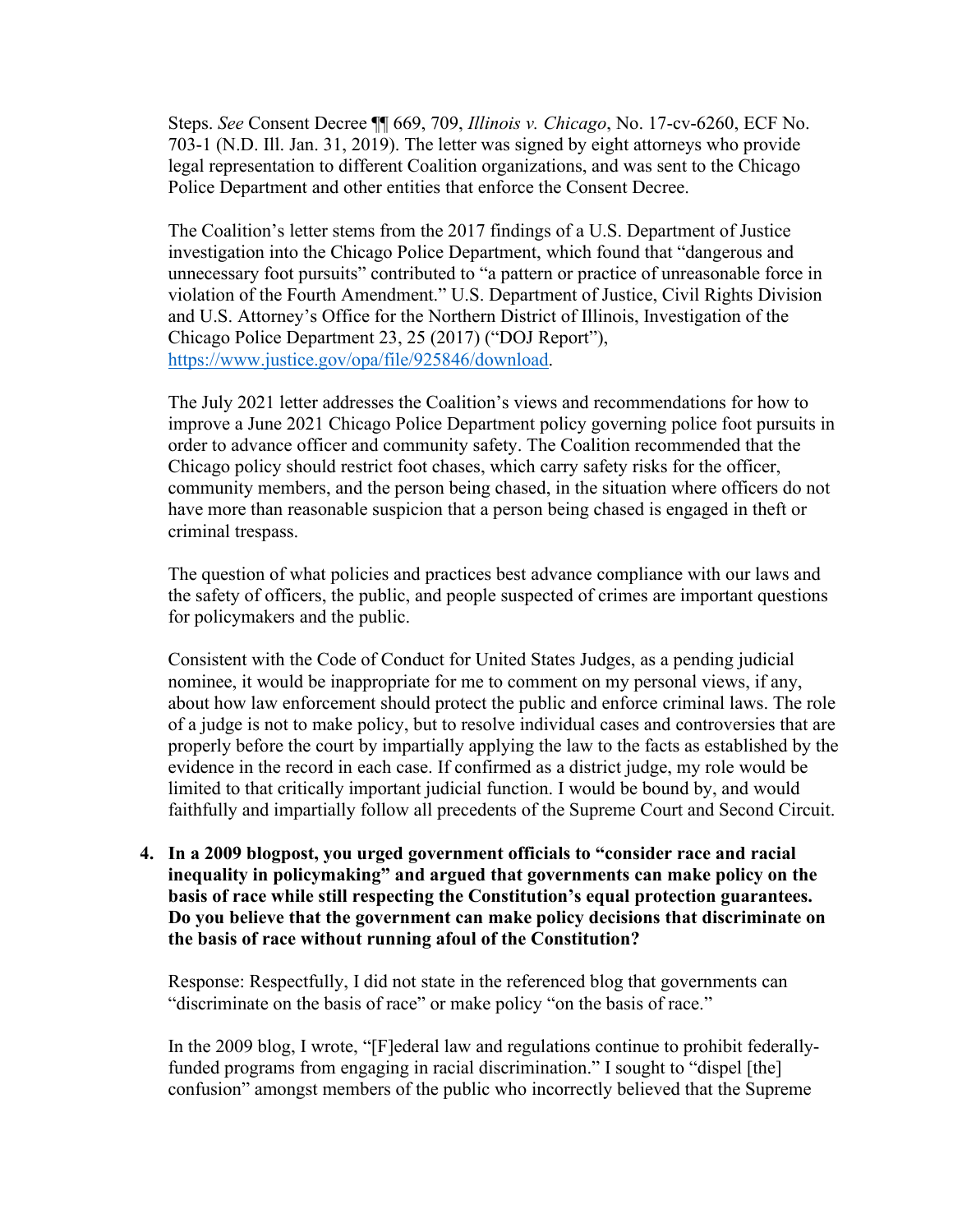Steps. *See* Consent Decree ¶¶ 669, 709, *Illinois v. Chicago*, No. 17-cv-6260, ECF No. 703-1 (N.D. Ill. Jan. 31, 2019). The letter was signed by eight attorneys who provide legal representation to different Coalition organizations, and was sent to the Chicago Police Department and other entities that enforce the Consent Decree.

The Coalition's letter stems from the 2017 findings of a U.S. Department of Justice investigation into the Chicago Police Department, which found that "dangerous and unnecessary foot pursuits" contributed to "a pattern or practice of unreasonable force in violation of the Fourth Amendment." U.S. Department of Justice, Civil Rights Division and U.S. Attorney's Office for the Northern District of Illinois, Investigation of the Chicago Police Department 23, 25 (2017) ("DOJ Report"), https://www.justice.gov/opa/file/925846/download.

The July 2021 letter addresses the Coalition's views and recommendations for how to improve a June 2021 Chicago Police Department policy governing police foot pursuits in order to advance officer and community safety. The Coalition recommended that the Chicago policy should restrict foot chases, which carry safety risks for the officer, community members, and the person being chased, in the situation where officers do not have more than reasonable suspicion that a person being chased is engaged in theft or criminal trespass.

The question of what policies and practices best advance compliance with our laws and the safety of officers, the public, and people suspected of crimes are important questions for policymakers and the public.

Consistent with the Code of Conduct for United States Judges, as a pending judicial nominee, it would be inappropriate for me to comment on my personal views, if any, about how law enforcement should protect the public and enforce criminal laws. The role of a judge is not to make policy, but to resolve individual cases and controversies that are properly before the court by impartially applying the law to the facts as established by the evidence in the record in each case. If confirmed as a district judge, my role would be limited to that critically important judicial function. I would be bound by, and would faithfully and impartially follow all precedents of the Supreme Court and Second Circuit.

4. **In a 2009 blogpost, you urged government officials to "consider race and racial inequality in policymaking" and argued that governments can make policy on the basis of race while still respecting the Constitution's equal protection guarantees. Do you believe that the government can make policy decisions that discriminate on the basis of race without running afoul of the Constitution?**

   Response: Respectfully, I did not state in the referenced blog that governments can "discriminate on the basis of race" or make policy "on the basis of race."

   In the 2009 blog, I wrote, "[F]ederal law and regulations continue to prohibit federally-funded programs from engaging in racial discrimination." I sought to "dispel [the] confusion" amongst members of the public who incorrectly believed that the Supreme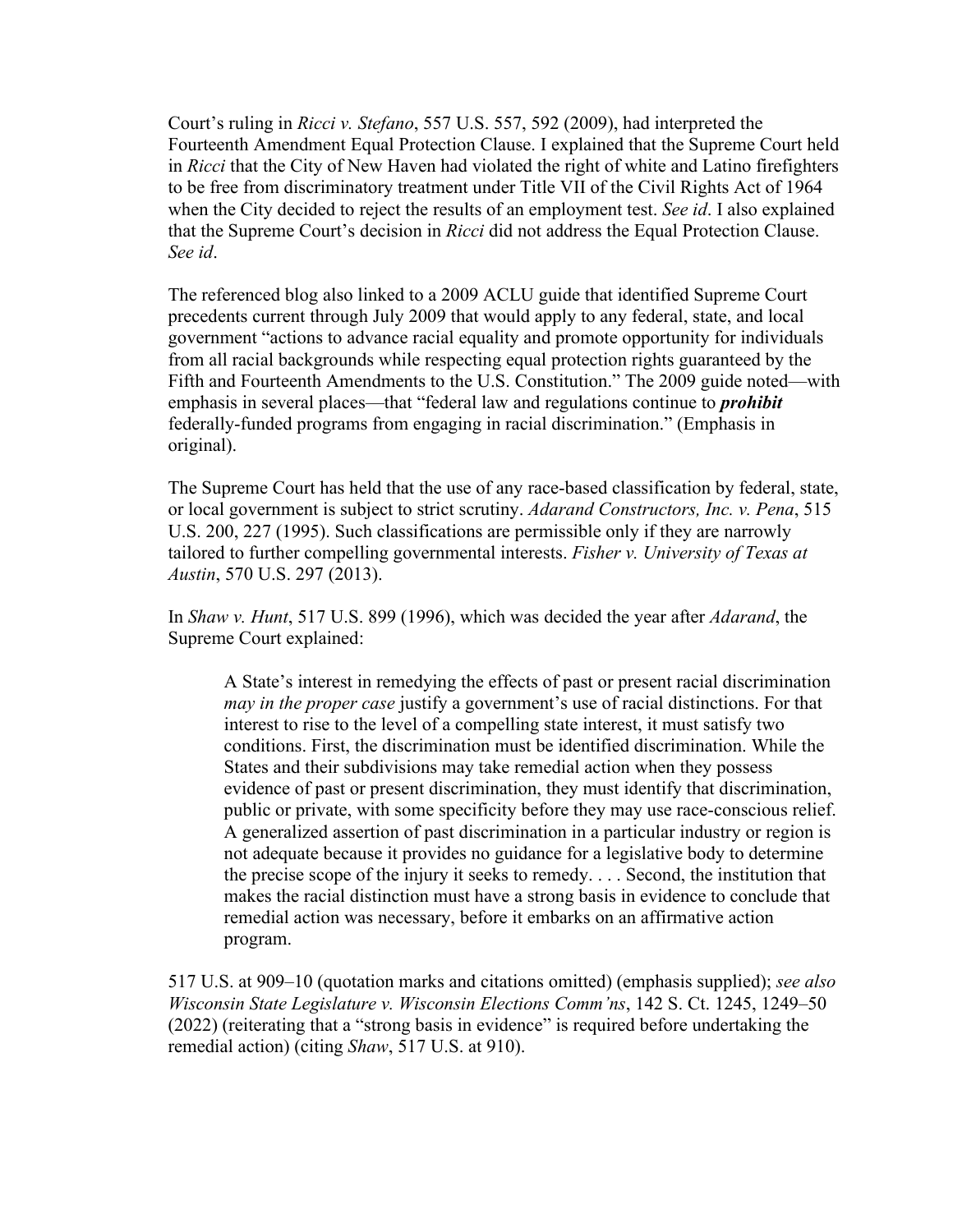Court's ruling in *Ricci v. Stefano*, 557 U.S. 557, 592 (2009), had interpreted the Fourteenth Amendment Equal Protection Clause. I explained that the Supreme Court held in *Ricci* that the City of New Haven had violated the right of white and Latino firefighters to be free from discriminatory treatment under Title VII of the Civil Rights Act of 1964 when the City decided to reject the results of an employment test. *See id*. I also explained that the Supreme Court's decision in *Ricci* did not address the Equal Protection Clause. *See id*.

The referenced blog also linked to a 2009 ACLU guide that identified Supreme Court precedents current through July 2009 that would apply to any federal, state, and local government "actions to advance racial equality and promote opportunity for individuals from all racial backgrounds while respecting equal protection rights guaranteed by the Fifth and Fourteenth Amendments to the U.S. Constitution." The 2009 guide noted—with emphasis in several places—that "federal law and regulations continue to ***prohibit*** federally-funded programs from engaging in racial discrimination." (Emphasis in original).

The Supreme Court has held that the use of any race-based classification by federal, state, or local government is subject to strict scrutiny. *Adarand Constructors, Inc. v. Pena*, 515 U.S. 200, 227 (1995). Such classifications are permissible only if they are narrowly tailored to further compelling governmental interests. *Fisher v. University of Texas at Austin*, 570 U.S. 297 (2013).

In *Shaw v. Hunt*, 517 U.S. 899 (1996), which was decided the year after *Adarand*, the Supreme Court explained:

> A State's interest in remedying the effects of past or present racial discrimination *may in the proper case* justify a government's use of racial distinctions. For that interest to rise to the level of a compelling state interest, it must satisfy two conditions. First, the discrimination must be identified discrimination. While the States and their subdivisions may take remedial action when they possess evidence of past or present discrimination, they must identify that discrimination, public or private, with some specificity before they may use race-conscious relief. A generalized assertion of past discrimination in a particular industry or region is not adequate because it provides no guidance for a legislative body to determine the precise scope of the injury it seeks to remedy. . . . Second, the institution that makes the racial distinction must have a strong basis in evidence to conclude that remedial action was necessary, before it embarks on an affirmative action program.

517 U.S. at 909–10 (quotation marks and citations omitted) (emphasis supplied); *see also Wisconsin State Legislature v. Wisconsin Elections Comm'ns*, 142 S. Ct. 1245, 1249–50 (2022) (reiterating that a "strong basis in evidence" is required before undertaking the remedial action) (citing *Shaw*, 517 U.S. at 910).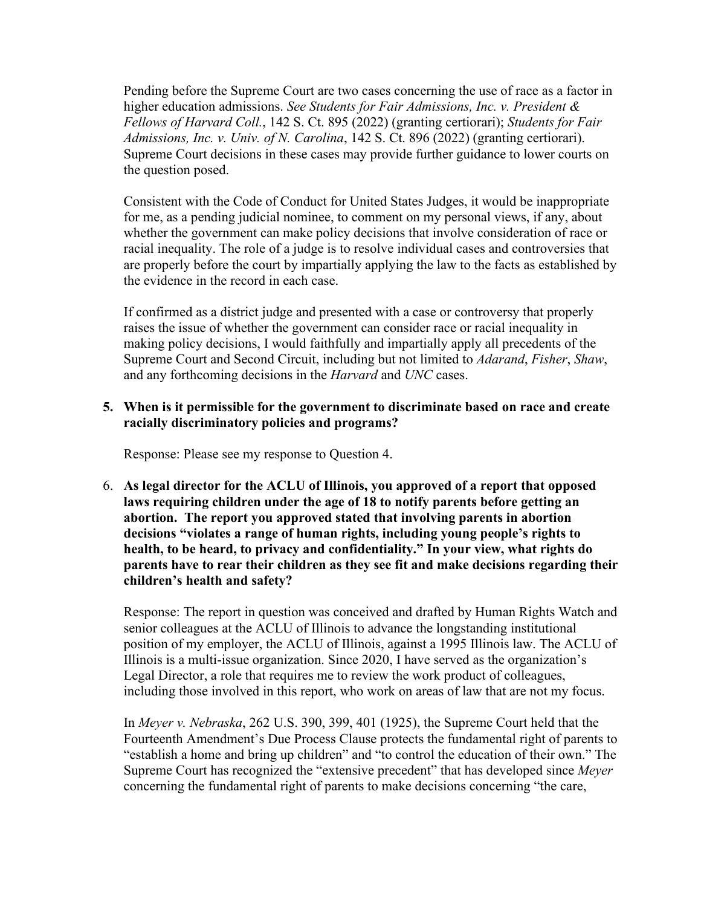Pending before the Supreme Court are two cases concerning the use of race as a factor in higher education admissions. *See Students for Fair Admissions, Inc. v. President & Fellows of Harvard Coll.*, 142 S. Ct. 895 (2022) (granting certiorari); *Students for Fair Admissions, Inc. v. Univ. of N. Carolina*, 142 S. Ct. 896 (2022) (granting certiorari). Supreme Court decisions in these cases may provide further guidance to lower courts on the question posed.

Consistent with the Code of Conduct for United States Judges, it would be inappropriate for me, as a pending judicial nominee, to comment on my personal views, if any, about whether the government can make policy decisions that involve consideration of race or racial inequality. The role of a judge is to resolve individual cases and controversies that are properly before the court by impartially applying the law to the facts as established by the evidence in the record in each case.

If confirmed as a district judge and presented with a case or controversy that properly raises the issue of whether the government can consider race or racial inequality in making policy decisions, I would faithfully and impartially apply all precedents of the Supreme Court and Second Circuit, including but not limited to *Adarand*, *Fisher*, *Shaw*, and any forthcoming decisions in the *Harvard* and *UNC* cases.

5. **When is it permissible for the government to discriminate based on race and create racially discriminatory policies and programs?**

   Response: Please see my response to Question 4.

6. **As legal director for the ACLU of Illinois, you approved of a report that opposed laws requiring children under the age of 18 to notify parents before getting an abortion. The report you approved stated that involving parents in abortion decisions "violates a range of human rights, including young people's rights to health, to be heard, to privacy and confidentiality." In your view, what rights do parents have to rear their children as they see fit and make decisions regarding their children's health and safety?**

   Response: The report in question was conceived and drafted by Human Rights Watch and senior colleagues at the ACLU of Illinois to advance the longstanding institutional position of my employer, the ACLU of Illinois, against a 1995 Illinois law. The ACLU of Illinois is a multi-issue organization. Since 2020, I have served as the organization's Legal Director, a role that requires me to review the work product of colleagues, including those involved in this report, who work on areas of law that are not my focus.

   In *Meyer v. Nebraska*, 262 U.S. 390, 399, 401 (1925), the Supreme Court held that the Fourteenth Amendment's Due Process Clause protects the fundamental right of parents to "establish a home and bring up children" and "to control the education of their own." The Supreme Court has recognized the "extensive precedent" that has developed since *Meyer* concerning the fundamental right of parents to make decisions concerning "the care,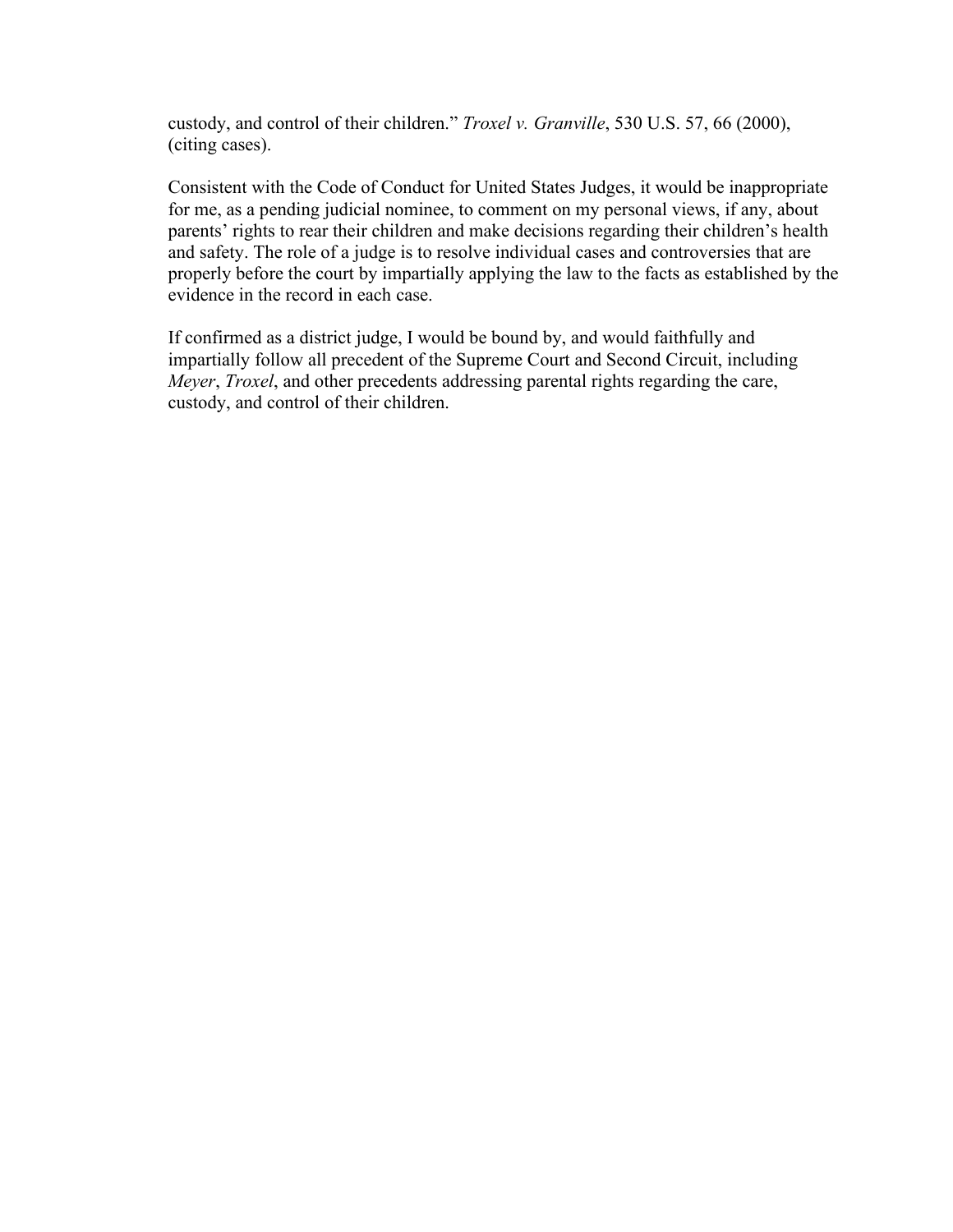custody, and control of their children." *Troxel v. Granville*, 530 U.S. 57, 66 (2000), (citing cases).

Consistent with the Code of Conduct for United States Judges, it would be inappropriate for me, as a pending judicial nominee, to comment on my personal views, if any, about parents' rights to rear their children and make decisions regarding their children's health and safety. The role of a judge is to resolve individual cases and controversies that are properly before the court by impartially applying the law to the facts as established by the evidence in the record in each case.

If confirmed as a district judge, I would be bound by, and would faithfully and impartially follow all precedent of the Supreme Court and Second Circuit, including *Meyer*, *Troxel*, and other precedents addressing parental rights regarding the care, custody, and control of their children.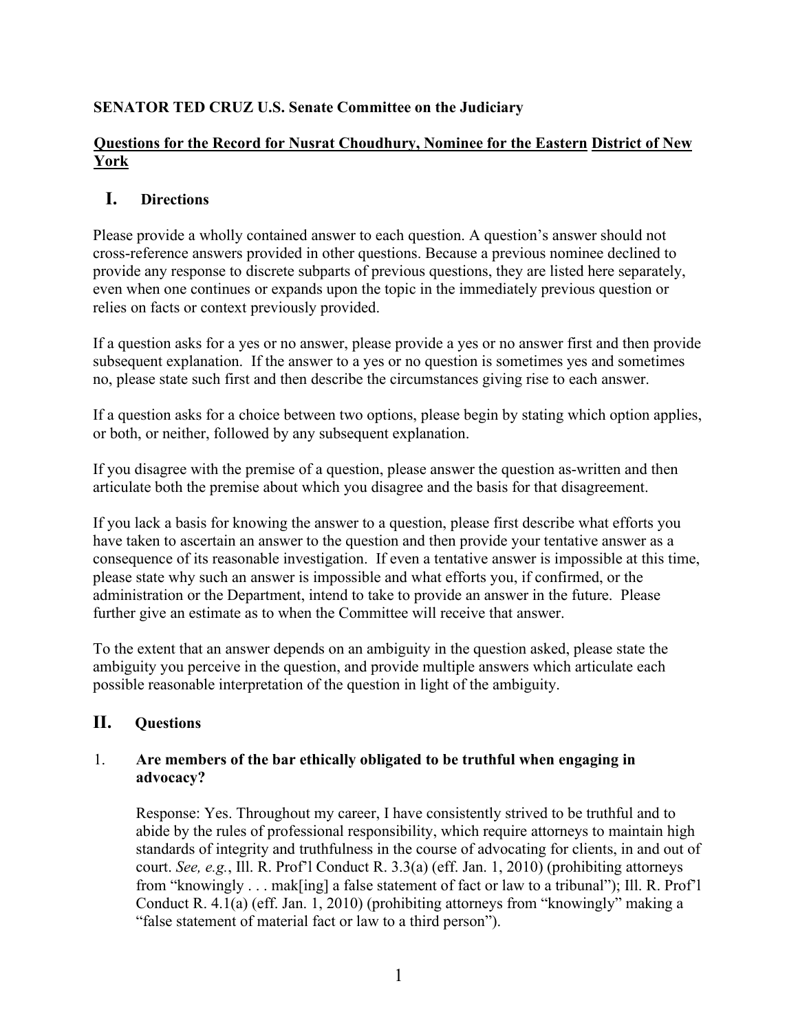**SENATOR TED CRUZ U.S. Senate Committee on the Judiciary**

**Questions for the Record for Nusrat Choudhury, Nominee for the Eastern District of New York**

## I. Directions

Please provide a wholly contained answer to each question. A question's answer should not cross-reference answers provided in other questions. Because a previous nominee declined to provide any response to discrete subparts of previous questions, they are listed here separately, even when one continues or expands upon the topic in the immediately previous question or relies on facts or context previously provided.

If a question asks for a yes or no answer, please provide a yes or no answer first and then provide subsequent explanation. If the answer to a yes or no question is sometimes yes and sometimes no, please state such first and then describe the circumstances giving rise to each answer.

If a question asks for a choice between two options, please begin by stating which option applies, or both, or neither, followed by any subsequent explanation.

If you disagree with the premise of a question, please answer the question as-written and then articulate both the premise about which you disagree and the basis for that disagreement.

If you lack a basis for knowing the answer to a question, please first describe what efforts you have taken to ascertain an answer to the question and then provide your tentative answer as a consequence of its reasonable investigation. If even a tentative answer is impossible at this time, please state why such an answer is impossible and what efforts you, if confirmed, or the administration or the Department, intend to take to provide an answer in the future. Please further give an estimate as to when the Committee will receive that answer.

To the extent that an answer depends on an ambiguity in the question asked, please state the ambiguity you perceive in the question, and provide multiple answers which articulate each possible reasonable interpretation of the question in light of the ambiguity.

## II. Questions

1. **Are members of the bar ethically obligated to be truthful when engaging in advocacy?**

   Response: Yes. Throughout my career, I have consistently strived to be truthful and to abide by the rules of professional responsibility, which require attorneys to maintain high standards of integrity and truthfulness in the course of advocating for clients, in and out of court. *See, e.g.*, Ill. R. Prof'l Conduct R. 3.3(a) (eff. Jan. 1, 2010) (prohibiting attorneys from "knowingly . . . mak[ing] a false statement of fact or law to a tribunal"); Ill. R. Prof'l Conduct R. 4.1(a) (eff. Jan. 1, 2010) (prohibiting attorneys from "knowingly" making a "false statement of material fact or law to a third person").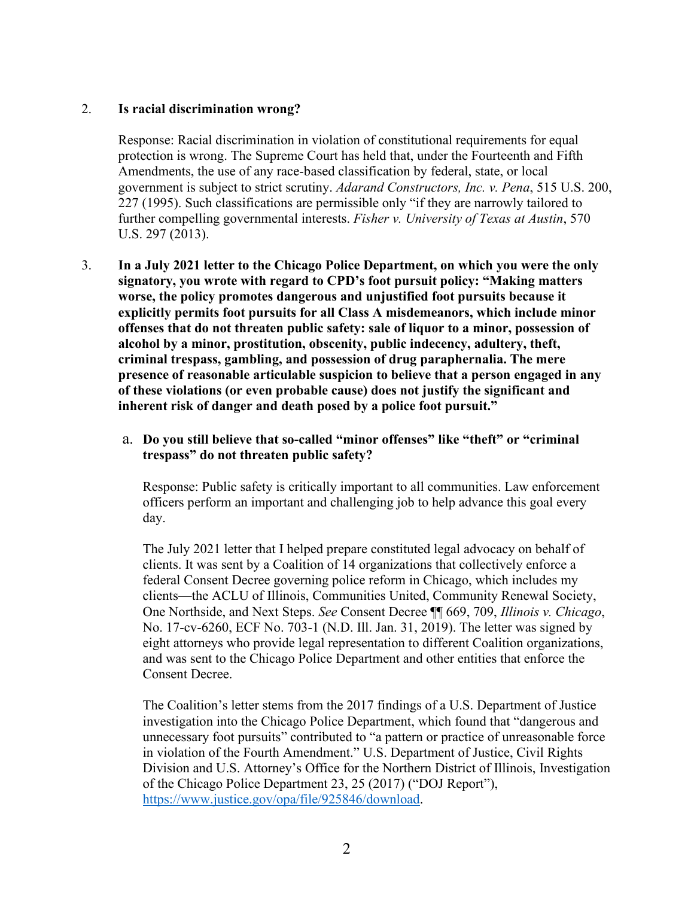2. **Is racial discrimination wrong?**

   Response: Racial discrimination in violation of constitutional requirements for equal protection is wrong. The Supreme Court has held that, under the Fourteenth and Fifth Amendments, the use of any race-based classification by federal, state, or local government is subject to strict scrutiny. *Adarand Constructors, Inc. v. Pena*, 515 U.S. 200, 227 (1995). Such classifications are permissible only "if they are narrowly tailored to further compelling governmental interests. *Fisher v. University of Texas at Austin*, 570 U.S. 297 (2013).

3. **In a July 2021 letter to the Chicago Police Department, on which you were the only signatory, you wrote with regard to CPD's foot pursuit policy: "Making matters worse, the policy promotes dangerous and unjustified foot pursuits because it explicitly permits foot pursuits for all Class A misdemeanors, which include minor offenses that do not threaten public safety: sale of liquor to a minor, possession of alcohol by a minor, prostitution, obscenity, public indecency, adultery, theft, criminal trespass, gambling, and possession of drug paraphernalia. The mere presence of reasonable articulable suspicion to believe that a person engaged in any of these violations (or even probable cause) does not justify the significant and inherent risk of danger and death posed by a police foot pursuit."**

   a. **Do you still believe that so-called "minor offenses" like "theft" or "criminal trespass" do not threaten public safety?**

   Response: Public safety is critically important to all communities. Law enforcement officers perform an important and challenging job to help advance this goal every day.

   The July 2021 letter that I helped prepare constituted legal advocacy on behalf of clients. It was sent by a Coalition of 14 organizations that collectively enforce a federal Consent Decree governing police reform in Chicago, which includes my clients—the ACLU of Illinois, Communities United, Community Renewal Society, One Northside, and Next Steps. *See* Consent Decree ¶¶ 669, 709, *Illinois v. Chicago*, No. 17-cv-6260, ECF No. 703-1 (N.D. Ill. Jan. 31, 2019). The letter was signed by eight attorneys who provide legal representation to different Coalition organizations, and was sent to the Chicago Police Department and other entities that enforce the Consent Decree.

   The Coalition's letter stems from the 2017 findings of a U.S. Department of Justice investigation into the Chicago Police Department, which found that "dangerous and unnecessary foot pursuits" contributed to "a pattern or practice of unreasonable force in violation of the Fourth Amendment." U.S. Department of Justice, Civil Rights Division and U.S. Attorney's Office for the Northern District of Illinois, Investigation of the Chicago Police Department 23, 25 (2017) ("DOJ Report"), [https://www.justice.gov/opa/file/925846/download](https://www.justice.gov/opa/file/925846/download).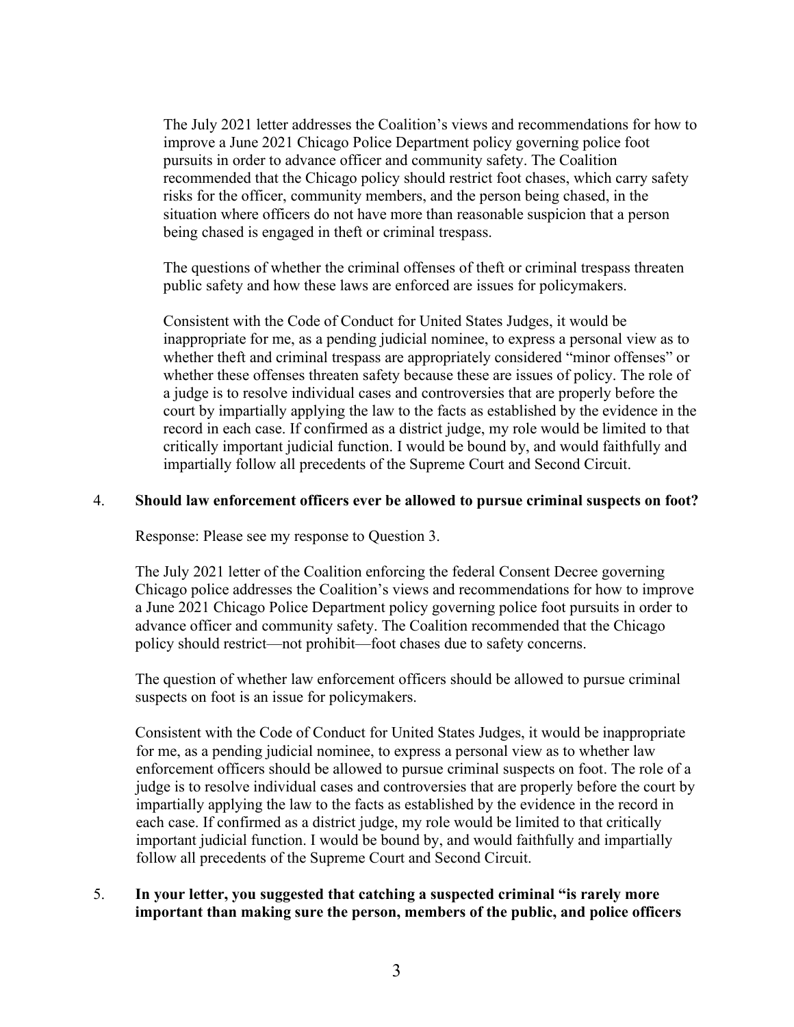The July 2021 letter addresses the Coalition's views and recommendations for how to improve a June 2021 Chicago Police Department policy governing police foot pursuits in order to advance officer and community safety. The Coalition recommended that the Chicago policy should restrict foot chases, which carry safety risks for the officer, community members, and the person being chased, in the situation where officers do not have more than reasonable suspicion that a person being chased is engaged in theft or criminal trespass.

The questions of whether the criminal offenses of theft or criminal trespass threaten public safety and how these laws are enforced are issues for policymakers.

Consistent with the Code of Conduct for United States Judges, it would be inappropriate for me, as a pending judicial nominee, to express a personal view as to whether theft and criminal trespass are appropriately considered "minor offenses" or whether these offenses threaten safety because these are issues of policy. The role of a judge is to resolve individual cases and controversies that are properly before the court by impartially applying the law to the facts as established by the evidence in the record in each case. If confirmed as a district judge, my role would be limited to that critically important judicial function. I would be bound by, and would faithfully and impartially follow all precedents of the Supreme Court and Second Circuit.

4. **Should law enforcement officers ever be allowed to pursue criminal suspects on foot?**

   Response: Please see my response to Question 3.

   The July 2021 letter of the Coalition enforcing the federal Consent Decree governing Chicago police addresses the Coalition's views and recommendations for how to improve a June 2021 Chicago Police Department policy governing police foot pursuits in order to advance officer and community safety. The Coalition recommended that the Chicago policy should restrict—not prohibit—foot chases due to safety concerns.

   The question of whether law enforcement officers should be allowed to pursue criminal suspects on foot is an issue for policymakers.

   Consistent with the Code of Conduct for United States Judges, it would be inappropriate for me, as a pending judicial nominee, to express a personal view as to whether law enforcement officers should be allowed to pursue criminal suspects on foot. The role of a judge is to resolve individual cases and controversies that are properly before the court by impartially applying the law to the facts as established by the evidence in the record in each case. If confirmed as a district judge, my role would be limited to that critically important judicial function. I would be bound by, and would faithfully and impartially follow all precedents of the Supreme Court and Second Circuit.

5. **In your letter, you suggested that catching a suspected criminal "is rarely more important than making sure the person, members of the public, and police officers**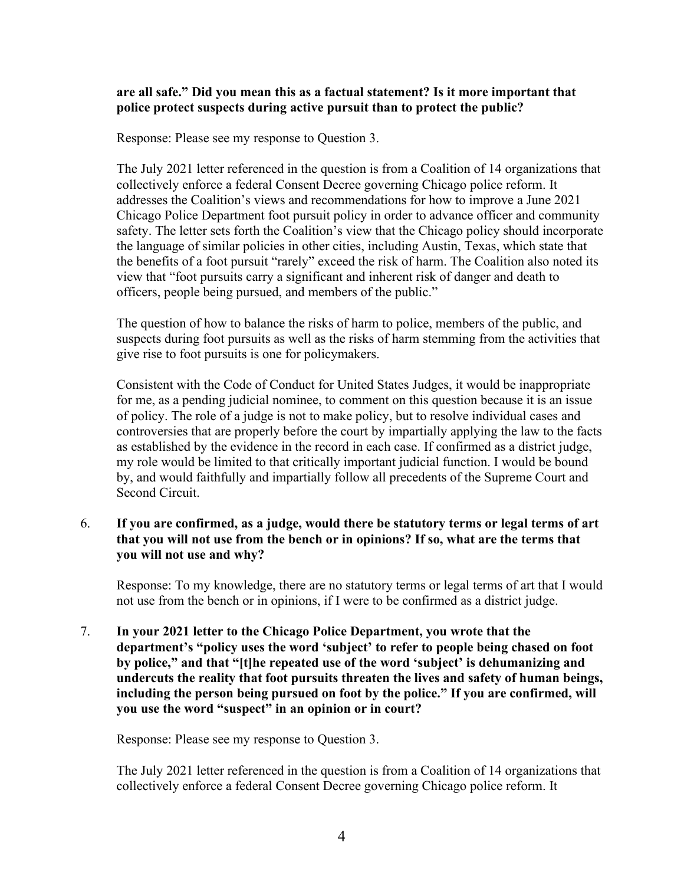**are all safe." Did you mean this as a factual statement? Is it more important that police protect suspects during active pursuit than to protect the public?**

Response: Please see my response to Question 3.

The July 2021 letter referenced in the question is from a Coalition of 14 organizations that collectively enforce a federal Consent Decree governing Chicago police reform. It addresses the Coalition's views and recommendations for how to improve a June 2021 Chicago Police Department foot pursuit policy in order to advance officer and community safety. The letter sets forth the Coalition's view that the Chicago policy should incorporate the language of similar policies in other cities, including Austin, Texas, which state that the benefits of a foot pursuit "rarely" exceed the risk of harm. The Coalition also noted its view that "foot pursuits carry a significant and inherent risk of danger and death to officers, people being pursued, and members of the public."

The question of how to balance the risks of harm to police, members of the public, and suspects during foot pursuits as well as the risks of harm stemming from the activities that give rise to foot pursuits is one for policymakers.

Consistent with the Code of Conduct for United States Judges, it would be inappropriate for me, as a pending judicial nominee, to comment on this question because it is an issue of policy. The role of a judge is not to make policy, but to resolve individual cases and controversies that are properly before the court by impartially applying the law to the facts as established by the evidence in the record in each case. If confirmed as a district judge, my role would be limited to that critically important judicial function. I would be bound by, and would faithfully and impartially follow all precedents of the Supreme Court and Second Circuit.

6. **If you are confirmed, as a judge, would there be statutory terms or legal terms of art that you will not use from the bench or in opinions? If so, what are the terms that you will not use and why?**

   Response: To my knowledge, there are no statutory terms or legal terms of art that I would not use from the bench or in opinions, if I were to be confirmed as a district judge.

7. **In your 2021 letter to the Chicago Police Department, you wrote that the department's "policy uses the word 'subject' to refer to people being chased on foot by police," and that "[t]he repeated use of the word 'subject' is dehumanizing and undercuts the reality that foot pursuits threaten the lives and safety of human beings, including the person being pursued on foot by the police." If you are confirmed, will you use the word "suspect" in an opinion or in court?**

   Response: Please see my response to Question 3.

   The July 2021 letter referenced in the question is from a Coalition of 14 organizations that collectively enforce a federal Consent Decree governing Chicago police reform. It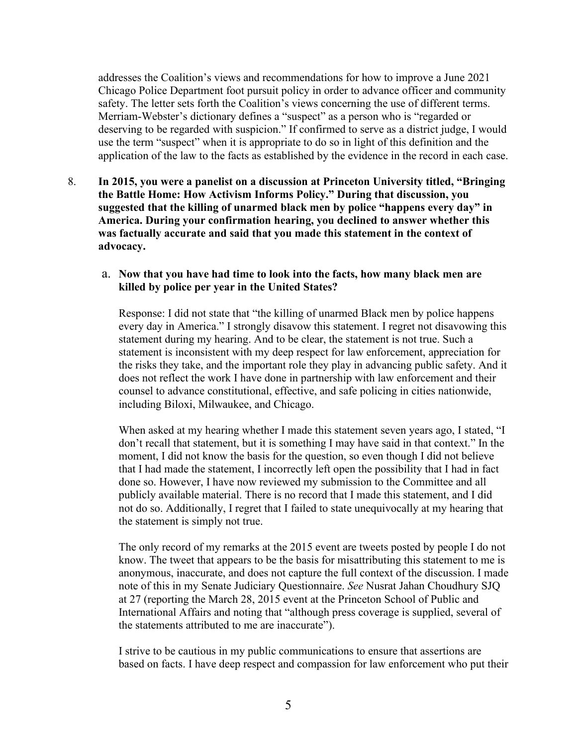addresses the Coalition's views and recommendations for how to improve a June 2021 Chicago Police Department foot pursuit policy in order to advance officer and community safety. The letter sets forth the Coalition's views concerning the use of different terms. Merriam-Webster's dictionary defines a "suspect" as a person who is "regarded or deserving to be regarded with suspicion." If confirmed to serve as a district judge, I would use the term "suspect" when it is appropriate to do so in light of this definition and the application of the law to the facts as established by the evidence in the record in each case.

8. **In 2015, you were a panelist on a discussion at Princeton University titled, "Bringing the Battle Home: How Activism Informs Policy." During that discussion, you suggested that the killing of unarmed black men by police "happens every day" in America. During your confirmation hearing, you declined to answer whether this was factually accurate and said that you made this statement in the context of advocacy.**

   a. **Now that you have had time to look into the facts, how many black men are killed by police per year in the United States?**

      Response: I did not state that "the killing of unarmed Black men by police happens every day in America." I strongly disavow this statement. I regret not disavowing this statement during my hearing. And to be clear, the statement is not true. Such a statement is inconsistent with my deep respect for law enforcement, appreciation for the risks they take, and the important role they play in advancing public safety. And it does not reflect the work I have done in partnership with law enforcement and their counsel to advance constitutional, effective, and safe policing in cities nationwide, including Biloxi, Milwaukee, and Chicago.

      When asked at my hearing whether I made this statement seven years ago, I stated, "I don't recall that statement, but it is something I may have said in that context." In the moment, I did not know the basis for the question, so even though I did not believe that I had made the statement, I incorrectly left open the possibility that I had in fact done so. However, I have now reviewed my submission to the Committee and all publicly available material. There is no record that I made this statement, and I did not do so. Additionally, I regret that I failed to state unequivocally at my hearing that the statement is simply not true.

      The only record of my remarks at the 2015 event are tweets posted by people I do not know. The tweet that appears to be the basis for misattributing this statement to me is anonymous, inaccurate, and does not capture the full context of the discussion. I made note of this in my Senate Judiciary Questionnaire. *See* Nusrat Jahan Choudhury SJQ at 27 (reporting the March 28, 2015 event at the Princeton School of Public and International Affairs and noting that "although press coverage is supplied, several of the statements attributed to me are inaccurate").

      I strive to be cautious in my public communications to ensure that assertions are based on facts. I have deep respect and compassion for law enforcement who put their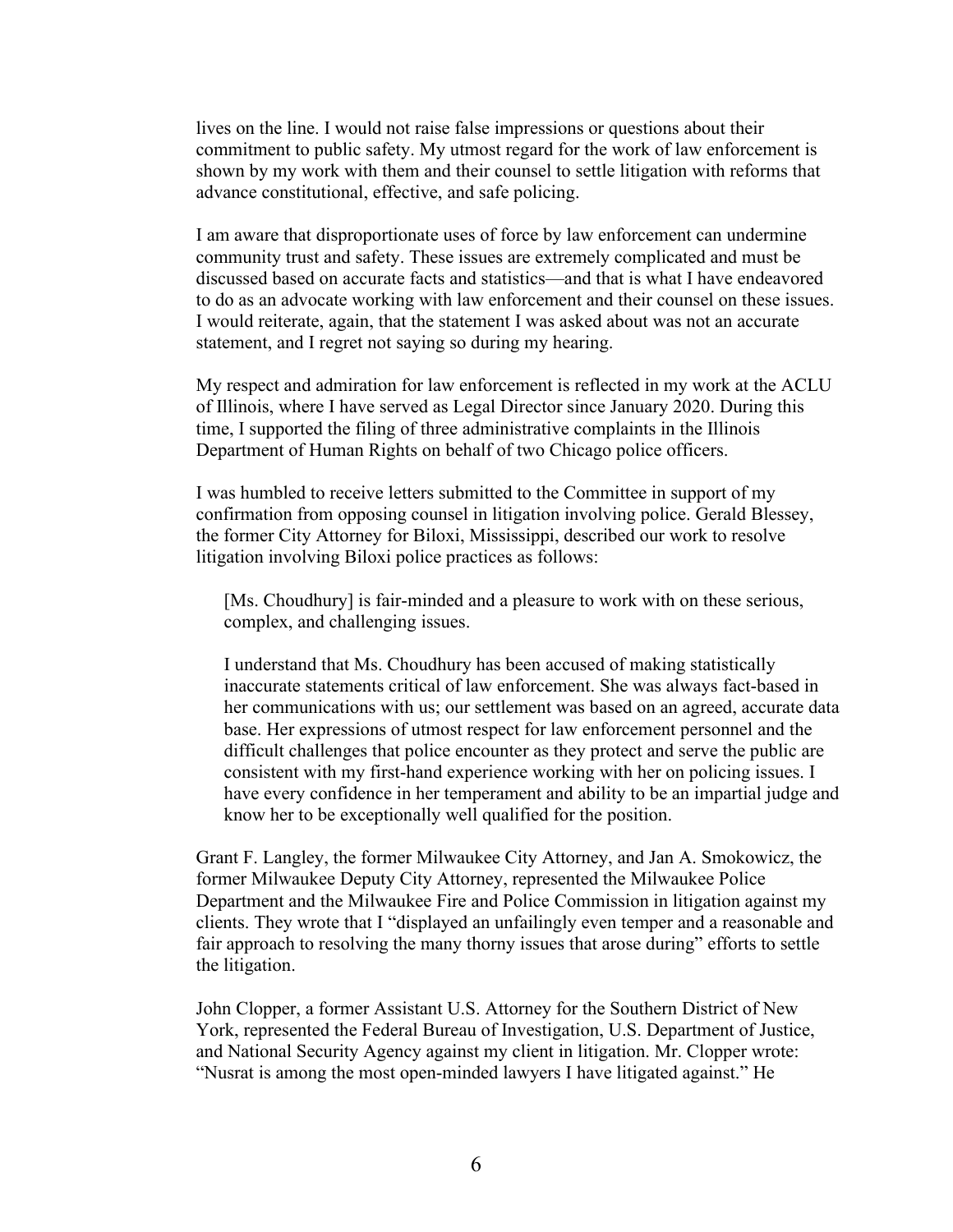lives on the line. I would not raise false impressions or questions about their commitment to public safety. My utmost regard for the work of law enforcement is shown by my work with them and their counsel to settle litigation with reforms that advance constitutional, effective, and safe policing.

I am aware that disproportionate uses of force by law enforcement can undermine community trust and safety. These issues are extremely complicated and must be discussed based on accurate facts and statistics—and that is what I have endeavored to do as an advocate working with law enforcement and their counsel on these issues. I would reiterate, again, that the statement I was asked about was not an accurate statement, and I regret not saying so during my hearing.

My respect and admiration for law enforcement is reflected in my work at the ACLU of Illinois, where I have served as Legal Director since January 2020. During this time, I supported the filing of three administrative complaints in the Illinois Department of Human Rights on behalf of two Chicago police officers.

I was humbled to receive letters submitted to the Committee in support of my confirmation from opposing counsel in litigation involving police. Gerald Blessey, the former City Attorney for Biloxi, Mississippi, described our work to resolve litigation involving Biloxi police practices as follows:

> [Ms. Choudhury] is fair-minded and a pleasure to work with on these serious, complex, and challenging issues.
>
> I understand that Ms. Choudhury has been accused of making statistically inaccurate statements critical of law enforcement. She was always fact-based in her communications with us; our settlement was based on an agreed, accurate data base. Her expressions of utmost respect for law enforcement personnel and the difficult challenges that police encounter as they protect and serve the public are consistent with my first-hand experience working with her on policing issues. I have every confidence in her temperament and ability to be an impartial judge and know her to be exceptionally well qualified for the position.

Grant F. Langley, the former Milwaukee City Attorney, and Jan A. Smokowicz, the former Milwaukee Deputy City Attorney, represented the Milwaukee Police Department and the Milwaukee Fire and Police Commission in litigation against my clients. They wrote that I "displayed an unfailingly even temper and a reasonable and fair approach to resolving the many thorny issues that arose during" efforts to settle the litigation.

John Clopper, a former Assistant U.S. Attorney for the Southern District of New York, represented the Federal Bureau of Investigation, U.S. Department of Justice, and National Security Agency against my client in litigation. Mr. Clopper wrote: "Nusrat is among the most open-minded lawyers I have litigated against." He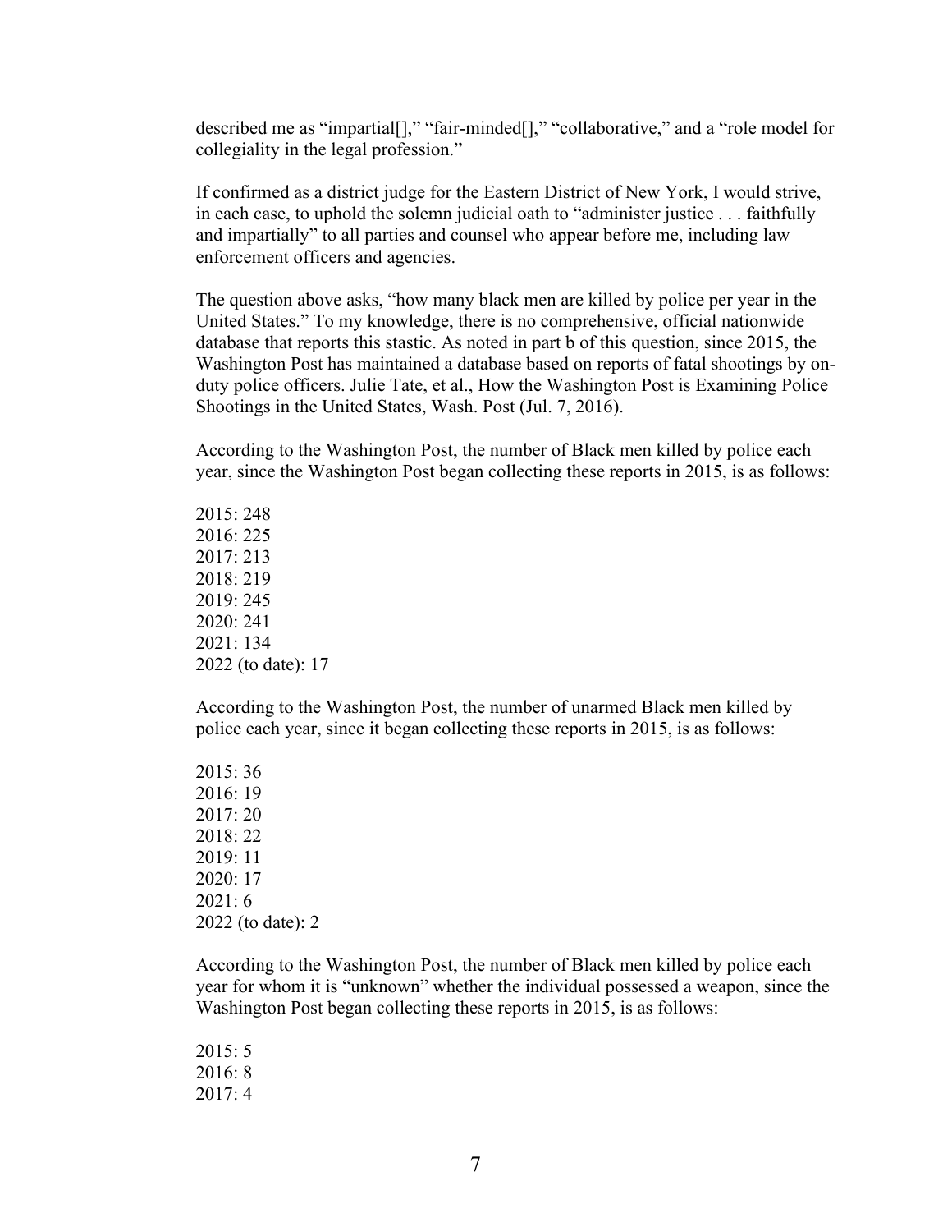described me as "impartial[]," "fair-minded[]," "collaborative," and a "role model for collegiality in the legal profession."

If confirmed as a district judge for the Eastern District of New York, I would strive, in each case, to uphold the solemn judicial oath to "administer justice . . . faithfully and impartially" to all parties and counsel who appear before me, including law enforcement officers and agencies.

The question above asks, "how many black men are killed by police per year in the United States." To my knowledge, there is no comprehensive, official nationwide database that reports this stastic. As noted in part b of this question, since 2015, the Washington Post has maintained a database based on reports of fatal shootings by on-duty police officers. Julie Tate, et al., How the Washington Post is Examining Police Shootings in the United States, Wash. Post (Jul. 7, 2016).

According to the Washington Post, the number of Black men killed by police each year, since the Washington Post began collecting these reports in 2015, is as follows:

2015: 248
2016: 225
2017: 213
2018: 219
2019: 245
2020: 241
2021: 134
2022 (to date): 17

According to the Washington Post, the number of unarmed Black men killed by police each year, since it began collecting these reports in 2015, is as follows:

2015: 36
2016: 19
2017: 20
2018: 22
2019: 11
2020: 17
2021: 6
2022 (to date): 2

According to the Washington Post, the number of Black men killed by police each year for whom it is "unknown" whether the individual possessed a weapon, since the Washington Post began collecting these reports in 2015, is as follows:

2015: 5
2016: 8
2017: 4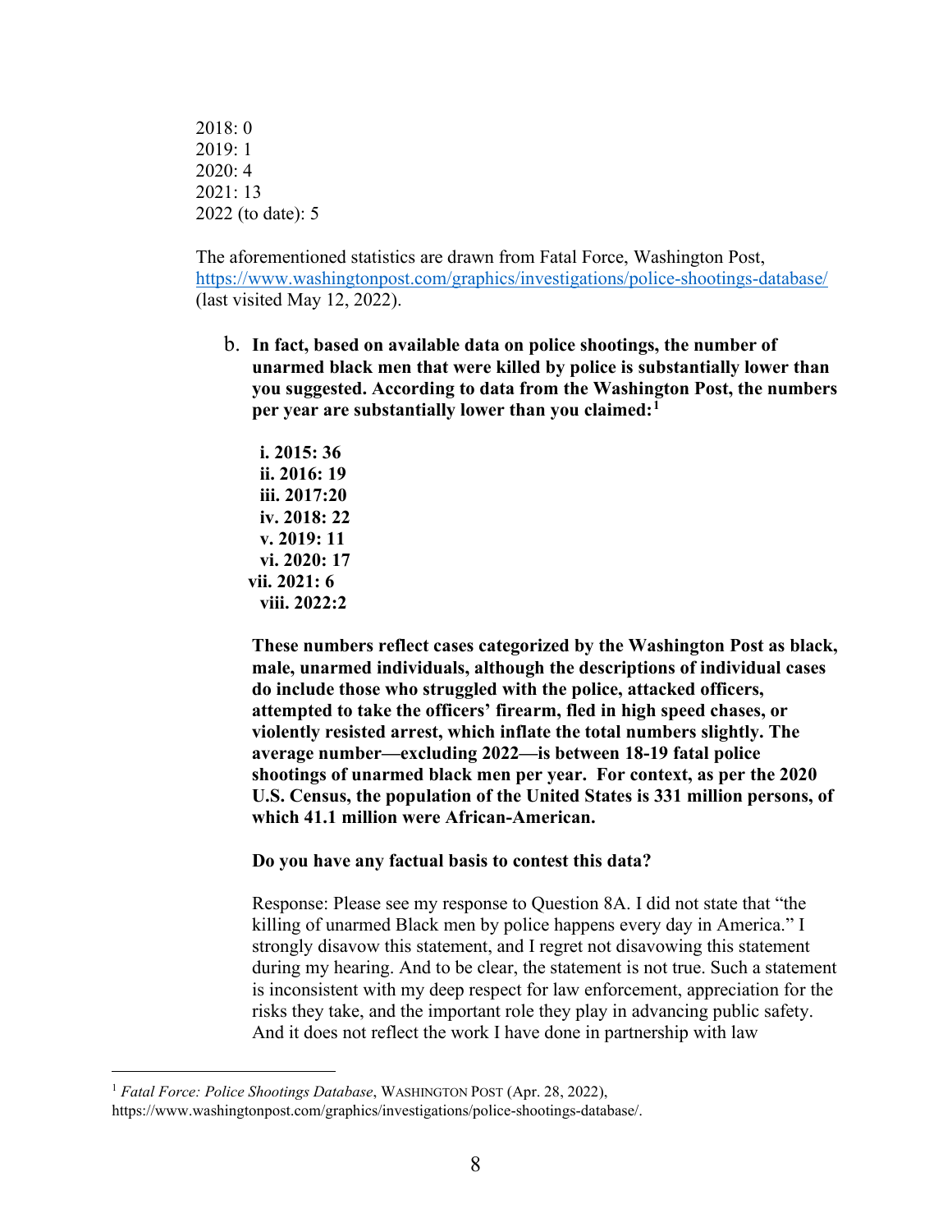2018: 0
2019: 1
2020: 4
2021: 13
2022 (to date): 5

The aforementioned statistics are drawn from Fatal Force, Washington Post, https://www.washingtonpost.com/graphics/investigations/police-shootings-database/ (last visited May 12, 2022).

b. **In fact, based on available data on police shootings, the number of unarmed black men that were killed by police is substantially lower than you suggested. According to data from the Washington Post, the numbers per year are substantially lower than you claimed:**[1]

   **i. 2015: 36**
   **ii. 2016: 19**
   **iii. 2017:20**
   **iv. 2018: 22**
   **v. 2019: 11**
   **vi. 2020: 17**
   **vii. 2021: 6**
   **viii. 2022:2**

   **These numbers reflect cases categorized by the Washington Post as black, male, unarmed individuals, although the descriptions of individual cases do include those who struggled with the police, attacked officers, attempted to take the officers' firearm, fled in high speed chases, or violently resisted arrest, which inflate the total numbers slightly. The average number—excluding 2022—is between 18-19 fatal police shootings of unarmed black men per year. For context, as per the 2020 U.S. Census, the population of the United States is 331 million persons, of which 41.1 million were African-American.**

   **Do you have any factual basis to contest this data?**

   Response: Please see my response to Question 8A. I did not state that "the killing of unarmed Black men by police happens every day in America." I strongly disavow this statement, and I regret not disavowing this statement during my hearing. And to be clear, the statement is not true. Such a statement is inconsistent with my deep respect for law enforcement, appreciation for the risks they take, and the important role they play in advancing public safety. And it does not reflect the work I have done in partnership with law

---

[1] *Fatal Force: Police Shootings Database*, WASHINGTON POST (Apr. 28, 2022), https://www.washingtonpost.com/graphics/investigations/police-shootings-database/.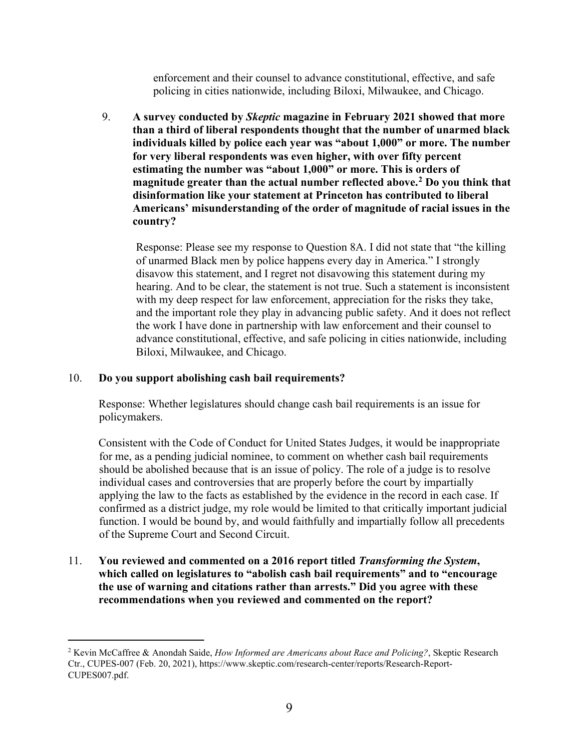enforcement and their counsel to advance constitutional, effective, and safe policing in cities nationwide, including Biloxi, Milwaukee, and Chicago.

9. **A survey conducted by *Skeptic* magazine in February 2021 showed that more than a third of liberal respondents thought that the number of unarmed black individuals killed by police each year was "about 1,000" or more. The number for very liberal respondents was even higher, with over fifty percent estimating the number was "about 1,000" or more. This is orders of magnitude greater than the actual number reflected above.[2] Do you think that disinformation like your statement at Princeton has contributed to liberal Americans' misunderstanding of the order of magnitude of racial issues in the country?**

   Response: Please see my response to Question 8A. I did not state that "the killing of unarmed Black men by police happens every day in America." I strongly disavow this statement, and I regret not disavowing this statement during my hearing. And to be clear, the statement is not true. Such a statement is inconsistent with my deep respect for law enforcement, appreciation for the risks they take, and the important role they play in advancing public safety. And it does not reflect the work I have done in partnership with law enforcement and their counsel to advance constitutional, effective, and safe policing in cities nationwide, including Biloxi, Milwaukee, and Chicago.

10. **Do you support abolishing cash bail requirements?**

    Response: Whether legislatures should change cash bail requirements is an issue for policymakers.

    Consistent with the Code of Conduct for United States Judges, it would be inappropriate for me, as a pending judicial nominee, to comment on whether cash bail requirements should be abolished because that is an issue of policy. The role of a judge is to resolve individual cases and controversies that are properly before the court by impartially applying the law to the facts as established by the evidence in the record in each case. If confirmed as a district judge, my role would be limited to that critically important judicial function. I would be bound by, and would faithfully and impartially follow all precedents of the Supreme Court and Second Circuit.

11. **You reviewed and commented on a 2016 report titled *Transforming the System*, which called on legislatures to "abolish cash bail requirements" and to "encourage the use of warning and citations rather than arrests." Did you agree with these recommendations when you reviewed and commented on the report?**

---

[2] Kevin McCaffree & Anondah Saide, *How Informed are Americans about Race and Policing?*, Skeptic Research Ctr., CUPES-007 (Feb. 20, 2021), https://www.skeptic.com/research-center/reports/Research-Report-CUPES007.pdf.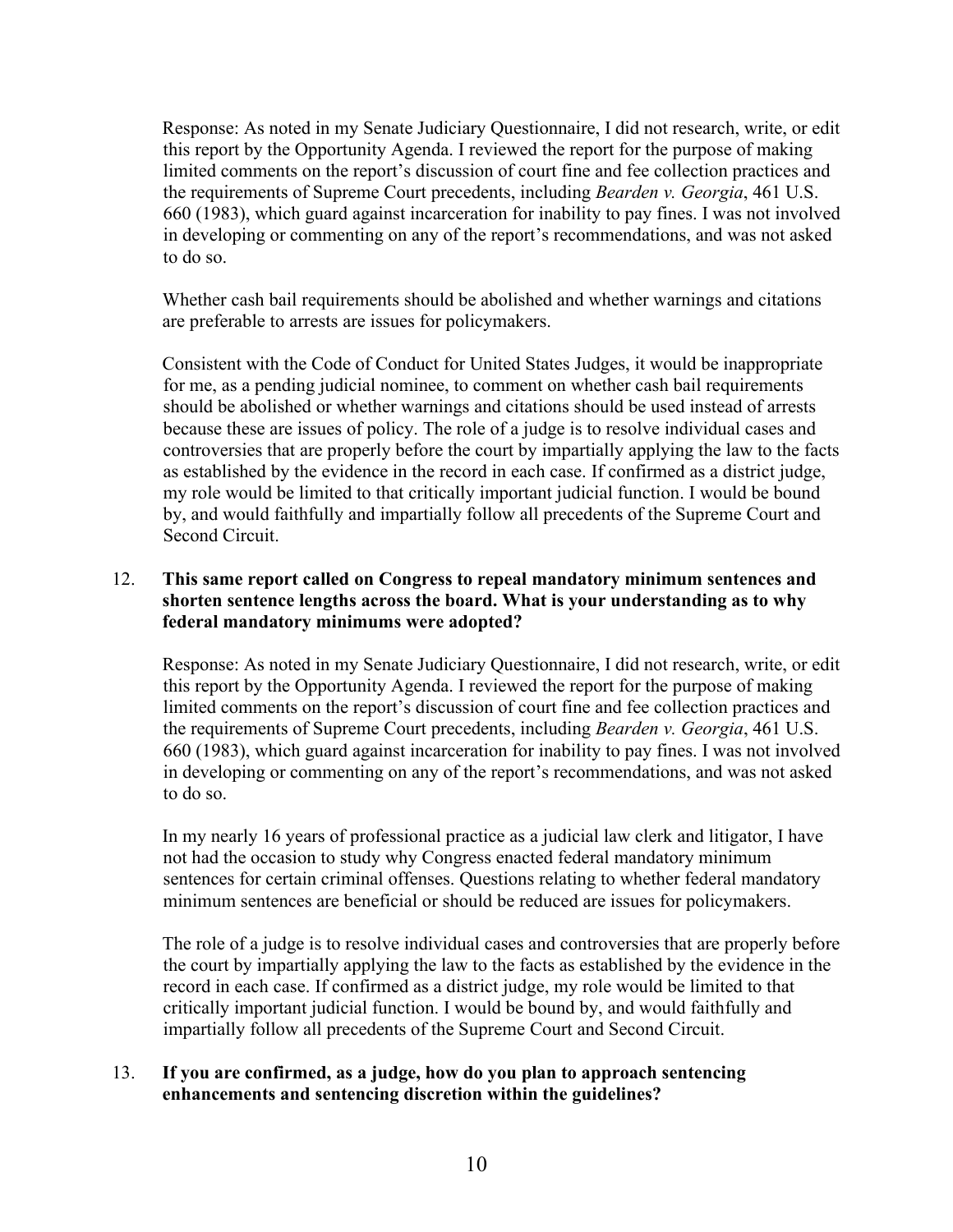Response: As noted in my Senate Judiciary Questionnaire, I did not research, write, or edit this report by the Opportunity Agenda. I reviewed the report for the purpose of making limited comments on the report's discussion of court fine and fee collection practices and the requirements of Supreme Court precedents, including *Bearden v. Georgia*, 461 U.S. 660 (1983), which guard against incarceration for inability to pay fines. I was not involved in developing or commenting on any of the report's recommendations, and was not asked to do so.

Whether cash bail requirements should be abolished and whether warnings and citations are preferable to arrests are issues for policymakers.

Consistent with the Code of Conduct for United States Judges, it would be inappropriate for me, as a pending judicial nominee, to comment on whether cash bail requirements should be abolished or whether warnings and citations should be used instead of arrests because these are issues of policy. The role of a judge is to resolve individual cases and controversies that are properly before the court by impartially applying the law to the facts as established by the evidence in the record in each case. If confirmed as a district judge, my role would be limited to that critically important judicial function. I would be bound by, and would faithfully and impartially follow all precedents of the Supreme Court and Second Circuit.

12. **This same report called on Congress to repeal mandatory minimum sentences and shorten sentence lengths across the board. What is your understanding as to why federal mandatory minimums were adopted?**

Response: As noted in my Senate Judiciary Questionnaire, I did not research, write, or edit this report by the Opportunity Agenda. I reviewed the report for the purpose of making limited comments on the report's discussion of court fine and fee collection practices and the requirements of Supreme Court precedents, including *Bearden v. Georgia*, 461 U.S. 660 (1983), which guard against incarceration for inability to pay fines. I was not involved in developing or commenting on any of the report's recommendations, and was not asked to do so.

In my nearly 16 years of professional practice as a judicial law clerk and litigator, I have not had the occasion to study why Congress enacted federal mandatory minimum sentences for certain criminal offenses. Questions relating to whether federal mandatory minimum sentences are beneficial or should be reduced are issues for policymakers.

The role of a judge is to resolve individual cases and controversies that are properly before the court by impartially applying the law to the facts as established by the evidence in the record in each case. If confirmed as a district judge, my role would be limited to that critically important judicial function. I would be bound by, and would faithfully and impartially follow all precedents of the Supreme Court and Second Circuit.

13. **If you are confirmed, as a judge, how do you plan to approach sentencing enhancements and sentencing discretion within the guidelines?**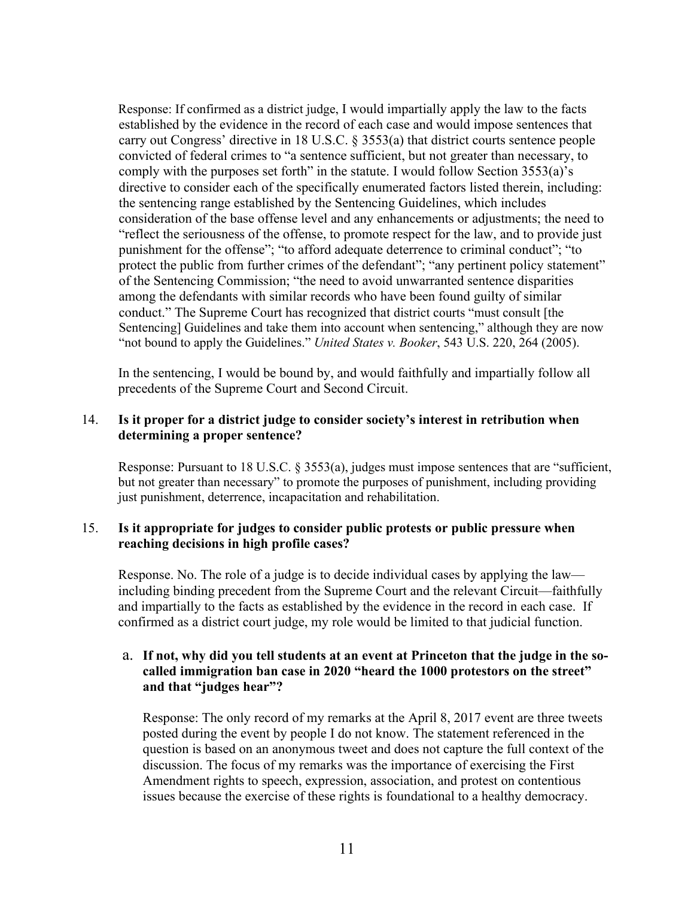Response: If confirmed as a district judge, I would impartially apply the law to the facts established by the evidence in the record of each case and would impose sentences that carry out Congress' directive in 18 U.S.C. § 3553(a) that district courts sentence people convicted of federal crimes to "a sentence sufficient, but not greater than necessary, to comply with the purposes set forth" in the statute. I would follow Section 3553(a)'s directive to consider each of the specifically enumerated factors listed therein, including: the sentencing range established by the Sentencing Guidelines, which includes consideration of the base offense level and any enhancements or adjustments; the need to "reflect the seriousness of the offense, to promote respect for the law, and to provide just punishment for the offense"; "to afford adequate deterrence to criminal conduct"; "to protect the public from further crimes of the defendant"; "any pertinent policy statement" of the Sentencing Commission; "the need to avoid unwarranted sentence disparities among the defendants with similar records who have been found guilty of similar conduct." The Supreme Court has recognized that district courts "must consult [the Sentencing] Guidelines and take them into account when sentencing," although they are now "not bound to apply the Guidelines." *United States v. Booker*, 543 U.S. 220, 264 (2005).

In the sentencing, I would be bound by, and would faithfully and impartially follow all precedents of the Supreme Court and Second Circuit.

14. **Is it proper for a district judge to consider society's interest in retribution when determining a proper sentence?**

    Response: Pursuant to 18 U.S.C. § 3553(a), judges must impose sentences that are "sufficient, but not greater than necessary" to promote the purposes of punishment, including providing just punishment, deterrence, incapacitation and rehabilitation.

15. **Is it appropriate for judges to consider public protests or public pressure when reaching decisions in high profile cases?**

    Response. No. The role of a judge is to decide individual cases by applying the law—including binding precedent from the Supreme Court and the relevant Circuit—faithfully and impartially to the facts as established by the evidence in the record in each case. If confirmed as a district court judge, my role would be limited to that judicial function.

    a. **If not, why did you tell students at an event at Princeton that the judge in the so-called immigration ban case in 2020 "heard the 1000 protestors on the street" and that "judges hear"?**

       Response: The only record of my remarks at the April 8, 2017 event are three tweets posted during the event by people I do not know. The statement referenced in the question is based on an anonymous tweet and does not capture the full context of the discussion. The focus of my remarks was the importance of exercising the First Amendment rights to speech, expression, association, and protest on contentious issues because the exercise of these rights is foundational to a healthy democracy.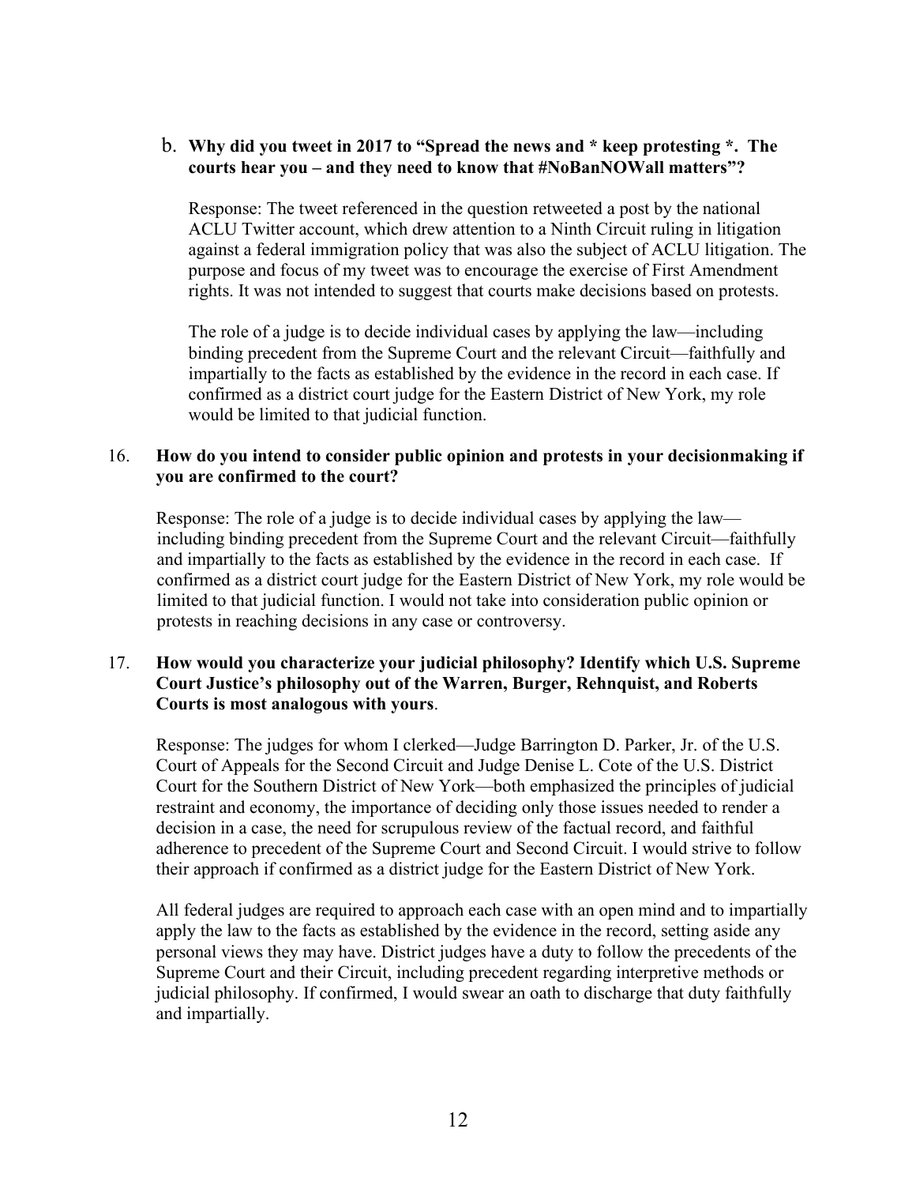b. **Why did you tweet in 2017 to "Spread the news and * keep protesting *. The courts hear you – and they need to know that #NoBanNOWall matters"?**

Response: The tweet referenced in the question retweeted a post by the national ACLU Twitter account, which drew attention to a Ninth Circuit ruling in litigation against a federal immigration policy that was also the subject of ACLU litigation. The purpose and focus of my tweet was to encourage the exercise of First Amendment rights. It was not intended to suggest that courts make decisions based on protests.

The role of a judge is to decide individual cases by applying the law—including binding precedent from the Supreme Court and the relevant Circuit—faithfully and impartially to the facts as established by the evidence in the record in each case. If confirmed as a district court judge for the Eastern District of New York, my role would be limited to that judicial function.

16. **How do you intend to consider public opinion and protests in your decisionmaking if you are confirmed to the court?**

Response: The role of a judge is to decide individual cases by applying the law—including binding precedent from the Supreme Court and the relevant Circuit—faithfully and impartially to the facts as established by the evidence in the record in each case. If confirmed as a district court judge for the Eastern District of New York, my role would be limited to that judicial function. I would not take into consideration public opinion or protests in reaching decisions in any case or controversy.

17. **How would you characterize your judicial philosophy? Identify which U.S. Supreme Court Justice's philosophy out of the Warren, Burger, Rehnquist, and Roberts Courts is most analogous with yours**.

Response: The judges for whom I clerked—Judge Barrington D. Parker, Jr. of the U.S. Court of Appeals for the Second Circuit and Judge Denise L. Cote of the U.S. District Court for the Southern District of New York—both emphasized the principles of judicial restraint and economy, the importance of deciding only those issues needed to render a decision in a case, the need for scrupulous review of the factual record, and faithful adherence to precedent of the Supreme Court and Second Circuit. I would strive to follow their approach if confirmed as a district judge for the Eastern District of New York.

All federal judges are required to approach each case with an open mind and to impartially apply the law to the facts as established by the evidence in the record, setting aside any personal views they may have. District judges have a duty to follow the precedents of the Supreme Court and their Circuit, including precedent regarding interpretive methods or judicial philosophy. If confirmed, I would swear an oath to discharge that duty faithfully and impartially.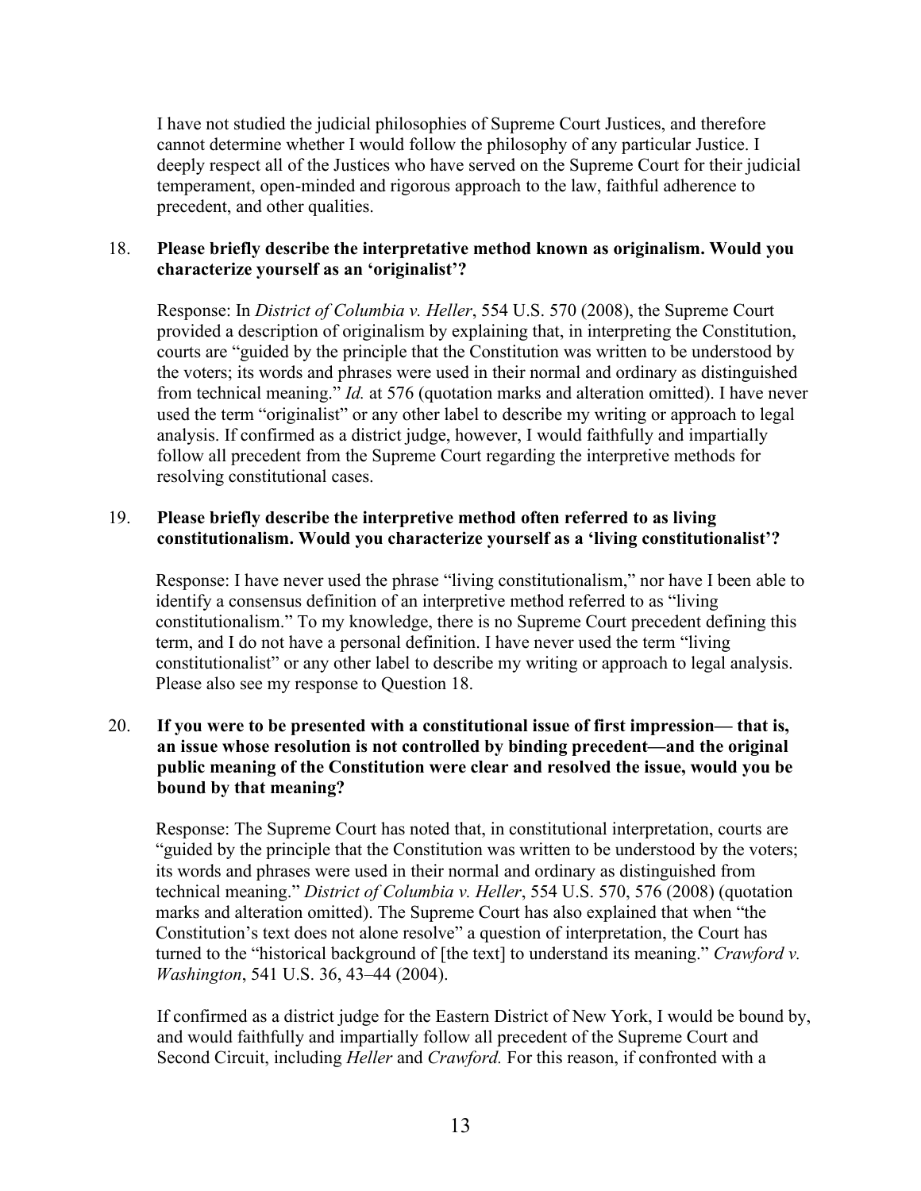I have not studied the judicial philosophies of Supreme Court Justices, and therefore cannot determine whether I would follow the philosophy of any particular Justice. I deeply respect all of the Justices who have served on the Supreme Court for their judicial temperament, open-minded and rigorous approach to the law, faithful adherence to precedent, and other qualities.

18. **Please briefly describe the interpretative method known as originalism. Would you characterize yourself as an 'originalist'?**

    Response: In *District of Columbia v. Heller*, 554 U.S. 570 (2008), the Supreme Court provided a description of originalism by explaining that, in interpreting the Constitution, courts are "guided by the principle that the Constitution was written to be understood by the voters; its words and phrases were used in their normal and ordinary as distinguished from technical meaning." *Id.* at 576 (quotation marks and alteration omitted). I have never used the term "originalist" or any other label to describe my writing or approach to legal analysis. If confirmed as a district judge, however, I would faithfully and impartially follow all precedent from the Supreme Court regarding the interpretive methods for resolving constitutional cases.

19. **Please briefly describe the interpretive method often referred to as living constitutionalism. Would you characterize yourself as a 'living constitutionalist'?**

    Response: I have never used the phrase "living constitutionalism," nor have I been able to identify a consensus definition of an interpretive method referred to as "living constitutionalism." To my knowledge, there is no Supreme Court precedent defining this term, and I do not have a personal definition. I have never used the term "living constitutionalist" or any other label to describe my writing or approach to legal analysis. Please also see my response to Question 18.

20. **If you were to be presented with a constitutional issue of first impression— that is, an issue whose resolution is not controlled by binding precedent—and the original public meaning of the Constitution were clear and resolved the issue, would you be bound by that meaning?**

    Response: The Supreme Court has noted that, in constitutional interpretation, courts are "guided by the principle that the Constitution was written to be understood by the voters; its words and phrases were used in their normal and ordinary as distinguished from technical meaning." *District of Columbia v. Heller*, 554 U.S. 570, 576 (2008) (quotation marks and alteration omitted). The Supreme Court has also explained that when "the Constitution's text does not alone resolve" a question of interpretation, the Court has turned to the "historical background of [the text] to understand its meaning." *Crawford v. Washington*, 541 U.S. 36, 43–44 (2004).

    If confirmed as a district judge for the Eastern District of New York, I would be bound by, and would faithfully and impartially follow all precedent of the Supreme Court and Second Circuit, including *Heller* and *Crawford.* For this reason, if confronted with a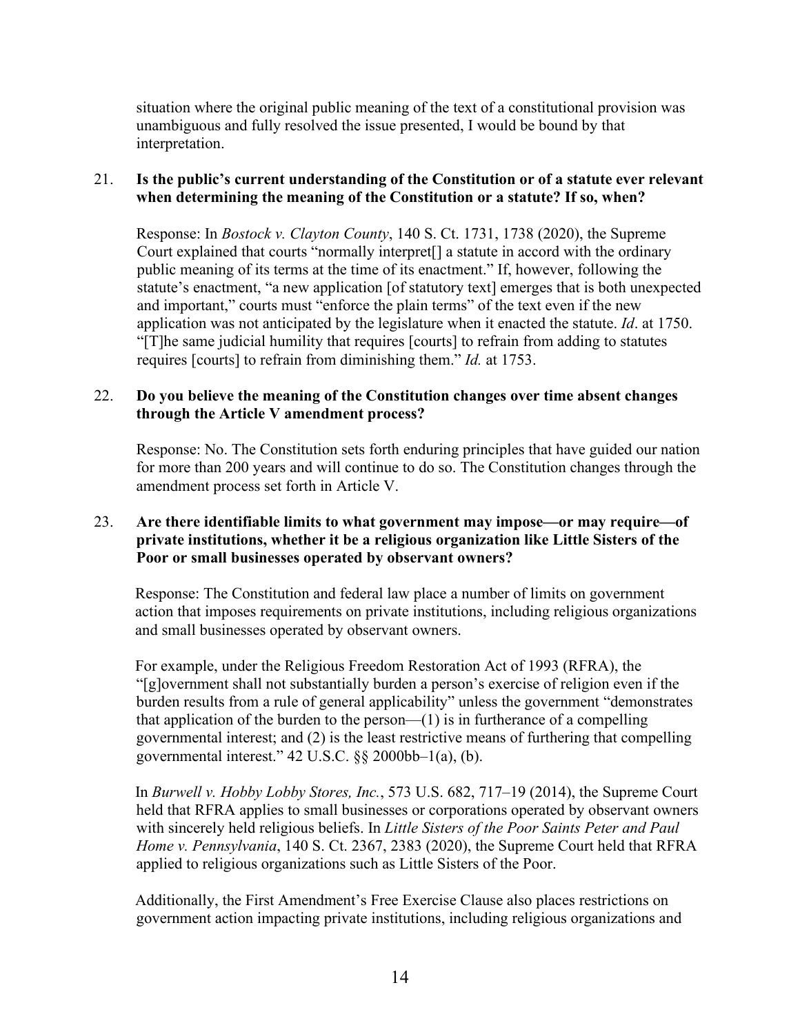situation where the original public meaning of the text of a constitutional provision was unambiguous and fully resolved the issue presented, I would be bound by that interpretation.

21. **Is the public's current understanding of the Constitution or of a statute ever relevant when determining the meaning of the Constitution or a statute? If so, when?**

    Response: In *Bostock v. Clayton County*, 140 S. Ct. 1731, 1738 (2020), the Supreme Court explained that courts "normally interpret[] a statute in accord with the ordinary public meaning of its terms at the time of its enactment." If, however, following the statute's enactment, "a new application [of statutory text] emerges that is both unexpected and important," courts must "enforce the plain terms" of the text even if the new application was not anticipated by the legislature when it enacted the statute. *Id*. at 1750. "[T]he same judicial humility that requires [courts] to refrain from adding to statutes requires [courts] to refrain from diminishing them." *Id.* at 1753.

22. **Do you believe the meaning of the Constitution changes over time absent changes through the Article V amendment process?**

    Response: No. The Constitution sets forth enduring principles that have guided our nation for more than 200 years and will continue to do so. The Constitution changes through the amendment process set forth in Article V.

23. **Are there identifiable limits to what government may impose—or may require—of private institutions, whether it be a religious organization like Little Sisters of the Poor or small businesses operated by observant owners?**

    Response: The Constitution and federal law place a number of limits on government action that imposes requirements on private institutions, including religious organizations and small businesses operated by observant owners.

    For example, under the Religious Freedom Restoration Act of 1993 (RFRA), the "[g]overnment shall not substantially burden a person's exercise of religion even if the burden results from a rule of general applicability" unless the government "demonstrates that application of the burden to the person—(1) is in furtherance of a compelling governmental interest; and (2) is the least restrictive means of furthering that compelling governmental interest." 42 U.S.C. §§ 2000bb–1(a), (b).

    In *Burwell v. Hobby Lobby Stores, Inc.*, 573 U.S. 682, 717–19 (2014), the Supreme Court held that RFRA applies to small businesses or corporations operated by observant owners with sincerely held religious beliefs. In *Little Sisters of the Poor Saints Peter and Paul Home v. Pennsylvania*, 140 S. Ct. 2367, 2383 (2020), the Supreme Court held that RFRA applied to religious organizations such as Little Sisters of the Poor.

    Additionally, the First Amendment's Free Exercise Clause also places restrictions on government action impacting private institutions, including religious organizations and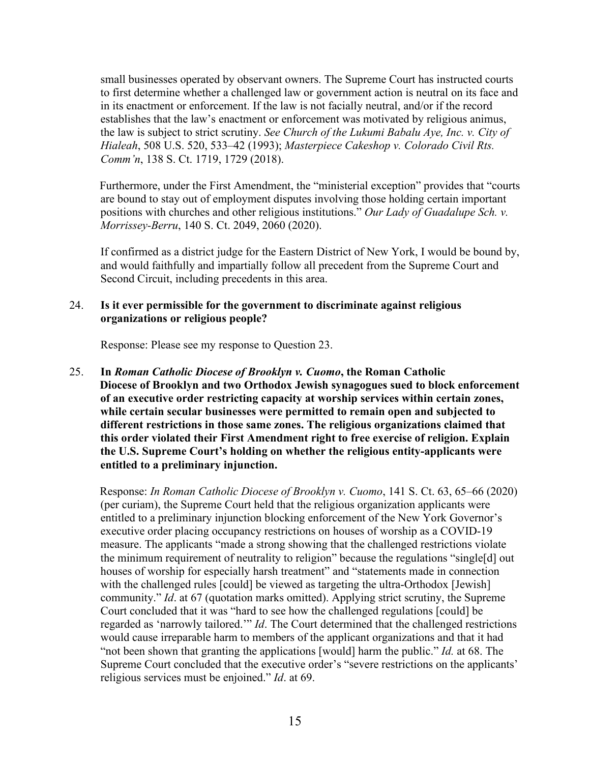small businesses operated by observant owners. The Supreme Court has instructed courts to first determine whether a challenged law or government action is neutral on its face and in its enactment or enforcement. If the law is not facially neutral, and/or if the record establishes that the law's enactment or enforcement was motivated by religious animus, the law is subject to strict scrutiny. *See Church of the Lukumi Babalu Aye, Inc. v. City of Hialeah*, 508 U.S. 520, 533–42 (1993); *Masterpiece Cakeshop v. Colorado Civil Rts. Comm'n*, 138 S. Ct. 1719, 1729 (2018).

Furthermore, under the First Amendment, the "ministerial exception" provides that "courts are bound to stay out of employment disputes involving those holding certain important positions with churches and other religious institutions." *Our Lady of Guadalupe Sch. v. Morrissey-Berru*, 140 S. Ct. 2049, 2060 (2020).

If confirmed as a district judge for the Eastern District of New York, I would be bound by, and would faithfully and impartially follow all precedent from the Supreme Court and Second Circuit, including precedents in this area.

24. **Is it ever permissible for the government to discriminate against religious organizations or religious people?**

    Response: Please see my response to Question 23.

25. **In *Roman Catholic Diocese of Brooklyn v. Cuomo*, the Roman Catholic Diocese of Brooklyn and two Orthodox Jewish synagogues sued to block enforcement of an executive order restricting capacity at worship services within certain zones, while certain secular businesses were permitted to remain open and subjected to different restrictions in those same zones. The religious organizations claimed that this order violated their First Amendment right to free exercise of religion. Explain the U.S. Supreme Court's holding on whether the religious entity-applicants were entitled to a preliminary injunction.**

    Response: *In Roman Catholic Diocese of Brooklyn v. Cuomo*, 141 S. Ct. 63, 65–66 (2020) (per curiam), the Supreme Court held that the religious organization applicants were entitled to a preliminary injunction blocking enforcement of the New York Governor's executive order placing occupancy restrictions on houses of worship as a COVID-19 measure. The applicants "made a strong showing that the challenged restrictions violate the minimum requirement of neutrality to religion" because the regulations "single[d] out houses of worship for especially harsh treatment" and "statements made in connection with the challenged rules [could] be viewed as targeting the ultra-Orthodox [Jewish] community." *Id*. at 67 (quotation marks omitted). Applying strict scrutiny, the Supreme Court concluded that it was "hard to see how the challenged regulations [could] be regarded as 'narrowly tailored.'" *Id*. The Court determined that the challenged restrictions would cause irreparable harm to members of the applicant organizations and that it had "not been shown that granting the applications [would] harm the public." *Id.* at 68. The Supreme Court concluded that the executive order's "severe restrictions on the applicants' religious services must be enjoined." *Id*. at 69.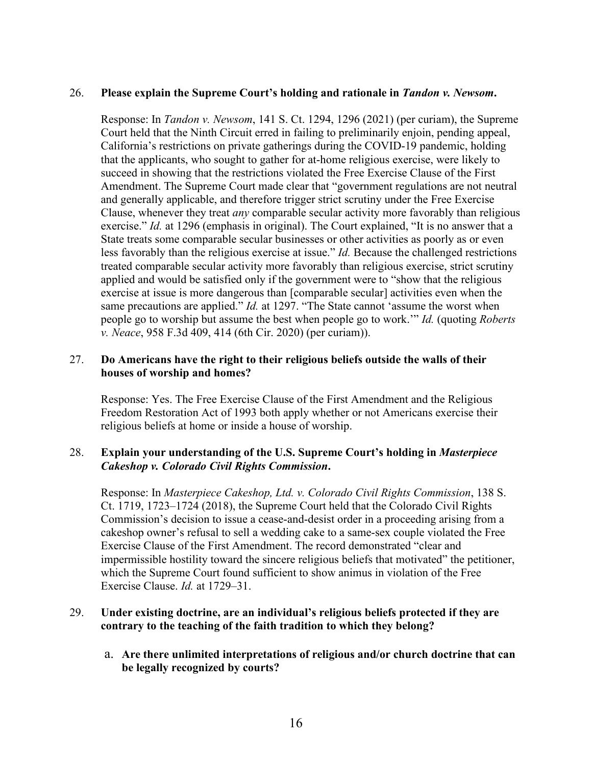26. **Please explain the Supreme Court's holding and rationale in *Tandon v. Newsom*.**

    Response: In *Tandon v. Newsom*, 141 S. Ct. 1294, 1296 (2021) (per curiam), the Supreme Court held that the Ninth Circuit erred in failing to preliminarily enjoin, pending appeal, California's restrictions on private gatherings during the COVID-19 pandemic, holding that the applicants, who sought to gather for at-home religious exercise, were likely to succeed in showing that the restrictions violated the Free Exercise Clause of the First Amendment. The Supreme Court made clear that "government regulations are not neutral and generally applicable, and therefore trigger strict scrutiny under the Free Exercise Clause, whenever they treat *any* comparable secular activity more favorably than religious exercise." *Id.* at 1296 (emphasis in original). The Court explained, "It is no answer that a State treats some comparable secular businesses or other activities as poorly as or even less favorably than the religious exercise at issue." *Id.* Because the challenged restrictions treated comparable secular activity more favorably than religious exercise, strict scrutiny applied and would be satisfied only if the government were to "show that the religious exercise at issue is more dangerous than [comparable secular] activities even when the same precautions are applied." *Id.* at 1297. "The State cannot 'assume the worst when people go to worship but assume the best when people go to work.'" *Id.* (quoting *Roberts v. Neace*, 958 F.3d 409, 414 (6th Cir. 2020) (per curiam)).

27. **Do Americans have the right to their religious beliefs outside the walls of their houses of worship and homes?**

    Response: Yes. The Free Exercise Clause of the First Amendment and the Religious Freedom Restoration Act of 1993 both apply whether or not Americans exercise their religious beliefs at home or inside a house of worship.

28. **Explain your understanding of the U.S. Supreme Court's holding in *Masterpiece Cakeshop v. Colorado Civil Rights Commission*.**

    Response: In *Masterpiece Cakeshop, Ltd. v. Colorado Civil Rights Commission*, 138 S. Ct. 1719, 1723–1724 (2018), the Supreme Court held that the Colorado Civil Rights Commission's decision to issue a cease-and-desist order in a proceeding arising from a cakeshop owner's refusal to sell a wedding cake to a same-sex couple violated the Free Exercise Clause of the First Amendment. The record demonstrated "clear and impermissible hostility toward the sincere religious beliefs that motivated" the petitioner, which the Supreme Court found sufficient to show animus in violation of the Free Exercise Clause. *Id.* at 1729–31.

29. **Under existing doctrine, are an individual's religious beliefs protected if they are contrary to the teaching of the faith tradition to which they belong?**

    a. **Are there unlimited interpretations of religious and/or church doctrine that can be legally recognized by courts?**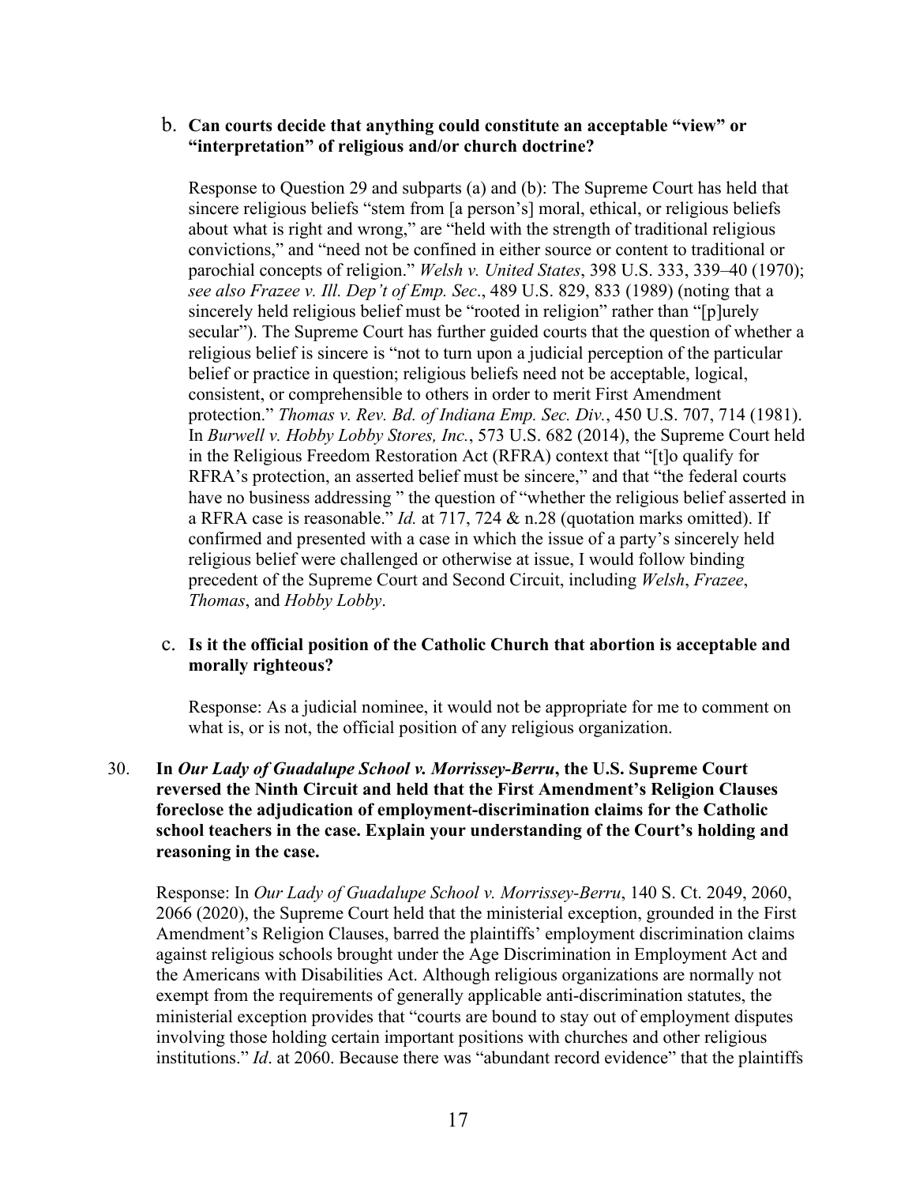b. **Can courts decide that anything could constitute an acceptable "view" or "interpretation" of religious and/or church doctrine?**

Response to Question 29 and subparts (a) and (b): The Supreme Court has held that sincere religious beliefs "stem from [a person's] moral, ethical, or religious beliefs about what is right and wrong," are "held with the strength of traditional religious convictions," and "need not be confined in either source or content to traditional or parochial concepts of religion." *Welsh v. United States*, 398 U.S. 333, 339–40 (1970); *see also Frazee v. Ill. Dep't of Emp. Sec*., 489 U.S. 829, 833 (1989) (noting that a sincerely held religious belief must be "rooted in religion" rather than "[p]urely secular"). The Supreme Court has further guided courts that the question of whether a religious belief is sincere is "not to turn upon a judicial perception of the particular belief or practice in question; religious beliefs need not be acceptable, logical, consistent, or comprehensible to others in order to merit First Amendment protection." *Thomas v. Rev. Bd. of Indiana Emp. Sec. Div.*, 450 U.S. 707, 714 (1981). In *Burwell v. Hobby Lobby Stores, Inc.*, 573 U.S. 682 (2014), the Supreme Court held in the Religious Freedom Restoration Act (RFRA) context that "[t]o qualify for RFRA's protection, an asserted belief must be sincere," and that "the federal courts have no business addressing " the question of "whether the religious belief asserted in a RFRA case is reasonable." *Id.* at 717, 724 & n.28 (quotation marks omitted). If confirmed and presented with a case in which the issue of a party's sincerely held religious belief were challenged or otherwise at issue, I would follow binding precedent of the Supreme Court and Second Circuit, including *Welsh*, *Frazee*, *Thomas*, and *Hobby Lobby*.

c. **Is it the official position of the Catholic Church that abortion is acceptable and morally righteous?**

Response: As a judicial nominee, it would not be appropriate for me to comment on what is, or is not, the official position of any religious organization.

30. **In *Our Lady of Guadalupe School v. Morrissey-Berru*, the U.S. Supreme Court reversed the Ninth Circuit and held that the First Amendment's Religion Clauses foreclose the adjudication of employment-discrimination claims for the Catholic school teachers in the case. Explain your understanding of the Court's holding and reasoning in the case.**

Response: In *Our Lady of Guadalupe School v. Morrissey-Berru*, 140 S. Ct. 2049, 2060, 2066 (2020), the Supreme Court held that the ministerial exception, grounded in the First Amendment's Religion Clauses, barred the plaintiffs' employment discrimination claims against religious schools brought under the Age Discrimination in Employment Act and the Americans with Disabilities Act. Although religious organizations are normally not exempt from the requirements of generally applicable anti-discrimination statutes, the ministerial exception provides that "courts are bound to stay out of employment disputes involving those holding certain important positions with churches and other religious institutions." *Id*. at 2060. Because there was "abundant record evidence" that the plaintiffs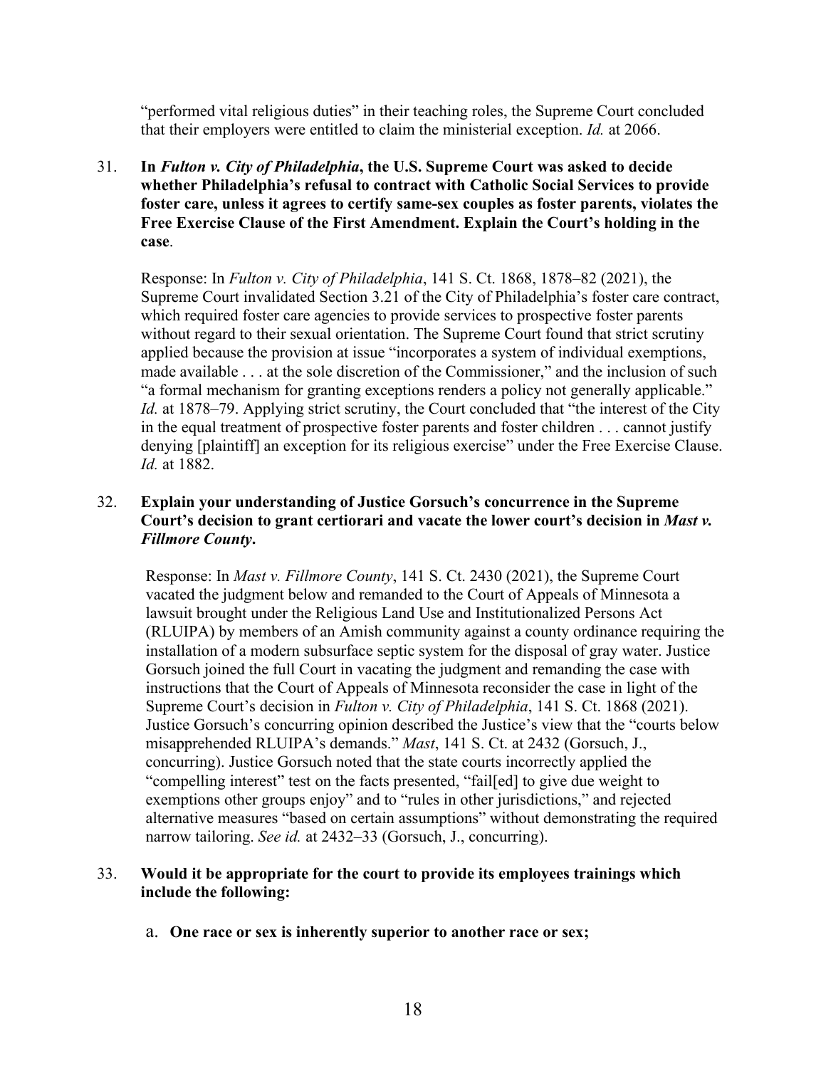"performed vital religious duties" in their teaching roles, the Supreme Court concluded that their employers were entitled to claim the ministerial exception. *Id.* at 2066.

31. **In *Fulton v. City of Philadelphia*, the U.S. Supreme Court was asked to decide whether Philadelphia's refusal to contract with Catholic Social Services to provide foster care, unless it agrees to certify same-sex couples as foster parents, violates the Free Exercise Clause of the First Amendment. Explain the Court's holding in the case**.

    Response: In *Fulton v. City of Philadelphia*, 141 S. Ct. 1868, 1878–82 (2021), the Supreme Court invalidated Section 3.21 of the City of Philadelphia's foster care contract, which required foster care agencies to provide services to prospective foster parents without regard to their sexual orientation. The Supreme Court found that strict scrutiny applied because the provision at issue "incorporates a system of individual exemptions, made available . . . at the sole discretion of the Commissioner," and the inclusion of such "a formal mechanism for granting exceptions renders a policy not generally applicable." *Id.* at 1878–79. Applying strict scrutiny, the Court concluded that "the interest of the City in the equal treatment of prospective foster parents and foster children . . . cannot justify denying [plaintiff] an exception for its religious exercise" under the Free Exercise Clause. *Id.* at 1882.

32. **Explain your understanding of Justice Gorsuch's concurrence in the Supreme Court's decision to grant certiorari and vacate the lower court's decision in *Mast v. Fillmore County*.**

    Response: In *Mast v. Fillmore County*, 141 S. Ct. 2430 (2021), the Supreme Court vacated the judgment below and remanded to the Court of Appeals of Minnesota a lawsuit brought under the Religious Land Use and Institutionalized Persons Act (RLUIPA) by members of an Amish community against a county ordinance requiring the installation of a modern subsurface septic system for the disposal of gray water. Justice Gorsuch joined the full Court in vacating the judgment and remanding the case with instructions that the Court of Appeals of Minnesota reconsider the case in light of the Supreme Court's decision in *Fulton v. City of Philadelphia*, 141 S. Ct. 1868 (2021). Justice Gorsuch's concurring opinion described the Justice's view that the "courts below misapprehended RLUIPA's demands." *Mast*, 141 S. Ct. at 2432 (Gorsuch, J., concurring). Justice Gorsuch noted that the state courts incorrectly applied the "compelling interest" test on the facts presented, "fail[ed] to give due weight to exemptions other groups enjoy" and to "rules in other jurisdictions," and rejected alternative measures "based on certain assumptions" without demonstrating the required narrow tailoring. *See id.* at 2432–33 (Gorsuch, J., concurring).

33. **Would it be appropriate for the court to provide its employees trainings which include the following:**

    a. **One race or sex is inherently superior to another race or sex;**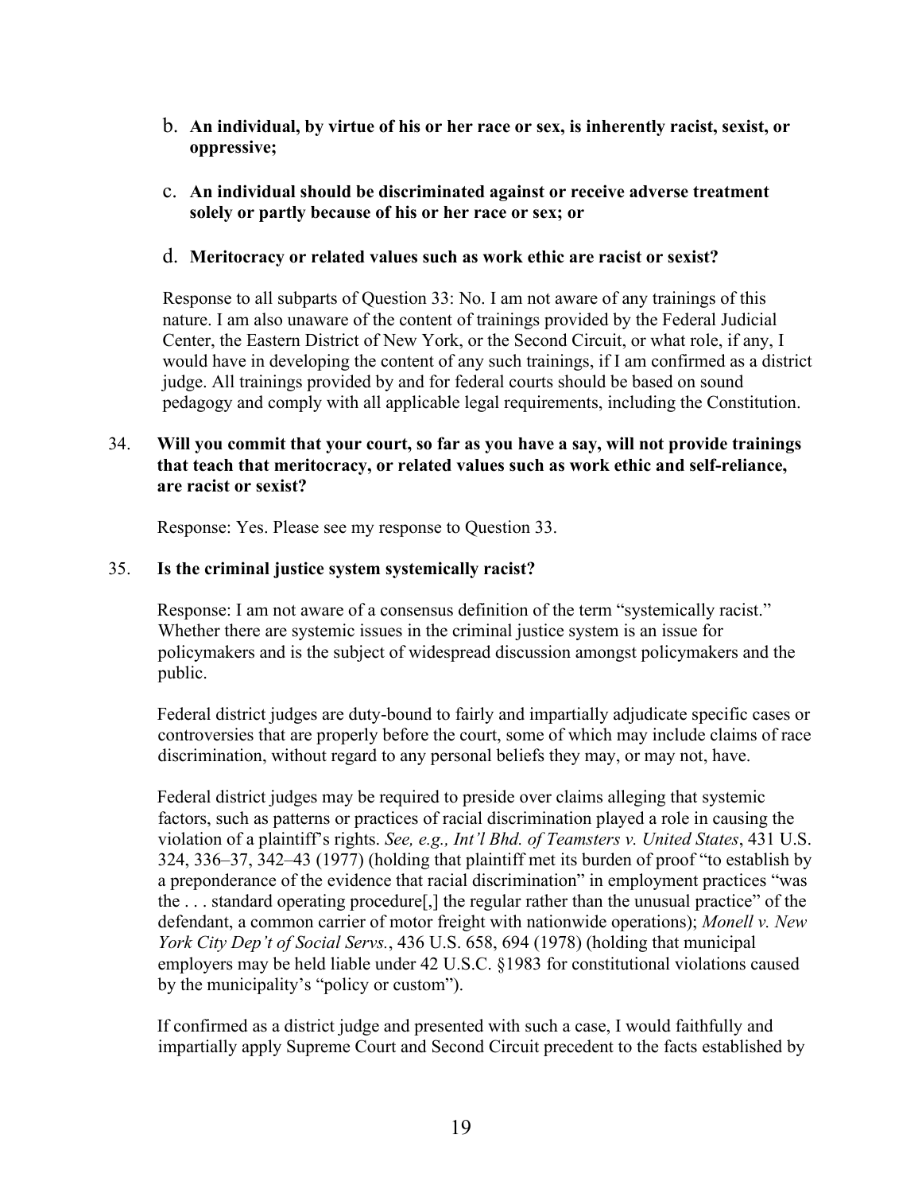b. **An individual, by virtue of his or her race or sex, is inherently racist, sexist, or oppressive;**

c. **An individual should be discriminated against or receive adverse treatment solely or partly because of his or her race or sex; or**

d. **Meritocracy or related values such as work ethic are racist or sexist?**

Response to all subparts of Question 33: No. I am not aware of any trainings of this nature. I am also unaware of the content of trainings provided by the Federal Judicial Center, the Eastern District of New York, or the Second Circuit, or what role, if any, I would have in developing the content of any such trainings, if I am confirmed as a district judge. All trainings provided by and for federal courts should be based on sound pedagogy and comply with all applicable legal requirements, including the Constitution.

34. **Will you commit that your court, so far as you have a say, will not provide trainings that teach that meritocracy, or related values such as work ethic and self-reliance, are racist or sexist?**

Response: Yes. Please see my response to Question 33.

35. **Is the criminal justice system systemically racist?**

Response: I am not aware of a consensus definition of the term "systemically racist." Whether there are systemic issues in the criminal justice system is an issue for policymakers and is the subject of widespread discussion amongst policymakers and the public.

Federal district judges are duty-bound to fairly and impartially adjudicate specific cases or controversies that are properly before the court, some of which may include claims of race discrimination, without regard to any personal beliefs they may, or may not, have.

Federal district judges may be required to preside over claims alleging that systemic factors, such as patterns or practices of racial discrimination played a role in causing the violation of a plaintiff's rights. *See, e.g., Int'l Bhd. of Teamsters v. United States*, 431 U.S. 324, 336–37, 342–43 (1977) (holding that plaintiff met its burden of proof "to establish by a preponderance of the evidence that racial discrimination" in employment practices "was the . . . standard operating procedure[,] the regular rather than the unusual practice" of the defendant, a common carrier of motor freight with nationwide operations); *Monell v. New York City Dep't of Social Servs.*, 436 U.S. 658, 694 (1978) (holding that municipal employers may be held liable under 42 U.S.C. §1983 for constitutional violations caused by the municipality's "policy or custom").

If confirmed as a district judge and presented with such a case, I would faithfully and impartially apply Supreme Court and Second Circuit precedent to the facts established by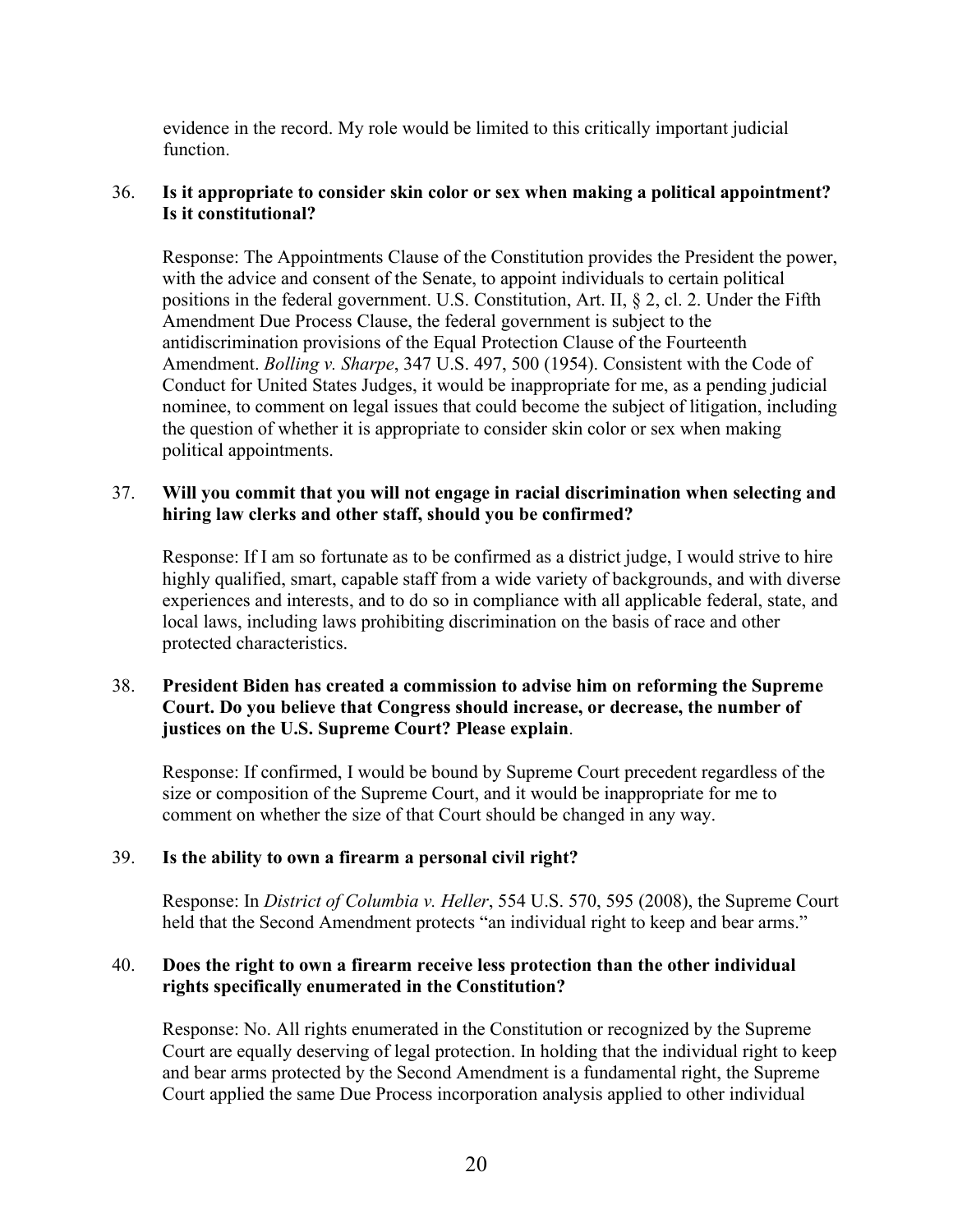evidence in the record. My role would be limited to this critically important judicial function.

36. **Is it appropriate to consider skin color or sex when making a political appointment? Is it constitutional?**

    Response: The Appointments Clause of the Constitution provides the President the power, with the advice and consent of the Senate, to appoint individuals to certain political positions in the federal government. U.S. Constitution, Art. II, § 2, cl. 2. Under the Fifth Amendment Due Process Clause, the federal government is subject to the antidiscrimination provisions of the Equal Protection Clause of the Fourteenth Amendment. *Bolling v. Sharpe*, 347 U.S. 497, 500 (1954). Consistent with the Code of Conduct for United States Judges, it would be inappropriate for me, as a pending judicial nominee, to comment on legal issues that could become the subject of litigation, including the question of whether it is appropriate to consider skin color or sex when making political appointments.

37. **Will you commit that you will not engage in racial discrimination when selecting and hiring law clerks and other staff, should you be confirmed?**

    Response: If I am so fortunate as to be confirmed as a district judge, I would strive to hire highly qualified, smart, capable staff from a wide variety of backgrounds, and with diverse experiences and interests, and to do so in compliance with all applicable federal, state, and local laws, including laws prohibiting discrimination on the basis of race and other protected characteristics.

38. **President Biden has created a commission to advise him on reforming the Supreme Court. Do you believe that Congress should increase, or decrease, the number of justices on the U.S. Supreme Court? Please explain**.

    Response: If confirmed, I would be bound by Supreme Court precedent regardless of the size or composition of the Supreme Court, and it would be inappropriate for me to comment on whether the size of that Court should be changed in any way.

39. **Is the ability to own a firearm a personal civil right?**

    Response: In *District of Columbia v. Heller*, 554 U.S. 570, 595 (2008), the Supreme Court held that the Second Amendment protects "an individual right to keep and bear arms."

40. **Does the right to own a firearm receive less protection than the other individual rights specifically enumerated in the Constitution?**

    Response: No. All rights enumerated in the Constitution or recognized by the Supreme Court are equally deserving of legal protection. In holding that the individual right to keep and bear arms protected by the Second Amendment is a fundamental right, the Supreme Court applied the same Due Process incorporation analysis applied to other individual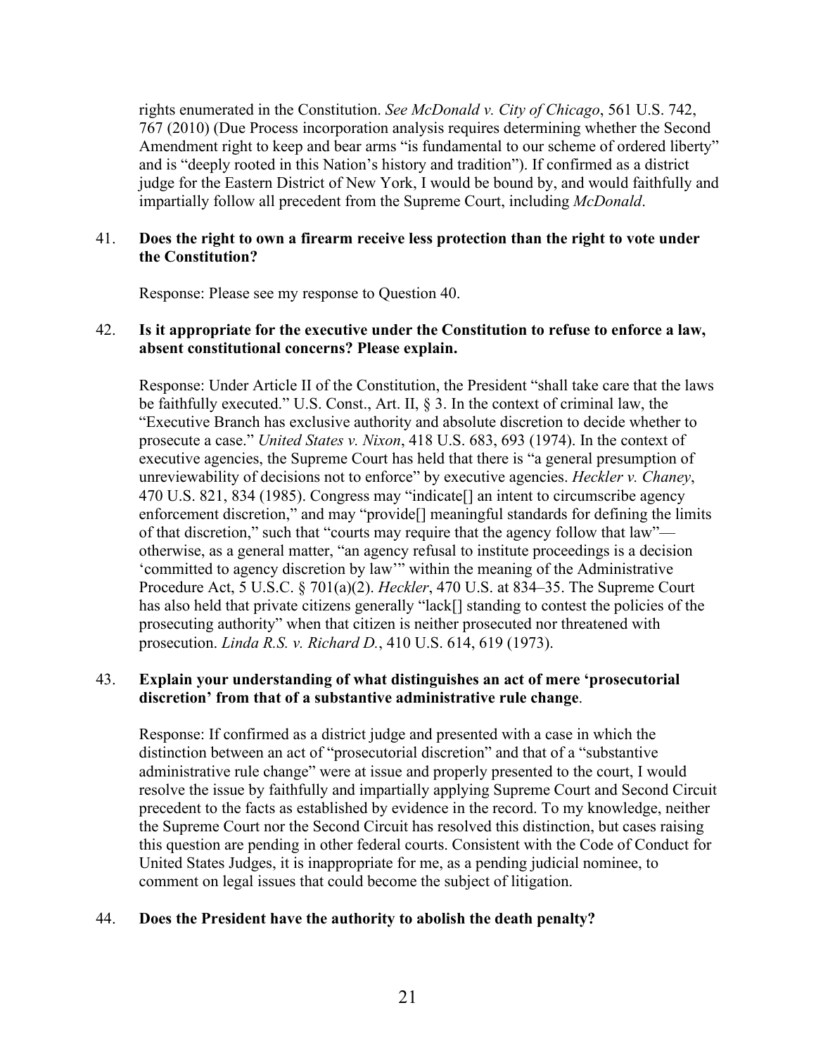rights enumerated in the Constitution. *See McDonald v. City of Chicago*, 561 U.S. 742, 767 (2010) (Due Process incorporation analysis requires determining whether the Second Amendment right to keep and bear arms "is fundamental to our scheme of ordered liberty" and is "deeply rooted in this Nation's history and tradition"). If confirmed as a district judge for the Eastern District of New York, I would be bound by, and would faithfully and impartially follow all precedent from the Supreme Court, including *McDonald*.

41. **Does the right to own a firearm receive less protection than the right to vote under the Constitution?**

    Response: Please see my response to Question 40.

42. **Is it appropriate for the executive under the Constitution to refuse to enforce a law, absent constitutional concerns? Please explain.**

    Response: Under Article II of the Constitution, the President "shall take care that the laws be faithfully executed." U.S. Const., Art. II, § 3. In the context of criminal law, the "Executive Branch has exclusive authority and absolute discretion to decide whether to prosecute a case." *United States v. Nixon*, 418 U.S. 683, 693 (1974). In the context of executive agencies, the Supreme Court has held that there is "a general presumption of unreviewability of decisions not to enforce" by executive agencies. *Heckler v. Chaney*, 470 U.S. 821, 834 (1985). Congress may "indicate[] an intent to circumscribe agency enforcement discretion," and may "provide[] meaningful standards for defining the limits of that discretion," such that "courts may require that the agency follow that law"—otherwise, as a general matter, "an agency refusal to institute proceedings is a decision 'committed to agency discretion by law'" within the meaning of the Administrative Procedure Act, 5 U.S.C. § 701(a)(2). *Heckler*, 470 U.S. at 834–35. The Supreme Court has also held that private citizens generally "lack[] standing to contest the policies of the prosecuting authority" when that citizen is neither prosecuted nor threatened with prosecution. *Linda R.S. v. Richard D.*, 410 U.S. 614, 619 (1973).

43. **Explain your understanding of what distinguishes an act of mere 'prosecutorial discretion' from that of a substantive administrative rule change**.

    Response: If confirmed as a district judge and presented with a case in which the distinction between an act of "prosecutorial discretion" and that of a "substantive administrative rule change" were at issue and properly presented to the court, I would resolve the issue by faithfully and impartially applying Supreme Court and Second Circuit precedent to the facts as established by evidence in the record. To my knowledge, neither the Supreme Court nor the Second Circuit has resolved this distinction, but cases raising this question are pending in other federal courts. Consistent with the Code of Conduct for United States Judges, it is inappropriate for me, as a pending judicial nominee, to comment on legal issues that could become the subject of litigation.

44. **Does the President have the authority to abolish the death penalty?**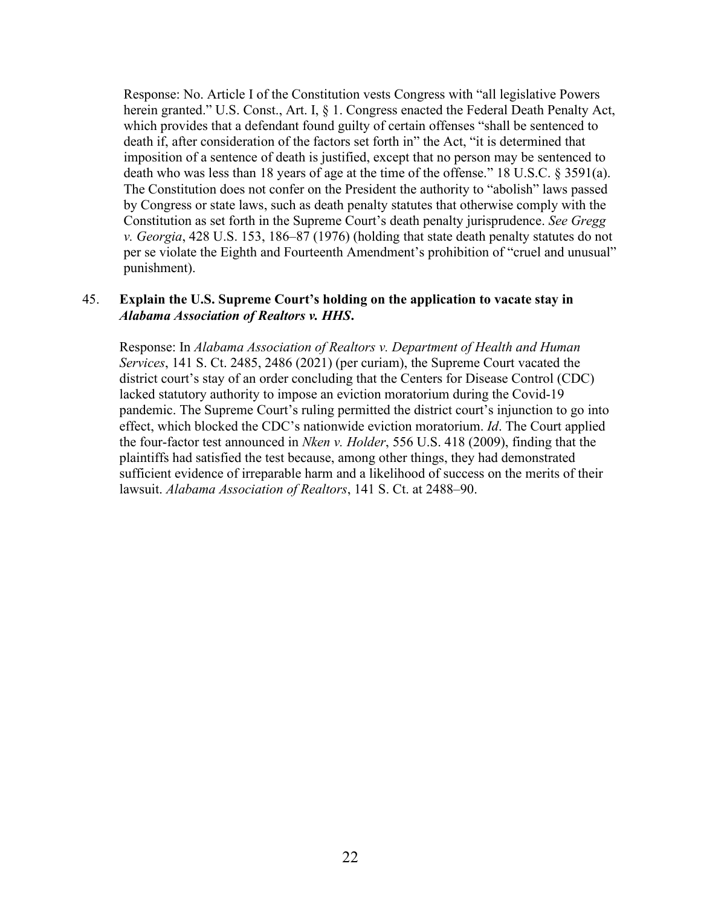Response: No. Article I of the Constitution vests Congress with "all legislative Powers herein granted." U.S. Const., Art. I, § 1. Congress enacted the Federal Death Penalty Act, which provides that a defendant found guilty of certain offenses "shall be sentenced to death if, after consideration of the factors set forth in" the Act, "it is determined that imposition of a sentence of death is justified, except that no person may be sentenced to death who was less than 18 years of age at the time of the offense." 18 U.S.C. § 3591(a). The Constitution does not confer on the President the authority to "abolish" laws passed by Congress or state laws, such as death penalty statutes that otherwise comply with the Constitution as set forth in the Supreme Court's death penalty jurisprudence. *See Gregg v. Georgia*, 428 U.S. 153, 186–87 (1976) (holding that state death penalty statutes do not per se violate the Eighth and Fourteenth Amendment's prohibition of "cruel and unusual" punishment).

45. **Explain the U.S. Supreme Court's holding on the application to vacate stay in *Alabama Association of Realtors v. HHS*.**

Response: In *Alabama Association of Realtors v. Department of Health and Human Services*, 141 S. Ct. 2485, 2486 (2021) (per curiam), the Supreme Court vacated the district court's stay of an order concluding that the Centers for Disease Control (CDC) lacked statutory authority to impose an eviction moratorium during the Covid-19 pandemic. The Supreme Court's ruling permitted the district court's injunction to go into effect, which blocked the CDC's nationwide eviction moratorium. *Id*. The Court applied the four-factor test announced in *Nken v. Holder*, 556 U.S. 418 (2009), finding that the plaintiffs had satisfied the test because, among other things, they had demonstrated sufficient evidence of irreparable harm and a likelihood of success on the merits of their lawsuit. *Alabama Association of Realtors*, 141 S. Ct. at 2488–90.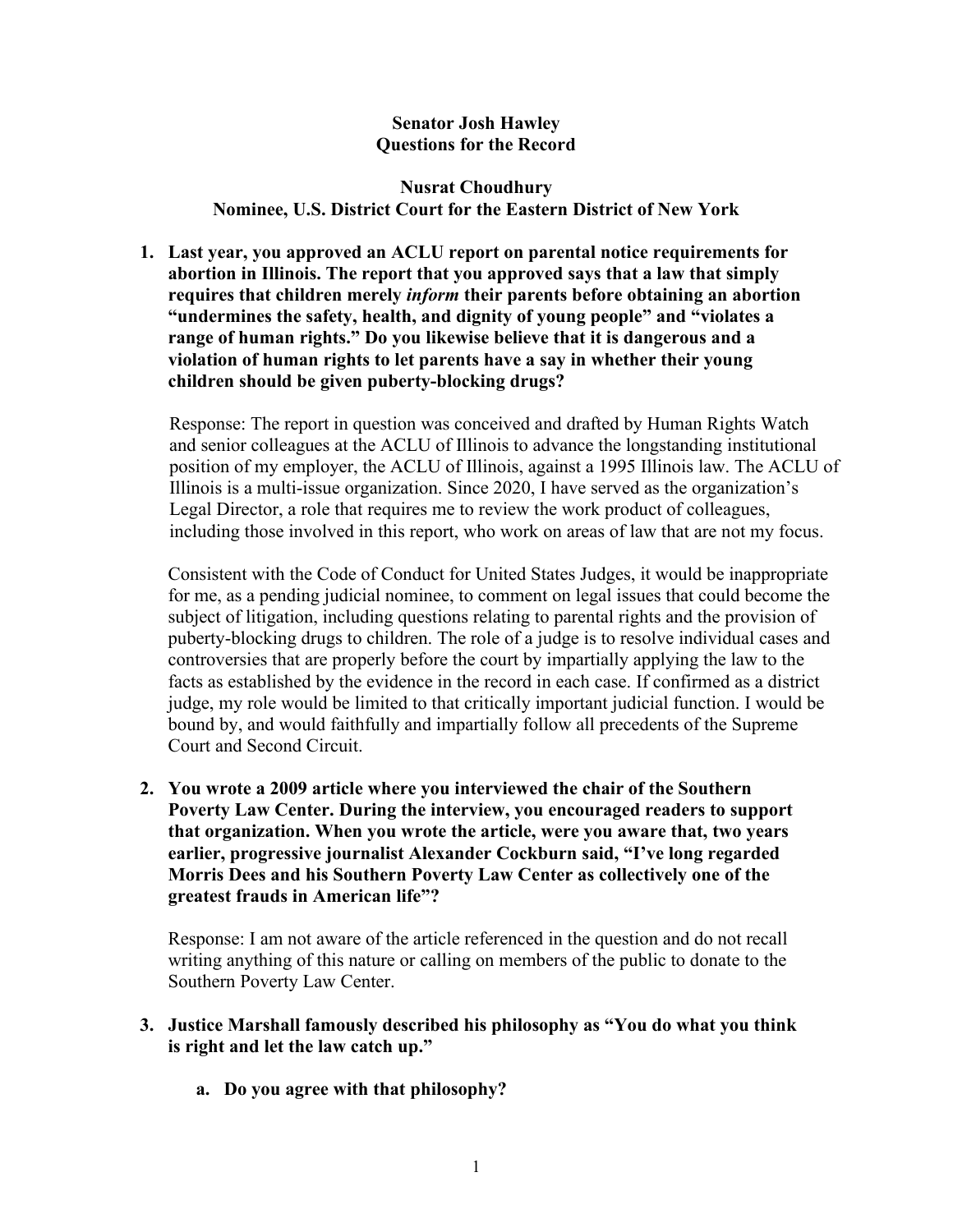**Senator Josh Hawley**
**Questions for the Record**

**Nusrat Choudhury**
**Nominee, U.S. District Court for the Eastern District of New York**

1. **Last year, you approved an ACLU report on parental notice requirements for abortion in Illinois. The report that you approved says that a law that simply requires that children merely *inform* their parents before obtaining an abortion "undermines the safety, health, and dignity of young people" and "violates a range of human rights." Do you likewise believe that it is dangerous and a violation of human rights to let parents have a say in whether their young children should be given puberty-blocking drugs?**

   Response: The report in question was conceived and drafted by Human Rights Watch and senior colleagues at the ACLU of Illinois to advance the longstanding institutional position of my employer, the ACLU of Illinois, against a 1995 Illinois law. The ACLU of Illinois is a multi-issue organization. Since 2020, I have served as the organization's Legal Director, a role that requires me to review the work product of colleagues, including those involved in this report, who work on areas of law that are not my focus.

   Consistent with the Code of Conduct for United States Judges, it would be inappropriate for me, as a pending judicial nominee, to comment on legal issues that could become the subject of litigation, including questions relating to parental rights and the provision of puberty-blocking drugs to children. The role of a judge is to resolve individual cases and controversies that are properly before the court by impartially applying the law to the facts as established by the evidence in the record in each case. If confirmed as a district judge, my role would be limited to that critically important judicial function. I would be bound by, and would faithfully and impartially follow all precedents of the Supreme Court and Second Circuit.

2. **You wrote a 2009 article where you interviewed the chair of the Southern Poverty Law Center. During the interview, you encouraged readers to support that organization. When you wrote the article, were you aware that, two years earlier, progressive journalist Alexander Cockburn said, "I've long regarded Morris Dees and his Southern Poverty Law Center as collectively one of the greatest frauds in American life"?**

   Response: I am not aware of the article referenced in the question and do not recall writing anything of this nature or calling on members of the public to donate to the Southern Poverty Law Center.

3. **Justice Marshall famously described his philosophy as "You do what you think is right and let the law catch up."**

   a. **Do you agree with that philosophy?**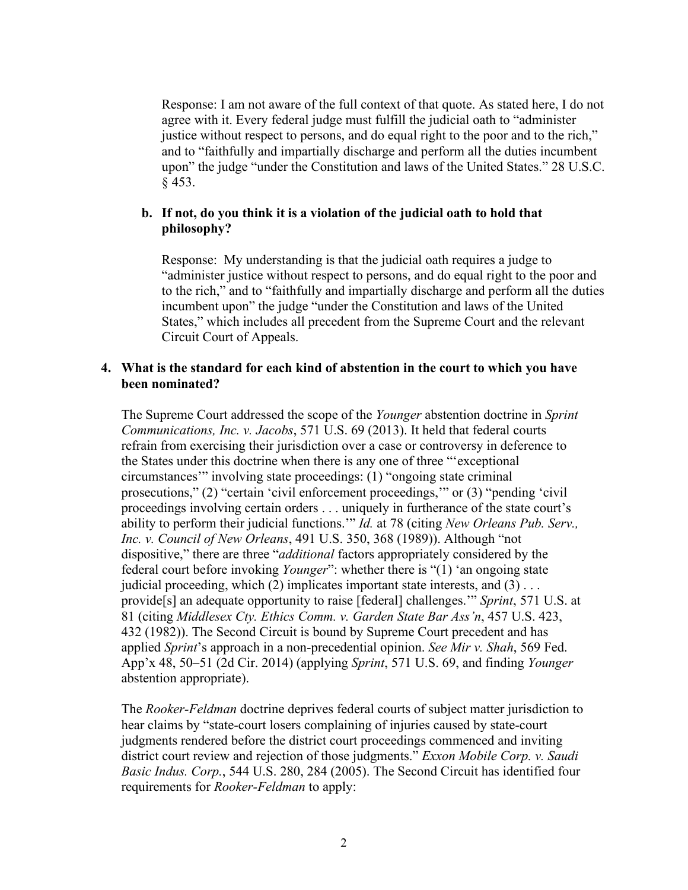Response: I am not aware of the full context of that quote. As stated here, I do not agree with it. Every federal judge must fulfill the judicial oath to "administer justice without respect to persons, and do equal right to the poor and to the rich," and to "faithfully and impartially discharge and perform all the duties incumbent upon" the judge "under the Constitution and laws of the United States." 28 U.S.C. § 453.

**b. If not, do you think it is a violation of the judicial oath to hold that philosophy?**

Response: My understanding is that the judicial oath requires a judge to "administer justice without respect to persons, and do equal right to the poor and to the rich," and to "faithfully and impartially discharge and perform all the duties incumbent upon" the judge "under the Constitution and laws of the United States," which includes all precedent from the Supreme Court and the relevant Circuit Court of Appeals.

**4. What is the standard for each kind of abstention in the court to which you have been nominated?**

The Supreme Court addressed the scope of the *Younger* abstention doctrine in *Sprint Communications, Inc. v. Jacobs*, 571 U.S. 69 (2013). It held that federal courts refrain from exercising their jurisdiction over a case or controversy in deference to the States under this doctrine when there is any one of three "'exceptional circumstances'" involving state proceedings: (1) "ongoing state criminal prosecutions," (2) "certain 'civil enforcement proceedings,'" or (3) "pending 'civil proceedings involving certain orders . . . uniquely in furtherance of the state court's ability to perform their judicial functions.'" *Id.* at 78 (citing *New Orleans Pub. Serv., Inc. v. Council of New Orleans*, 491 U.S. 350, 368 (1989)). Although "not dispositive," there are three "*additional* factors appropriately considered by the federal court before invoking *Younger*": whether there is "(1) 'an ongoing state judicial proceeding, which (2) implicates important state interests, and (3) . . . provide[s] an adequate opportunity to raise [federal] challenges.'" *Sprint*, 571 U.S. at 81 (citing *Middlesex Cty. Ethics Comm. v. Garden State Bar Ass'n*, 457 U.S. 423, 432 (1982)). The Second Circuit is bound by Supreme Court precedent and has applied *Sprint*'s approach in a non-precedential opinion. *See Mir v. Shah*, 569 Fed. App'x 48, 50–51 (2d Cir. 2014) (applying *Sprint*, 571 U.S. 69, and finding *Younger* abstention appropriate).

The *Rooker-Feldman* doctrine deprives federal courts of subject matter jurisdiction to hear claims by "state-court losers complaining of injuries caused by state-court judgments rendered before the district court proceedings commenced and inviting district court review and rejection of those judgments." *Exxon Mobile Corp. v. Saudi Basic Indus. Corp.*, 544 U.S. 280, 284 (2005). The Second Circuit has identified four requirements for *Rooker-Feldman* to apply: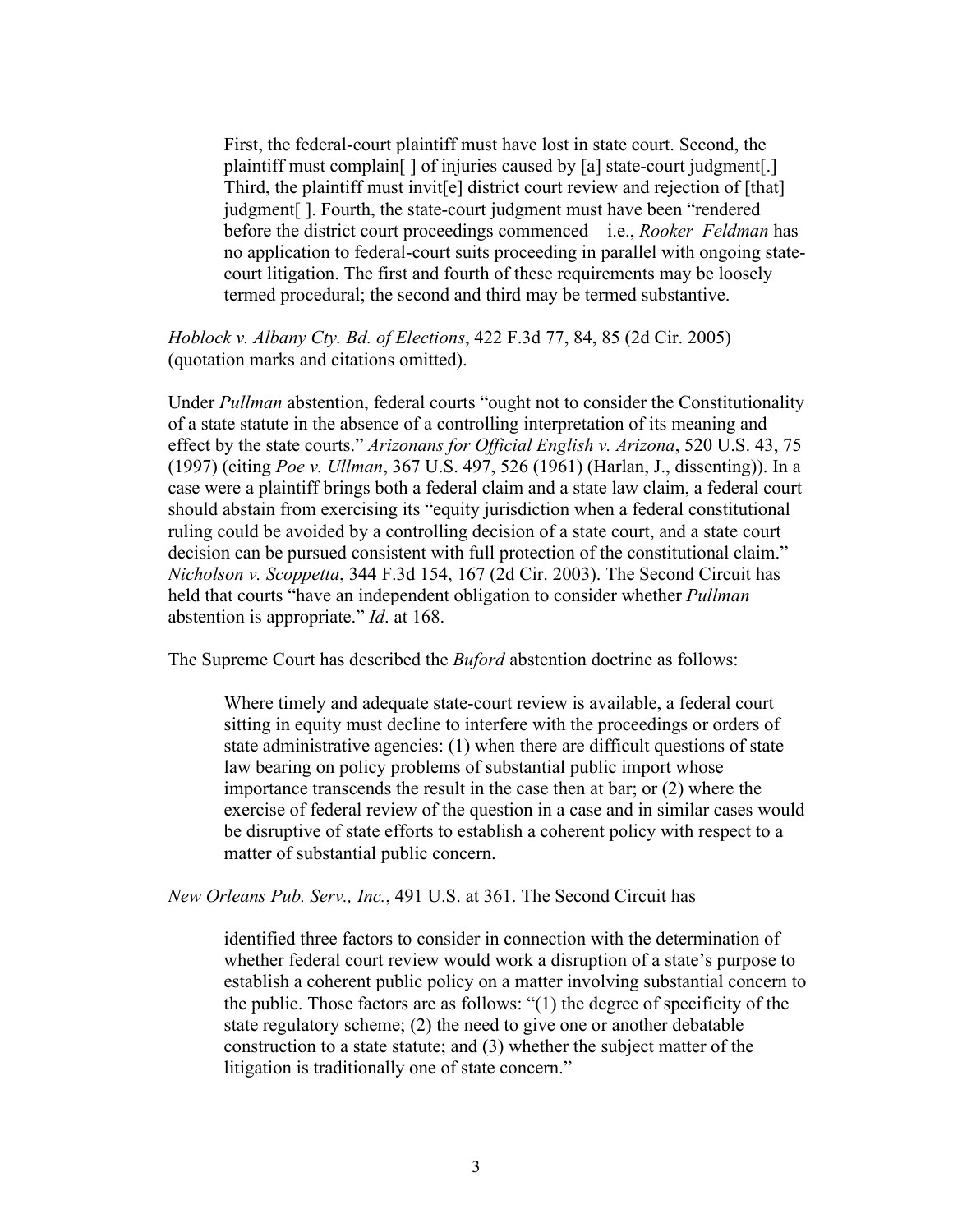> First, the federal-court plaintiff must have lost in state court. Second, the plaintiff must complain[ ] of injuries caused by [a] state-court judgment[.] Third, the plaintiff must invit[e] district court review and rejection of [that] judgment[ ]. Fourth, the state-court judgment must have been "rendered before the district court proceedings commenced—i.e., *Rooker–Feldman* has no application to federal-court suits proceeding in parallel with ongoing state-court litigation. The first and fourth of these requirements may be loosely termed procedural; the second and third may be termed substantive.

*Hoblock v. Albany Cty. Bd. of Elections*, 422 F.3d 77, 84, 85 (2d Cir. 2005) (quotation marks and citations omitted).

Under *Pullman* abstention, federal courts "ought not to consider the Constitutionality of a state statute in the absence of a controlling interpretation of its meaning and effect by the state courts." *Arizonans for Official English v. Arizona*, 520 U.S. 43, 75 (1997) (citing *Poe v. Ullman*, 367 U.S. 497, 526 (1961) (Harlan, J., dissenting)). In a case were a plaintiff brings both a federal claim and a state law claim, a federal court should abstain from exercising its "equity jurisdiction when a federal constitutional ruling could be avoided by a controlling decision of a state court, and a state court decision can be pursued consistent with full protection of the constitutional claim." *Nicholson v. Scoppetta*, 344 F.3d 154, 167 (2d Cir. 2003). The Second Circuit has held that courts "have an independent obligation to consider whether *Pullman* abstention is appropriate." *Id*. at 168.

The Supreme Court has described the *Buford* abstention doctrine as follows:

> Where timely and adequate state-court review is available, a federal court sitting in equity must decline to interfere with the proceedings or orders of state administrative agencies: (1) when there are difficult questions of state law bearing on policy problems of substantial public import whose importance transcends the result in the case then at bar; or (2) where the exercise of federal review of the question in a case and in similar cases would be disruptive of state efforts to establish a coherent policy with respect to a matter of substantial public concern.

*New Orleans Pub. Serv., Inc.*, 491 U.S. at 361. The Second Circuit has

> identified three factors to consider in connection with the determination of whether federal court review would work a disruption of a state's purpose to establish a coherent public policy on a matter involving substantial concern to the public. Those factors are as follows: "(1) the degree of specificity of the state regulatory scheme; (2) the need to give one or another debatable construction to a state statute; and (3) whether the subject matter of the litigation is traditionally one of state concern."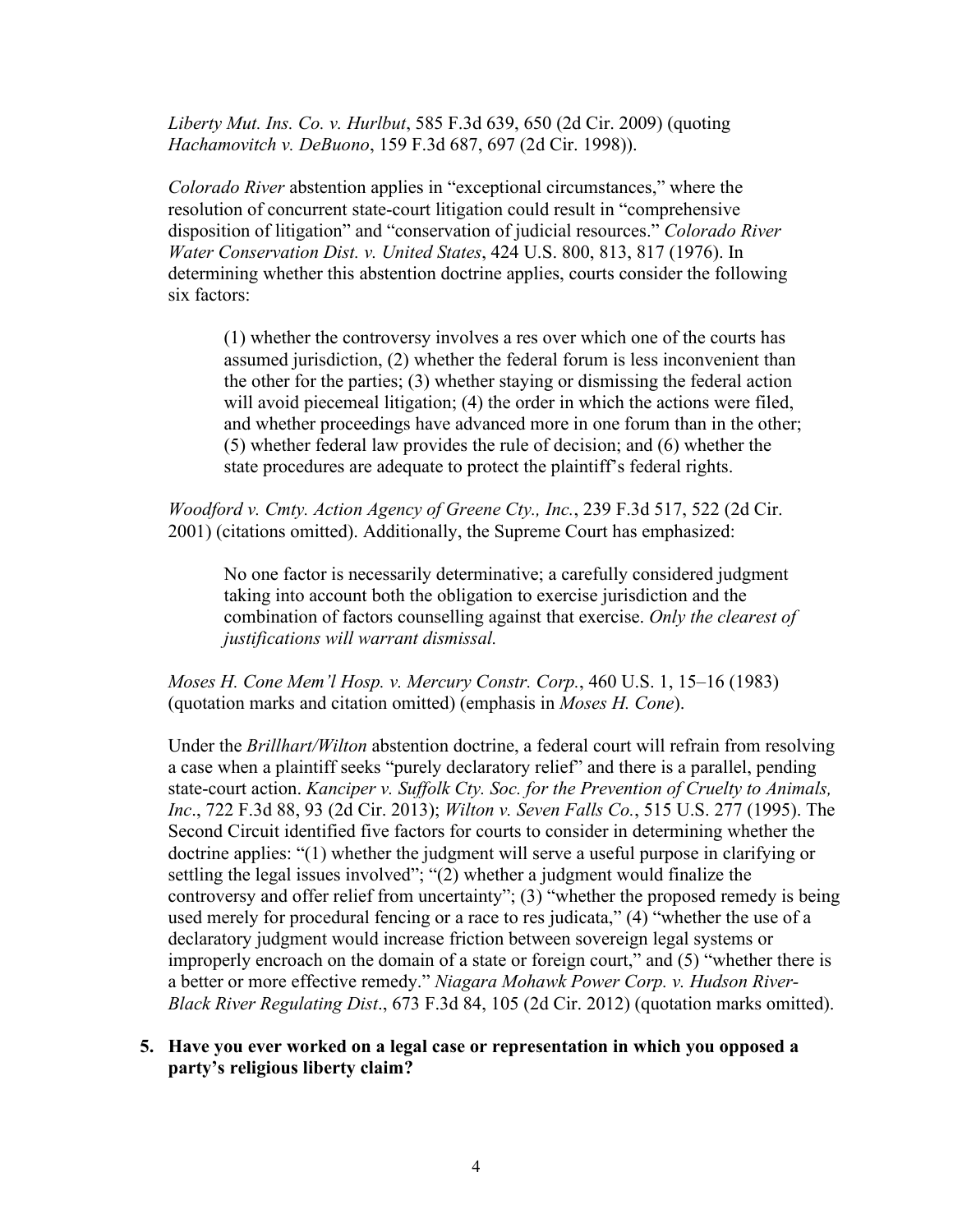*Liberty Mut. Ins. Co. v. Hurlbut*, 585 F.3d 639, 650 (2d Cir. 2009) (quoting *Hachamovitch v. DeBuono*, 159 F.3d 687, 697 (2d Cir. 1998)).

*Colorado River* abstention applies in "exceptional circumstances," where the resolution of concurrent state-court litigation could result in "comprehensive disposition of litigation" and "conservation of judicial resources." *Colorado River Water Conservation Dist. v. United States*, 424 U.S. 800, 813, 817 (1976). In determining whether this abstention doctrine applies, courts consider the following six factors:

> (1) whether the controversy involves a res over which one of the courts has assumed jurisdiction, (2) whether the federal forum is less inconvenient than the other for the parties; (3) whether staying or dismissing the federal action will avoid piecemeal litigation; (4) the order in which the actions were filed, and whether proceedings have advanced more in one forum than in the other; (5) whether federal law provides the rule of decision; and (6) whether the state procedures are adequate to protect the plaintiff's federal rights.

*Woodford v. Cmty. Action Agency of Greene Cty., Inc.*, 239 F.3d 517, 522 (2d Cir. 2001) (citations omitted). Additionally, the Supreme Court has emphasized:

> No one factor is necessarily determinative; a carefully considered judgment taking into account both the obligation to exercise jurisdiction and the combination of factors counselling against that exercise. *Only the clearest of justifications will warrant dismissal.*

*Moses H. Cone Mem'l Hosp. v. Mercury Constr. Corp.*, 460 U.S. 1, 15–16 (1983) (quotation marks and citation omitted) (emphasis in *Moses H. Cone*).

Under the *Brillhart/Wilton* abstention doctrine, a federal court will refrain from resolving a case when a plaintiff seeks "purely declaratory relief" and there is a parallel, pending state-court action. *Kanciper v. Suffolk Cty. Soc. for the Prevention of Cruelty to Animals, Inc*., 722 F.3d 88, 93 (2d Cir. 2013); *Wilton v. Seven Falls Co.*, 515 U.S. 277 (1995). The Second Circuit identified five factors for courts to consider in determining whether the doctrine applies: "(1) whether the judgment will serve a useful purpose in clarifying or settling the legal issues involved"; "(2) whether a judgment would finalize the controversy and offer relief from uncertainty"; (3) "whether the proposed remedy is being used merely for procedural fencing or a race to res judicata," (4) "whether the use of a declaratory judgment would increase friction between sovereign legal systems or improperly encroach on the domain of a state or foreign court," and (5) "whether there is a better or more effective remedy." *Niagara Mohawk Power Corp. v. Hudson River-Black River Regulating Dist*., 673 F.3d 84, 105 (2d Cir. 2012) (quotation marks omitted).

**5. Have you ever worked on a legal case or representation in which you opposed a party's religious liberty claim?**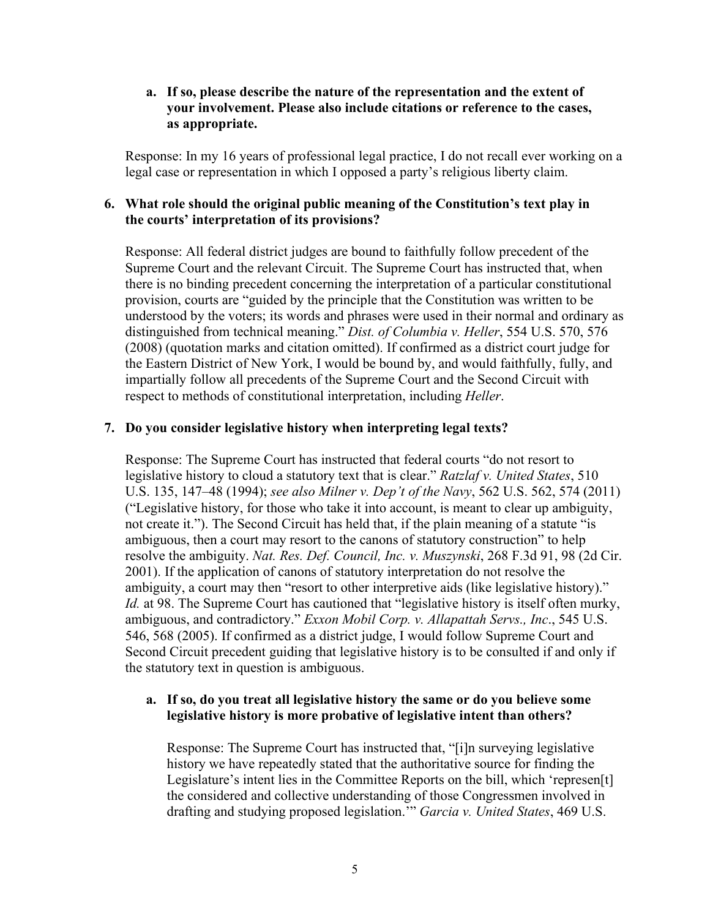**a. If so, please describe the nature of the representation and the extent of your involvement. Please also include citations or reference to the cases, as appropriate.**

Response: In my 16 years of professional legal practice, I do not recall ever working on a legal case or representation in which I opposed a party's religious liberty claim.

**6. What role should the original public meaning of the Constitution's text play in the courts' interpretation of its provisions?**

Response: All federal district judges are bound to faithfully follow precedent of the Supreme Court and the relevant Circuit. The Supreme Court has instructed that, when there is no binding precedent concerning the interpretation of a particular constitutional provision, courts are "guided by the principle that the Constitution was written to be understood by the voters; its words and phrases were used in their normal and ordinary as distinguished from technical meaning." *Dist. of Columbia v. Heller*, 554 U.S. 570, 576 (2008) (quotation marks and citation omitted). If confirmed as a district court judge for the Eastern District of New York, I would be bound by, and would faithfully, fully, and impartially follow all precedents of the Supreme Court and the Second Circuit with respect to methods of constitutional interpretation, including *Heller*.

**7. Do you consider legislative history when interpreting legal texts?**

Response: The Supreme Court has instructed that federal courts "do not resort to legislative history to cloud a statutory text that is clear." *Ratzlaf v. United States*, 510 U.S. 135, 147–48 (1994); *see also Milner v. Dep't of the Navy*, 562 U.S. 562, 574 (2011) ("Legislative history, for those who take it into account, is meant to clear up ambiguity, not create it."). The Second Circuit has held that, if the plain meaning of a statute "is ambiguous, then a court may resort to the canons of statutory construction" to help resolve the ambiguity. *Nat. Res. Def. Council, Inc. v. Muszynski*, 268 F.3d 91, 98 (2d Cir. 2001). If the application of canons of statutory interpretation do not resolve the ambiguity, a court may then "resort to other interpretive aids (like legislative history)." *Id.* at 98. The Supreme Court has cautioned that "legislative history is itself often murky, ambiguous, and contradictory." *Exxon Mobil Corp. v. Allapattah Servs., Inc*., 545 U.S. 546, 568 (2005). If confirmed as a district judge, I would follow Supreme Court and Second Circuit precedent guiding that legislative history is to be consulted if and only if the statutory text in question is ambiguous.

**a. If so, do you treat all legislative history the same or do you believe some legislative history is more probative of legislative intent than others?**

Response: The Supreme Court has instructed that, "[i]n surveying legislative history we have repeatedly stated that the authoritative source for finding the Legislature's intent lies in the Committee Reports on the bill, which 'represen[t] the considered and collective understanding of those Congressmen involved in drafting and studying proposed legislation.'" *Garcia v. United States*, 469 U.S.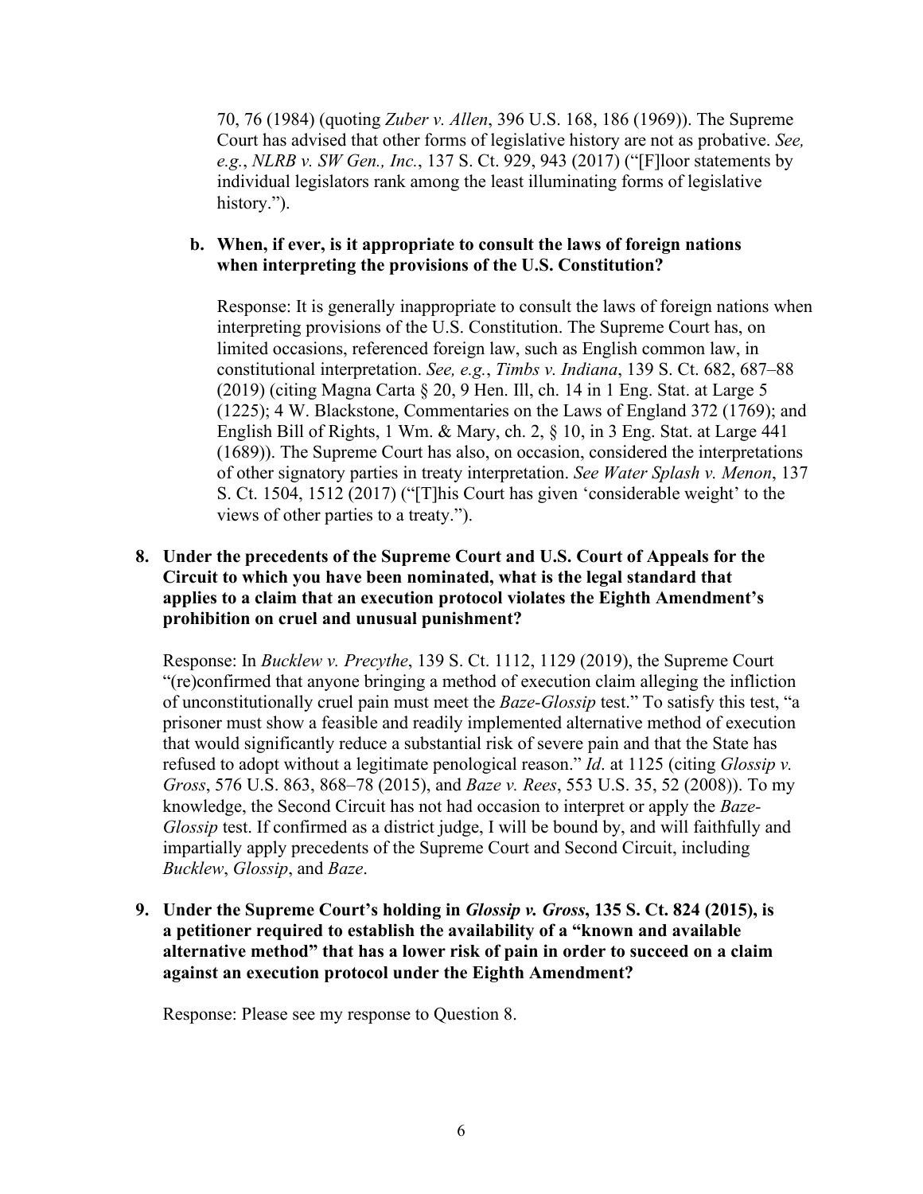70, 76 (1984) (quoting *Zuber v. Allen*, 396 U.S. 168, 186 (1969)). The Supreme Court has advised that other forms of legislative history are not as probative. *See, e.g.*, *NLRB v. SW Gen., Inc.*, 137 S. Ct. 929, 943 (2017) ("[F]loor statements by individual legislators rank among the least illuminating forms of legislative history.").

**b. When, if ever, is it appropriate to consult the laws of foreign nations when interpreting the provisions of the U.S. Constitution?**

Response: It is generally inappropriate to consult the laws of foreign nations when interpreting provisions of the U.S. Constitution. The Supreme Court has, on limited occasions, referenced foreign law, such as English common law, in constitutional interpretation. *See, e.g.*, *Timbs v. Indiana*, 139 S. Ct. 682, 687–88 (2019) (citing Magna Carta § 20, 9 Hen. Ill, ch. 14 in 1 Eng. Stat. at Large 5 (1225); 4 W. Blackstone, Commentaries on the Laws of England 372 (1769); and English Bill of Rights, 1 Wm. & Mary, ch. 2, § 10, in 3 Eng. Stat. at Large 441 (1689)). The Supreme Court has also, on occasion, considered the interpretations of other signatory parties in treaty interpretation. *See Water Splash v. Menon*, 137 S. Ct. 1504, 1512 (2017) ("[T]his Court has given 'considerable weight' to the views of other parties to a treaty.").

**8. Under the precedents of the Supreme Court and U.S. Court of Appeals for the Circuit to which you have been nominated, what is the legal standard that applies to a claim that an execution protocol violates the Eighth Amendment's prohibition on cruel and unusual punishment?**

Response: In *Bucklew v. Precythe*, 139 S. Ct. 1112, 1129 (2019), the Supreme Court "(re)confirmed that anyone bringing a method of execution claim alleging the infliction of unconstitutionally cruel pain must meet the *Baze-Glossip* test." To satisfy this test, "a prisoner must show a feasible and readily implemented alternative method of execution that would significantly reduce a substantial risk of severe pain and that the State has refused to adopt without a legitimate penological reason." *Id*. at 1125 (citing *Glossip v. Gross*, 576 U.S. 863, 868–78 (2015), and *Baze v. Rees*, 553 U.S. 35, 52 (2008)). To my knowledge, the Second Circuit has not had occasion to interpret or apply the *Baze-Glossip* test. If confirmed as a district judge, I will be bound by, and will faithfully and impartially apply precedents of the Supreme Court and Second Circuit, including *Bucklew*, *Glossip*, and *Baze*.

**9. Under the Supreme Court's holding in *Glossip v. Gross*, 135 S. Ct. 824 (2015), is a petitioner required to establish the availability of a "known and available alternative method" that has a lower risk of pain in order to succeed on a claim against an execution protocol under the Eighth Amendment?**

Response: Please see my response to Question 8.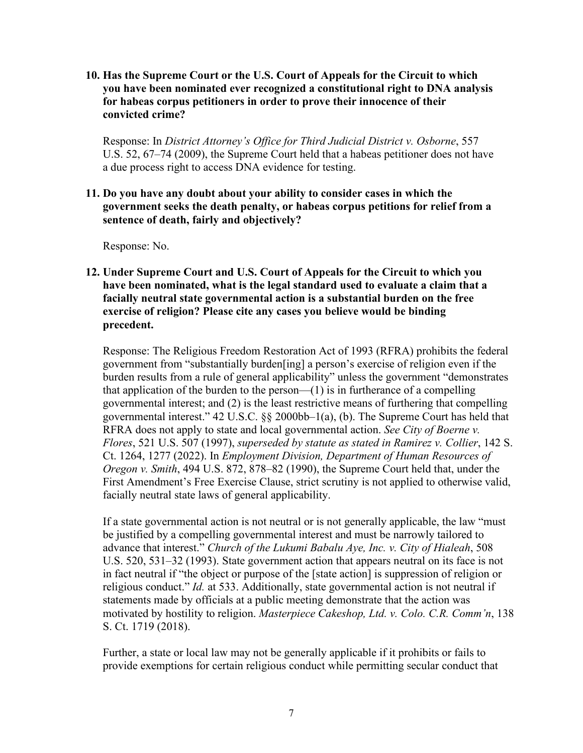**10. Has the Supreme Court or the U.S. Court of Appeals for the Circuit to which you have been nominated ever recognized a constitutional right to DNA analysis for habeas corpus petitioners in order to prove their innocence of their convicted crime?**

Response: In *District Attorney's Office for Third Judicial District v. Osborne*, 557 U.S. 52, 67–74 (2009), the Supreme Court held that a habeas petitioner does not have a due process right to access DNA evidence for testing.

**11. Do you have any doubt about your ability to consider cases in which the government seeks the death penalty, or habeas corpus petitions for relief from a sentence of death, fairly and objectively?**

Response: No.

**12. Under Supreme Court and U.S. Court of Appeals for the Circuit to which you have been nominated, what is the legal standard used to evaluate a claim that a facially neutral state governmental action is a substantial burden on the free exercise of religion? Please cite any cases you believe would be binding precedent.**

Response: The Religious Freedom Restoration Act of 1993 (RFRA) prohibits the federal government from "substantially burden[ing] a person's exercise of religion even if the burden results from a rule of general applicability" unless the government "demonstrates that application of the burden to the person—(1) is in furtherance of a compelling governmental interest; and (2) is the least restrictive means of furthering that compelling governmental interest." 42 U.S.C. §§ 2000bb–1(a), (b). The Supreme Court has held that RFRA does not apply to state and local governmental action. *See City of Boerne v. Flores*, 521 U.S. 507 (1997), *superseded by statute as stated in Ramirez v. Collier*, 142 S. Ct. 1264, 1277 (2022). In *Employment Division, Department of Human Resources of Oregon v. Smith*, 494 U.S. 872, 878–82 (1990), the Supreme Court held that, under the First Amendment's Free Exercise Clause, strict scrutiny is not applied to otherwise valid, facially neutral state laws of general applicability.

If a state governmental action is not neutral or is not generally applicable, the law "must be justified by a compelling governmental interest and must be narrowly tailored to advance that interest." *Church of the Lukumi Babalu Aye, Inc. v. City of Hialeah*, 508 U.S. 520, 531–32 (1993). State government action that appears neutral on its face is not in fact neutral if "the object or purpose of the [state action] is suppression of religion or religious conduct." *Id.* at 533. Additionally, state governmental action is not neutral if statements made by officials at a public meeting demonstrate that the action was motivated by hostility to religion. *Masterpiece Cakeshop, Ltd. v. Colo. C.R. Comm'n*, 138 S. Ct. 1719 (2018).

Further, a state or local law may not be generally applicable if it prohibits or fails to provide exemptions for certain religious conduct while permitting secular conduct that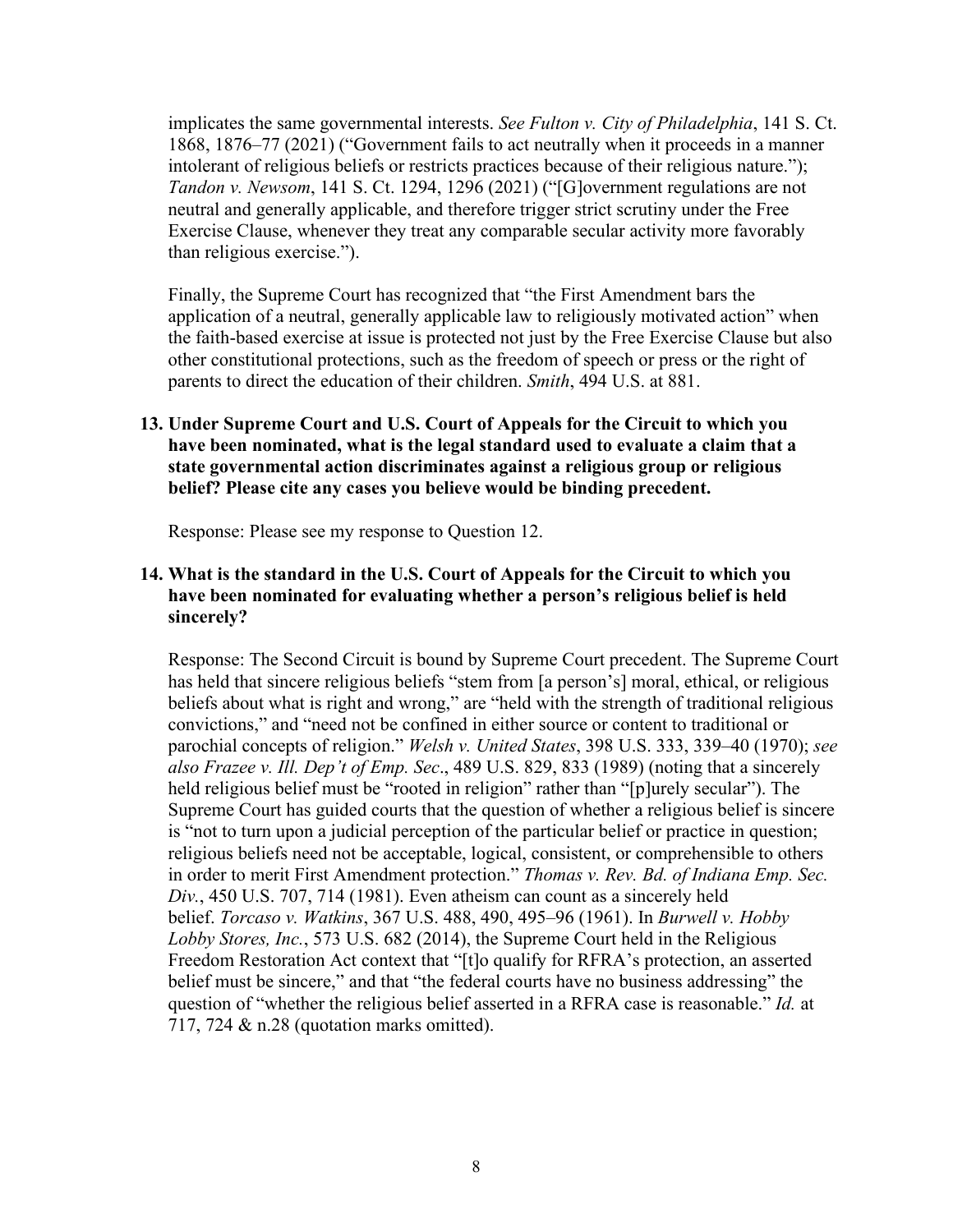implicates the same governmental interests. *See Fulton v. City of Philadelphia*, 141 S. Ct. 1868, 1876–77 (2021) ("Government fails to act neutrally when it proceeds in a manner intolerant of religious beliefs or restricts practices because of their religious nature."); *Tandon v. Newsom*, 141 S. Ct. 1294, 1296 (2021) ("[G]overnment regulations are not neutral and generally applicable, and therefore trigger strict scrutiny under the Free Exercise Clause, whenever they treat any comparable secular activity more favorably than religious exercise.").

Finally, the Supreme Court has recognized that "the First Amendment bars the application of a neutral, generally applicable law to religiously motivated action" when the faith-based exercise at issue is protected not just by the Free Exercise Clause but also other constitutional protections, such as the freedom of speech or press or the right of parents to direct the education of their children. *Smith*, 494 U.S. at 881.

**13. Under Supreme Court and U.S. Court of Appeals for the Circuit to which you have been nominated, what is the legal standard used to evaluate a claim that a state governmental action discriminates against a religious group or religious belief? Please cite any cases you believe would be binding precedent.**

Response: Please see my response to Question 12.

**14. What is the standard in the U.S. Court of Appeals for the Circuit to which you have been nominated for evaluating whether a person's religious belief is held sincerely?**

Response: The Second Circuit is bound by Supreme Court precedent. The Supreme Court has held that sincere religious beliefs "stem from [a person's] moral, ethical, or religious beliefs about what is right and wrong," are "held with the strength of traditional religious convictions," and "need not be confined in either source or content to traditional or parochial concepts of religion." *Welsh v. United States*, 398 U.S. 333, 339–40 (1970); *see also Frazee v. Ill. Dep't of Emp. Sec*., 489 U.S. 829, 833 (1989) (noting that a sincerely held religious belief must be "rooted in religion" rather than "[p]urely secular"). The Supreme Court has guided courts that the question of whether a religious belief is sincere is "not to turn upon a judicial perception of the particular belief or practice in question; religious beliefs need not be acceptable, logical, consistent, or comprehensible to others in order to merit First Amendment protection." *Thomas v. Rev. Bd. of Indiana Emp. Sec. Div.*, 450 U.S. 707, 714 (1981). Even atheism can count as a sincerely held belief. *Torcaso v. Watkins*, 367 U.S. 488, 490, 495–96 (1961). In *Burwell v. Hobby Lobby Stores, Inc.*, 573 U.S. 682 (2014), the Supreme Court held in the Religious Freedom Restoration Act context that "[t]o qualify for RFRA's protection, an asserted belief must be sincere," and that "the federal courts have no business addressing" the question of "whether the religious belief asserted in a RFRA case is reasonable." *Id.* at 717, 724 & n.28 (quotation marks omitted).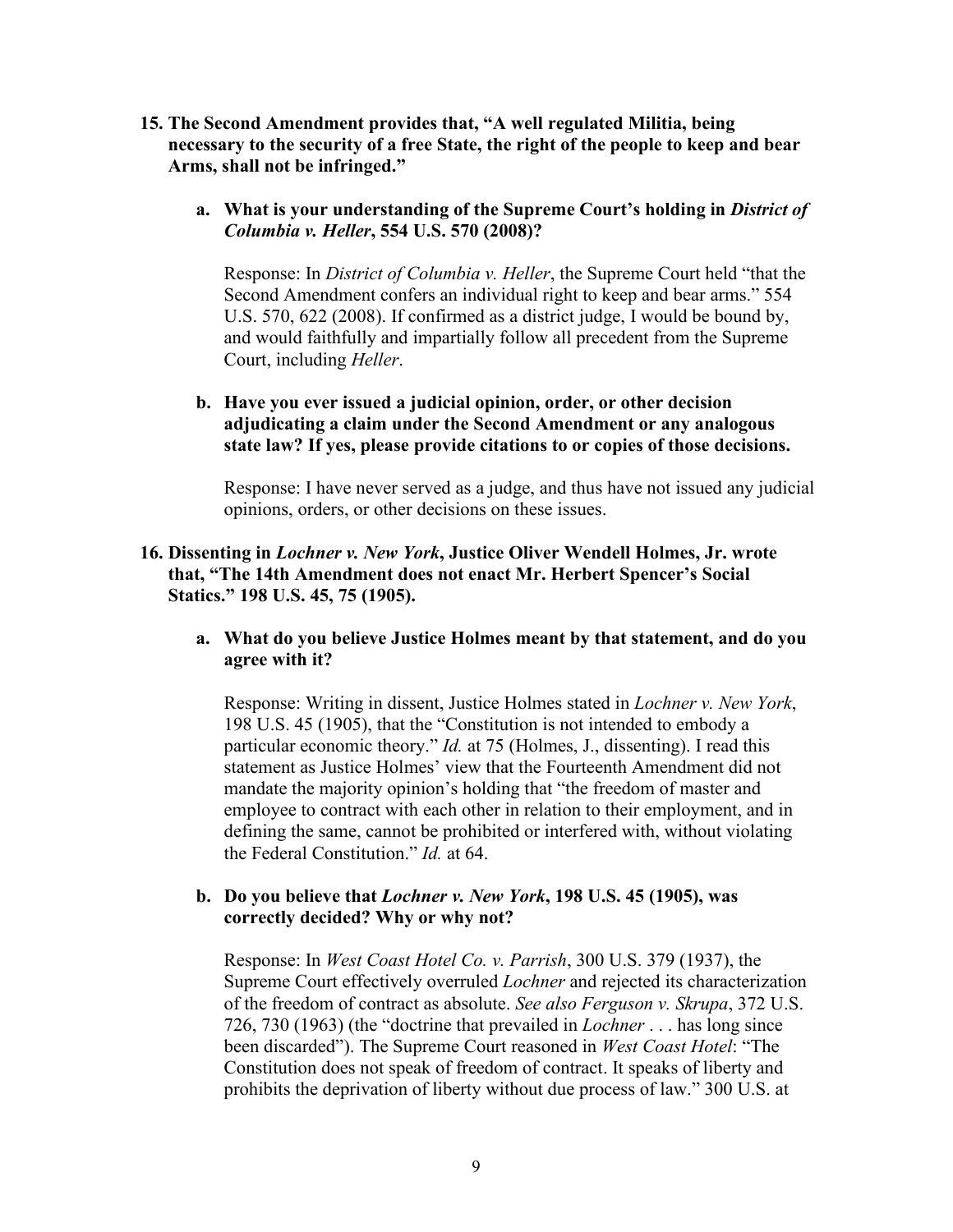**15. The Second Amendment provides that, "A well regulated Militia, being necessary to the security of a free State, the right of the people to keep and bear Arms, shall not be infringed."**

**a. What is your understanding of the Supreme Court's holding in *District of Columbia v. Heller*, 554 U.S. 570 (2008)?**

Response: In *District of Columbia v. Heller*, the Supreme Court held "that the Second Amendment confers an individual right to keep and bear arms." 554 U.S. 570, 622 (2008). If confirmed as a district judge, I would be bound by, and would faithfully and impartially follow all precedent from the Supreme Court, including *Heller*.

**b. Have you ever issued a judicial opinion, order, or other decision adjudicating a claim under the Second Amendment or any analogous state law? If yes, please provide citations to or copies of those decisions.**

Response: I have never served as a judge, and thus have not issued any judicial opinions, orders, or other decisions on these issues.

**16. Dissenting in *Lochner v. New York*, Justice Oliver Wendell Holmes, Jr. wrote that, "The 14th Amendment does not enact Mr. Herbert Spencer's Social Statics." 198 U.S. 45, 75 (1905).**

**a. What do you believe Justice Holmes meant by that statement, and do you agree with it?**

Response: Writing in dissent, Justice Holmes stated in *Lochner v. New York*, 198 U.S. 45 (1905), that the "Constitution is not intended to embody a particular economic theory." *Id.* at 75 (Holmes, J., dissenting). I read this statement as Justice Holmes' view that the Fourteenth Amendment did not mandate the majority opinion's holding that "the freedom of master and employee to contract with each other in relation to their employment, and in defining the same, cannot be prohibited or interfered with, without violating the Federal Constitution." *Id.* at 64.

**b. Do you believe that *Lochner v. New York*, 198 U.S. 45 (1905), was correctly decided? Why or why not?**

Response: In *West Coast Hotel Co. v. Parrish*, 300 U.S. 379 (1937), the Supreme Court effectively overruled *Lochner* and rejected its characterization of the freedom of contract as absolute. *See also Ferguson v. Skrupa*, 372 U.S. 726, 730 (1963) (the "doctrine that prevailed in *Lochner* . . . has long since been discarded"). The Supreme Court reasoned in *West Coast Hotel*: "The Constitution does not speak of freedom of contract. It speaks of liberty and prohibits the deprivation of liberty without due process of law." 300 U.S. at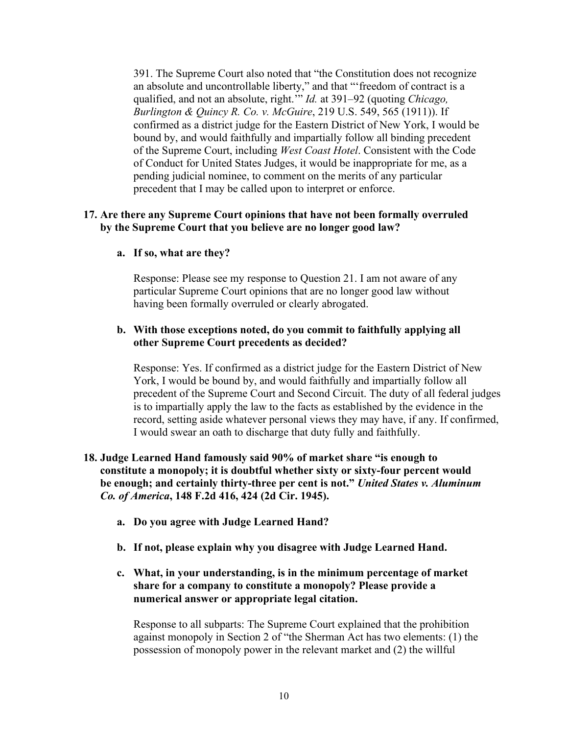391. The Supreme Court also noted that "the Constitution does not recognize an absolute and uncontrollable liberty," and that "'freedom of contract is a qualified, and not an absolute, right.'" *Id.* at 391–92 (quoting *Chicago, Burlington & Quincy R. Co. v. McGuire*, 219 U.S. 549, 565 (1911)). If confirmed as a district judge for the Eastern District of New York, I would be bound by, and would faithfully and impartially follow all binding precedent of the Supreme Court, including *West Coast Hotel*. Consistent with the Code of Conduct for United States Judges, it would be inappropriate for me, as a pending judicial nominee, to comment on the merits of any particular precedent that I may be called upon to interpret or enforce.

**17. Are there any Supreme Court opinions that have not been formally overruled by the Supreme Court that you believe are no longer good law?**

**a. If so, what are they?**

Response: Please see my response to Question 21. I am not aware of any particular Supreme Court opinions that are no longer good law without having been formally overruled or clearly abrogated.

**b. With those exceptions noted, do you commit to faithfully applying all other Supreme Court precedents as decided?**

Response: Yes. If confirmed as a district judge for the Eastern District of New York, I would be bound by, and would faithfully and impartially follow all precedent of the Supreme Court and Second Circuit. The duty of all federal judges is to impartially apply the law to the facts as established by the evidence in the record, setting aside whatever personal views they may have, if any. If confirmed, I would swear an oath to discharge that duty fully and faithfully.

**18. Judge Learned Hand famously said 90% of market share "is enough to constitute a monopoly; it is doubtful whether sixty or sixty-four percent would be enough; and certainly thirty-three per cent is not."** ***United States v. Aluminum Co. of America*, 148 F.2d 416, 424 (2d Cir. 1945).**

**a. Do you agree with Judge Learned Hand?**

**b. If not, please explain why you disagree with Judge Learned Hand.**

**c. What, in your understanding, is in the minimum percentage of market share for a company to constitute a monopoly? Please provide a numerical answer or appropriate legal citation.**

Response to all subparts: The Supreme Court explained that the prohibition against monopoly in Section 2 of "the Sherman Act has two elements: (1) the possession of monopoly power in the relevant market and (2) the willful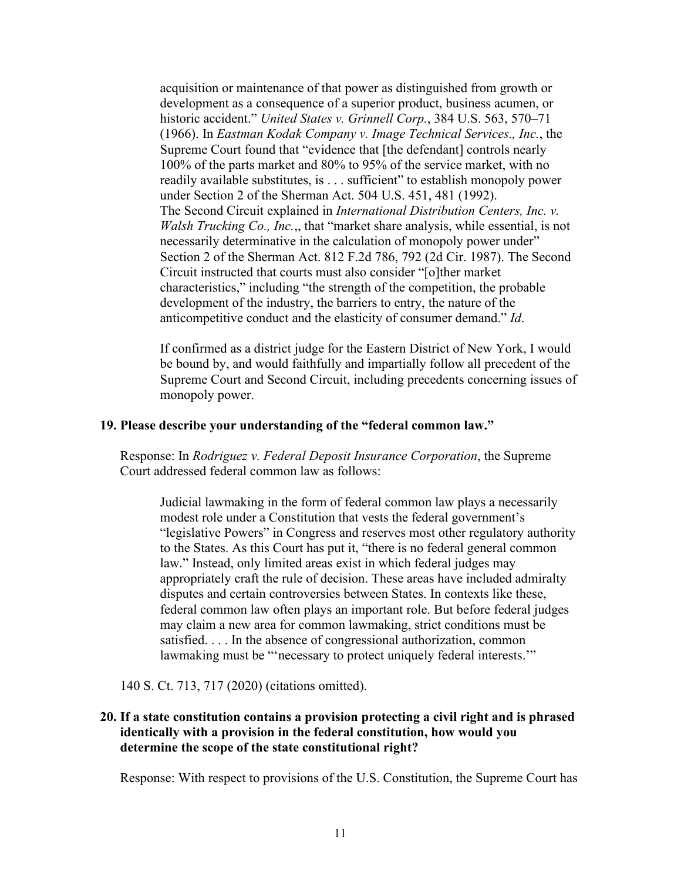acquisition or maintenance of that power as distinguished from growth or development as a consequence of a superior product, business acumen, or historic accident." *United States v. Grinnell Corp.*, 384 U.S. 563, 570–71 (1966). In *Eastman Kodak Company v. Image Technical Services., Inc.*, the Supreme Court found that "evidence that [the defendant] controls nearly 100% of the parts market and 80% to 95% of the service market, with no readily available substitutes, is . . . sufficient" to establish monopoly power under Section 2 of the Sherman Act. 504 U.S. 451, 481 (1992). The Second Circuit explained in *International Distribution Centers, Inc. v. Walsh Trucking Co., Inc.*,, that "market share analysis, while essential, is not necessarily determinative in the calculation of monopoly power under" Section 2 of the Sherman Act. 812 F.2d 786, 792 (2d Cir. 1987). The Second Circuit instructed that courts must also consider "[o]ther market characteristics," including "the strength of the competition, the probable development of the industry, the barriers to entry, the nature of the anticompetitive conduct and the elasticity of consumer demand." *Id*.

If confirmed as a district judge for the Eastern District of New York, I would be bound by, and would faithfully and impartially follow all precedent of the Supreme Court and Second Circuit, including precedents concerning issues of monopoly power.

**19. Please describe your understanding of the "federal common law."**

Response: In *Rodriguez v. Federal Deposit Insurance Corporation*, the Supreme Court addressed federal common law as follows:

> Judicial lawmaking in the form of federal common law plays a necessarily modest role under a Constitution that vests the federal government's "legislative Powers" in Congress and reserves most other regulatory authority to the States. As this Court has put it, "there is no federal general common law." Instead, only limited areas exist in which federal judges may appropriately craft the rule of decision. These areas have included admiralty disputes and certain controversies between States. In contexts like these, federal common law often plays an important role. But before federal judges may claim a new area for common lawmaking, strict conditions must be satisfied. . . . In the absence of congressional authorization, common lawmaking must be "'necessary to protect uniquely federal interests.'"

140 S. Ct. 713, 717 (2020) (citations omitted).

**20. If a state constitution contains a provision protecting a civil right and is phrased identically with a provision in the federal constitution, how would you determine the scope of the state constitutional right?**

Response: With respect to provisions of the U.S. Constitution, the Supreme Court has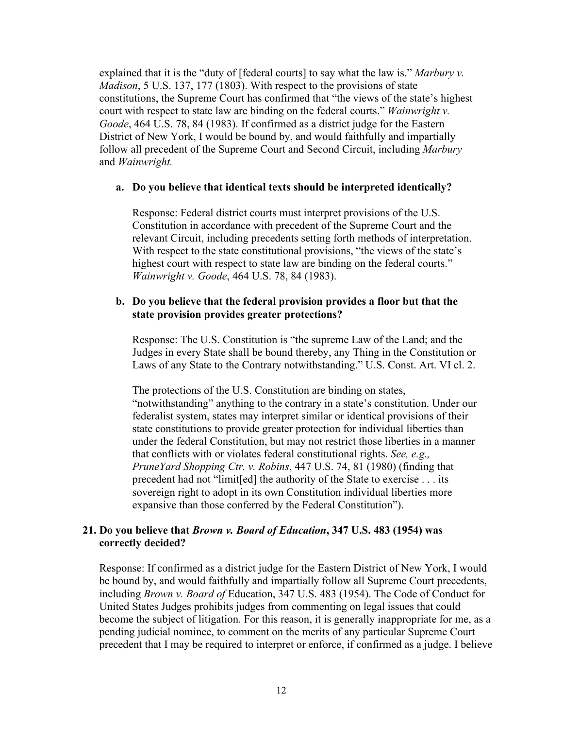explained that it is the "duty of [federal courts] to say what the law is." *Marbury v. Madison*, 5 U.S. 137, 177 (1803). With respect to the provisions of state constitutions, the Supreme Court has confirmed that "the views of the state's highest court with respect to state law are binding on the federal courts." *Wainwright v. Goode*, 464 U.S. 78, 84 (1983). If confirmed as a district judge for the Eastern District of New York, I would be bound by, and would faithfully and impartially follow all precedent of the Supreme Court and Second Circuit, including *Marbury* and *Wainwright.*

**a. Do you believe that identical texts should be interpreted identically?**

Response: Federal district courts must interpret provisions of the U.S. Constitution in accordance with precedent of the Supreme Court and the relevant Circuit, including precedents setting forth methods of interpretation. With respect to the state constitutional provisions, "the views of the state's highest court with respect to state law are binding on the federal courts." *Wainwright v. Goode*, 464 U.S. 78, 84 (1983).

**b. Do you believe that the federal provision provides a floor but that the state provision provides greater protections?**

Response: The U.S. Constitution is "the supreme Law of the Land; and the Judges in every State shall be bound thereby, any Thing in the Constitution or Laws of any State to the Contrary notwithstanding." U.S. Const. Art. VI cl. 2.

The protections of the U.S. Constitution are binding on states, "notwithstanding" anything to the contrary in a state's constitution. Under our federalist system, states may interpret similar or identical provisions of their state constitutions to provide greater protection for individual liberties than under the federal Constitution, but may not restrict those liberties in a manner that conflicts with or violates federal constitutional rights. *See, e.g., PruneYard Shopping Ctr. v. Robins*, 447 U.S. 74, 81 (1980) (finding that precedent had not "limit[ed] the authority of the State to exercise . . . its sovereign right to adopt in its own Constitution individual liberties more expansive than those conferred by the Federal Constitution").

**21. Do you believe that *Brown v. Board of Education*, 347 U.S. 483 (1954) was correctly decided?**

Response: If confirmed as a district judge for the Eastern District of New York, I would be bound by, and would faithfully and impartially follow all Supreme Court precedents, including *Brown v. Board of* Education, 347 U.S. 483 (1954). The Code of Conduct for United States Judges prohibits judges from commenting on legal issues that could become the subject of litigation. For this reason, it is generally inappropriate for me, as a pending judicial nominee, to comment on the merits of any particular Supreme Court precedent that I may be required to interpret or enforce, if confirmed as a judge. I believe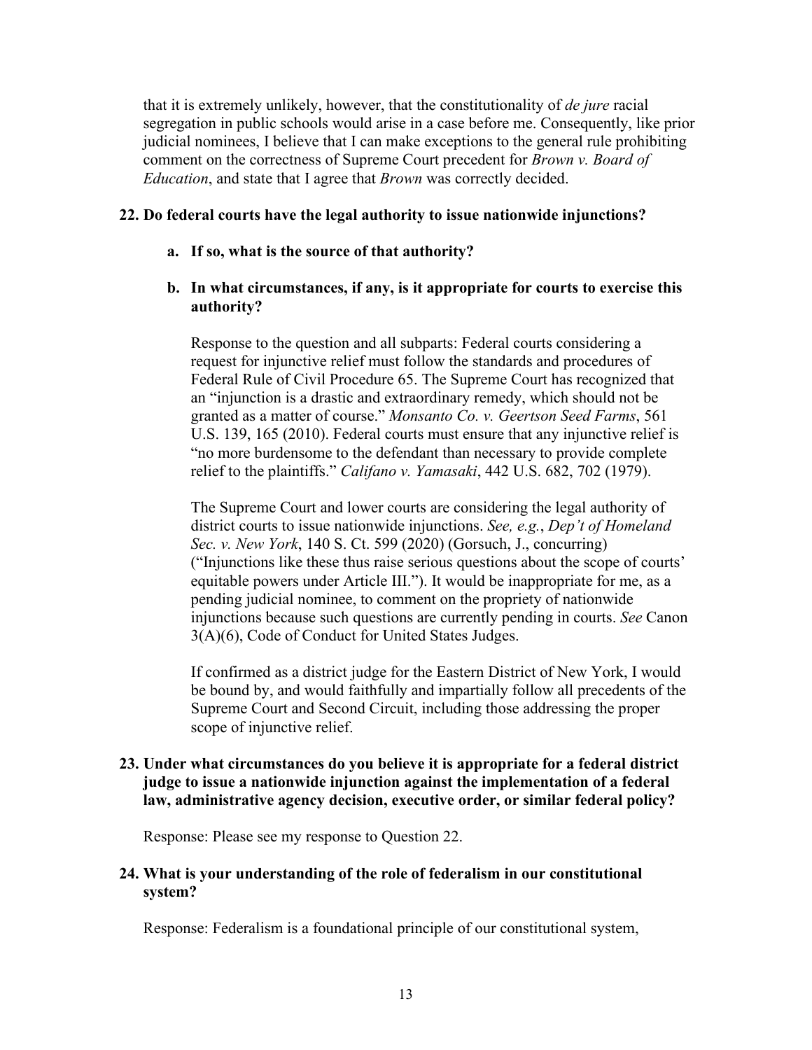that it is extremely unlikely, however, that the constitutionality of *de jure* racial segregation in public schools would arise in a case before me. Consequently, like prior judicial nominees, I believe that I can make exceptions to the general rule prohibiting comment on the correctness of Supreme Court precedent for *Brown v. Board of Education*, and state that I agree that *Brown* was correctly decided.

**22. Do federal courts have the legal authority to issue nationwide injunctions?**

**a. If so, what is the source of that authority?**

**b. In what circumstances, if any, is it appropriate for courts to exercise this authority?**

Response to the question and all subparts: Federal courts considering a request for injunctive relief must follow the standards and procedures of Federal Rule of Civil Procedure 65. The Supreme Court has recognized that an "injunction is a drastic and extraordinary remedy, which should not be granted as a matter of course." *Monsanto Co. v. Geertson Seed Farms*, 561 U.S. 139, 165 (2010). Federal courts must ensure that any injunctive relief is "no more burdensome to the defendant than necessary to provide complete relief to the plaintiffs." *Califano v. Yamasaki*, 442 U.S. 682, 702 (1979).

The Supreme Court and lower courts are considering the legal authority of district courts to issue nationwide injunctions. *See, e.g.*, *Dep't of Homeland Sec. v. New York*, 140 S. Ct. 599 (2020) (Gorsuch, J., concurring) ("Injunctions like these thus raise serious questions about the scope of courts' equitable powers under Article III."). It would be inappropriate for me, as a pending judicial nominee, to comment on the propriety of nationwide injunctions because such questions are currently pending in courts. *See* Canon 3(A)(6), Code of Conduct for United States Judges.

If confirmed as a district judge for the Eastern District of New York, I would be bound by, and would faithfully and impartially follow all precedents of the Supreme Court and Second Circuit, including those addressing the proper scope of injunctive relief.

**23. Under what circumstances do you believe it is appropriate for a federal district judge to issue a nationwide injunction against the implementation of a federal law, administrative agency decision, executive order, or similar federal policy?**

Response: Please see my response to Question 22.

**24. What is your understanding of the role of federalism in our constitutional system?**

Response: Federalism is a foundational principle of our constitutional system,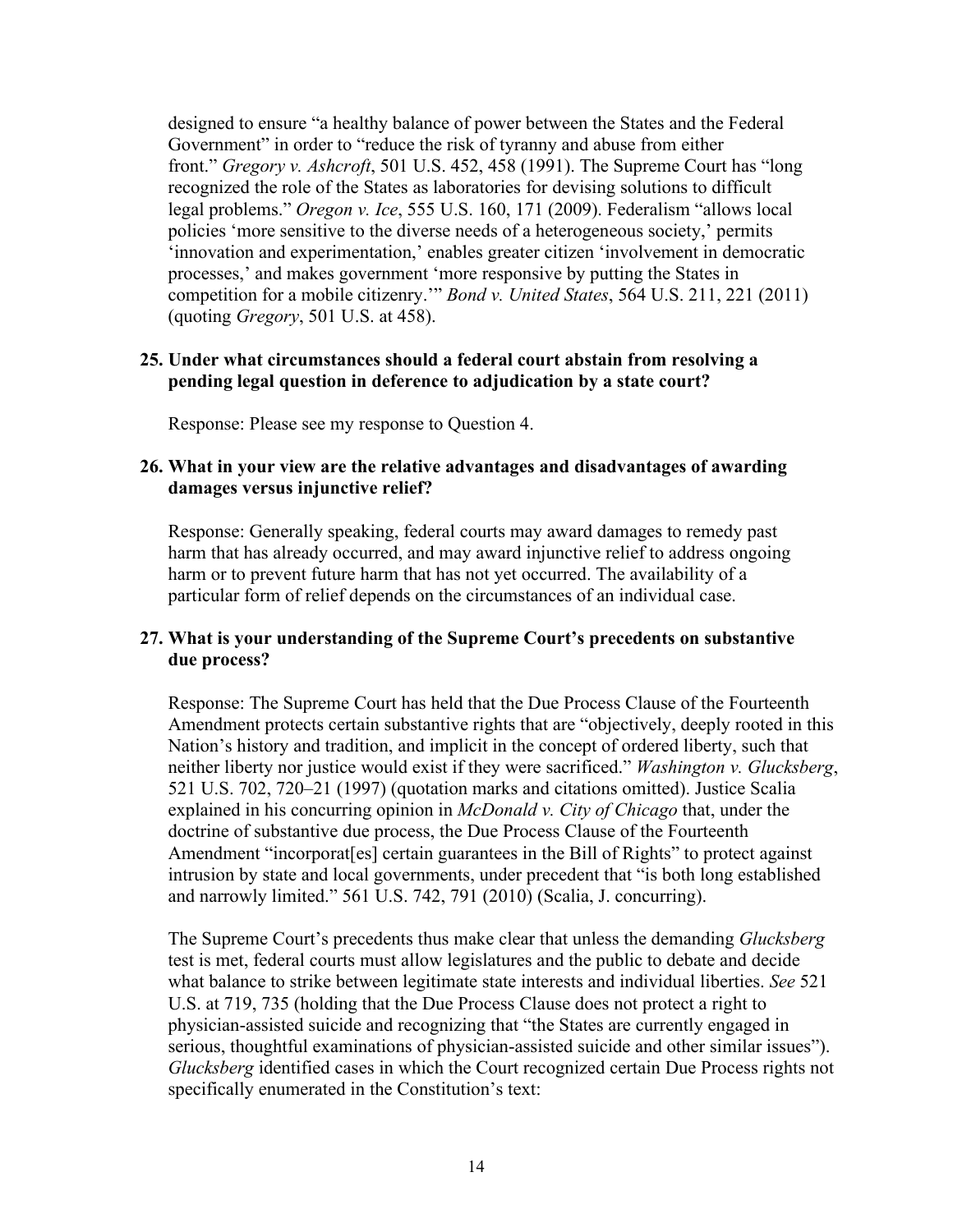designed to ensure "a healthy balance of power between the States and the Federal Government" in order to "reduce the risk of tyranny and abuse from either front." *Gregory v. Ashcroft*, 501 U.S. 452, 458 (1991). The Supreme Court has "long recognized the role of the States as laboratories for devising solutions to difficult legal problems." *Oregon v. Ice*, 555 U.S. 160, 171 (2009). Federalism "allows local policies 'more sensitive to the diverse needs of a heterogeneous society,' permits 'innovation and experimentation,' enables greater citizen 'involvement in democratic processes,' and makes government 'more responsive by putting the States in competition for a mobile citizenry.'" *Bond v. United States*, 564 U.S. 211, 221 (2011) (quoting *Gregory*, 501 U.S. at 458).

**25. Under what circumstances should a federal court abstain from resolving a pending legal question in deference to adjudication by a state court?**

Response: Please see my response to Question 4.

**26. What in your view are the relative advantages and disadvantages of awarding damages versus injunctive relief?**

Response: Generally speaking, federal courts may award damages to remedy past harm that has already occurred, and may award injunctive relief to address ongoing harm or to prevent future harm that has not yet occurred. The availability of a particular form of relief depends on the circumstances of an individual case.

**27. What is your understanding of the Supreme Court's precedents on substantive due process?**

Response: The Supreme Court has held that the Due Process Clause of the Fourteenth Amendment protects certain substantive rights that are "objectively, deeply rooted in this Nation's history and tradition, and implicit in the concept of ordered liberty, such that neither liberty nor justice would exist if they were sacrificed." *Washington v. Glucksberg*, 521 U.S. 702, 720–21 (1997) (quotation marks and citations omitted). Justice Scalia explained in his concurring opinion in *McDonald v. City of Chicago* that, under the doctrine of substantive due process, the Due Process Clause of the Fourteenth Amendment "incorporat[es] certain guarantees in the Bill of Rights" to protect against intrusion by state and local governments, under precedent that "is both long established and narrowly limited." 561 U.S. 742, 791 (2010) (Scalia, J. concurring).

The Supreme Court's precedents thus make clear that unless the demanding *Glucksberg* test is met, federal courts must allow legislatures and the public to debate and decide what balance to strike between legitimate state interests and individual liberties. *See* 521 U.S. at 719, 735 (holding that the Due Process Clause does not protect a right to physician-assisted suicide and recognizing that "the States are currently engaged in serious, thoughtful examinations of physician-assisted suicide and other similar issues"). *Glucksberg* identified cases in which the Court recognized certain Due Process rights not specifically enumerated in the Constitution's text: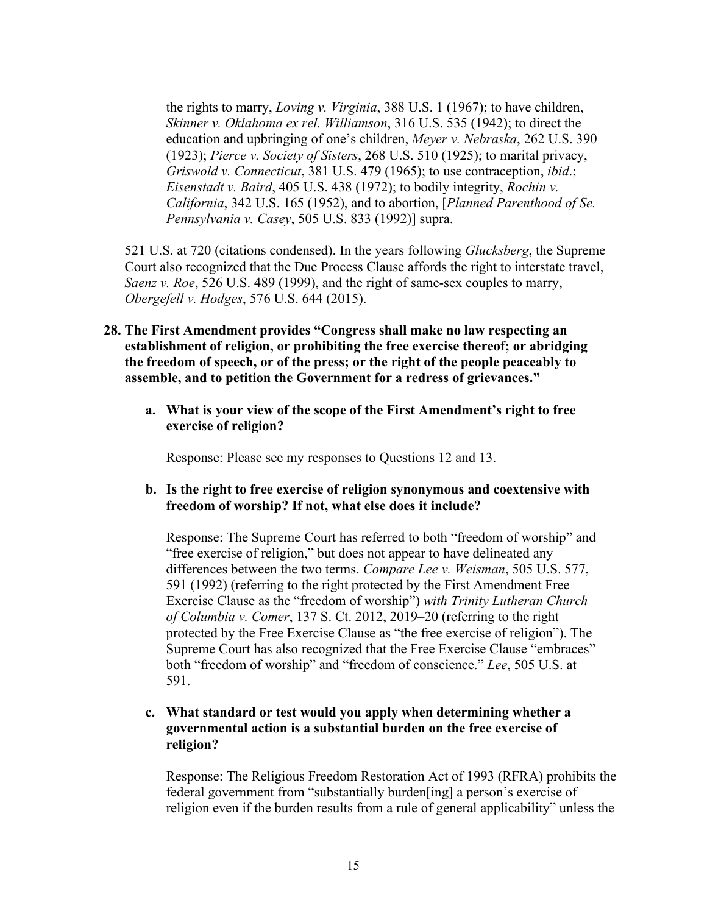> the rights to marry, *Loving v. Virginia*, 388 U.S. 1 (1967); to have children, *Skinner v. Oklahoma ex rel. Williamson*, 316 U.S. 535 (1942); to direct the education and upbringing of one's children, *Meyer v. Nebraska*, 262 U.S. 390 (1923); *Pierce v. Society of Sisters*, 268 U.S. 510 (1925); to marital privacy, *Griswold v. Connecticut*, 381 U.S. 479 (1965); to use contraception, *ibid*.; *Eisenstadt v. Baird*, 405 U.S. 438 (1972); to bodily integrity, *Rochin v. California*, 342 U.S. 165 (1952), and to abortion, [*Planned Parenthood of Se. Pennsylvania v. Casey*, 505 U.S. 833 (1992)] supra.

521 U.S. at 720 (citations condensed). In the years following *Glucksberg*, the Supreme Court also recognized that the Due Process Clause affords the right to interstate travel, *Saenz v. Roe*, 526 U.S. 489 (1999), and the right of same-sex couples to marry, *Obergefell v. Hodges*, 576 U.S. 644 (2015).

**28. The First Amendment provides "Congress shall make no law respecting an establishment of religion, or prohibiting the free exercise thereof; or abridging the freedom of speech, or of the press; or the right of the people peaceably to assemble, and to petition the Government for a redress of grievances."**

**a. What is your view of the scope of the First Amendment's right to free exercise of religion?**

Response: Please see my responses to Questions 12 and 13.

**b. Is the right to free exercise of religion synonymous and coextensive with freedom of worship? If not, what else does it include?**

Response: The Supreme Court has referred to both "freedom of worship" and "free exercise of religion," but does not appear to have delineated any differences between the two terms. *Compare Lee v. Weisman*, 505 U.S. 577, 591 (1992) (referring to the right protected by the First Amendment Free Exercise Clause as the "freedom of worship") *with Trinity Lutheran Church of Columbia v. Comer*, 137 S. Ct. 2012, 2019–20 (referring to the right protected by the Free Exercise Clause as "the free exercise of religion"). The Supreme Court has also recognized that the Free Exercise Clause "embraces" both "freedom of worship" and "freedom of conscience." *Lee*, 505 U.S. at 591.

**c. What standard or test would you apply when determining whether a governmental action is a substantial burden on the free exercise of religion?**

Response: The Religious Freedom Restoration Act of 1993 (RFRA) prohibits the federal government from "substantially burden[ing] a person's exercise of religion even if the burden results from a rule of general applicability" unless the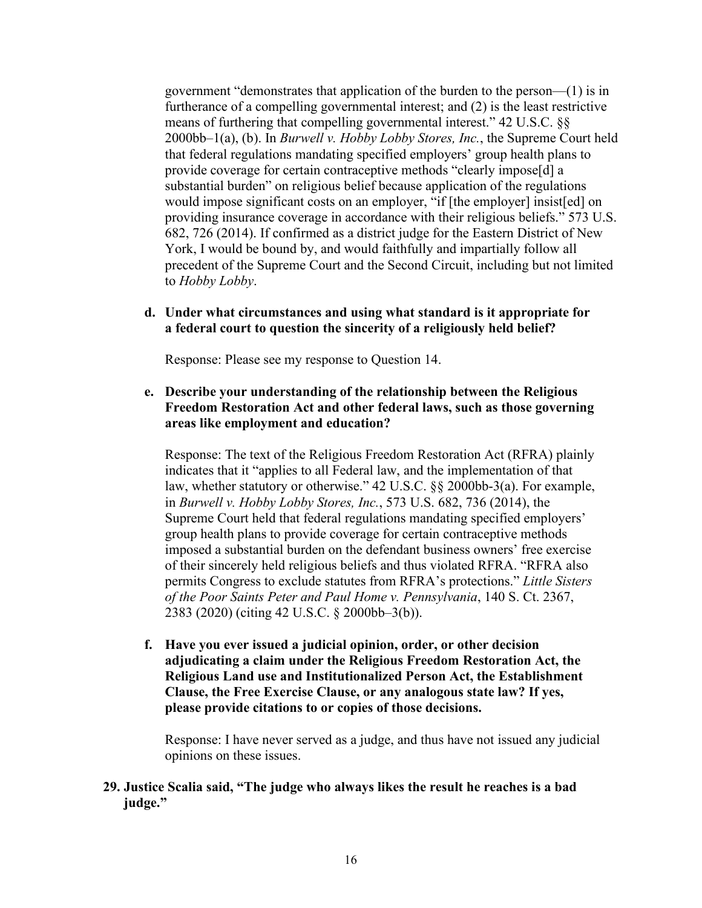government "demonstrates that application of the burden to the person—(1) is in furtherance of a compelling governmental interest; and (2) is the least restrictive means of furthering that compelling governmental interest." 42 U.S.C. §§ 2000bb–1(a), (b). In *Burwell v. Hobby Lobby Stores, Inc.*, the Supreme Court held that federal regulations mandating specified employers' group health plans to provide coverage for certain contraceptive methods "clearly impose[d] a substantial burden" on religious belief because application of the regulations would impose significant costs on an employer, "if [the employer] insist[ed] on providing insurance coverage in accordance with their religious beliefs." 573 U.S. 682, 726 (2014). If confirmed as a district judge for the Eastern District of New York, I would be bound by, and would faithfully and impartially follow all precedent of the Supreme Court and the Second Circuit, including but not limited to *Hobby Lobby*.

**d. Under what circumstances and using what standard is it appropriate for a federal court to question the sincerity of a religiously held belief?**

Response: Please see my response to Question 14.

**e. Describe your understanding of the relationship between the Religious Freedom Restoration Act and other federal laws, such as those governing areas like employment and education?**

Response: The text of the Religious Freedom Restoration Act (RFRA) plainly indicates that it "applies to all Federal law, and the implementation of that law, whether statutory or otherwise." 42 U.S.C. §§ 2000bb-3(a). For example, in *Burwell v. Hobby Lobby Stores, Inc.*, 573 U.S. 682, 736 (2014), the Supreme Court held that federal regulations mandating specified employers' group health plans to provide coverage for certain contraceptive methods imposed a substantial burden on the defendant business owners' free exercise of their sincerely held religious beliefs and thus violated RFRA. "RFRA also permits Congress to exclude statutes from RFRA's protections." *Little Sisters of the Poor Saints Peter and Paul Home v. Pennsylvania*, 140 S. Ct. 2367, 2383 (2020) (citing 42 U.S.C. § 2000bb–3(b)).

**f. Have you ever issued a judicial opinion, order, or other decision adjudicating a claim under the Religious Freedom Restoration Act, the Religious Land use and Institutionalized Person Act, the Establishment Clause, the Free Exercise Clause, or any analogous state law? If yes, please provide citations to or copies of those decisions.**

Response: I have never served as a judge, and thus have not issued any judicial opinions on these issues.

**29. Justice Scalia said, "The judge who always likes the result he reaches is a bad judge."**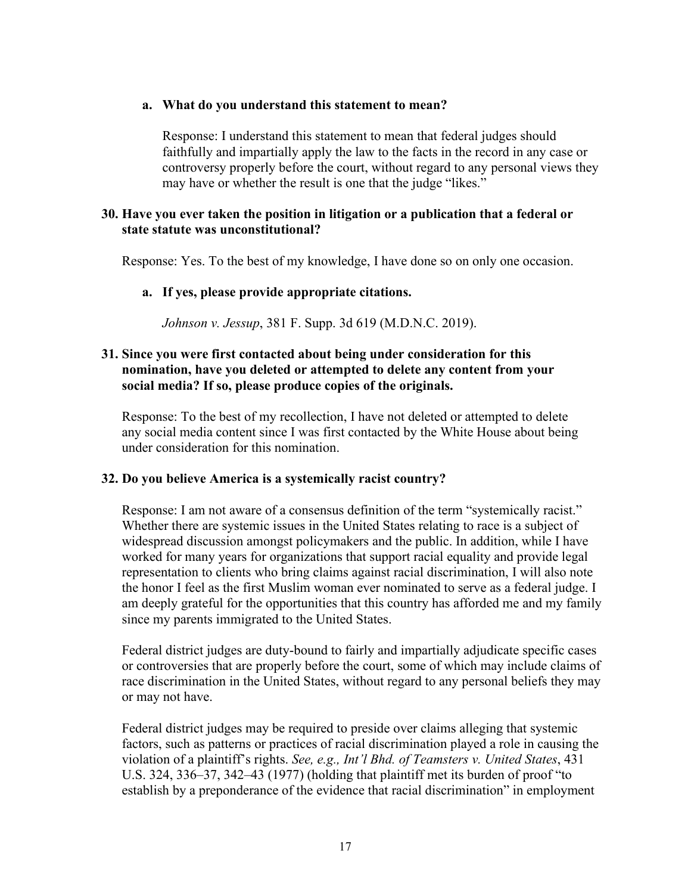**a. What do you understand this statement to mean?**

Response: I understand this statement to mean that federal judges should faithfully and impartially apply the law to the facts in the record in any case or controversy properly before the court, without regard to any personal views they may have or whether the result is one that the judge "likes."

**30. Have you ever taken the position in litigation or a publication that a federal or state statute was unconstitutional?**

Response: Yes. To the best of my knowledge, I have done so on only one occasion.

**a. If yes, please provide appropriate citations.**

*Johnson v. Jessup*, 381 F. Supp. 3d 619 (M.D.N.C. 2019).

**31. Since you were first contacted about being under consideration for this nomination, have you deleted or attempted to delete any content from your social media? If so, please produce copies of the originals.**

Response: To the best of my recollection, I have not deleted or attempted to delete any social media content since I was first contacted by the White House about being under consideration for this nomination.

**32. Do you believe America is a systemically racist country?**

Response: I am not aware of a consensus definition of the term "systemically racist." Whether there are systemic issues in the United States relating to race is a subject of widespread discussion amongst policymakers and the public. In addition, while I have worked for many years for organizations that support racial equality and provide legal representation to clients who bring claims against racial discrimination, I will also note the honor I feel as the first Muslim woman ever nominated to serve as a federal judge. I am deeply grateful for the opportunities that this country has afforded me and my family since my parents immigrated to the United States.

Federal district judges are duty-bound to fairly and impartially adjudicate specific cases or controversies that are properly before the court, some of which may include claims of race discrimination in the United States, without regard to any personal beliefs they may or may not have.

Federal district judges may be required to preside over claims alleging that systemic factors, such as patterns or practices of racial discrimination played a role in causing the violation of a plaintiff's rights. *See, e.g., Int'l Bhd. of Teamsters v. United States*, 431 U.S. 324, 336–37, 342–43 (1977) (holding that plaintiff met its burden of proof "to establish by a preponderance of the evidence that racial discrimination" in employment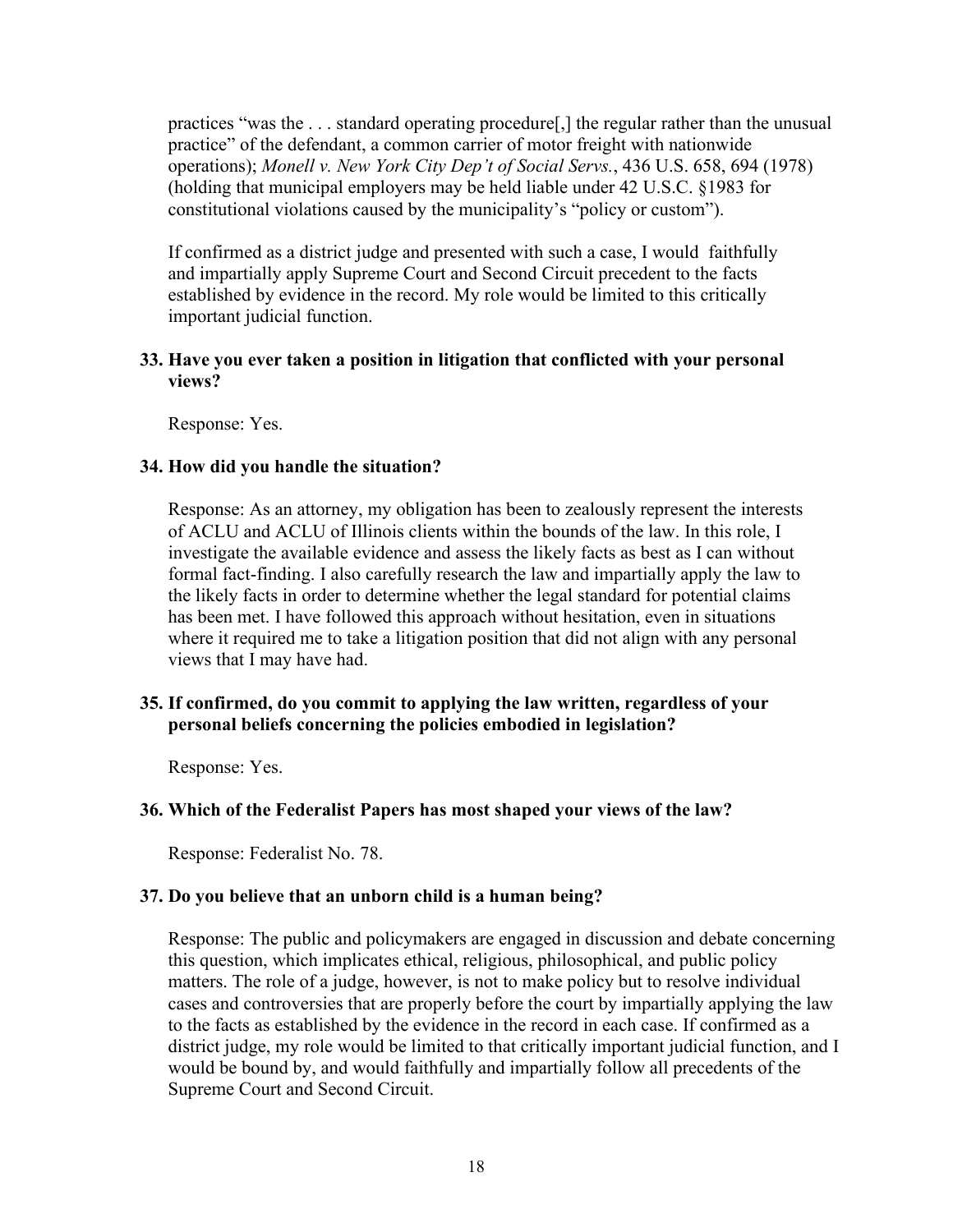practices "was the . . . standard operating procedure[,] the regular rather than the unusual practice" of the defendant, a common carrier of motor freight with nationwide operations); *Monell v. New York City Dep't of Social Servs.*, 436 U.S. 658, 694 (1978) (holding that municipal employers may be held liable under 42 U.S.C. §1983 for constitutional violations caused by the municipality's "policy or custom").

If confirmed as a district judge and presented with such a case, I would faithfully and impartially apply Supreme Court and Second Circuit precedent to the facts established by evidence in the record. My role would be limited to this critically important judicial function.

**33. Have you ever taken a position in litigation that conflicted with your personal views?**

Response: Yes.

**34. How did you handle the situation?**

Response: As an attorney, my obligation has been to zealously represent the interests of ACLU and ACLU of Illinois clients within the bounds of the law. In this role, I investigate the available evidence and assess the likely facts as best as I can without formal fact-finding. I also carefully research the law and impartially apply the law to the likely facts in order to determine whether the legal standard for potential claims has been met. I have followed this approach without hesitation, even in situations where it required me to take a litigation position that did not align with any personal views that I may have had.

**35. If confirmed, do you commit to applying the law written, regardless of your personal beliefs concerning the policies embodied in legislation?**

Response: Yes.

**36. Which of the Federalist Papers has most shaped your views of the law?**

Response: Federalist No. 78.

**37. Do you believe that an unborn child is a human being?**

Response: The public and policymakers are engaged in discussion and debate concerning this question, which implicates ethical, religious, philosophical, and public policy matters. The role of a judge, however, is not to make policy but to resolve individual cases and controversies that are properly before the court by impartially applying the law to the facts as established by the evidence in the record in each case. If confirmed as a district judge, my role would be limited to that critically important judicial function, and I would be bound by, and would faithfully and impartially follow all precedents of the Supreme Court and Second Circuit.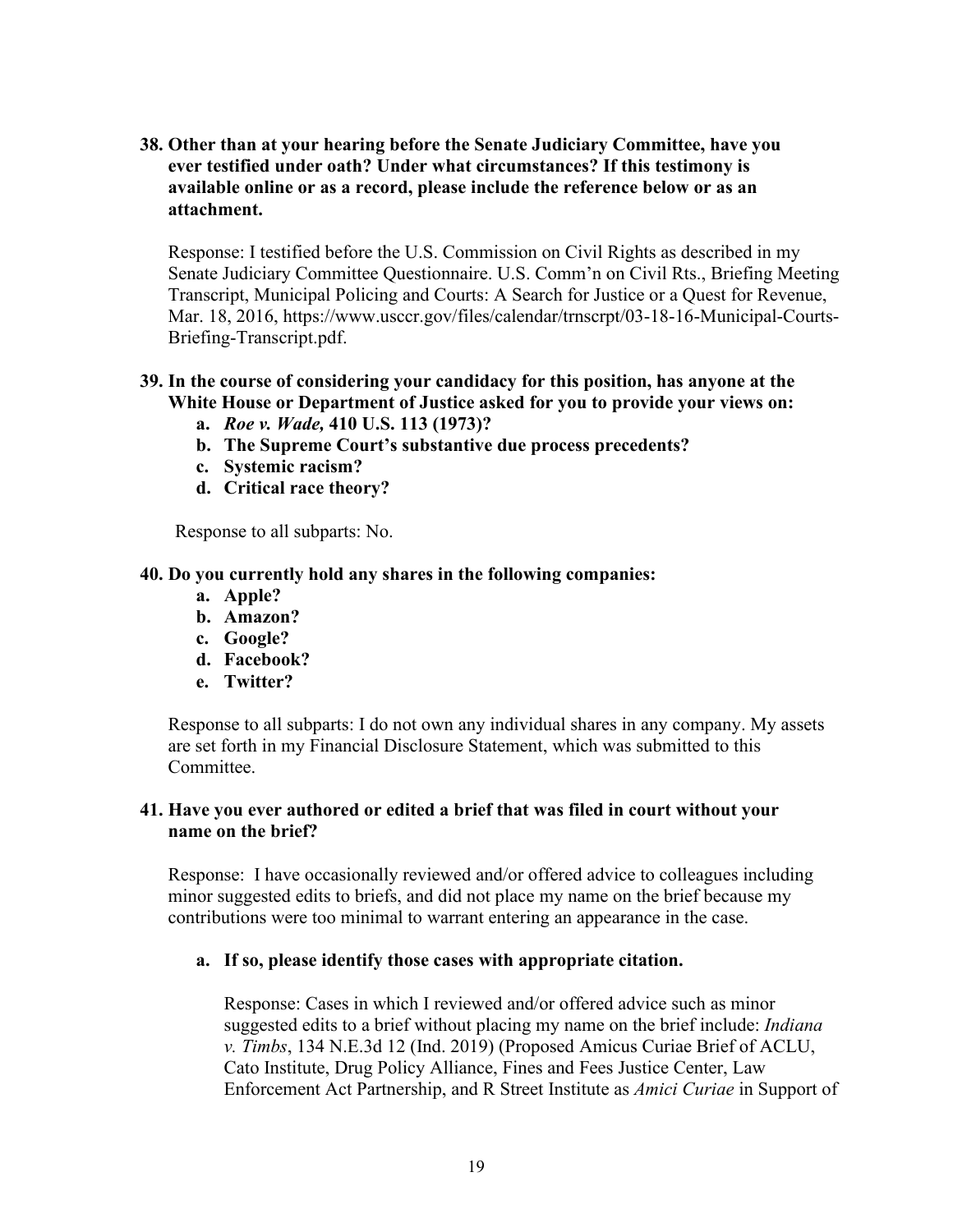**38. Other than at your hearing before the Senate Judiciary Committee, have you ever testified under oath? Under what circumstances? If this testimony is available online or as a record, please include the reference below or as an attachment.**

Response: I testified before the U.S. Commission on Civil Rights as described in my Senate Judiciary Committee Questionnaire. U.S. Comm'n on Civil Rts., Briefing Meeting Transcript, Municipal Policing and Courts: A Search for Justice or a Quest for Revenue, Mar. 18, 2016, https://www.usccr.gov/files/calendar/trnscrpt/03-18-16-Municipal-Courts-Briefing-Transcript.pdf.

**39. In the course of considering your candidacy for this position, has anyone at the White House or Department of Justice asked for you to provide your views on:**

**a. *Roe v. Wade,* 410 U.S. 113 (1973)?**

**b. The Supreme Court's substantive due process precedents?**

**c. Systemic racism?**

**d. Critical race theory?**

Response to all subparts: No.

**40. Do you currently hold any shares in the following companies:**

**a. Apple?**

**b. Amazon?**

**c. Google?**

**d. Facebook?**

**e. Twitter?**

Response to all subparts: I do not own any individual shares in any company. My assets are set forth in my Financial Disclosure Statement, which was submitted to this Committee.

**41. Have you ever authored or edited a brief that was filed in court without your name on the brief?**

Response: I have occasionally reviewed and/or offered advice to colleagues including minor suggested edits to briefs, and did not place my name on the brief because my contributions were too minimal to warrant entering an appearance in the case.

**a. If so, please identify those cases with appropriate citation.**

Response: Cases in which I reviewed and/or offered advice such as minor suggested edits to a brief without placing my name on the brief include: *Indiana v. Timbs*, 134 N.E.3d 12 (Ind. 2019) (Proposed Amicus Curiae Brief of ACLU, Cato Institute, Drug Policy Alliance, Fines and Fees Justice Center, Law Enforcement Act Partnership, and R Street Institute as *Amici Curiae* in Support of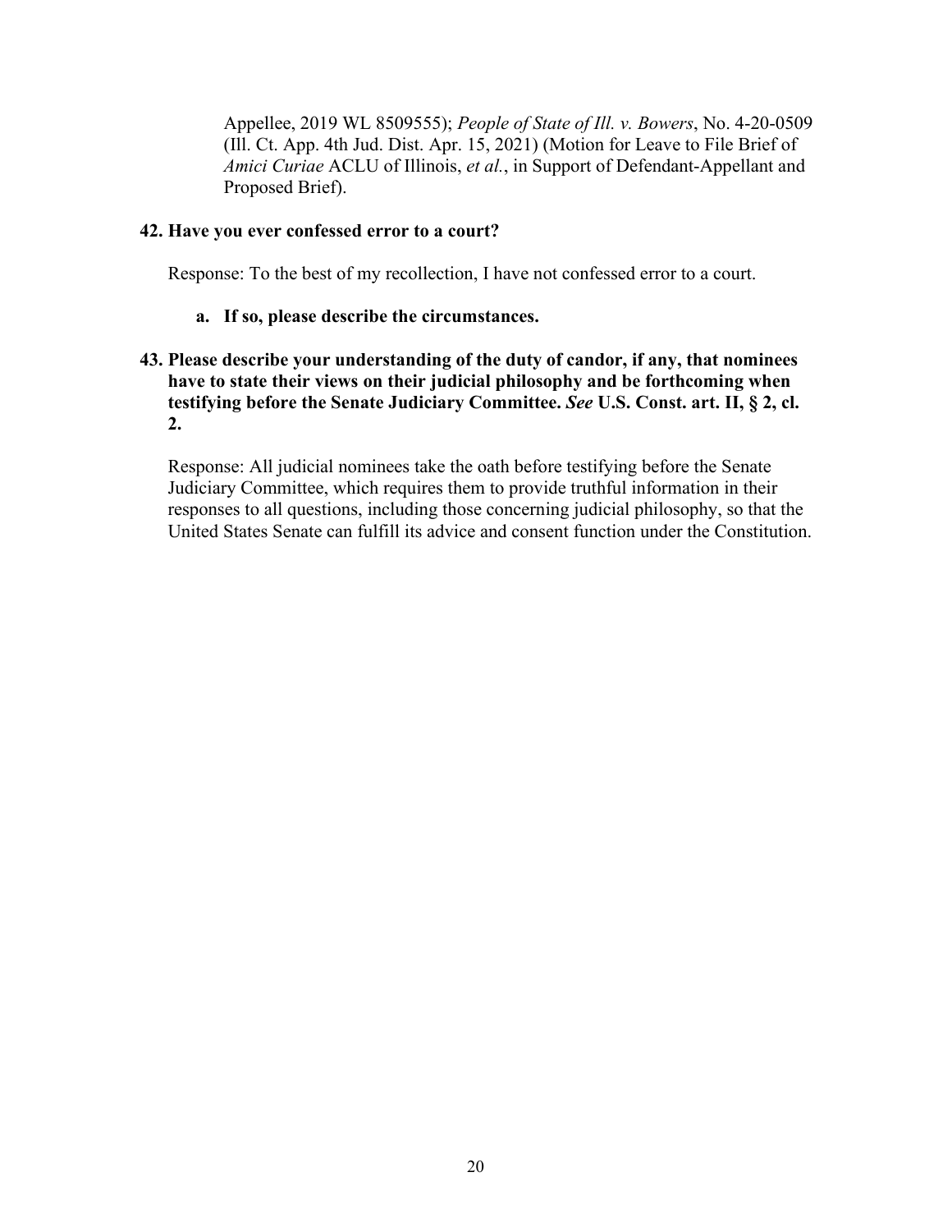Appellee, 2019 WL 8509555); *People of State of Ill. v. Bowers*, No. 4-20-0509 (Ill. Ct. App. 4th Jud. Dist. Apr. 15, 2021) (Motion for Leave to File Brief of *Amici Curiae* ACLU of Illinois, *et al.*, in Support of Defendant-Appellant and Proposed Brief).

**42. Have you ever confessed error to a court?**

Response: To the best of my recollection, I have not confessed error to a court.

**a. If so, please describe the circumstances.**

**43. Please describe your understanding of the duty of candor, if any, that nominees have to state their views on their judicial philosophy and be forthcoming when testifying before the Senate Judiciary Committee. *See* U.S. Const. art. II, § 2, cl. 2.**

Response: All judicial nominees take the oath before testifying before the Senate Judiciary Committee, which requires them to provide truthful information in their responses to all questions, including those concerning judicial philosophy, so that the United States Senate can fulfill its advice and consent function under the Constitution.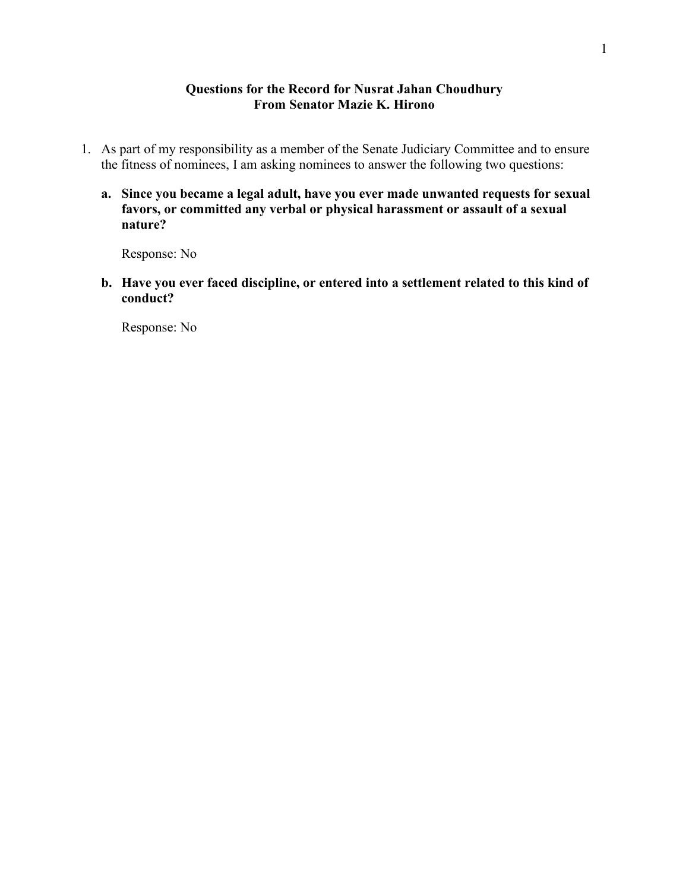**Questions for the Record for Nusrat Jahan Choudhury**
**From Senator Mazie K. Hirono**

1. As part of my responsibility as a member of the Senate Judiciary Committee and to ensure the fitness of nominees, I am asking nominees to answer the following two questions:

   **a. Since you became a legal adult, have you ever made unwanted requests for sexual favors, or committed any verbal or physical harassment or assault of a sexual nature?**

   Response: No

   **b. Have you ever faced discipline, or entered into a settlement related to this kind of conduct?**

   Response: No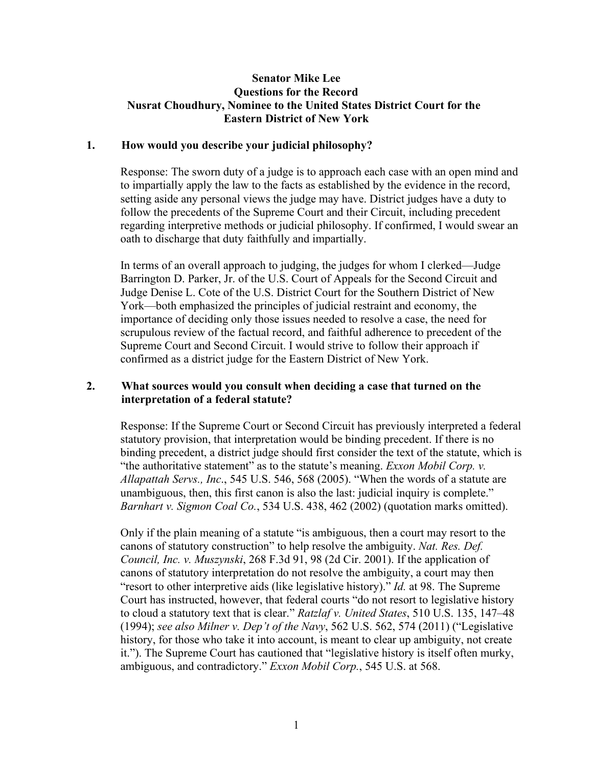**Senator Mike Lee**
**Questions for the Record**
**Nusrat Choudhury, Nominee to the United States District Court for the Eastern District of New York**

**1. How would you describe your judicial philosophy?**

Response: The sworn duty of a judge is to approach each case with an open mind and to impartially apply the law to the facts as established by the evidence in the record, setting aside any personal views the judge may have. District judges have a duty to follow the precedents of the Supreme Court and their Circuit, including precedent regarding interpretive methods or judicial philosophy. If confirmed, I would swear an oath to discharge that duty faithfully and impartially.

In terms of an overall approach to judging, the judges for whom I clerked—Judge Barrington D. Parker, Jr. of the U.S. Court of Appeals for the Second Circuit and Judge Denise L. Cote of the U.S. District Court for the Southern District of New York—both emphasized the principles of judicial restraint and economy, the importance of deciding only those issues needed to resolve a case, the need for scrupulous review of the factual record, and faithful adherence to precedent of the Supreme Court and Second Circuit. I would strive to follow their approach if confirmed as a district judge for the Eastern District of New York.

**2. What sources would you consult when deciding a case that turned on the interpretation of a federal statute?**

Response: If the Supreme Court or Second Circuit has previously interpreted a federal statutory provision, that interpretation would be binding precedent. If there is no binding precedent, a district judge should first consider the text of the statute, which is "the authoritative statement" as to the statute's meaning. *Exxon Mobil Corp. v. Allapattah Servs., Inc*., 545 U.S. 546, 568 (2005). "When the words of a statute are unambiguous, then, this first canon is also the last: judicial inquiry is complete." *Barnhart v. Sigmon Coal Co.*, 534 U.S. 438, 462 (2002) (quotation marks omitted).

Only if the plain meaning of a statute "is ambiguous, then a court may resort to the canons of statutory construction" to help resolve the ambiguity. *Nat. Res. Def. Council, Inc. v. Muszynski*, 268 F.3d 91, 98 (2d Cir. 2001). If the application of canons of statutory interpretation do not resolve the ambiguity, a court may then "resort to other interpretive aids (like legislative history)." *Id.* at 98. The Supreme Court has instructed, however, that federal courts "do not resort to legislative history to cloud a statutory text that is clear." *Ratzlaf v. United States*, 510 U.S. 135, 147–48 (1994); *see also Milner v. Dep't of the Navy*, 562 U.S. 562, 574 (2011) ("Legislative history, for those who take it into account, is meant to clear up ambiguity, not create it."). The Supreme Court has cautioned that "legislative history is itself often murky, ambiguous, and contradictory." *Exxon Mobil Corp.*, 545 U.S. at 568.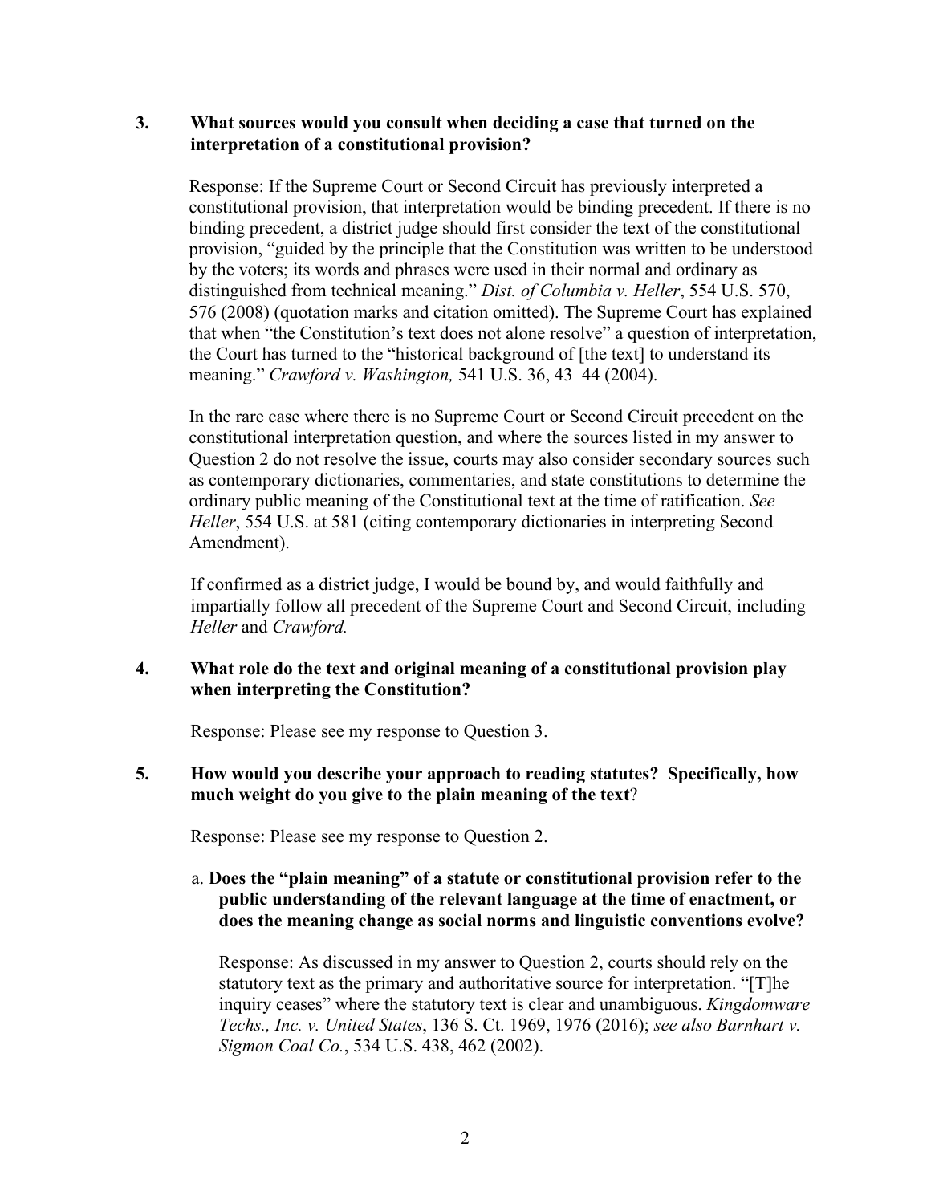**3. What sources would you consult when deciding a case that turned on the interpretation of a constitutional provision?**

Response: If the Supreme Court or Second Circuit has previously interpreted a constitutional provision, that interpretation would be binding precedent. If there is no binding precedent, a district judge should first consider the text of the constitutional provision, "guided by the principle that the Constitution was written to be understood by the voters; its words and phrases were used in their normal and ordinary as distinguished from technical meaning." *Dist. of Columbia v. Heller*, 554 U.S. 570, 576 (2008) (quotation marks and citation omitted). The Supreme Court has explained that when "the Constitution's text does not alone resolve" a question of interpretation, the Court has turned to the "historical background of [the text] to understand its meaning." *Crawford v. Washington,* 541 U.S. 36, 43–44 (2004).

In the rare case where there is no Supreme Court or Second Circuit precedent on the constitutional interpretation question, and where the sources listed in my answer to Question 2 do not resolve the issue, courts may also consider secondary sources such as contemporary dictionaries, commentaries, and state constitutions to determine the ordinary public meaning of the Constitutional text at the time of ratification. *See Heller*, 554 U.S. at 581 (citing contemporary dictionaries in interpreting Second Amendment).

If confirmed as a district judge, I would be bound by, and would faithfully and impartially follow all precedent of the Supreme Court and Second Circuit, including *Heller* and *Crawford.*

**4. What role do the text and original meaning of a constitutional provision play when interpreting the Constitution?**

Response: Please see my response to Question 3.

**5. How would you describe your approach to reading statutes? Specifically, how much weight do you give to the plain meaning of the text?**

Response: Please see my response to Question 2.

a. **Does the "plain meaning" of a statute or constitutional provision refer to the public understanding of the relevant language at the time of enactment, or does the meaning change as social norms and linguistic conventions evolve?**

Response: As discussed in my answer to Question 2, courts should rely on the statutory text as the primary and authoritative source for interpretation. "[T]he inquiry ceases" where the statutory text is clear and unambiguous. *Kingdomware Techs., Inc. v. United States*, 136 S. Ct. 1969, 1976 (2016); *see also Barnhart v. Sigmon Coal Co.*, 534 U.S. 438, 462 (2002).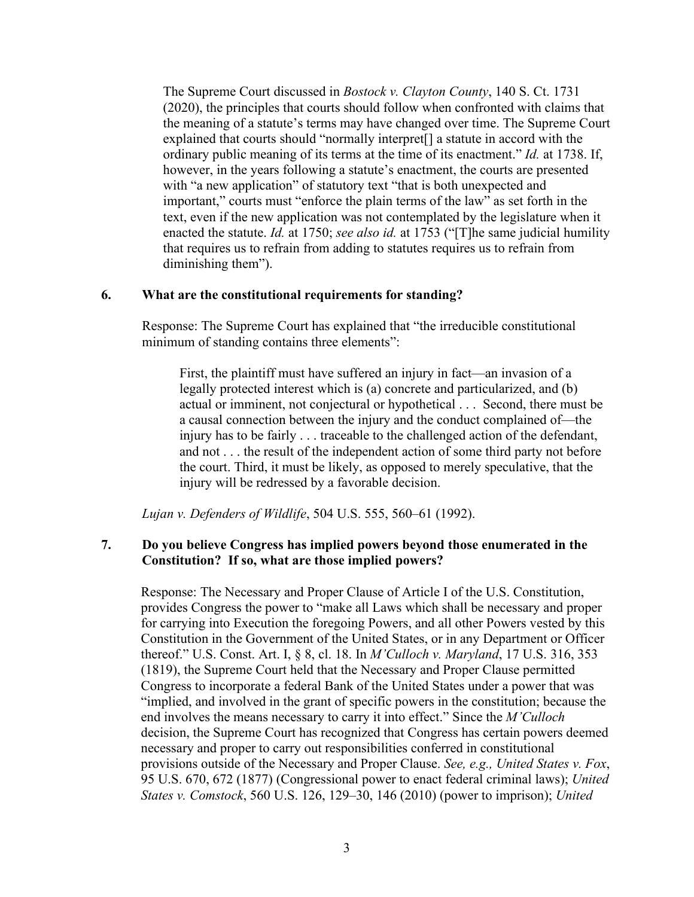The Supreme Court discussed in *Bostock v. Clayton County*, 140 S. Ct. 1731 (2020), the principles that courts should follow when confronted with claims that the meaning of a statute's terms may have changed over time. The Supreme Court explained that courts should "normally interpret[] a statute in accord with the ordinary public meaning of its terms at the time of its enactment." *Id.* at 1738. If, however, in the years following a statute's enactment, the courts are presented with "a new application" of statutory text "that is both unexpected and important," courts must "enforce the plain terms of the law" as set forth in the text, even if the new application was not contemplated by the legislature when it enacted the statute. *Id.* at 1750; *see also id.* at 1753 ("[T]he same judicial humility that requires us to refrain from adding to statutes requires us to refrain from diminishing them").

**6. What are the constitutional requirements for standing?**

Response: The Supreme Court has explained that "the irreducible constitutional minimum of standing contains three elements":

> First, the plaintiff must have suffered an injury in fact—an invasion of a legally protected interest which is (a) concrete and particularized, and (b) actual or imminent, not conjectural or hypothetical . . . Second, there must be a causal connection between the injury and the conduct complained of—the injury has to be fairly . . . traceable to the challenged action of the defendant, and not . . . the result of the independent action of some third party not before the court. Third, it must be likely, as opposed to merely speculative, that the injury will be redressed by a favorable decision.

*Lujan v. Defenders of Wildlife*, 504 U.S. 555, 560–61 (1992).

**7. Do you believe Congress has implied powers beyond those enumerated in the Constitution? If so, what are those implied powers?**

Response: The Necessary and Proper Clause of Article I of the U.S. Constitution, provides Congress the power to "make all Laws which shall be necessary and proper for carrying into Execution the foregoing Powers, and all other Powers vested by this Constitution in the Government of the United States, or in any Department or Officer thereof." U.S. Const. Art. I, § 8, cl. 18. In *M'Culloch v. Maryland*, 17 U.S. 316, 353 (1819), the Supreme Court held that the Necessary and Proper Clause permitted Congress to incorporate a federal Bank of the United States under a power that was "implied, and involved in the grant of specific powers in the constitution; because the end involves the means necessary to carry it into effect." Since the *M'Culloch* decision, the Supreme Court has recognized that Congress has certain powers deemed necessary and proper to carry out responsibilities conferred in constitutional provisions outside of the Necessary and Proper Clause. *See, e.g., United States v. Fox*, 95 U.S. 670, 672 (1877) (Congressional power to enact federal criminal laws); *United States v. Comstock*, 560 U.S. 126, 129–30, 146 (2010) (power to imprison); *United*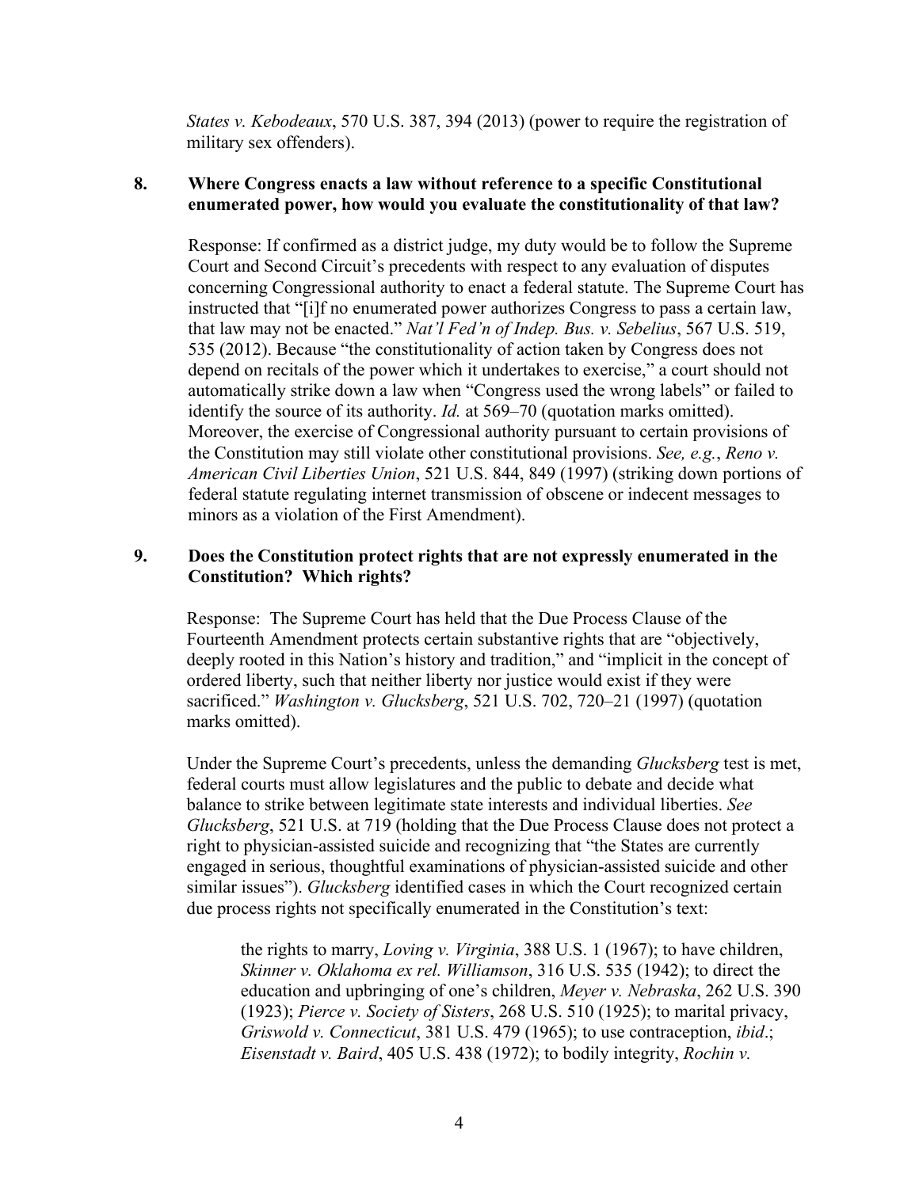*States v. Kebodeaux*, 570 U.S. 387, 394 (2013) (power to require the registration of military sex offenders).

**8. Where Congress enacts a law without reference to a specific Constitutional enumerated power, how would you evaluate the constitutionality of that law?**

Response: If confirmed as a district judge, my duty would be to follow the Supreme Court and Second Circuit's precedents with respect to any evaluation of disputes concerning Congressional authority to enact a federal statute. The Supreme Court has instructed that "[i]f no enumerated power authorizes Congress to pass a certain law, that law may not be enacted." *Nat'l Fed'n of Indep. Bus. v. Sebelius*, 567 U.S. 519, 535 (2012). Because "the constitutionality of action taken by Congress does not depend on recitals of the power which it undertakes to exercise," a court should not automatically strike down a law when "Congress used the wrong labels" or failed to identify the source of its authority. *Id.* at 569–70 (quotation marks omitted). Moreover, the exercise of Congressional authority pursuant to certain provisions of the Constitution may still violate other constitutional provisions. *See, e.g.*, *Reno v. American Civil Liberties Union*, 521 U.S. 844, 849 (1997) (striking down portions of federal statute regulating internet transmission of obscene or indecent messages to minors as a violation of the First Amendment).

**9. Does the Constitution protect rights that are not expressly enumerated in the Constitution? Which rights?**

Response: The Supreme Court has held that the Due Process Clause of the Fourteenth Amendment protects certain substantive rights that are "objectively, deeply rooted in this Nation's history and tradition," and "implicit in the concept of ordered liberty, such that neither liberty nor justice would exist if they were sacrificed." *Washington v. Glucksberg*, 521 U.S. 702, 720–21 (1997) (quotation marks omitted).

Under the Supreme Court's precedents, unless the demanding *Glucksberg* test is met, federal courts must allow legislatures and the public to debate and decide what balance to strike between legitimate state interests and individual liberties. *See Glucksberg*, 521 U.S. at 719 (holding that the Due Process Clause does not protect a right to physician-assisted suicide and recognizing that "the States are currently engaged in serious, thoughtful examinations of physician-assisted suicide and other similar issues"). *Glucksberg* identified cases in which the Court recognized certain due process rights not specifically enumerated in the Constitution's text:

> the rights to marry, *Loving v. Virginia*, 388 U.S. 1 (1967); to have children, *Skinner v. Oklahoma ex rel. Williamson*, 316 U.S. 535 (1942); to direct the education and upbringing of one's children, *Meyer v. Nebraska*, 262 U.S. 390 (1923); *Pierce v. Society of Sisters*, 268 U.S. 510 (1925); to marital privacy, *Griswold v. Connecticut*, 381 U.S. 479 (1965); to use contraception, *ibid*.; *Eisenstadt v. Baird*, 405 U.S. 438 (1972); to bodily integrity, *Rochin v.*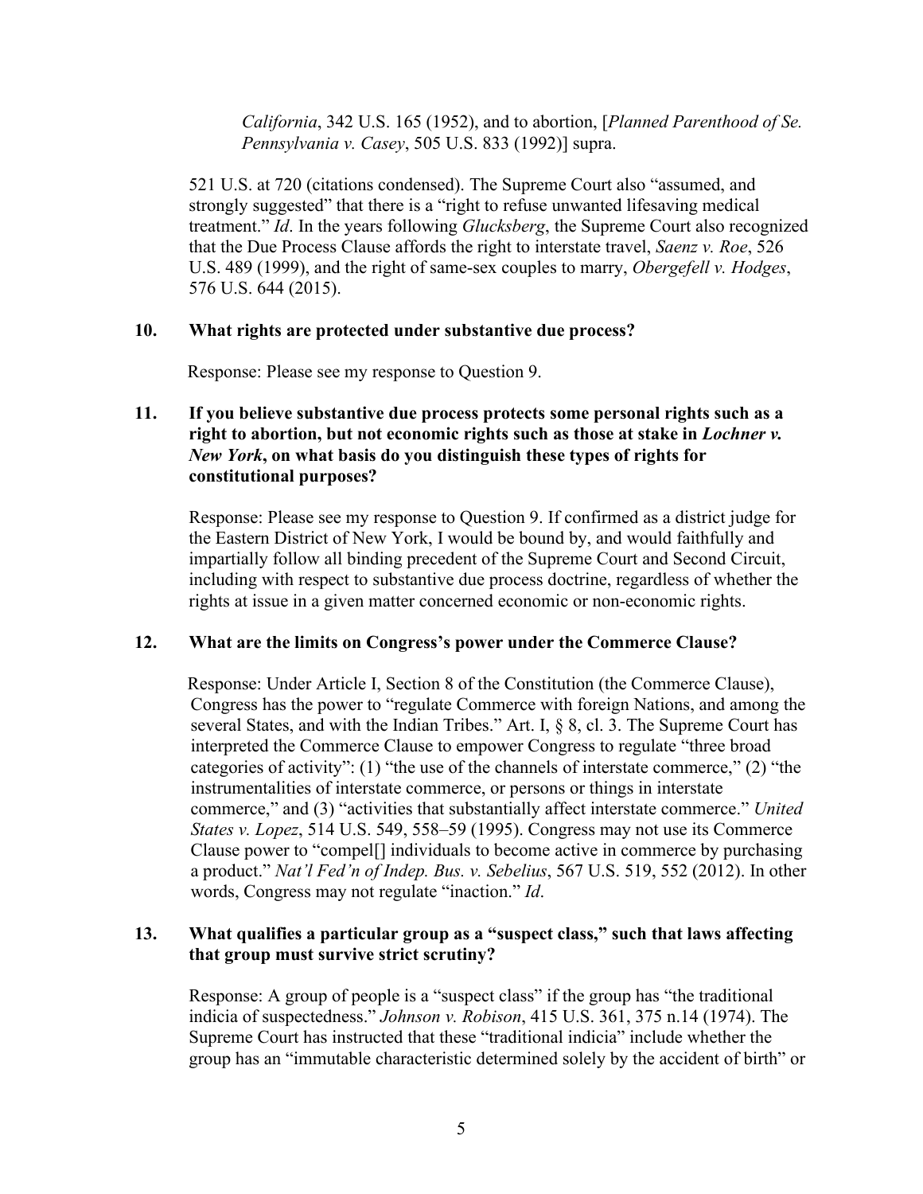> *California*, 342 U.S. 165 (1952), and to abortion, [*Planned Parenthood of Se. Pennsylvania v. Casey*, 505 U.S. 833 (1992)] supra.

521 U.S. at 720 (citations condensed). The Supreme Court also "assumed, and strongly suggested" that there is a "right to refuse unwanted lifesaving medical treatment." *Id*. In the years following *Glucksberg*, the Supreme Court also recognized that the Due Process Clause affords the right to interstate travel, *Saenz v. Roe*, 526 U.S. 489 (1999), and the right of same-sex couples to marry, *Obergefell v. Hodges*, 576 U.S. 644 (2015).

**10. What rights are protected under substantive due process?**

Response: Please see my response to Question 9.

**11. If you believe substantive due process protects some personal rights such as a right to abortion, but not economic rights such as those at stake in *Lochner v. New York*, on what basis do you distinguish these types of rights for constitutional purposes?**

Response: Please see my response to Question 9. If confirmed as a district judge for the Eastern District of New York, I would be bound by, and would faithfully and impartially follow all binding precedent of the Supreme Court and Second Circuit, including with respect to substantive due process doctrine, regardless of whether the rights at issue in a given matter concerned economic or non-economic rights.

**12. What are the limits on Congress's power under the Commerce Clause?**

Response: Under Article I, Section 8 of the Constitution (the Commerce Clause), Congress has the power to "regulate Commerce with foreign Nations, and among the several States, and with the Indian Tribes." Art. I, § 8, cl. 3. The Supreme Court has interpreted the Commerce Clause to empower Congress to regulate "three broad categories of activity": (1) "the use of the channels of interstate commerce," (2) "the instrumentalities of interstate commerce, or persons or things in interstate commerce," and (3) "activities that substantially affect interstate commerce." *United States v. Lopez*, 514 U.S. 549, 558–59 (1995). Congress may not use its Commerce Clause power to "compel[] individuals to become active in commerce by purchasing a product." *Nat'l Fed'n of Indep. Bus. v. Sebelius*, 567 U.S. 519, 552 (2012). In other words, Congress may not regulate "inaction." *Id*.

**13. What qualifies a particular group as a "suspect class," such that laws affecting that group must survive strict scrutiny?**

Response: A group of people is a "suspect class" if the group has "the traditional indicia of suspectedness." *Johnson v. Robison*, 415 U.S. 361, 375 n.14 (1974). The Supreme Court has instructed that these "traditional indicia" include whether the group has an "immutable characteristic determined solely by the accident of birth" or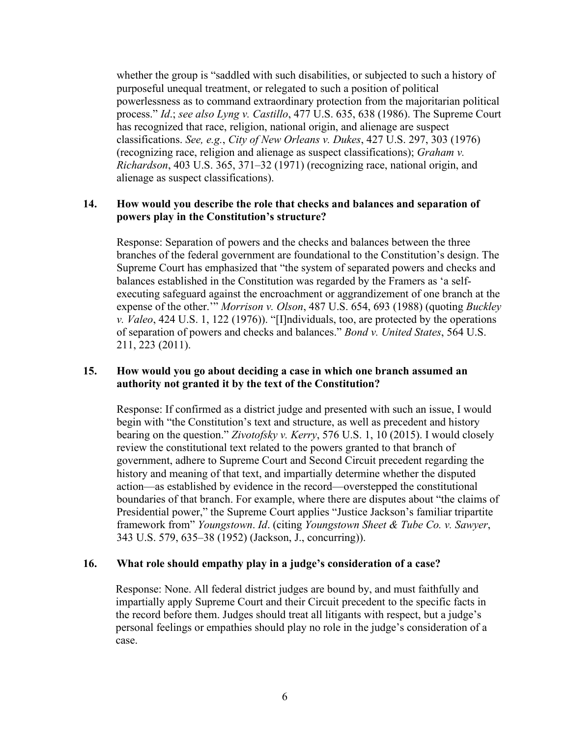whether the group is "saddled with such disabilities, or subjected to such a history of purposeful unequal treatment, or relegated to such a position of political powerlessness as to command extraordinary protection from the majoritarian political process." *Id*.; *see also Lyng v. Castillo*, 477 U.S. 635, 638 (1986). The Supreme Court has recognized that race, religion, national origin, and alienage are suspect classifications. *See, e.g.*, *City of New Orleans v. Dukes*, 427 U.S. 297, 303 (1976) (recognizing race, religion and alienage as suspect classifications); *Graham v. Richardson*, 403 U.S. 365, 371–32 (1971) (recognizing race, national origin, and alienage as suspect classifications).

**14. How would you describe the role that checks and balances and separation of powers play in the Constitution's structure?**

Response: Separation of powers and the checks and balances between the three branches of the federal government are foundational to the Constitution's design. The Supreme Court has emphasized that "the system of separated powers and checks and balances established in the Constitution was regarded by the Framers as 'a self-executing safeguard against the encroachment or aggrandizement of one branch at the expense of the other.'" *Morrison v. Olson*, 487 U.S. 654, 693 (1988) (quoting *Buckley v. Valeo*, 424 U.S. 1, 122 (1976)). "[I]ndividuals, too, are protected by the operations of separation of powers and checks and balances." *Bond v. United States*, 564 U.S. 211, 223 (2011).

**15. How would you go about deciding a case in which one branch assumed an authority not granted it by the text of the Constitution?**

Response: If confirmed as a district judge and presented with such an issue, I would begin with "the Constitution's text and structure, as well as precedent and history bearing on the question." *Zivotofsky v. Kerry*, 576 U.S. 1, 10 (2015). I would closely review the constitutional text related to the powers granted to that branch of government, adhere to Supreme Court and Second Circuit precedent regarding the history and meaning of that text, and impartially determine whether the disputed action—as established by evidence in the record—overstepped the constitutional boundaries of that branch. For example, where there are disputes about "the claims of Presidential power," the Supreme Court applies "Justice Jackson's familiar tripartite framework from" *Youngstown*. *Id*. (citing *Youngstown Sheet & Tube Co. v. Sawyer*, 343 U.S. 579, 635–38 (1952) (Jackson, J., concurring)).

**16. What role should empathy play in a judge's consideration of a case?**

Response: None. All federal district judges are bound by, and must faithfully and impartially apply Supreme Court and their Circuit precedent to the specific facts in the record before them. Judges should treat all litigants with respect, but a judge's personal feelings or empathies should play no role in the judge's consideration of a case.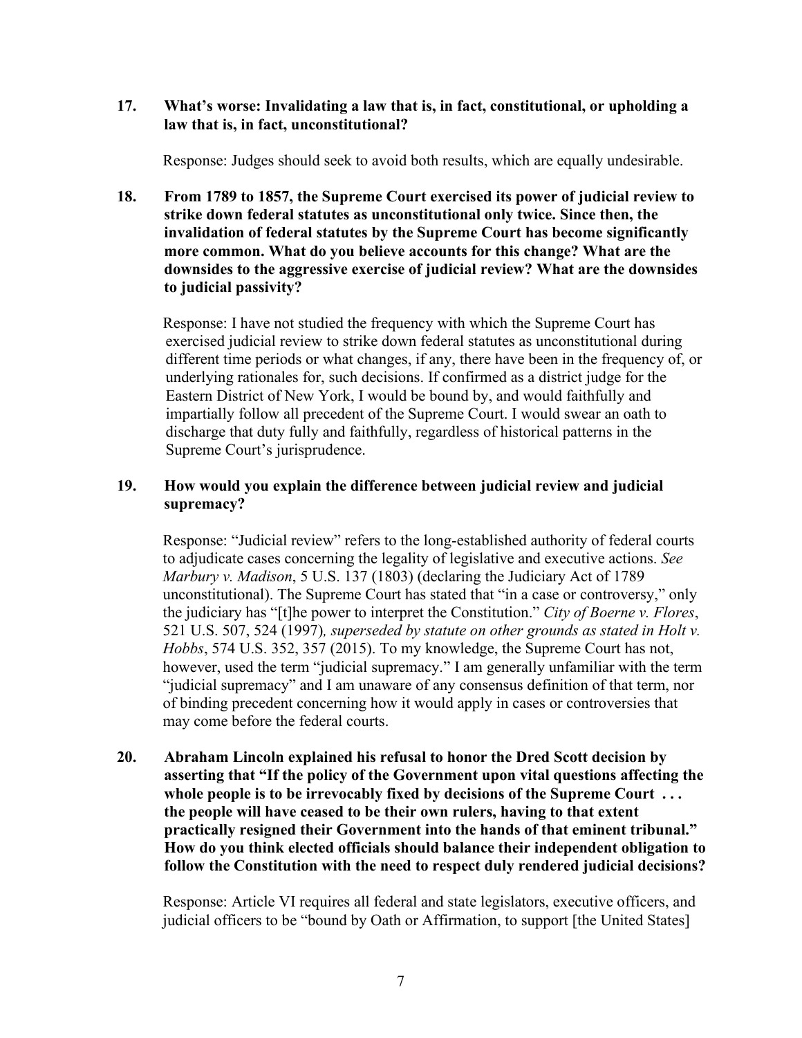**17. What's worse: Invalidating a law that is, in fact, constitutional, or upholding a law that is, in fact, unconstitutional?**

Response: Judges should seek to avoid both results, which are equally undesirable.

**18. From 1789 to 1857, the Supreme Court exercised its power of judicial review to strike down federal statutes as unconstitutional only twice. Since then, the invalidation of federal statutes by the Supreme Court has become significantly more common. What do you believe accounts for this change? What are the downsides to the aggressive exercise of judicial review? What are the downsides to judicial passivity?**

Response: I have not studied the frequency with which the Supreme Court has exercised judicial review to strike down federal statutes as unconstitutional during different time periods or what changes, if any, there have been in the frequency of, or underlying rationales for, such decisions. If confirmed as a district judge for the Eastern District of New York, I would be bound by, and would faithfully and impartially follow all precedent of the Supreme Court. I would swear an oath to discharge that duty fully and faithfully, regardless of historical patterns in the Supreme Court's jurisprudence.

**19. How would you explain the difference between judicial review and judicial supremacy?**

Response: "Judicial review" refers to the long-established authority of federal courts to adjudicate cases concerning the legality of legislative and executive actions. *See Marbury v. Madison*, 5 U.S. 137 (1803) (declaring the Judiciary Act of 1789 unconstitutional). The Supreme Court has stated that "in a case or controversy," only the judiciary has "[t]he power to interpret the Constitution." *City of Boerne v. Flores*, 521 U.S. 507, 524 (1997)*, superseded by statute on other grounds as stated in Holt v. Hobbs*, 574 U.S. 352, 357 (2015). To my knowledge, the Supreme Court has not, however, used the term "judicial supremacy." I am generally unfamiliar with the term "judicial supremacy" and I am unaware of any consensus definition of that term, nor of binding precedent concerning how it would apply in cases or controversies that may come before the federal courts.

**20. Abraham Lincoln explained his refusal to honor the Dred Scott decision by asserting that "If the policy of the Government upon vital questions affecting the whole people is to be irrevocably fixed by decisions of the Supreme Court . . . the people will have ceased to be their own rulers, having to that extent practically resigned their Government into the hands of that eminent tribunal." How do you think elected officials should balance their independent obligation to follow the Constitution with the need to respect duly rendered judicial decisions?**

Response: Article VI requires all federal and state legislators, executive officers, and judicial officers to be "bound by Oath or Affirmation, to support [the United States]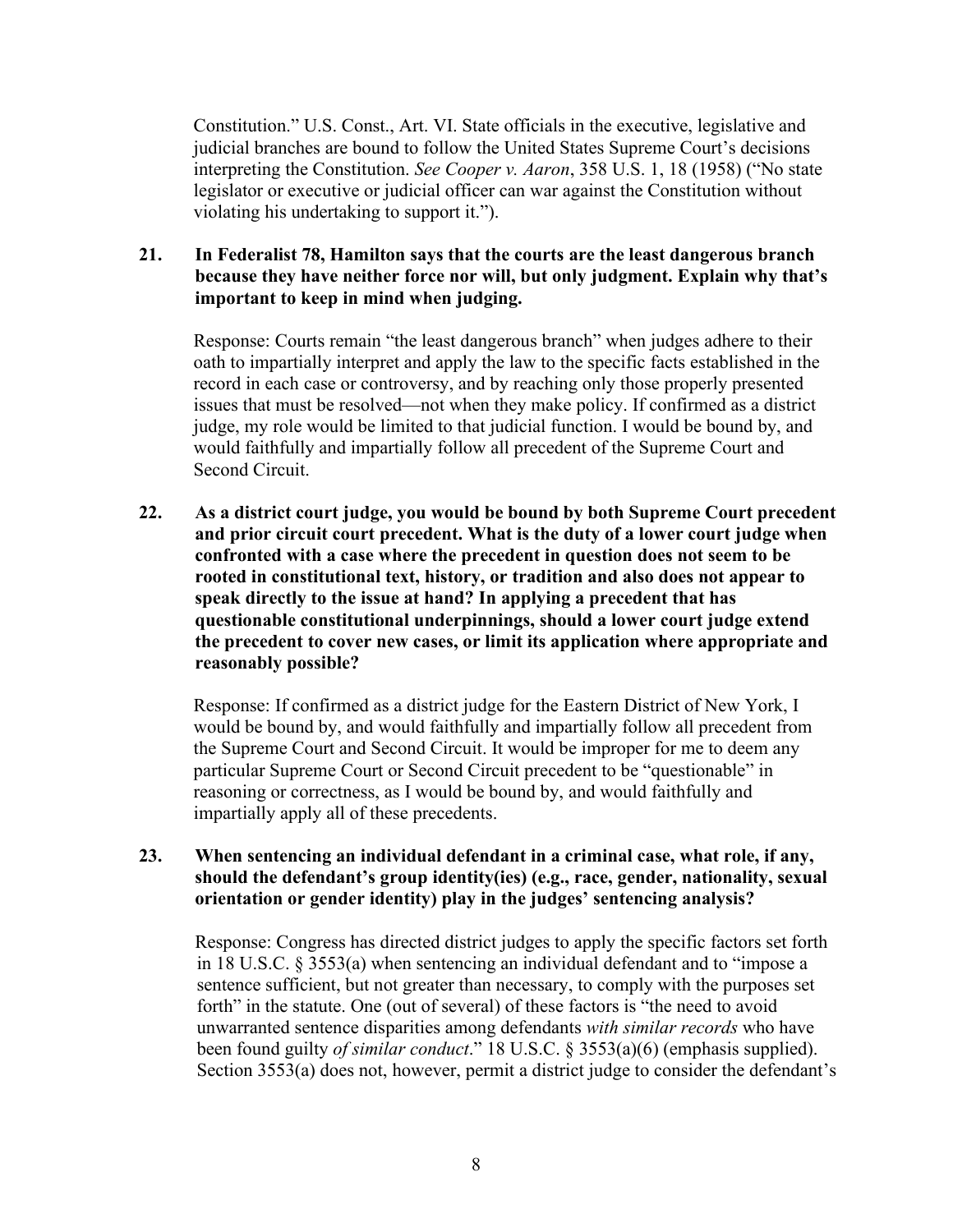Constitution." U.S. Const., Art. VI. State officials in the executive, legislative and judicial branches are bound to follow the United States Supreme Court's decisions interpreting the Constitution. *See Cooper v. Aaron*, 358 U.S. 1, 18 (1958) ("No state legislator or executive or judicial officer can war against the Constitution without violating his undertaking to support it.").

**21. In Federalist 78, Hamilton says that the courts are the least dangerous branch because they have neither force nor will, but only judgment. Explain why that's important to keep in mind when judging.**

Response: Courts remain "the least dangerous branch" when judges adhere to their oath to impartially interpret and apply the law to the specific facts established in the record in each case or controversy, and by reaching only those properly presented issues that must be resolved—not when they make policy. If confirmed as a district judge, my role would be limited to that judicial function. I would be bound by, and would faithfully and impartially follow all precedent of the Supreme Court and Second Circuit.

**22. As a district court judge, you would be bound by both Supreme Court precedent and prior circuit court precedent. What is the duty of a lower court judge when confronted with a case where the precedent in question does not seem to be rooted in constitutional text, history, or tradition and also does not appear to speak directly to the issue at hand? In applying a precedent that has questionable constitutional underpinnings, should a lower court judge extend the precedent to cover new cases, or limit its application where appropriate and reasonably possible?**

Response: If confirmed as a district judge for the Eastern District of New York, I would be bound by, and would faithfully and impartially follow all precedent from the Supreme Court and Second Circuit. It would be improper for me to deem any particular Supreme Court or Second Circuit precedent to be "questionable" in reasoning or correctness, as I would be bound by, and would faithfully and impartially apply all of these precedents.

**23. When sentencing an individual defendant in a criminal case, what role, if any, should the defendant's group identity(ies) (e.g., race, gender, nationality, sexual orientation or gender identity) play in the judges' sentencing analysis?**

Response: Congress has directed district judges to apply the specific factors set forth in 18 U.S.C. § 3553(a) when sentencing an individual defendant and to "impose a sentence sufficient, but not greater than necessary, to comply with the purposes set forth" in the statute. One (out of several) of these factors is "the need to avoid unwarranted sentence disparities among defendants *with similar records* who have been found guilty *of similar conduct*." 18 U.S.C. § 3553(a)(6) (emphasis supplied). Section 3553(a) does not, however, permit a district judge to consider the defendant's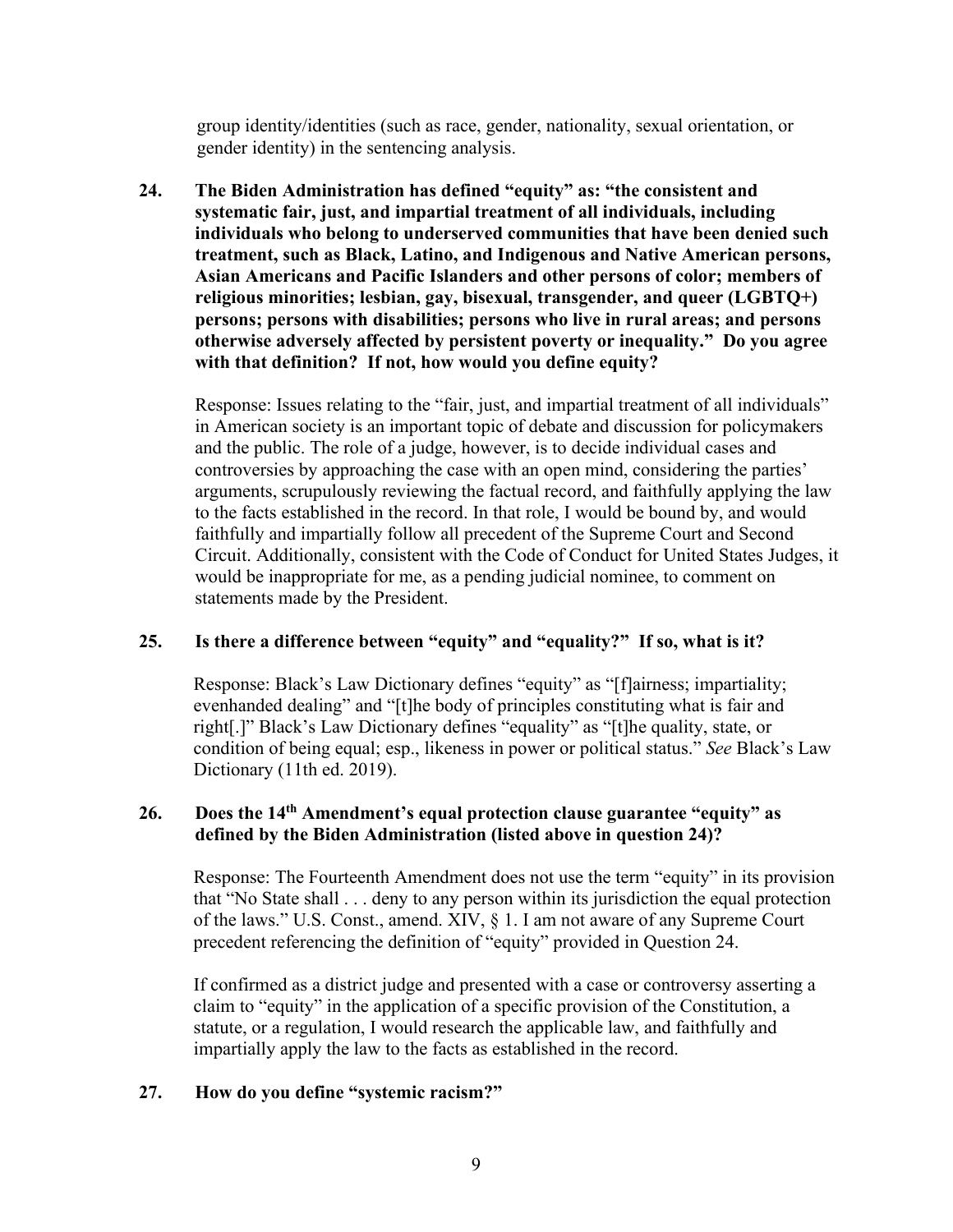group identity/identities (such as race, gender, nationality, sexual orientation, or gender identity) in the sentencing analysis.

**24. The Biden Administration has defined "equity" as: "the consistent and systematic fair, just, and impartial treatment of all individuals, including individuals who belong to underserved communities that have been denied such treatment, such as Black, Latino, and Indigenous and Native American persons, Asian Americans and Pacific Islanders and other persons of color; members of religious minorities; lesbian, gay, bisexual, transgender, and queer (LGBTQ+) persons; persons with disabilities; persons who live in rural areas; and persons otherwise adversely affected by persistent poverty or inequality." Do you agree with that definition? If not, how would you define equity?**

Response: Issues relating to the "fair, just, and impartial treatment of all individuals" in American society is an important topic of debate and discussion for policymakers and the public. The role of a judge, however, is to decide individual cases and controversies by approaching the case with an open mind, considering the parties' arguments, scrupulously reviewing the factual record, and faithfully applying the law to the facts established in the record. In that role, I would be bound by, and would faithfully and impartially follow all precedent of the Supreme Court and Second Circuit. Additionally, consistent with the Code of Conduct for United States Judges, it would be inappropriate for me, as a pending judicial nominee, to comment on statements made by the President.

**25. Is there a difference between "equity" and "equality?" If so, what is it?**

Response: Black's Law Dictionary defines "equity" as "[f]airness; impartiality; evenhanded dealing" and "[t]he body of principles constituting what is fair and right[.]" Black's Law Dictionary defines "equality" as "[t]he quality, state, or condition of being equal; esp., likeness in power or political status." *See* Black's Law Dictionary (11th ed. 2019).

**26. Does the 14th Amendment's equal protection clause guarantee "equity" as defined by the Biden Administration (listed above in question 24)?**

Response: The Fourteenth Amendment does not use the term "equity" in its provision that "No State shall . . . deny to any person within its jurisdiction the equal protection of the laws." U.S. Const., amend. XIV, § 1. I am not aware of any Supreme Court precedent referencing the definition of "equity" provided in Question 24.

If confirmed as a district judge and presented with a case or controversy asserting a claim to "equity" in the application of a specific provision of the Constitution, a statute, or a regulation, I would research the applicable law, and faithfully and impartially apply the law to the facts as established in the record.

**27. How do you define "systemic racism?"**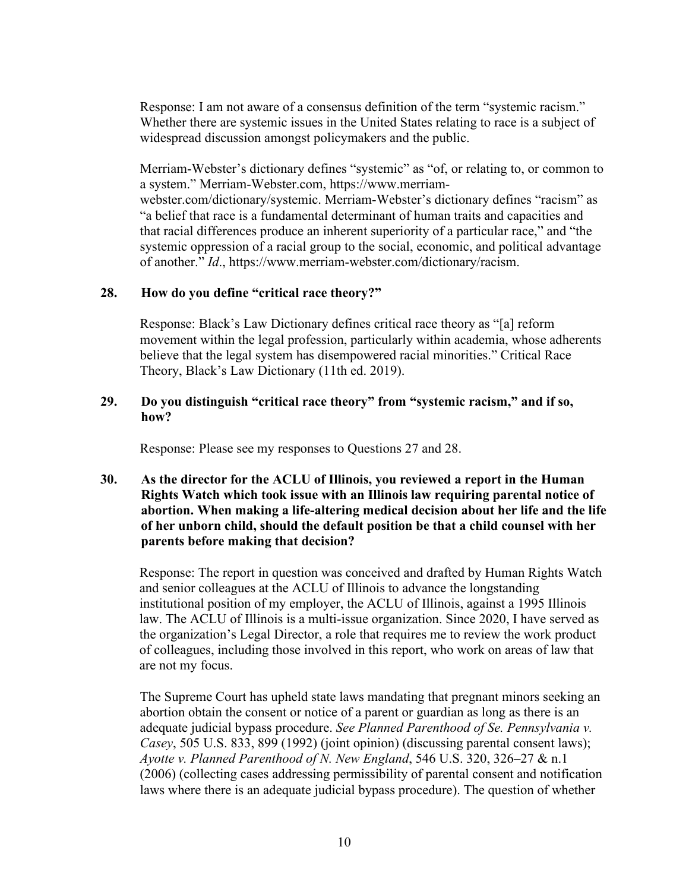Response: I am not aware of a consensus definition of the term "systemic racism." Whether there are systemic issues in the United States relating to race is a subject of widespread discussion amongst policymakers and the public.

Merriam-Webster's dictionary defines "systemic" as "of, or relating to, or common to a system." Merriam-Webster.com, https://www.merriam-webster.com/dictionary/systemic. Merriam-Webster's dictionary defines "racism" as "a belief that race is a fundamental determinant of human traits and capacities and that racial differences produce an inherent superiority of a particular race," and "the systemic oppression of a racial group to the social, economic, and political advantage of another." *Id*., https://www.merriam-webster.com/dictionary/racism.

**28. How do you define "critical race theory?"**

Response: Black's Law Dictionary defines critical race theory as "[a] reform movement within the legal profession, particularly within academia, whose adherents believe that the legal system has disempowered racial minorities." Critical Race Theory, Black's Law Dictionary (11th ed. 2019).

**29. Do you distinguish "critical race theory" from "systemic racism," and if so, how?**

Response: Please see my responses to Questions 27 and 28.

**30. As the director for the ACLU of Illinois, you reviewed a report in the Human Rights Watch which took issue with an Illinois law requiring parental notice of abortion. When making a life-altering medical decision about her life and the life of her unborn child, should the default position be that a child counsel with her parents before making that decision?**

Response: The report in question was conceived and drafted by Human Rights Watch and senior colleagues at the ACLU of Illinois to advance the longstanding institutional position of my employer, the ACLU of Illinois, against a 1995 Illinois law. The ACLU of Illinois is a multi-issue organization. Since 2020, I have served as the organization's Legal Director, a role that requires me to review the work product of colleagues, including those involved in this report, who work on areas of law that are not my focus.

The Supreme Court has upheld state laws mandating that pregnant minors seeking an abortion obtain the consent or notice of a parent or guardian as long as there is an adequate judicial bypass procedure. *See Planned Parenthood of Se. Pennsylvania v. Casey*, 505 U.S. 833, 899 (1992) (joint opinion) (discussing parental consent laws); *Ayotte v. Planned Parenthood of N. New England*, 546 U.S. 320, 326–27 & n.1 (2006) (collecting cases addressing permissibility of parental consent and notification laws where there is an adequate judicial bypass procedure). The question of whether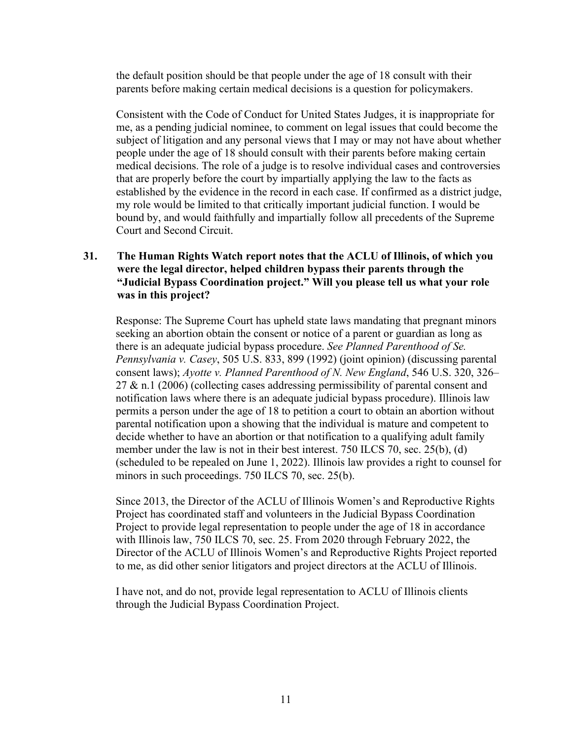the default position should be that people under the age of 18 consult with their parents before making certain medical decisions is a question for policymakers.

Consistent with the Code of Conduct for United States Judges, it is inappropriate for me, as a pending judicial nominee, to comment on legal issues that could become the subject of litigation and any personal views that I may or may not have about whether people under the age of 18 should consult with their parents before making certain medical decisions. The role of a judge is to resolve individual cases and controversies that are properly before the court by impartially applying the law to the facts as established by the evidence in the record in each case. If confirmed as a district judge, my role would be limited to that critically important judicial function. I would be bound by, and would faithfully and impartially follow all precedents of the Supreme Court and Second Circuit.

**31. The Human Rights Watch report notes that the ACLU of Illinois, of which you were the legal director, helped children bypass their parents through the "Judicial Bypass Coordination project." Will you please tell us what your role was in this project?**

Response: The Supreme Court has upheld state laws mandating that pregnant minors seeking an abortion obtain the consent or notice of a parent or guardian as long as there is an adequate judicial bypass procedure. *See Planned Parenthood of Se. Pennsylvania v. Casey*, 505 U.S. 833, 899 (1992) (joint opinion) (discussing parental consent laws); *Ayotte v. Planned Parenthood of N. New England*, 546 U.S. 320, 326–27 & n.1 (2006) (collecting cases addressing permissibility of parental consent and notification laws where there is an adequate judicial bypass procedure). Illinois law permits a person under the age of 18 to petition a court to obtain an abortion without parental notification upon a showing that the individual is mature and competent to decide whether to have an abortion or that notification to a qualifying adult family member under the law is not in their best interest. 750 ILCS 70, sec. 25(b), (d) (scheduled to be repealed on June 1, 2022). Illinois law provides a right to counsel for minors in such proceedings. 750 ILCS 70, sec. 25(b).

Since 2013, the Director of the ACLU of Illinois Women's and Reproductive Rights Project has coordinated staff and volunteers in the Judicial Bypass Coordination Project to provide legal representation to people under the age of 18 in accordance with Illinois law, 750 ILCS 70, sec. 25. From 2020 through February 2022, the Director of the ACLU of Illinois Women's and Reproductive Rights Project reported to me, as did other senior litigators and project directors at the ACLU of Illinois.

I have not, and do not, provide legal representation to ACLU of Illinois clients through the Judicial Bypass Coordination Project.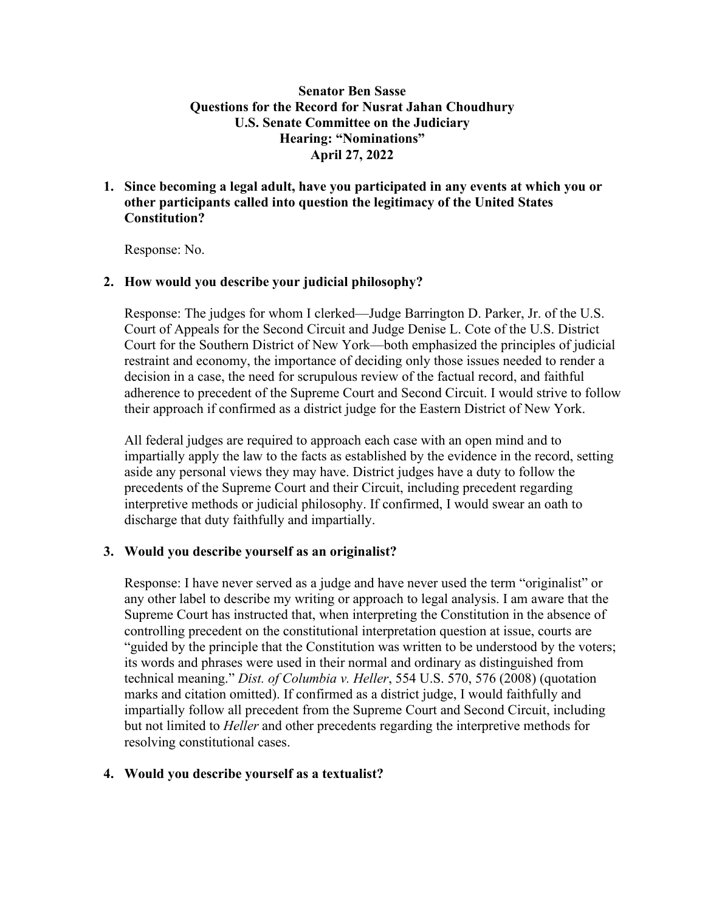**Senator Ben Sasse**
**Questions for the Record for Nusrat Jahan Choudhury**
**U.S. Senate Committee on the Judiciary**
**Hearing: "Nominations"**
**April 27, 2022**

1. **Since becoming a legal adult, have you participated in any events at which you or other participants called into question the legitimacy of the United States Constitution?**

   Response: No.

2. **How would you describe your judicial philosophy?**

   Response: The judges for whom I clerked—Judge Barrington D. Parker, Jr. of the U.S. Court of Appeals for the Second Circuit and Judge Denise L. Cote of the U.S. District Court for the Southern District of New York—both emphasized the principles of judicial restraint and economy, the importance of deciding only those issues needed to render a decision in a case, the need for scrupulous review of the factual record, and faithful adherence to precedent of the Supreme Court and Second Circuit. I would strive to follow their approach if confirmed as a district judge for the Eastern District of New York.

   All federal judges are required to approach each case with an open mind and to impartially apply the law to the facts as established by the evidence in the record, setting aside any personal views they may have. District judges have a duty to follow the precedents of the Supreme Court and their Circuit, including precedent regarding interpretive methods or judicial philosophy. If confirmed, I would swear an oath to discharge that duty faithfully and impartially.

3. **Would you describe yourself as an originalist?**

   Response: I have never served as a judge and have never used the term "originalist" or any other label to describe my writing or approach to legal analysis. I am aware that the Supreme Court has instructed that, when interpreting the Constitution in the absence of controlling precedent on the constitutional interpretation question at issue, courts are "guided by the principle that the Constitution was written to be understood by the voters; its words and phrases were used in their normal and ordinary as distinguished from technical meaning." *Dist. of Columbia v. Heller*, 554 U.S. 570, 576 (2008) (quotation marks and citation omitted). If confirmed as a district judge, I would faithfully and impartially follow all precedent from the Supreme Court and Second Circuit, including but not limited to *Heller* and other precedents regarding the interpretive methods for resolving constitutional cases.

4. **Would you describe yourself as a textualist?**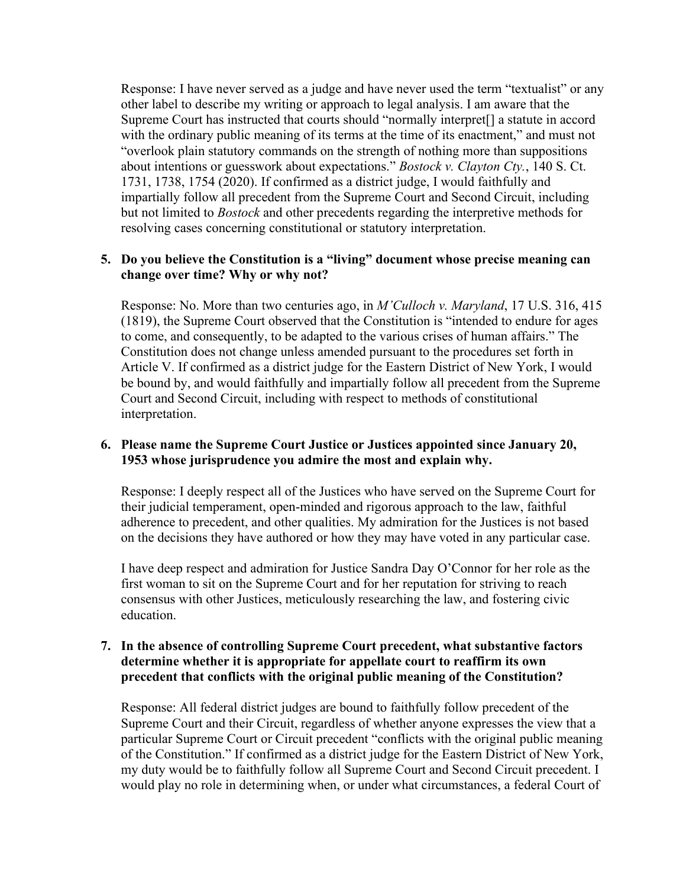Response: I have never served as a judge and have never used the term "textualist" or any other label to describe my writing or approach to legal analysis. I am aware that the Supreme Court has instructed that courts should "normally interpret[] a statute in accord with the ordinary public meaning of its terms at the time of its enactment," and must not "overlook plain statutory commands on the strength of nothing more than suppositions about intentions or guesswork about expectations." *Bostock v. Clayton Cty.*, 140 S. Ct. 1731, 1738, 1754 (2020). If confirmed as a district judge, I would faithfully and impartially follow all precedent from the Supreme Court and Second Circuit, including but not limited to *Bostock* and other precedents regarding the interpretive methods for resolving cases concerning constitutional or statutory interpretation.

**5. Do you believe the Constitution is a "living" document whose precise meaning can change over time? Why or why not?**

Response: No. More than two centuries ago, in *M'Culloch v. Maryland*, 17 U.S. 316, 415 (1819), the Supreme Court observed that the Constitution is "intended to endure for ages to come, and consequently, to be adapted to the various crises of human affairs." The Constitution does not change unless amended pursuant to the procedures set forth in Article V. If confirmed as a district judge for the Eastern District of New York, I would be bound by, and would faithfully and impartially follow all precedent from the Supreme Court and Second Circuit, including with respect to methods of constitutional interpretation.

**6. Please name the Supreme Court Justice or Justices appointed since January 20, 1953 whose jurisprudence you admire the most and explain why.**

Response: I deeply respect all of the Justices who have served on the Supreme Court for their judicial temperament, open-minded and rigorous approach to the law, faithful adherence to precedent, and other qualities. My admiration for the Justices is not based on the decisions they have authored or how they may have voted in any particular case.

I have deep respect and admiration for Justice Sandra Day O'Connor for her role as the first woman to sit on the Supreme Court and for her reputation for striving to reach consensus with other Justices, meticulously researching the law, and fostering civic education.

**7. In the absence of controlling Supreme Court precedent, what substantive factors determine whether it is appropriate for appellate court to reaffirm its own precedent that conflicts with the original public meaning of the Constitution?**

Response: All federal district judges are bound to faithfully follow precedent of the Supreme Court and their Circuit, regardless of whether anyone expresses the view that a particular Supreme Court or Circuit precedent "conflicts with the original public meaning of the Constitution." If confirmed as a district judge for the Eastern District of New York, my duty would be to faithfully follow all Supreme Court and Second Circuit precedent. I would play no role in determining when, or under what circumstances, a federal Court of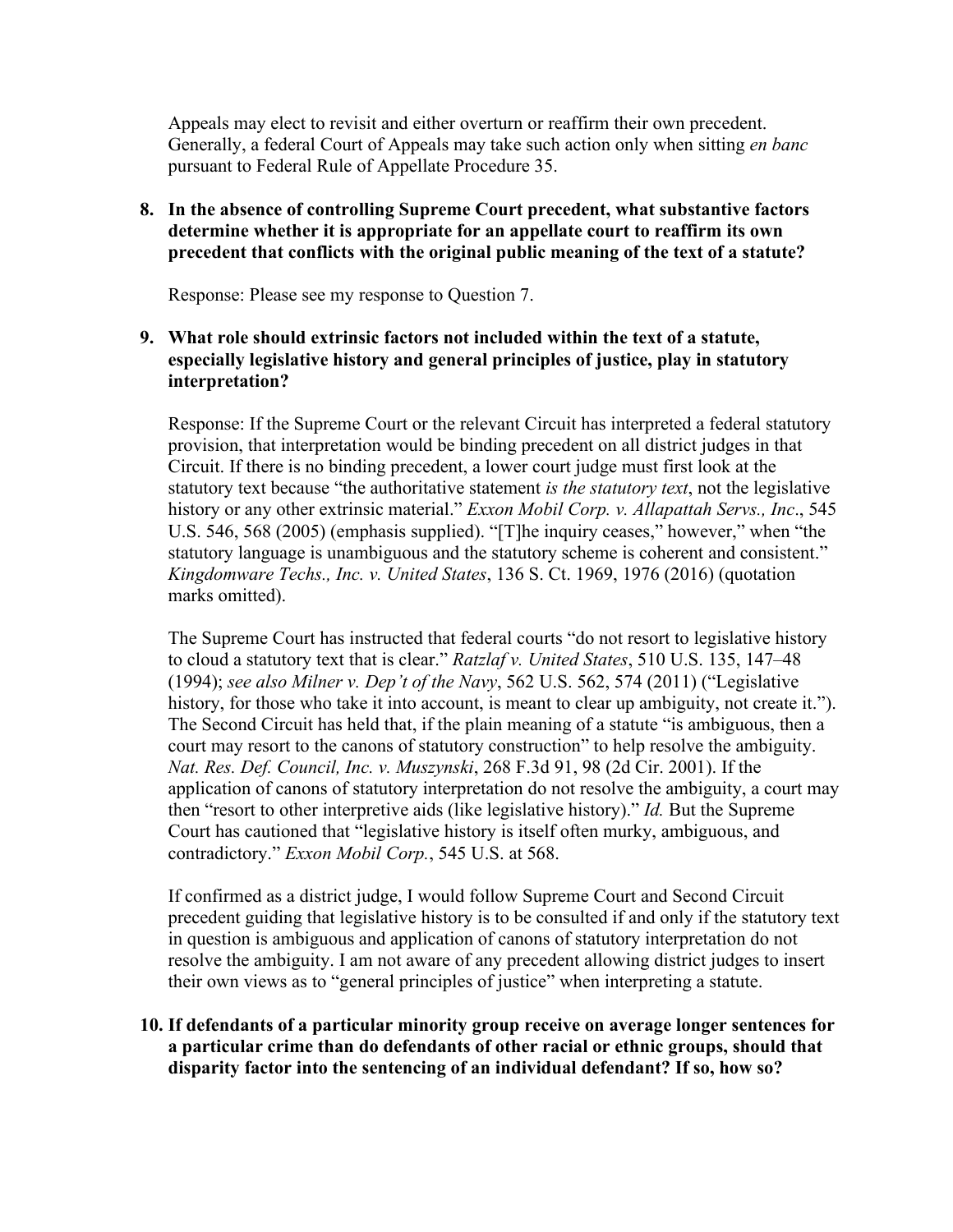Appeals may elect to revisit and either overturn or reaffirm their own precedent. Generally, a federal Court of Appeals may take such action only when sitting *en banc* pursuant to Federal Rule of Appellate Procedure 35.

**8. In the absence of controlling Supreme Court precedent, what substantive factors determine whether it is appropriate for an appellate court to reaffirm its own precedent that conflicts with the original public meaning of the text of a statute?**

Response: Please see my response to Question 7.

**9. What role should extrinsic factors not included within the text of a statute, especially legislative history and general principles of justice, play in statutory interpretation?**

Response: If the Supreme Court or the relevant Circuit has interpreted a federal statutory provision, that interpretation would be binding precedent on all district judges in that Circuit. If there is no binding precedent, a lower court judge must first look at the statutory text because "the authoritative statement *is the statutory text*, not the legislative history or any other extrinsic material." *Exxon Mobil Corp. v. Allapattah Servs., Inc*., 545 U.S. 546, 568 (2005) (emphasis supplied). "[T]he inquiry ceases," however," when "the statutory language is unambiguous and the statutory scheme is coherent and consistent." *Kingdomware Techs., Inc. v. United States*, 136 S. Ct. 1969, 1976 (2016) (quotation marks omitted).

The Supreme Court has instructed that federal courts "do not resort to legislative history to cloud a statutory text that is clear." *Ratzlaf v. United States*, 510 U.S. 135, 147–48 (1994); *see also Milner v. Dep't of the Navy*, 562 U.S. 562, 574 (2011) ("Legislative history, for those who take it into account, is meant to clear up ambiguity, not create it."). The Second Circuit has held that, if the plain meaning of a statute "is ambiguous, then a court may resort to the canons of statutory construction" to help resolve the ambiguity. *Nat. Res. Def. Council, Inc. v. Muszynski*, 268 F.3d 91, 98 (2d Cir. 2001). If the application of canons of statutory interpretation do not resolve the ambiguity, a court may then "resort to other interpretive aids (like legislative history)." *Id.* But the Supreme Court has cautioned that "legislative history is itself often murky, ambiguous, and contradictory." *Exxon Mobil Corp.*, 545 U.S. at 568.

If confirmed as a district judge, I would follow Supreme Court and Second Circuit precedent guiding that legislative history is to be consulted if and only if the statutory text in question is ambiguous and application of canons of statutory interpretation do not resolve the ambiguity. I am not aware of any precedent allowing district judges to insert their own views as to "general principles of justice" when interpreting a statute.

**10. If defendants of a particular minority group receive on average longer sentences for a particular crime than do defendants of other racial or ethnic groups, should that disparity factor into the sentencing of an individual defendant? If so, how so?**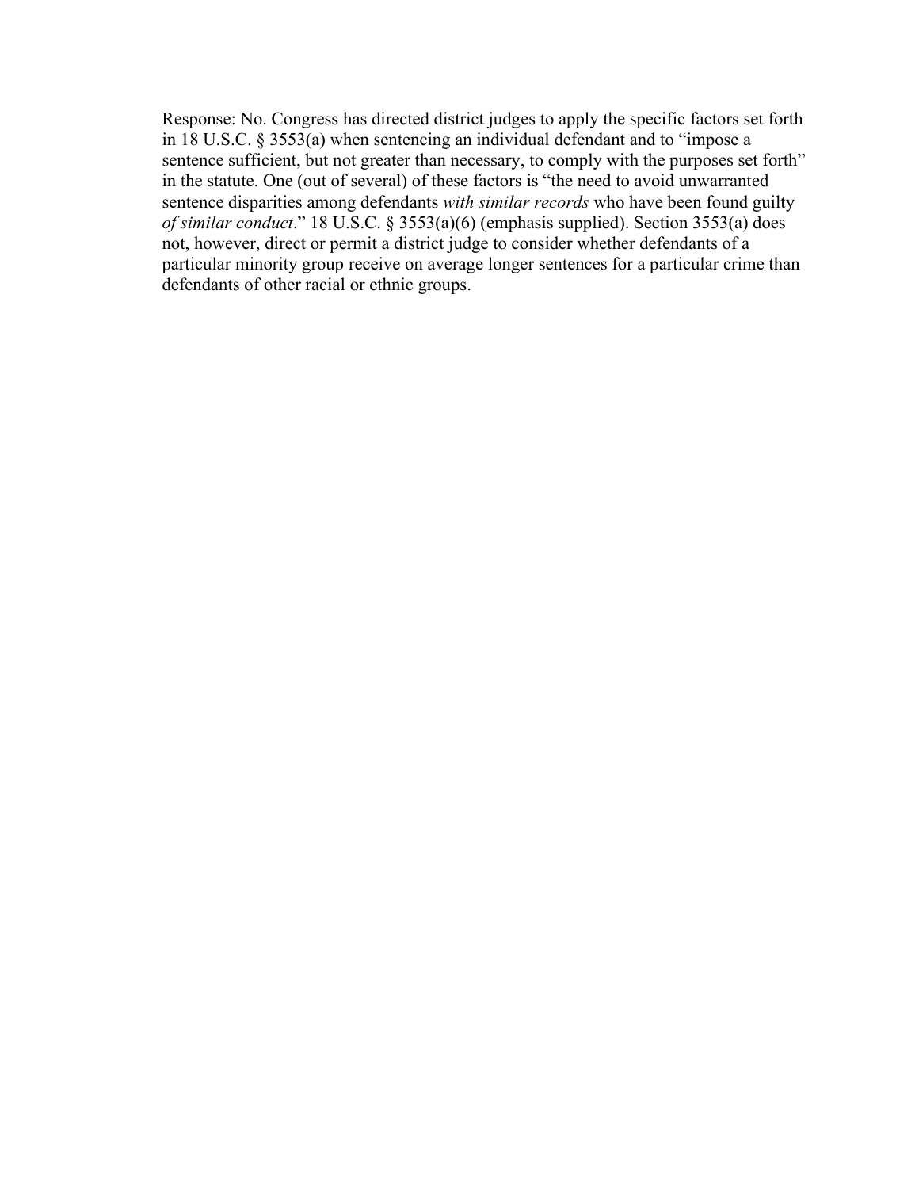Response: No. Congress has directed district judges to apply the specific factors set forth in 18 U.S.C. § 3553(a) when sentencing an individual defendant and to "impose a sentence sufficient, but not greater than necessary, to comply with the purposes set forth" in the statute. One (out of several) of these factors is "the need to avoid unwarranted sentence disparities among defendants *with similar records* who have been found guilty *of similar conduct*." 18 U.S.C. § 3553(a)(6) (emphasis supplied). Section 3553(a) does not, however, direct or permit a district judge to consider whether defendants of a particular minority group receive on average longer sentences for a particular crime than defendants of other racial or ethnic groups.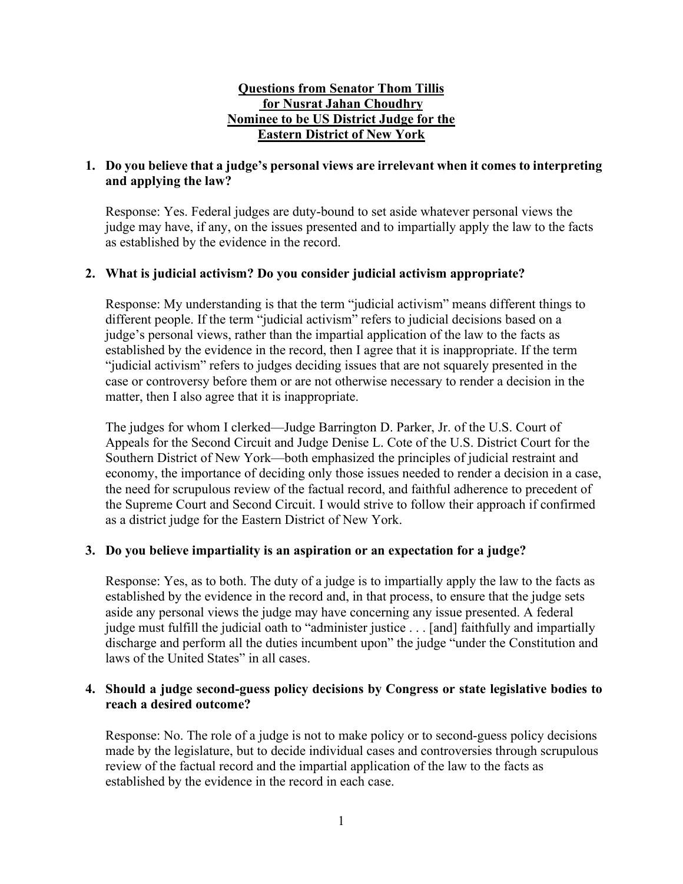**Questions from Senator Thom Tillis**
**for Nusrat Jahan Choudhry**
**Nominee to be US District Judge for the**
**Eastern District of New York**

**1. Do you believe that a judge's personal views are irrelevant when it comes to interpreting and applying the law?**

Response: Yes. Federal judges are duty-bound to set aside whatever personal views the judge may have, if any, on the issues presented and to impartially apply the law to the facts as established by the evidence in the record.

**2. What is judicial activism? Do you consider judicial activism appropriate?**

Response: My understanding is that the term "judicial activism" means different things to different people. If the term "judicial activism" refers to judicial decisions based on a judge's personal views, rather than the impartial application of the law to the facts as established by the evidence in the record, then I agree that it is inappropriate. If the term "judicial activism" refers to judges deciding issues that are not squarely presented in the case or controversy before them or are not otherwise necessary to render a decision in the matter, then I also agree that it is inappropriate.

The judges for whom I clerked—Judge Barrington D. Parker, Jr. of the U.S. Court of Appeals for the Second Circuit and Judge Denise L. Cote of the U.S. District Court for the Southern District of New York—both emphasized the principles of judicial restraint and economy, the importance of deciding only those issues needed to render a decision in a case, the need for scrupulous review of the factual record, and faithful adherence to precedent of the Supreme Court and Second Circuit. I would strive to follow their approach if confirmed as a district judge for the Eastern District of New York.

**3. Do you believe impartiality is an aspiration or an expectation for a judge?**

Response: Yes, as to both. The duty of a judge is to impartially apply the law to the facts as established by the evidence in the record and, in that process, to ensure that the judge sets aside any personal views the judge may have concerning any issue presented. A federal judge must fulfill the judicial oath to "administer justice . . . [and] faithfully and impartially discharge and perform all the duties incumbent upon" the judge "under the Constitution and laws of the United States" in all cases.

**4. Should a judge second-guess policy decisions by Congress or state legislative bodies to reach a desired outcome?**

Response: No. The role of a judge is not to make policy or to second-guess policy decisions made by the legislature, but to decide individual cases and controversies through scrupulous review of the factual record and the impartial application of the law to the facts as established by the evidence in the record in each case.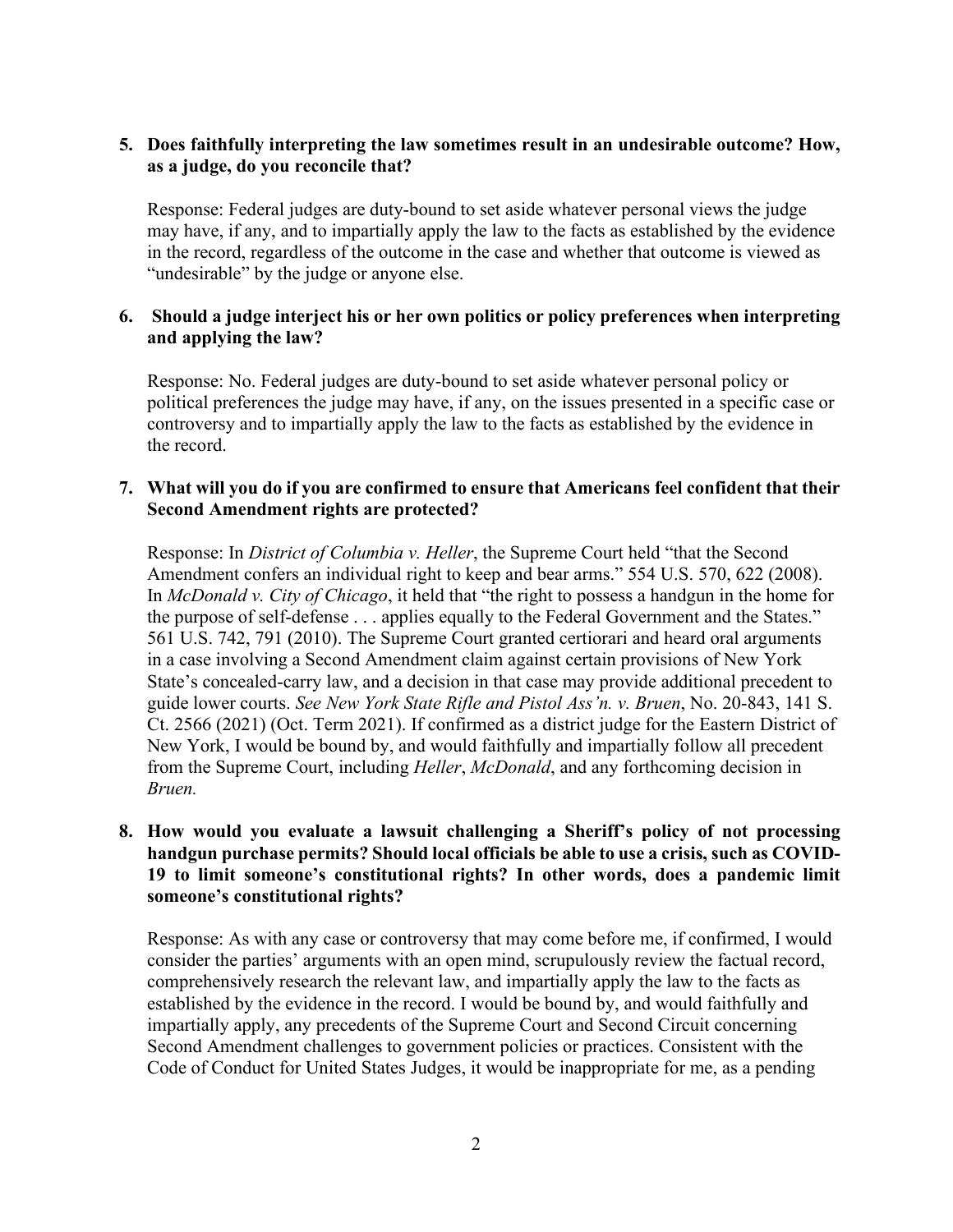**5. Does faithfully interpreting the law sometimes result in an undesirable outcome? How, as a judge, do you reconcile that?**

Response: Federal judges are duty-bound to set aside whatever personal views the judge may have, if any, and to impartially apply the law to the facts as established by the evidence in the record, regardless of the outcome in the case and whether that outcome is viewed as "undesirable" by the judge or anyone else.

**6. Should a judge interject his or her own politics or policy preferences when interpreting and applying the law?**

Response: No. Federal judges are duty-bound to set aside whatever personal policy or political preferences the judge may have, if any, on the issues presented in a specific case or controversy and to impartially apply the law to the facts as established by the evidence in the record.

**7. What will you do if you are confirmed to ensure that Americans feel confident that their Second Amendment rights are protected?**

Response: In *District of Columbia v. Heller*, the Supreme Court held "that the Second Amendment confers an individual right to keep and bear arms." 554 U.S. 570, 622 (2008). In *McDonald v. City of Chicago*, it held that "the right to possess a handgun in the home for the purpose of self-defense . . . applies equally to the Federal Government and the States." 561 U.S. 742, 791 (2010). The Supreme Court granted certiorari and heard oral arguments in a case involving a Second Amendment claim against certain provisions of New York State's concealed-carry law, and a decision in that case may provide additional precedent to guide lower courts. *See New York State Rifle and Pistol Ass'n. v. Bruen*, No. 20-843, 141 S. Ct. 2566 (2021) (Oct. Term 2021). If confirmed as a district judge for the Eastern District of New York, I would be bound by, and would faithfully and impartially follow all precedent from the Supreme Court, including *Heller*, *McDonald*, and any forthcoming decision in *Bruen.*

**8. How would you evaluate a lawsuit challenging a Sheriff's policy of not processing handgun purchase permits? Should local officials be able to use a crisis, such as COVID-19 to limit someone's constitutional rights? In other words, does a pandemic limit someone's constitutional rights?**

Response: As with any case or controversy that may come before me, if confirmed, I would consider the parties' arguments with an open mind, scrupulously review the factual record, comprehensively research the relevant law, and impartially apply the law to the facts as established by the evidence in the record. I would be bound by, and would faithfully and impartially apply, any precedents of the Supreme Court and Second Circuit concerning Second Amendment challenges to government policies or practices. Consistent with the Code of Conduct for United States Judges, it would be inappropriate for me, as a pending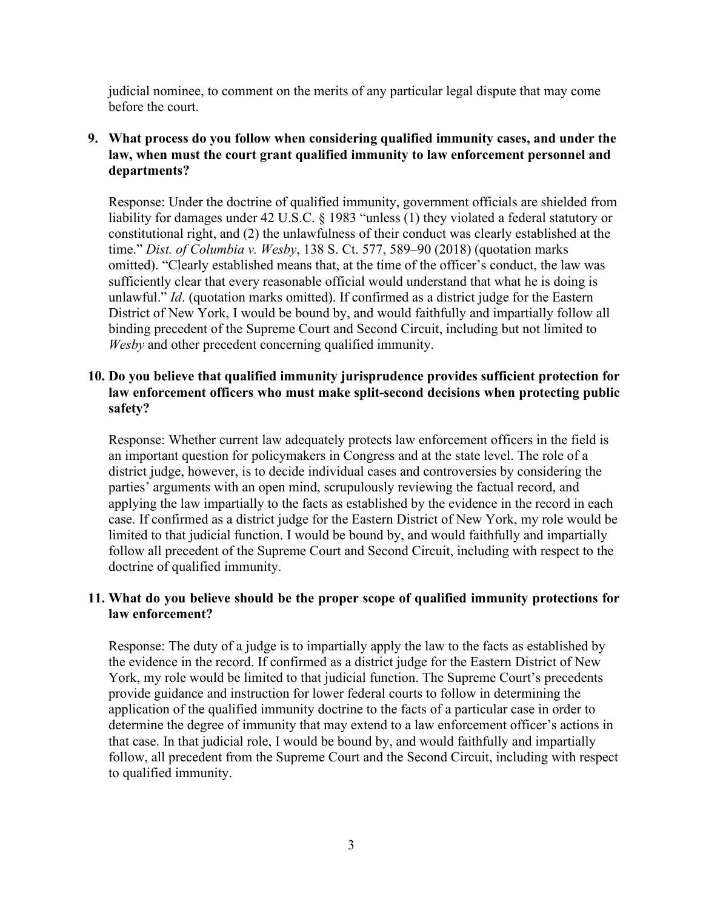judicial nominee, to comment on the merits of any particular legal dispute that may come before the court.

**9. What process do you follow when considering qualified immunity cases, and under the law, when must the court grant qualified immunity to law enforcement personnel and departments?**

Response: Under the doctrine of qualified immunity, government officials are shielded from liability for damages under 42 U.S.C. § 1983 "unless (1) they violated a federal statutory or constitutional right, and (2) the unlawfulness of their conduct was clearly established at the time." *Dist. of Columbia v. Wesby*, 138 S. Ct. 577, 589–90 (2018) (quotation marks omitted). "Clearly established means that, at the time of the officer's conduct, the law was sufficiently clear that every reasonable official would understand that what he is doing is unlawful." *Id*. (quotation marks omitted). If confirmed as a district judge for the Eastern District of New York, I would be bound by, and would faithfully and impartially follow all binding precedent of the Supreme Court and Second Circuit, including but not limited to *Wesby* and other precedent concerning qualified immunity.

**10. Do you believe that qualified immunity jurisprudence provides sufficient protection for law enforcement officers who must make split-second decisions when protecting public safety?**

Response: Whether current law adequately protects law enforcement officers in the field is an important question for policymakers in Congress and at the state level. The role of a district judge, however, is to decide individual cases and controversies by considering the parties' arguments with an open mind, scrupulously reviewing the factual record, and applying the law impartially to the facts as established by the evidence in the record in each case. If confirmed as a district judge for the Eastern District of New York, my role would be limited to that judicial function. I would be bound by, and would faithfully and impartially follow all precedent of the Supreme Court and Second Circuit, including with respect to the doctrine of qualified immunity.

**11. What do you believe should be the proper scope of qualified immunity protections for law enforcement?**

Response: The duty of a judge is to impartially apply the law to the facts as established by the evidence in the record. If confirmed as a district judge for the Eastern District of New York, my role would be limited to that judicial function. The Supreme Court's precedents provide guidance and instruction for lower federal courts to follow in determining the application of the qualified immunity doctrine to the facts of a particular case in order to determine the degree of immunity that may extend to a law enforcement officer's actions in that case. In that judicial role, I would be bound by, and would faithfully and impartially follow, all precedent from the Supreme Court and the Second Circuit, including with respect to qualified immunity.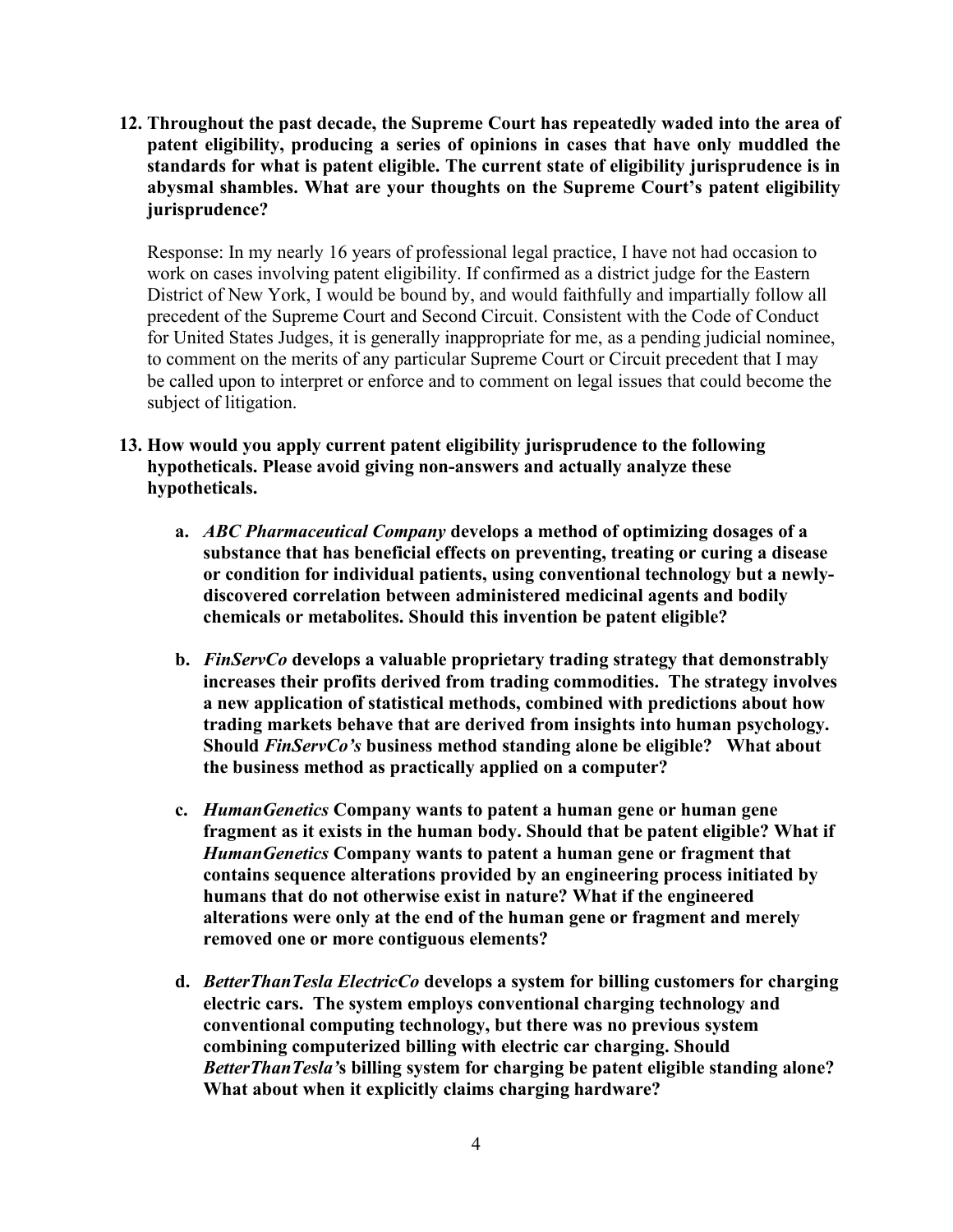**12. Throughout the past decade, the Supreme Court has repeatedly waded into the area of patent eligibility, producing a series of opinions in cases that have only muddled the standards for what is patent eligible. The current state of eligibility jurisprudence is in abysmal shambles. What are your thoughts on the Supreme Court's patent eligibility jurisprudence?**

Response: In my nearly 16 years of professional legal practice, I have not had occasion to work on cases involving patent eligibility. If confirmed as a district judge for the Eastern District of New York, I would be bound by, and would faithfully and impartially follow all precedent of the Supreme Court and Second Circuit. Consistent with the Code of Conduct for United States Judges, it is generally inappropriate for me, as a pending judicial nominee, to comment on the merits of any particular Supreme Court or Circuit precedent that I may be called upon to interpret or enforce and to comment on legal issues that could become the subject of litigation.

**13. How would you apply current patent eligibility jurisprudence to the following hypotheticals. Please avoid giving non-answers and actually analyze these hypotheticals.**

- **a.** ***ABC Pharmaceutical Company*** **develops a method of optimizing dosages of a substance that has beneficial effects on preventing, treating or curing a disease or condition for individual patients, using conventional technology but a newly-discovered correlation between administered medicinal agents and bodily chemicals or metabolites. Should this invention be patent eligible?**

- **b.** ***FinServCo*** **develops a valuable proprietary trading strategy that demonstrably increases their profits derived from trading commodities. The strategy involves a new application of statistical methods, combined with predictions about how trading markets behave that are derived from insights into human psychology. Should** ***FinServCo's*** **business method standing alone be eligible? What about the business method as practically applied on a computer?**

- **c.** ***HumanGenetics*** **Company wants to patent a human gene or human gene fragment as it exists in the human body. Should that be patent eligible? What if** ***HumanGenetics*** **Company wants to patent a human gene or fragment that contains sequence alterations provided by an engineering process initiated by humans that do not otherwise exist in nature? What if the engineered alterations were only at the end of the human gene or fragment and merely removed one or more contiguous elements?**

- **d.** ***BetterThanTesla ElectricCo*** **develops a system for billing customers for charging electric cars. The system employs conventional charging technology and conventional computing technology, but there was no previous system combining computerized billing with electric car charging. Should** ***BetterThanTesla*****'s billing system for charging be patent eligible standing alone? What about when it explicitly claims charging hardware?**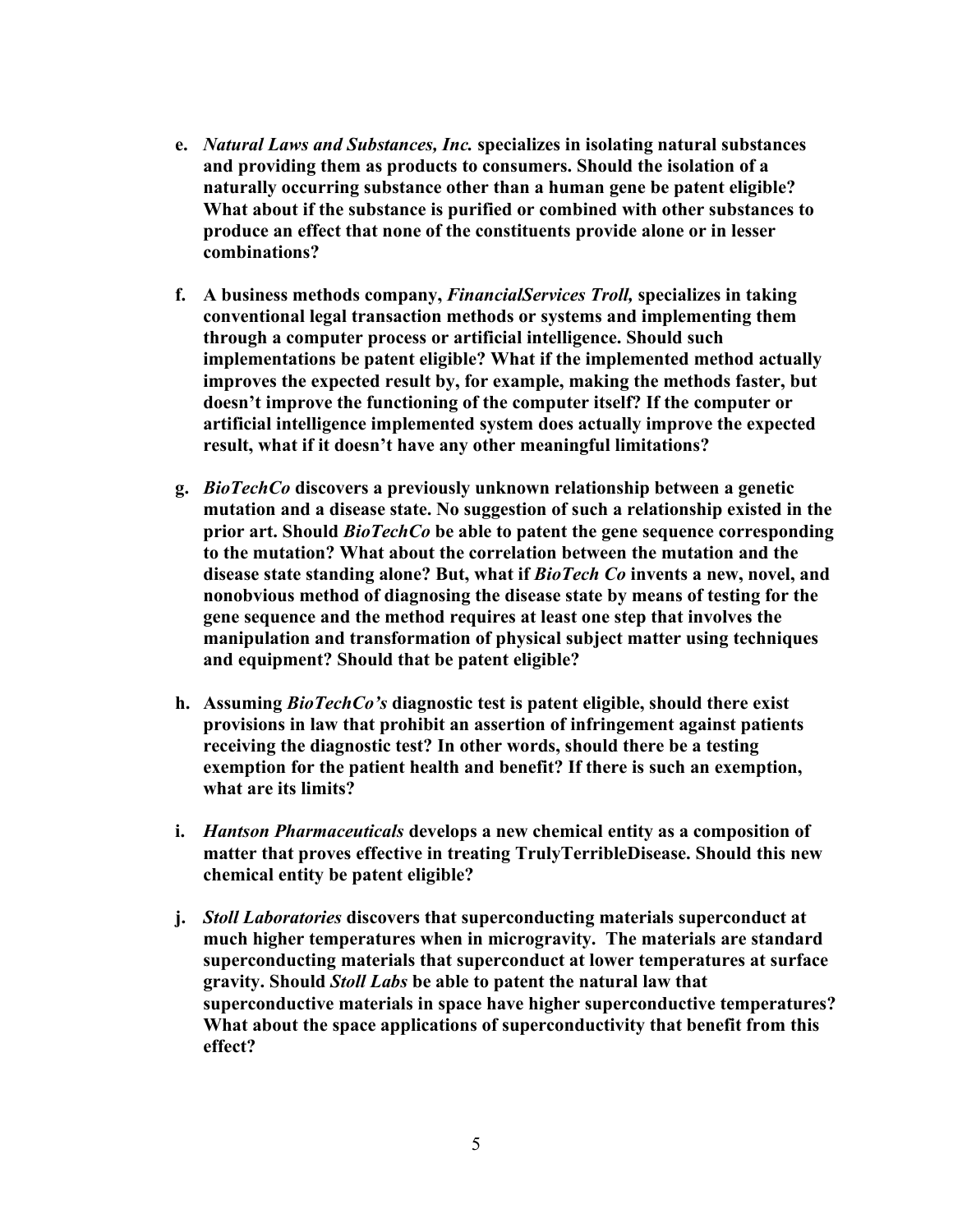**e.** ***Natural Laws and Substances, Inc.*** **specializes in isolating natural substances and providing them as products to consumers. Should the isolation of a naturally occurring substance other than a human gene be patent eligible? What about if the substance is purified or combined with other substances to produce an effect that none of the constituents provide alone or in lesser combinations?**

**f.** **A business methods company,** ***FinancialServices Troll,*** **specializes in taking conventional legal transaction methods or systems and implementing them through a computer process or artificial intelligence. Should such implementations be patent eligible? What if the implemented method actually improves the expected result by, for example, making the methods faster, but doesn't improve the functioning of the computer itself? If the computer or artificial intelligence implemented system does actually improve the expected result, what if it doesn't have any other meaningful limitations?**

**g.** ***BioTechCo*** **discovers a previously unknown relationship between a genetic mutation and a disease state. No suggestion of such a relationship existed in the prior art. Should** ***BioTechCo*** **be able to patent the gene sequence corresponding to the mutation? What about the correlation between the mutation and the disease state standing alone? But, what if** ***BioTech Co*** **invents a new, novel, and nonobvious method of diagnosing the disease state by means of testing for the gene sequence and the method requires at least one step that involves the manipulation and transformation of physical subject matter using techniques and equipment? Should that be patent eligible?**

**h.** **Assuming** ***BioTechCo's*** **diagnostic test is patent eligible, should there exist provisions in law that prohibit an assertion of infringement against patients receiving the diagnostic test? In other words, should there be a testing exemption for the patient health and benefit? If there is such an exemption, what are its limits?**

**i.** ***Hantson Pharmaceuticals*** **develops a new chemical entity as a composition of matter that proves effective in treating TrulyTerribleDisease. Should this new chemical entity be patent eligible?**

**j.** ***Stoll Laboratories*** **discovers that superconducting materials superconduct at much higher temperatures when in microgravity. The materials are standard superconducting materials that superconduct at lower temperatures at surface gravity. Should** ***Stoll Labs*** **be able to patent the natural law that superconductive materials in space have higher superconductive temperatures? What about the space applications of superconductivity that benefit from this effect?**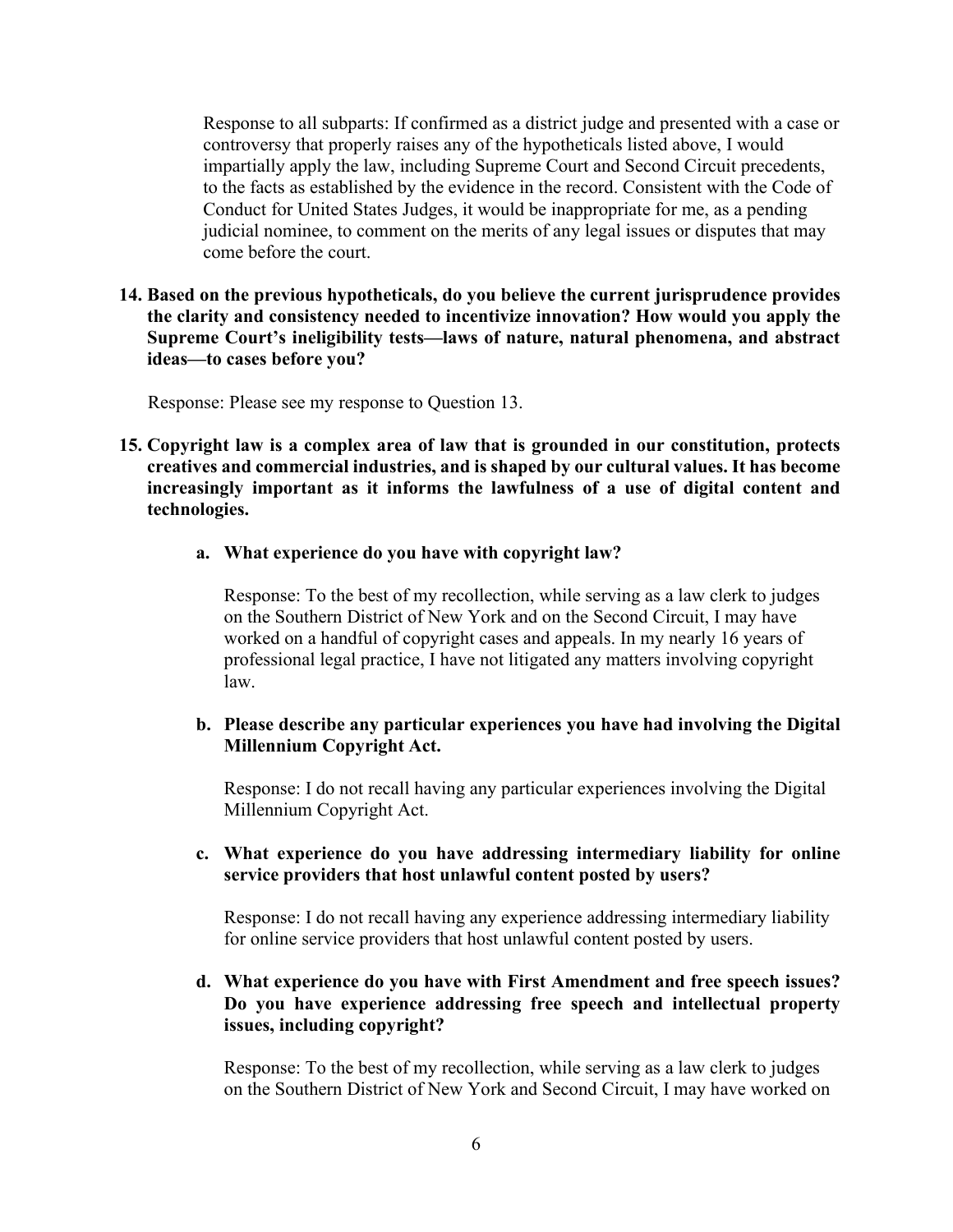Response to all subparts: If confirmed as a district judge and presented with a case or controversy that properly raises any of the hypotheticals listed above, I would impartially apply the law, including Supreme Court and Second Circuit precedents, to the facts as established by the evidence in the record. Consistent with the Code of Conduct for United States Judges, it would be inappropriate for me, as a pending judicial nominee, to comment on the merits of any legal issues or disputes that may come before the court.

**14. Based on the previous hypotheticals, do you believe the current jurisprudence provides the clarity and consistency needed to incentivize innovation? How would you apply the Supreme Court's ineligibility tests—laws of nature, natural phenomena, and abstract ideas—to cases before you?**

Response: Please see my response to Question 13.

**15. Copyright law is a complex area of law that is grounded in our constitution, protects creatives and commercial industries, and is shaped by our cultural values. It has become increasingly important as it informs the lawfulness of a use of digital content and technologies.**

**a. What experience do you have with copyright law?**

Response: To the best of my recollection, while serving as a law clerk to judges on the Southern District of New York and on the Second Circuit, I may have worked on a handful of copyright cases and appeals. In my nearly 16 years of professional legal practice, I have not litigated any matters involving copyright law.

**b. Please describe any particular experiences you have had involving the Digital Millennium Copyright Act.**

Response: I do not recall having any particular experiences involving the Digital Millennium Copyright Act.

**c. What experience do you have addressing intermediary liability for online service providers that host unlawful content posted by users?**

Response: I do not recall having any experience addressing intermediary liability for online service providers that host unlawful content posted by users.

**d. What experience do you have with First Amendment and free speech issues? Do you have experience addressing free speech and intellectual property issues, including copyright?**

Response: To the best of my recollection, while serving as a law clerk to judges on the Southern District of New York and Second Circuit, I may have worked on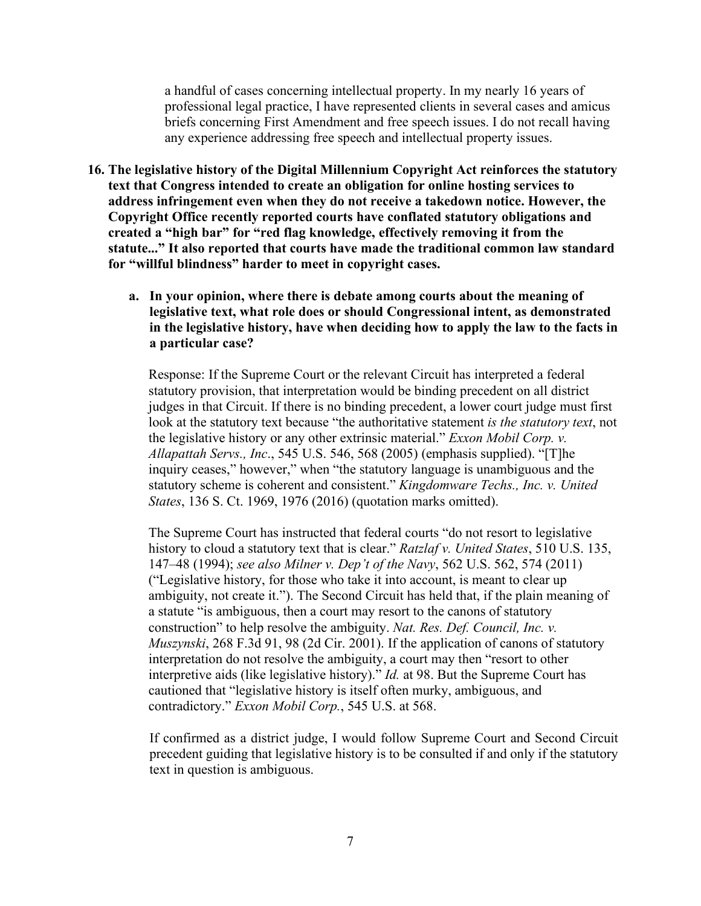a handful of cases concerning intellectual property. In my nearly 16 years of professional legal practice, I have represented clients in several cases and amicus briefs concerning First Amendment and free speech issues. I do not recall having any experience addressing free speech and intellectual property issues.

16. **The legislative history of the Digital Millennium Copyright Act reinforces the statutory text that Congress intended to create an obligation for online hosting services to address infringement even when they do not receive a takedown notice. However, the Copyright Office recently reported courts have conflated statutory obligations and created a "high bar" for "red flag knowledge, effectively removing it from the statute..." It also reported that courts have made the traditional common law standard for "willful blindness" harder to meet in copyright cases.**

    a. **In your opinion, where there is debate among courts about the meaning of legislative text, what role does or should Congressional intent, as demonstrated in the legislative history, have when deciding how to apply the law to the facts in a particular case?**

    Response: If the Supreme Court or the relevant Circuit has interpreted a federal statutory provision, that interpretation would be binding precedent on all district judges in that Circuit. If there is no binding precedent, a lower court judge must first look at the statutory text because "the authoritative statement *is the statutory text*, not the legislative history or any other extrinsic material." *Exxon Mobil Corp. v. Allapattah Servs., Inc*., 545 U.S. 546, 568 (2005) (emphasis supplied). "[T]he inquiry ceases," however," when "the statutory language is unambiguous and the statutory scheme is coherent and consistent." *Kingdomware Techs., Inc. v. United States*, 136 S. Ct. 1969, 1976 (2016) (quotation marks omitted).

    The Supreme Court has instructed that federal courts "do not resort to legislative history to cloud a statutory text that is clear." *Ratzlaf v. United States*, 510 U.S. 135, 147–48 (1994); *see also Milner v. Dep't of the Navy*, 562 U.S. 562, 574 (2011) ("Legislative history, for those who take it into account, is meant to clear up ambiguity, not create it."). The Second Circuit has held that, if the plain meaning of a statute "is ambiguous, then a court may resort to the canons of statutory construction" to help resolve the ambiguity. *Nat. Res. Def. Council, Inc. v. Muszynski*, 268 F.3d 91, 98 (2d Cir. 2001). If the application of canons of statutory interpretation do not resolve the ambiguity, a court may then "resort to other interpretive aids (like legislative history)." *Id.* at 98. But the Supreme Court has cautioned that "legislative history is itself often murky, ambiguous, and contradictory." *Exxon Mobil Corp.*, 545 U.S. at 568.

    If confirmed as a district judge, I would follow Supreme Court and Second Circuit precedent guiding that legislative history is to be consulted if and only if the statutory text in question is ambiguous.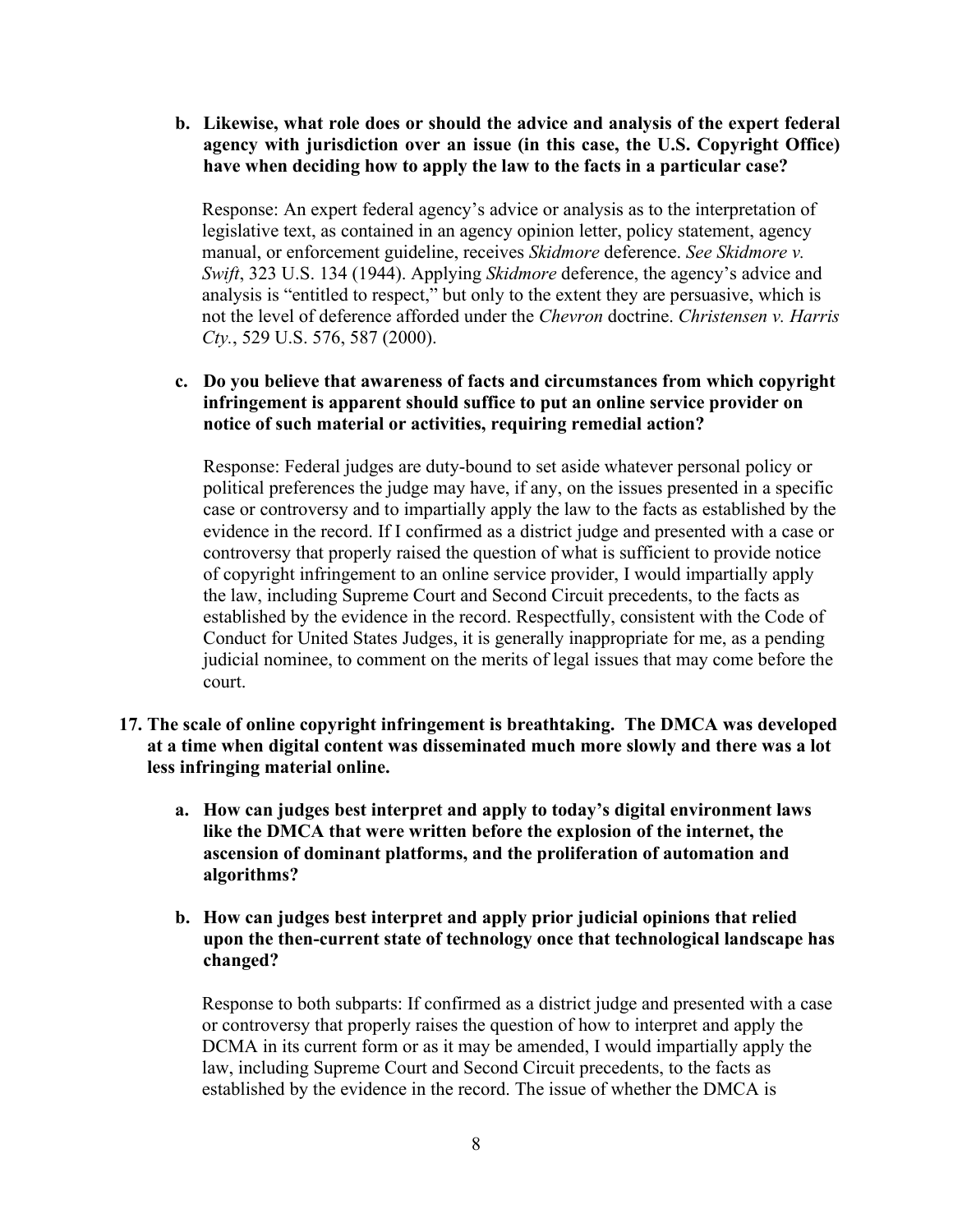**b. Likewise, what role does or should the advice and analysis of the expert federal agency with jurisdiction over an issue (in this case, the U.S. Copyright Office) have when deciding how to apply the law to the facts in a particular case?**

Response: An expert federal agency's advice or analysis as to the interpretation of legislative text, as contained in an agency opinion letter, policy statement, agency manual, or enforcement guideline, receives *Skidmore* deference. *See Skidmore v. Swift*, 323 U.S. 134 (1944). Applying *Skidmore* deference, the agency's advice and analysis is "entitled to respect," but only to the extent they are persuasive, which is not the level of deference afforded under the *Chevron* doctrine. *Christensen v. Harris Cty.*, 529 U.S. 576, 587 (2000).

**c. Do you believe that awareness of facts and circumstances from which copyright infringement is apparent should suffice to put an online service provider on notice of such material or activities, requiring remedial action?**

Response: Federal judges are duty-bound to set aside whatever personal policy or political preferences the judge may have, if any, on the issues presented in a specific case or controversy and to impartially apply the law to the facts as established by the evidence in the record. If I confirmed as a district judge and presented with a case or controversy that properly raised the question of what is sufficient to provide notice of copyright infringement to an online service provider, I would impartially apply the law, including Supreme Court and Second Circuit precedents, to the facts as established by the evidence in the record. Respectfully, consistent with the Code of Conduct for United States Judges, it is generally inappropriate for me, as a pending judicial nominee, to comment on the merits of legal issues that may come before the court.

**17. The scale of online copyright infringement is breathtaking. The DMCA was developed at a time when digital content was disseminated much more slowly and there was a lot less infringing material online.**

**a. How can judges best interpret and apply to today's digital environment laws like the DMCA that were written before the explosion of the internet, the ascension of dominant platforms, and the proliferation of automation and algorithms?**

**b. How can judges best interpret and apply prior judicial opinions that relied upon the then-current state of technology once that technological landscape has changed?**

Response to both subparts: If confirmed as a district judge and presented with a case or controversy that properly raises the question of how to interpret and apply the DCMA in its current form or as it may be amended, I would impartially apply the law, including Supreme Court and Second Circuit precedents, to the facts as established by the evidence in the record. The issue of whether the DMCA is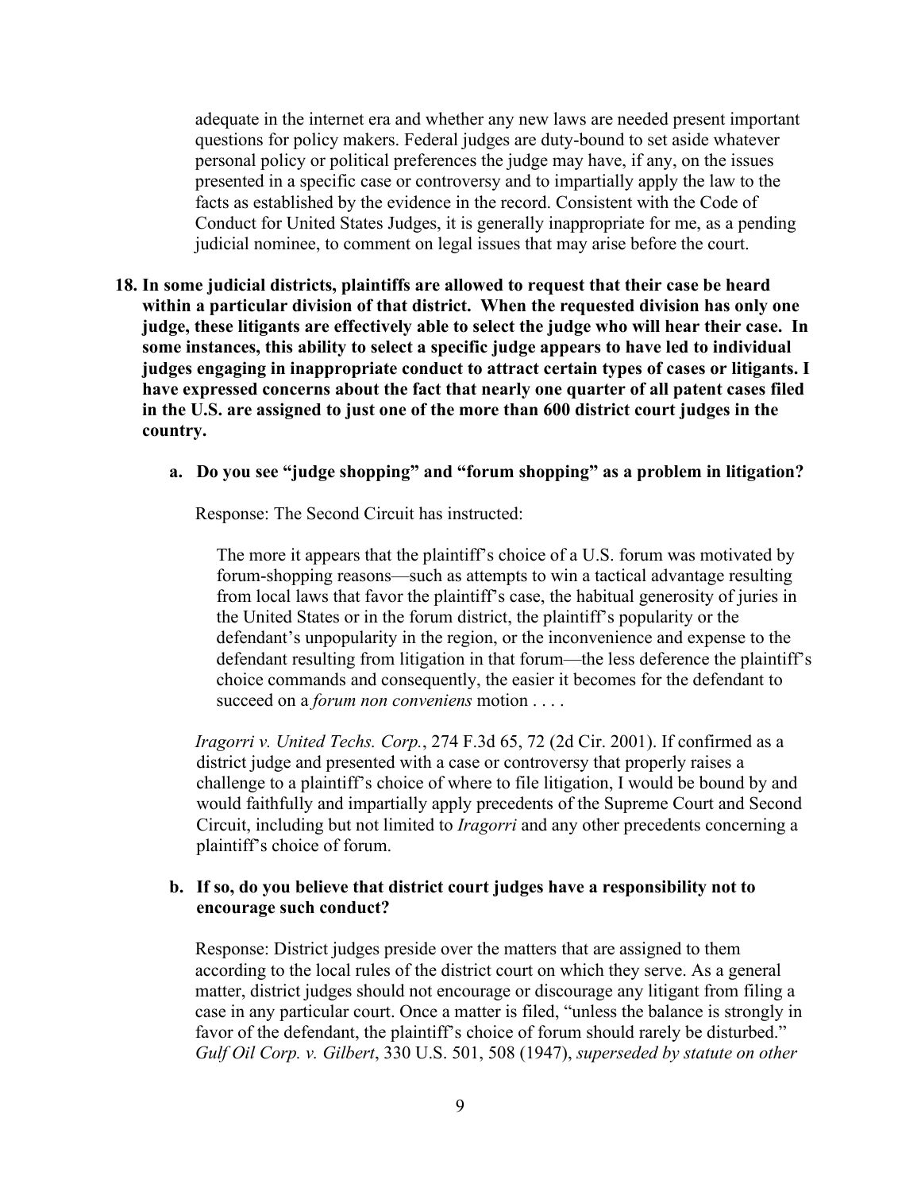adequate in the internet era and whether any new laws are needed present important questions for policy makers. Federal judges are duty-bound to set aside whatever personal policy or political preferences the judge may have, if any, on the issues presented in a specific case or controversy and to impartially apply the law to the facts as established by the evidence in the record. Consistent with the Code of Conduct for United States Judges, it is generally inappropriate for me, as a pending judicial nominee, to comment on legal issues that may arise before the court.

**18. In some judicial districts, plaintiffs are allowed to request that their case be heard within a particular division of that district. When the requested division has only one judge, these litigants are effectively able to select the judge who will hear their case. In some instances, this ability to select a specific judge appears to have led to individual judges engaging in inappropriate conduct to attract certain types of cases or litigants. I have expressed concerns about the fact that nearly one quarter of all patent cases filed in the U.S. are assigned to just one of the more than 600 district court judges in the country.**

**a. Do you see "judge shopping" and "forum shopping" as a problem in litigation?**

Response: The Second Circuit has instructed:

> The more it appears that the plaintiff's choice of a U.S. forum was motivated by forum-shopping reasons—such as attempts to win a tactical advantage resulting from local laws that favor the plaintiff's case, the habitual generosity of juries in the United States or in the forum district, the plaintiff's popularity or the defendant's unpopularity in the region, or the inconvenience and expense to the defendant resulting from litigation in that forum—the less deference the plaintiff's choice commands and consequently, the easier it becomes for the defendant to succeed on a *forum non conveniens* motion . . . .

*Iragorri v. United Techs. Corp.*, 274 F.3d 65, 72 (2d Cir. 2001). If confirmed as a district judge and presented with a case or controversy that properly raises a challenge to a plaintiff's choice of where to file litigation, I would be bound by and would faithfully and impartially apply precedents of the Supreme Court and Second Circuit, including but not limited to *Iragorri* and any other precedents concerning a plaintiff's choice of forum.

**b. If so, do you believe that district court judges have a responsibility not to encourage such conduct?**

Response: District judges preside over the matters that are assigned to them according to the local rules of the district court on which they serve. As a general matter, district judges should not encourage or discourage any litigant from filing a case in any particular court. Once a matter is filed, "unless the balance is strongly in favor of the defendant, the plaintiff's choice of forum should rarely be disturbed." *Gulf Oil Corp. v. Gilbert*, 330 U.S. 501, 508 (1947), *superseded by statute on other*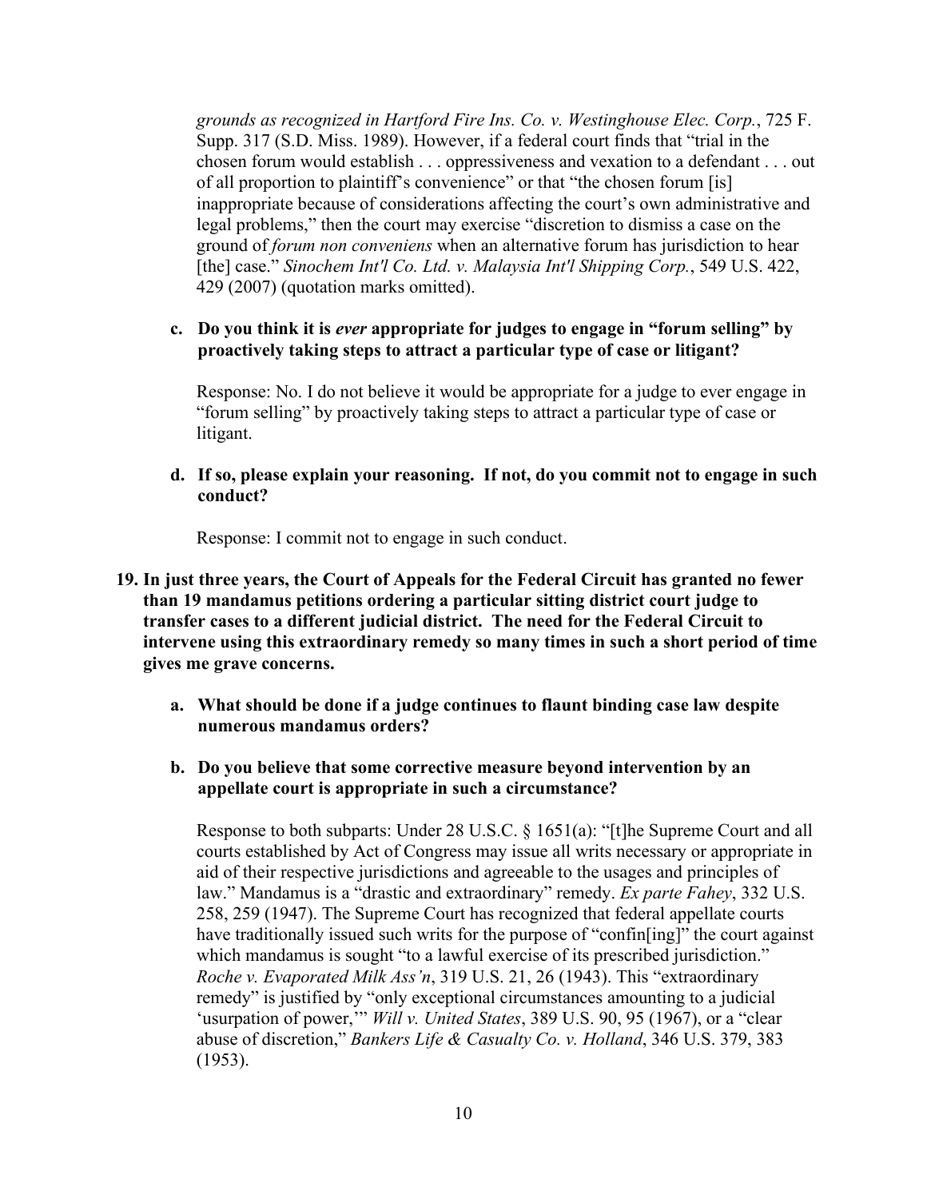*grounds as recognized in Hartford Fire Ins. Co. v. Westinghouse Elec. Corp.*, 725 F. Supp. 317 (S.D. Miss. 1989). However, if a federal court finds that "trial in the chosen forum would establish . . . oppressiveness and vexation to a defendant . . . out of all proportion to plaintiff's convenience" or that "the chosen forum [is] inappropriate because of considerations affecting the court's own administrative and legal problems," then the court may exercise "discretion to dismiss a case on the ground of *forum non conveniens* when an alternative forum has jurisdiction to hear [the] case." *Sinochem Int'l Co. Ltd. v. Malaysia Int'l Shipping Corp.*, 549 U.S. 422, 429 (2007) (quotation marks omitted).

**c. Do you think it is *ever* appropriate for judges to engage in "forum selling" by proactively taking steps to attract a particular type of case or litigant?**

Response: No. I do not believe it would be appropriate for a judge to ever engage in "forum selling" by proactively taking steps to attract a particular type of case or litigant.

**d. If so, please explain your reasoning. If not, do you commit not to engage in such conduct?**

Response: I commit not to engage in such conduct.

**19. In just three years, the Court of Appeals for the Federal Circuit has granted no fewer than 19 mandamus petitions ordering a particular sitting district court judge to transfer cases to a different judicial district. The need for the Federal Circuit to intervene using this extraordinary remedy so many times in such a short period of time gives me grave concerns.**

**a. What should be done if a judge continues to flaunt binding case law despite numerous mandamus orders?**

**b. Do you believe that some corrective measure beyond intervention by an appellate court is appropriate in such a circumstance?**

Response to both subparts: Under 28 U.S.C. § 1651(a): "[t]he Supreme Court and all courts established by Act of Congress may issue all writs necessary or appropriate in aid of their respective jurisdictions and agreeable to the usages and principles of law." Mandamus is a "drastic and extraordinary" remedy. *Ex parte Fahey*, 332 U.S. 258, 259 (1947). The Supreme Court has recognized that federal appellate courts have traditionally issued such writs for the purpose of "confin[ing]" the court against which mandamus is sought "to a lawful exercise of its prescribed jurisdiction." *Roche v. Evaporated Milk Ass'n*, 319 U.S. 21, 26 (1943). This "extraordinary remedy" is justified by "only exceptional circumstances amounting to a judicial 'usurpation of power,'" *Will v. United States*, 389 U.S. 90, 95 (1967), or a "clear abuse of discretion," *Bankers Life & Casualty Co. v. Holland*, 346 U.S. 379, 383 (1953).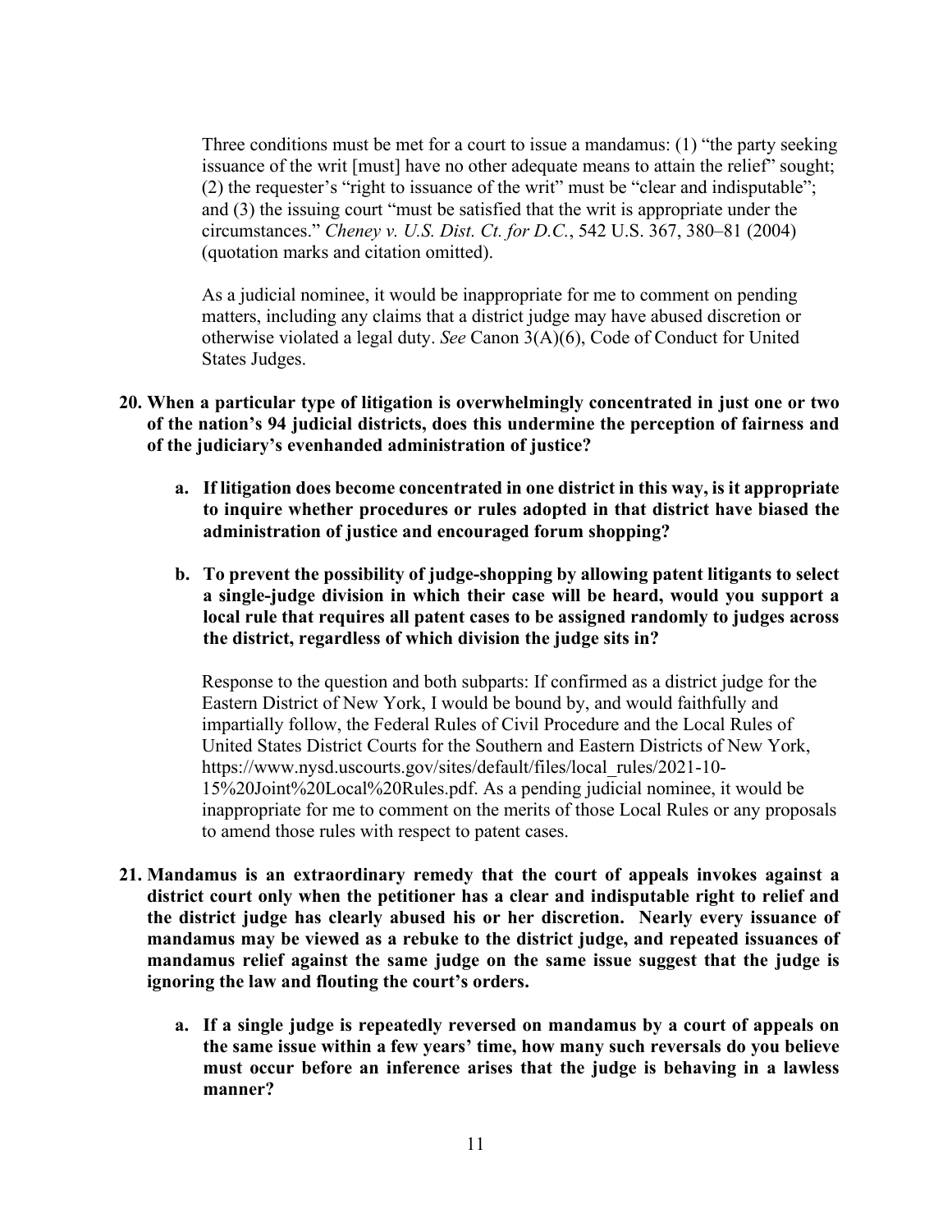Three conditions must be met for a court to issue a mandamus: (1) "the party seeking issuance of the writ [must] have no other adequate means to attain the relief" sought; (2) the requester's "right to issuance of the writ" must be "clear and indisputable"; and (3) the issuing court "must be satisfied that the writ is appropriate under the circumstances." *Cheney v. U.S. Dist. Ct. for D.C.*, 542 U.S. 367, 380–81 (2004) (quotation marks and citation omitted).

As a judicial nominee, it would be inappropriate for me to comment on pending matters, including any claims that a district judge may have abused discretion or otherwise violated a legal duty. *See* Canon 3(A)(6), Code of Conduct for United States Judges.

**20. When a particular type of litigation is overwhelmingly concentrated in just one or two of the nation's 94 judicial districts, does this undermine the perception of fairness and of the judiciary's evenhanded administration of justice?**

   **a. If litigation does become concentrated in one district in this way, is it appropriate to inquire whether procedures or rules adopted in that district have biased the administration of justice and encouraged forum shopping?**

   **b. To prevent the possibility of judge-shopping by allowing patent litigants to select a single-judge division in which their case will be heard, would you support a local rule that requires all patent cases to be assigned randomly to judges across the district, regardless of which division the judge sits in?**

   Response to the question and both subparts: If confirmed as a district judge for the Eastern District of New York, I would be bound by, and would faithfully and impartially follow, the Federal Rules of Civil Procedure and the Local Rules of United States District Courts for the Southern and Eastern Districts of New York, https://www.nysd.uscourts.gov/sites/default/files/local_rules/2021-10-15%20Joint%20Local%20Rules.pdf. As a pending judicial nominee, it would be inappropriate for me to comment on the merits of those Local Rules or any proposals to amend those rules with respect to patent cases.

**21. Mandamus is an extraordinary remedy that the court of appeals invokes against a district court only when the petitioner has a clear and indisputable right to relief and the district judge has clearly abused his or her discretion. Nearly every issuance of mandamus may be viewed as a rebuke to the district judge, and repeated issuances of mandamus relief against the same judge on the same issue suggest that the judge is ignoring the law and flouting the court's orders.**

   **a. If a single judge is repeatedly reversed on mandamus by a court of appeals on the same issue within a few years' time, how many such reversals do you believe must occur before an inference arises that the judge is behaving in a lawless manner?**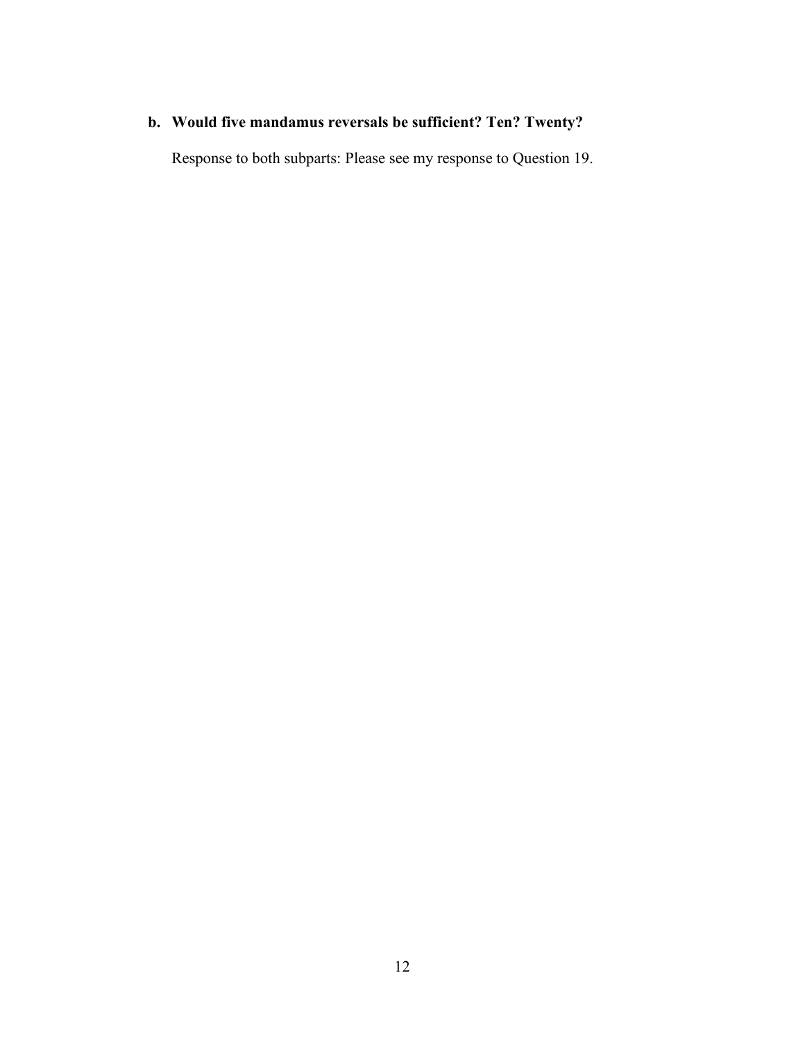b. **Would five mandamus reversals be sufficient? Ten? Twenty?**

Response to both subparts: Please see my response to Question 19.